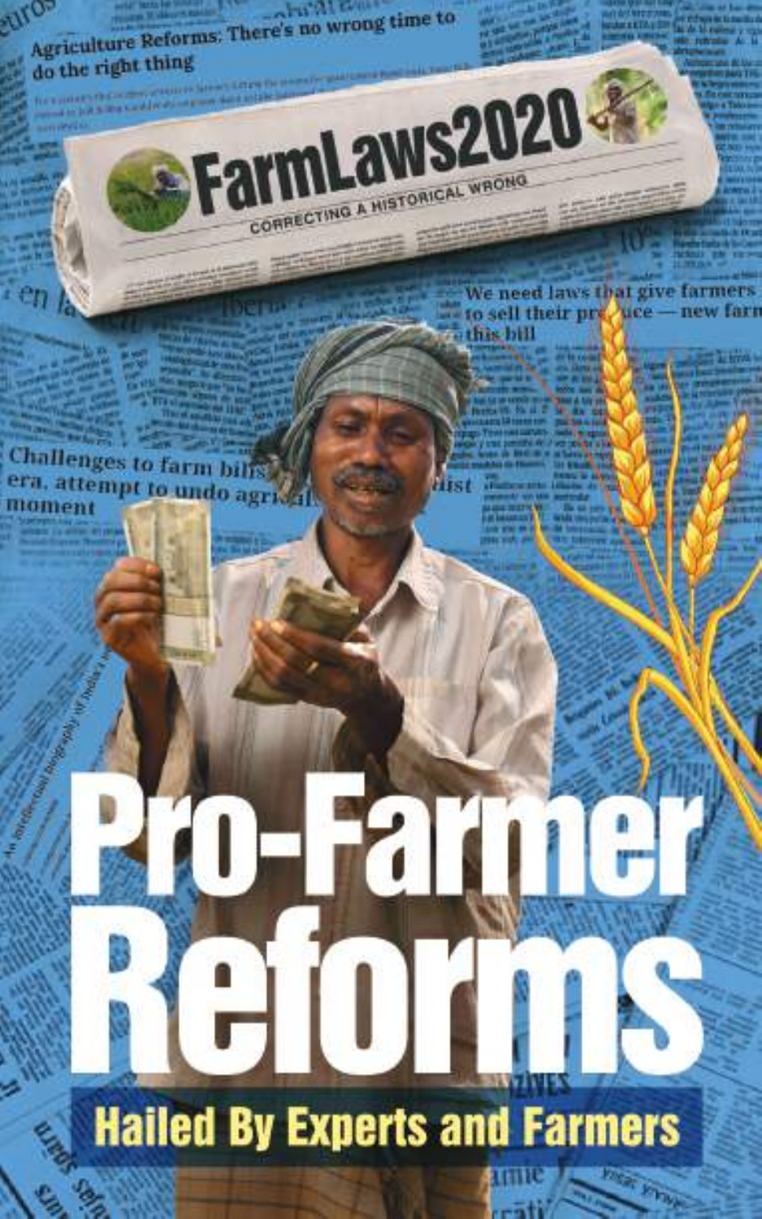# Pro-Farmer Reforms

## Hailed By Experts and Farmers

FarmLaws2020

CORRECTING A HISTORICAL WRONG

Agriculture Reforms: There's no wrong time to do the right thing

We need laws that give farmers ... to sell their produce — new farm ... this bill

Challenges to farm bills ... era, attempt to undo agri... moment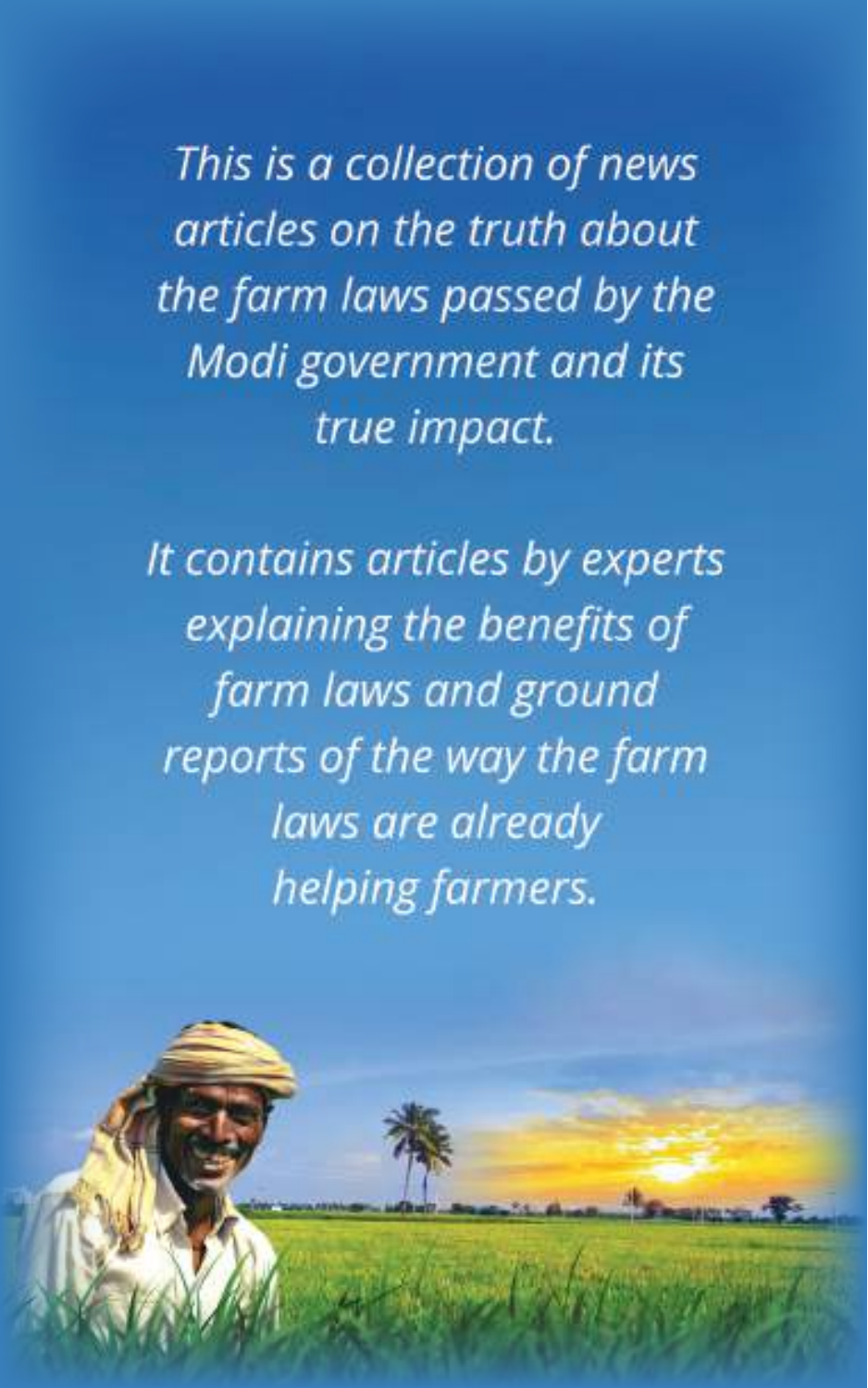*This is a collection of news articles on the truth about the farm laws passed by the Modi government and its true impact.*

*It contains articles by experts explaining the benefits of farm laws and ground reports of the way the farm laws are already helping farmers.*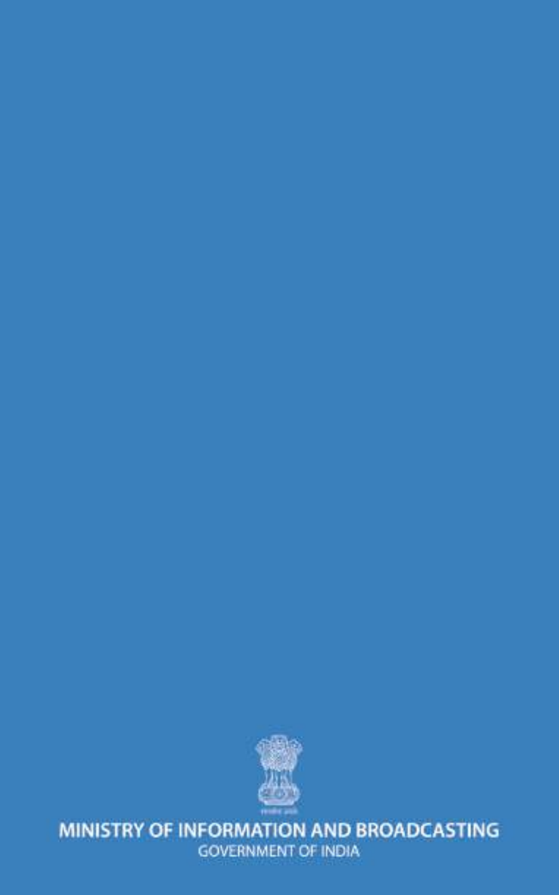**MINISTRY OF INFORMATION AND BROADCASTING**

GOVERNMENT OF INDIA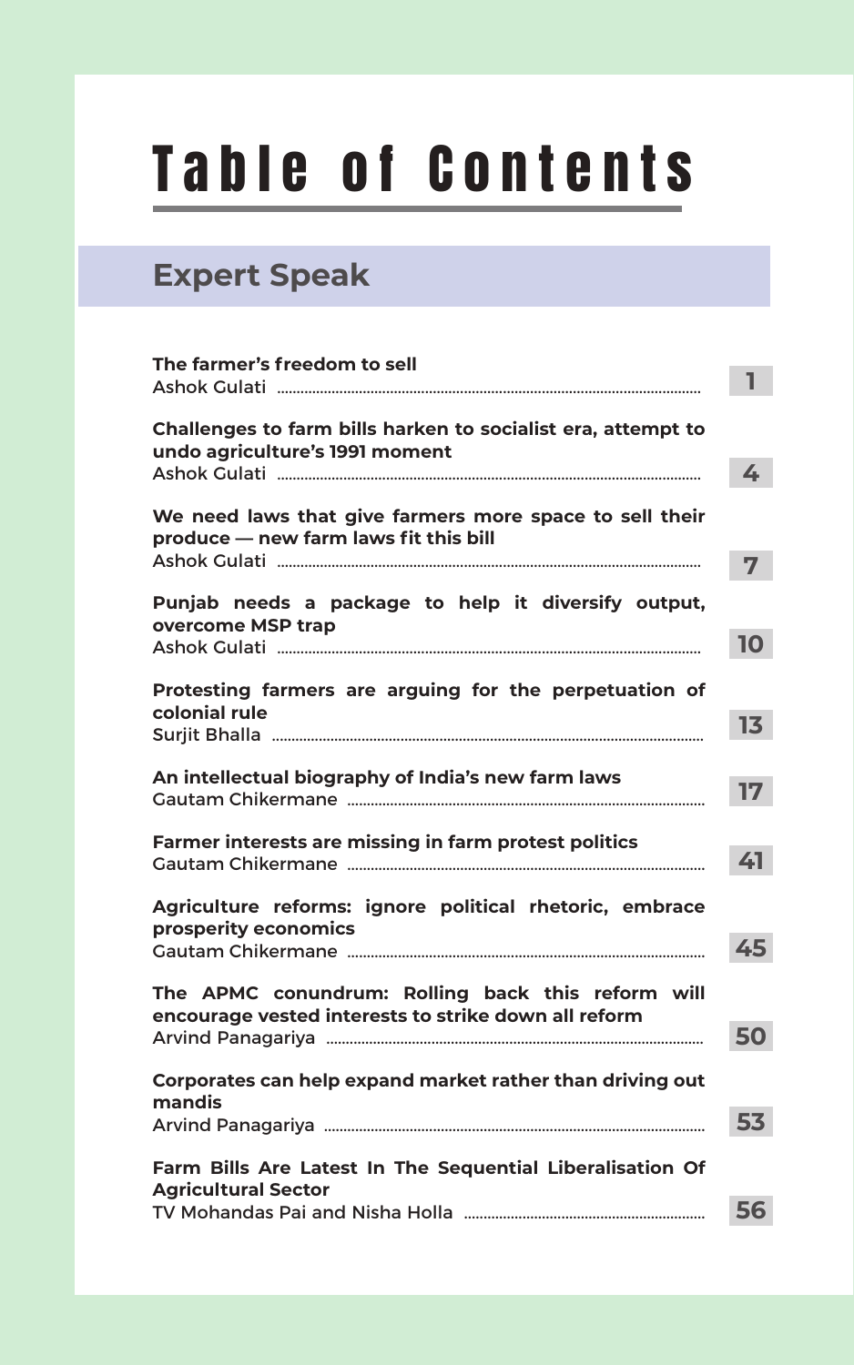# Table of Contents

## Expert Speak

| Title / Author | Page |
|---|---|
| **The farmer's freedom to sell**<br>Ashok Gulati | 1 |
| **Challenges to farm bills harken to socialist era, attempt to undo agriculture's 1991 moment**<br>Ashok Gulati | 4 |
| **We need laws that give farmers more space to sell their produce — new farm laws fit this bill**<br>Ashok Gulati | 7 |
| **Punjab needs a package to help it diversify output, overcome MSP trap**<br>Ashok Gulati | 10 |
| **Protesting farmers are arguing for the perpetuation of colonial rule**<br>Surjit Bhalla | 13 |
| **An intellectual biography of India's new farm laws**<br>Gautam Chikermane | 17 |
| **Farmer interests are missing in farm protest politics**<br>Gautam Chikermane | 41 |
| **Agriculture reforms: ignore political rhetoric, embrace prosperity economics**<br>Gautam Chikermane | 45 |
| **The APMC conundrum: Rolling back this reform will encourage vested interests to strike down all reform**<br>Arvind Panagariya | 50 |
| **Corporates can help expand market rather than driving out mandis**<br>Arvind Panagariya | 53 |
| **Farm Bills Are Latest In The Sequential Liberalisation Of Agricultural Sector**<br>TV Mohandas Pai and Nisha Holla | 56 |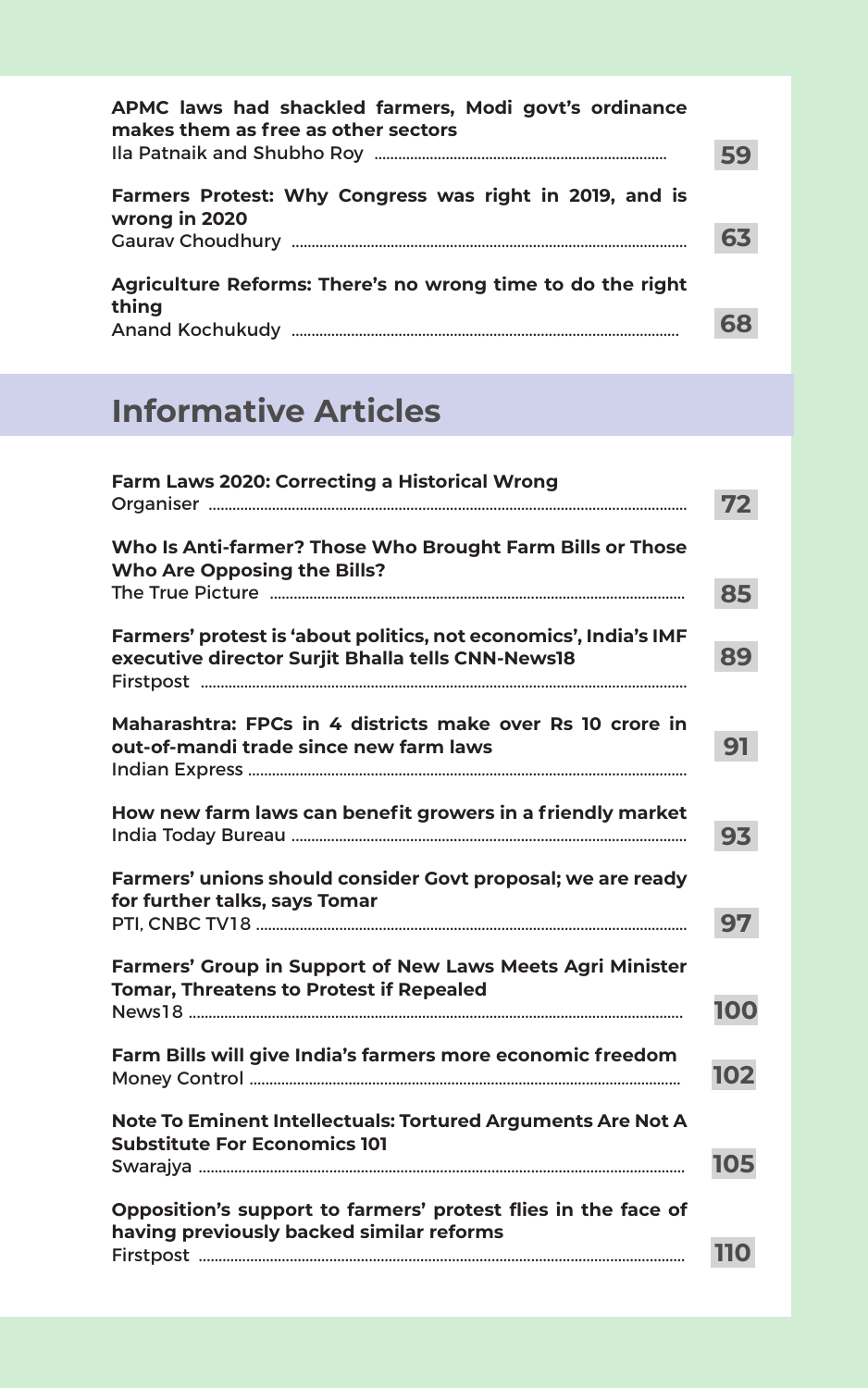**APMC laws had shackled farmers, Modi govt's ordinance makes them as free as other sectors**
Ila Patnaik and Shubho Roy ........ 59

**Farmers Protest: Why Congress was right in 2019, and is wrong in 2020**
Gaurav Choudhury ........ 63

**Agriculture Reforms: There's no wrong time to do the right thing**
Anand Kochukudy ........ 68

## Informative Articles

**Farm Laws 2020: Correcting a Historical Wrong**
Organiser ........ 72

**Who Is Anti-farmer? Those Who Brought Farm Bills or Those Who Are Opposing the Bills?**
The True Picture ........ 85

**Farmers' protest is 'about politics, not economics', India's IMF executive director Surjit Bhalla tells CNN-News18**
Firstpost ........ 89

**Maharashtra: FPCs in 4 districts make over Rs 10 crore in out-of-mandi trade since new farm laws**
Indian Express ........ 91

**How new farm laws can benefit growers in a friendly market**
India Today Bureau ........ 93

**Farmers' unions should consider Govt proposal; we are ready for further talks, says Tomar**
PTI, CNBC TV18 ........ 97

**Farmers' Group in Support of New Laws Meets Agri Minister Tomar, Threatens to Protest if Repealed**
News18 ........ 100

**Farm Bills will give India's farmers more economic freedom**
Money Control ........ 102

**Note To Eminent Intellectuals: Tortured Arguments Are Not A Substitute For Economics 101**
Swarajya ........ 105

**Opposition's support to farmers' protest flies in the face of having previously backed similar reforms**
Firstpost ........ 110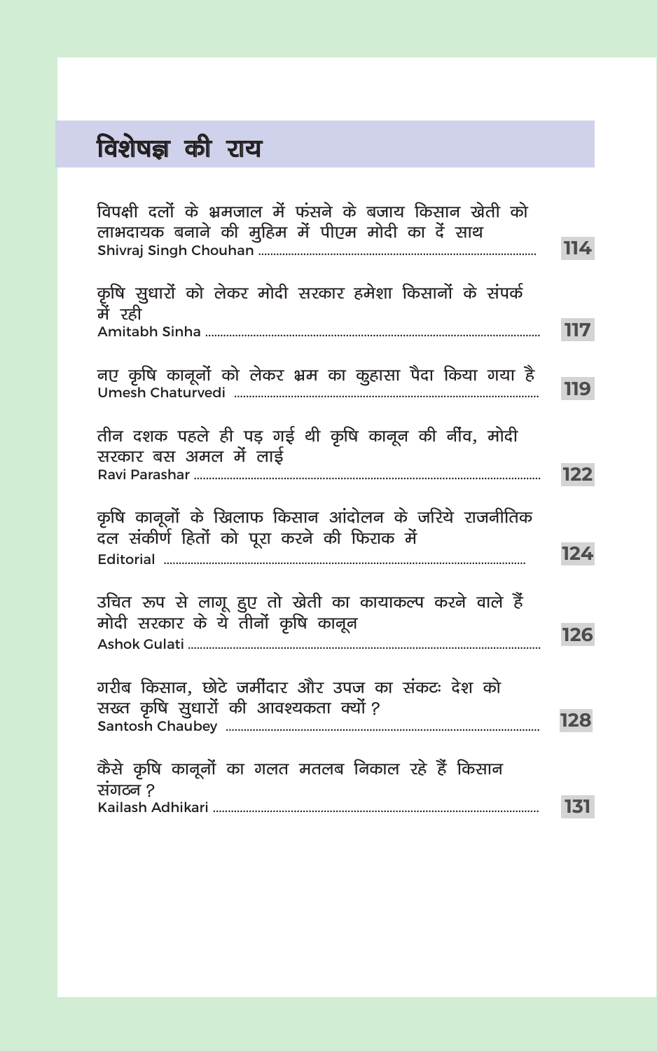# विशेषज्ञ की राय

| | |
|---|---|
| विपक्षी दलों के भ्रमजाल में फंसने के बजाय किसान खेती को लाभदायक बनाने की मुहिम में पीएम मोदी का दें साथ<br>Shivraj Singh Chouhan | 114 |
| कृषि सुधारों को लेकर मोदी सरकार हमेशा किसानों के संपर्क में रही<br>Amitabh Sinha | 117 |
| नए कृषि कानूनों को लेकर भ्रम का कुहासा पैदा किया गया है<br>Umesh Chaturvedi | 119 |
| तीन दशक पहले ही पड़ गई थी कृषि कानून की नींव, मोदी सरकार बस अमल में लाई<br>Ravi Parashar | 122 |
| कृषि कानूनों के खिलाफ किसान आंदोलन के जरिये राजनीतिक दल संकीर्ण हितों को पूरा करने की फिराक में<br>Editorial | 124 |
| उचित रूप से लागू हुए तो खेती का कायाकल्प करने वाले हैं मोदी सरकार के ये तीनों कृषि कानून<br>Ashok Gulati | 126 |
| गरीब किसान, छोटे जमींदार और उपज का संकटः देश को सख्त कृषि सुधारों की आवश्यकता क्यों?<br>Santosh Chaubey | 128 |
| कैसे कृषि कानूनों का गलत मतलब निकाल रहे हैं किसान संगठन?<br>Kailash Adhikari | 131 |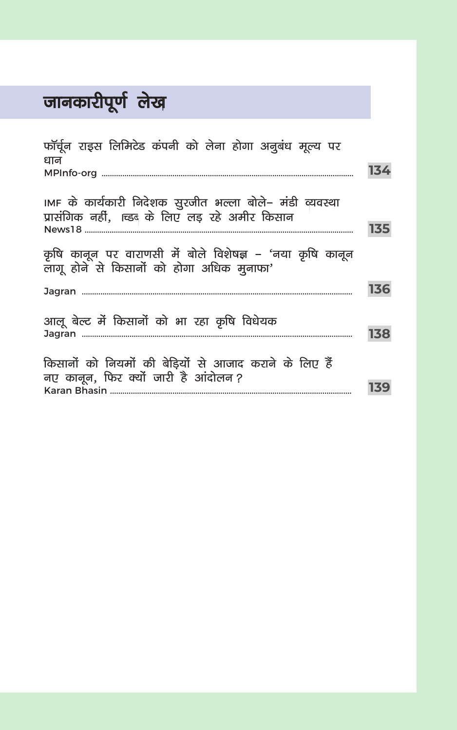# जानकारीपूर्ण लेख

फॉर्चून राइस लिमिटेड कंपनी को लेना होगा अनुबंध मूल्य पर धान
MPInfo-org .......... 134

IMF के कार्यकारी निदेशक सुरजीत भल्ला बोले– मंडी व्यवस्था प्रासंगिक नहीं, MSP के लिए लड़ रहे अमीर किसान
News18 .......... 135

कृषि कानून पर वाराणसी में बोले विशेषज्ञ – 'नया कृषि कानून लागू होने से किसानों को होगा अधिक मुनाफा'
Jagran .......... 136

आलू बेल्ट में किसानों को भा रहा कृषि विधेयक
Jagran .......... 138

किसानों को नियमों की बेड़ियों से आजाद कराने के लिए हैं नए कानून, फिर क्यों जारी है आंदोलन?
Karan Bhasin .......... 139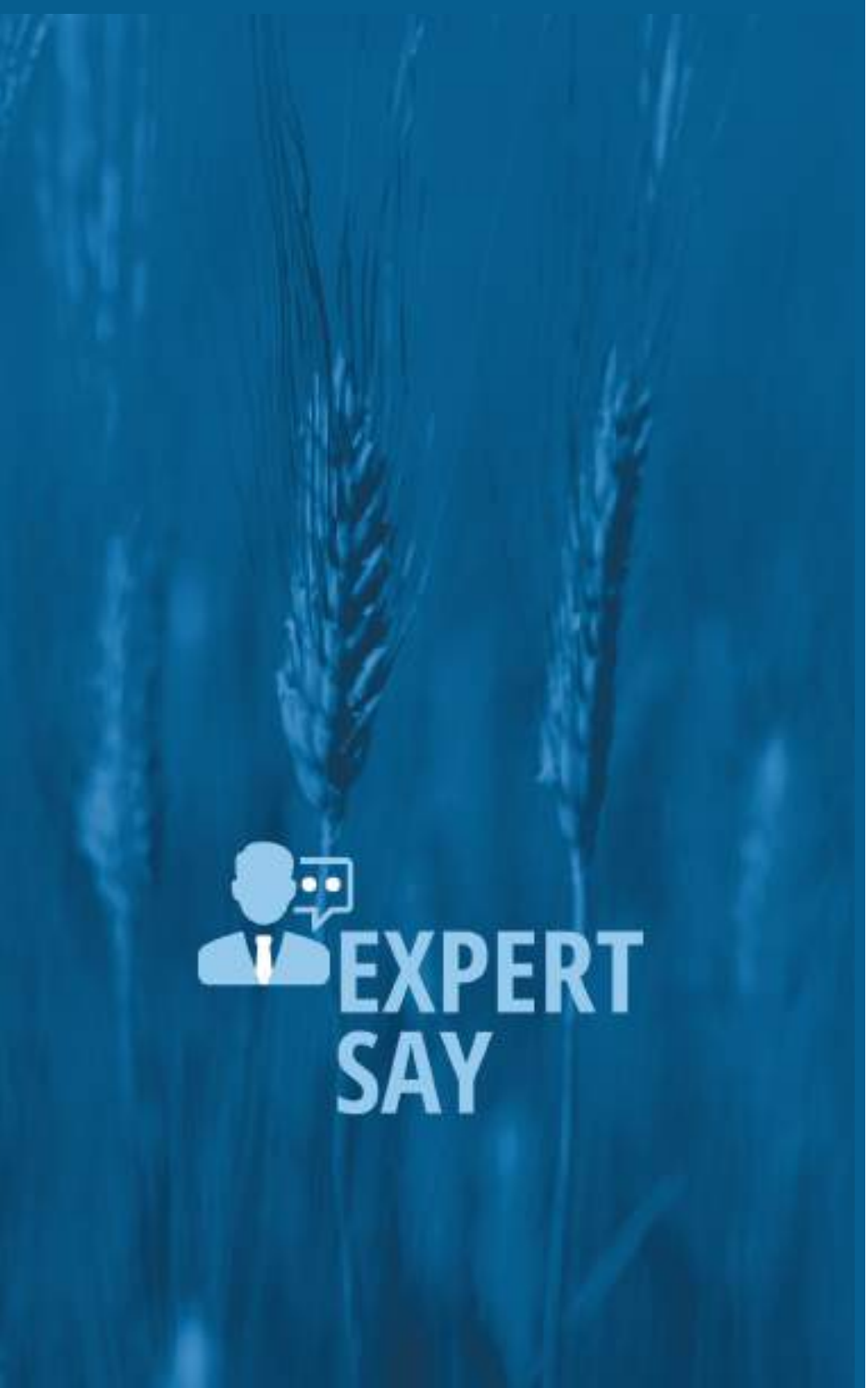# EXPERT SAY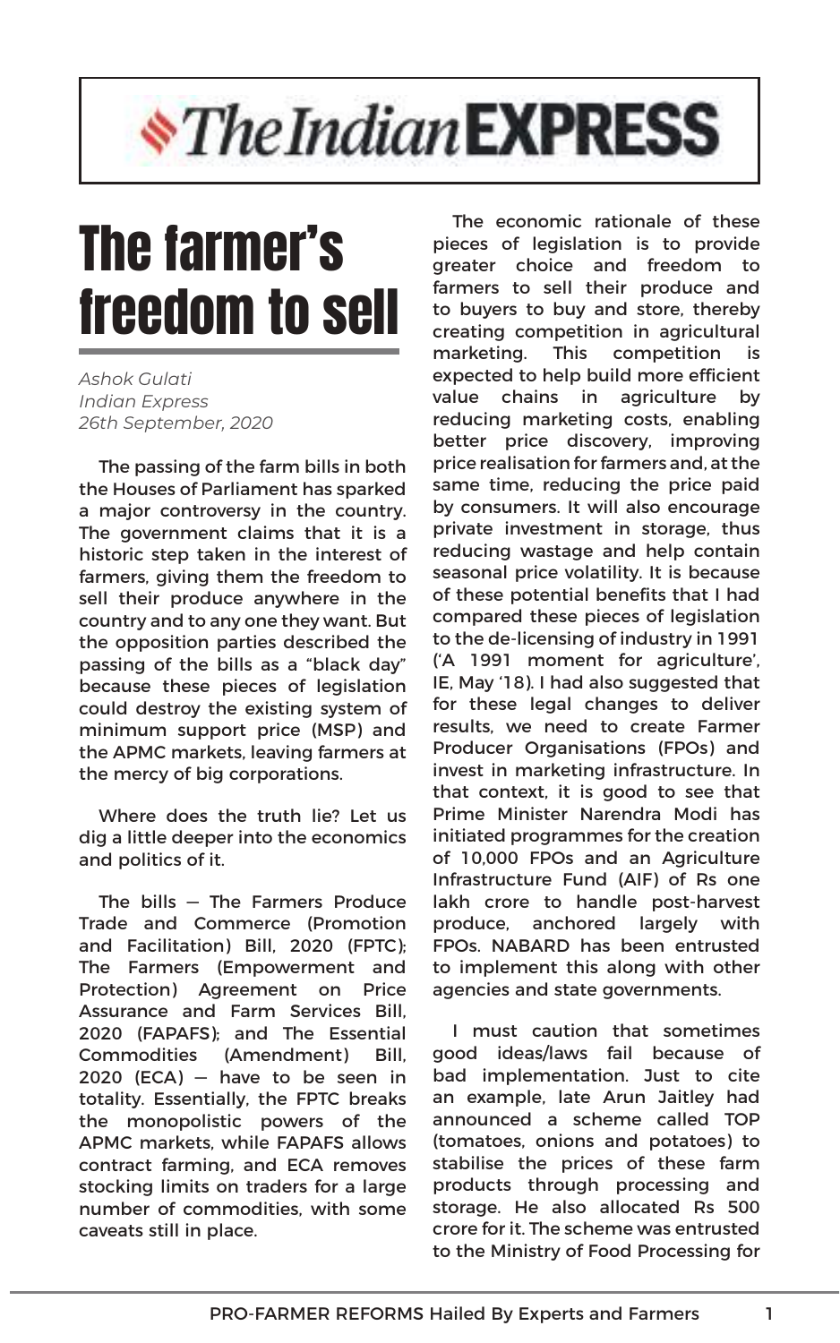The Indian EXPRESS

# The farmer's freedom to sell

*Ashok Gulati*
*Indian Express*
*26th September, 2020*

The passing of the farm bills in both the Houses of Parliament has sparked a major controversy in the country. The government claims that it is a historic step taken in the interest of farmers, giving them the freedom to sell their produce anywhere in the country and to any one they want. But the opposition parties described the passing of the bills as a "black day" because these pieces of legislation could destroy the existing system of minimum support price (MSP) and the APMC markets, leaving farmers at the mercy of big corporations.

Where does the truth lie? Let us dig a little deeper into the economics and politics of it.

The bills — The Farmers Produce Trade and Commerce (Promotion and Facilitation) Bill, 2020 (FPTC); The Farmers (Empowerment and Protection) Agreement on Price Assurance and Farm Services Bill, 2020 (FAPAFS); and The Essential Commodities (Amendment) Bill, 2020 (ECA) — have to be seen in totality. Essentially, the FPTC breaks the monopolistic powers of the APMC markets, while FAPAFS allows contract farming, and ECA removes stocking limits on traders for a large number of commodities, with some caveats still in place.

The economic rationale of these pieces of legislation is to provide greater choice and freedom to farmers to sell their produce and to buyers to buy and store, thereby creating competition in agricultural marketing. This competition is expected to help build more efficient value chains in agriculture by reducing marketing costs, enabling better price discovery, improving price realisation for farmers and, at the same time, reducing the price paid by consumers. It will also encourage private investment in storage, thus reducing wastage and help contain seasonal price volatility. It is because of these potential benefits that I had compared these pieces of legislation to the de-licensing of industry in 1991 ('A 1991 moment for agriculture', IE, May '18). I had also suggested that for these legal changes to deliver results, we need to create Farmer Producer Organisations (FPOs) and invest in marketing infrastructure. In that context, it is good to see that Prime Minister Narendra Modi has initiated programmes for the creation of 10,000 FPOs and an Agriculture Infrastructure Fund (AIF) of Rs one lakh crore to handle post-harvest produce, anchored largely with FPOs. NABARD has been entrusted to implement this along with other agencies and state governments.

I must caution that sometimes good ideas/laws fail because of bad implementation. Just to cite an example, late Arun Jaitley had announced a scheme called TOP (tomatoes, onions and potatoes) to stabilise the prices of these farm products through processing and storage. He also allocated Rs 500 crore for it. The scheme was entrusted to the Ministry of Food Processing for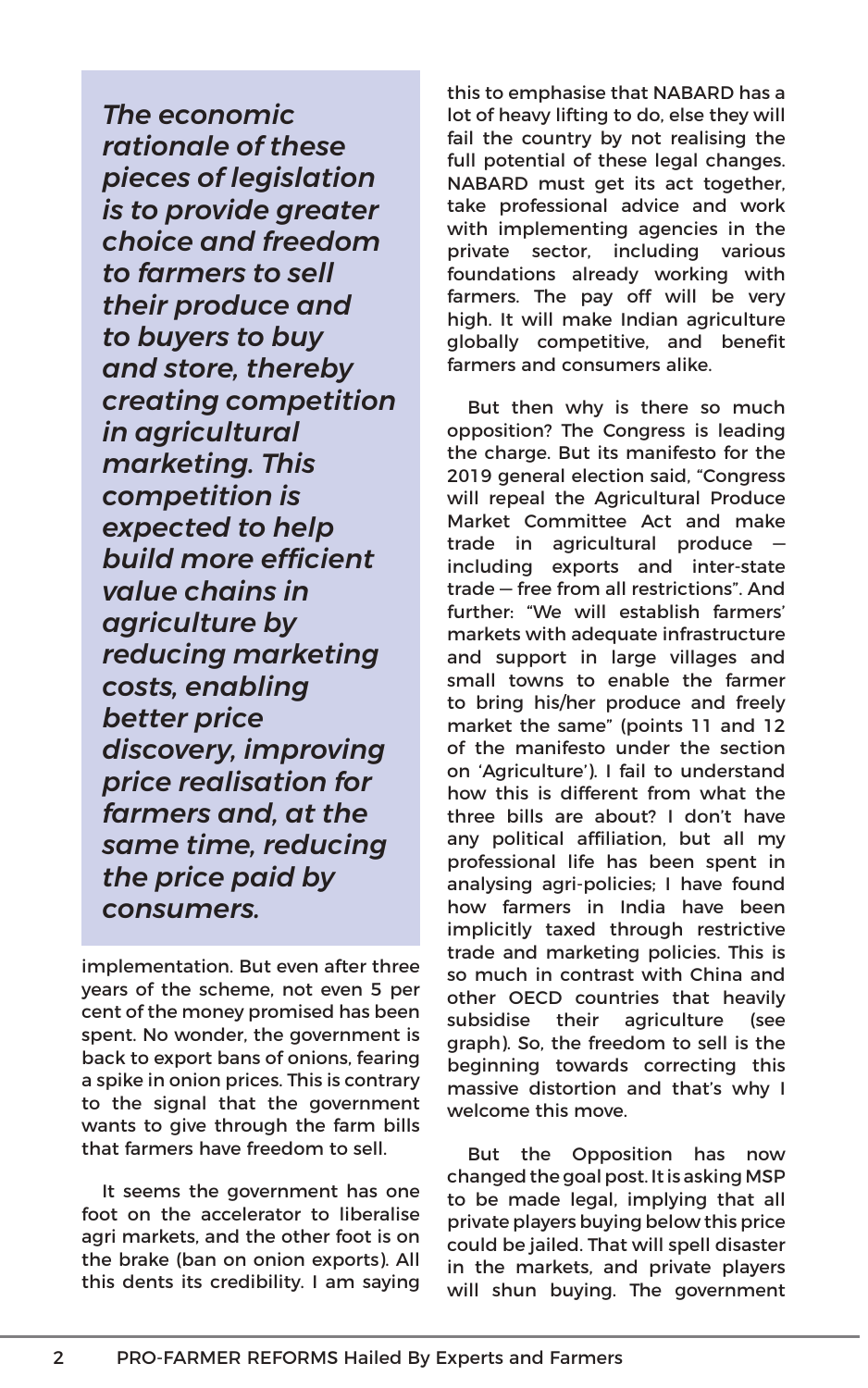*The economic rationale of these pieces of legislation is to provide greater choice and freedom to farmers to sell their produce and to buyers to buy and store, thereby creating competition in agricultural marketing. This competition is expected to help build more efficient value chains in agriculture by reducing marketing costs, enabling better price discovery, improving price realisation for farmers and, at the same time, reducing the price paid by consumers.*

implementation. But even after three years of the scheme, not even 5 per cent of the money promised has been spent. No wonder, the government is back to export bans of onions, fearing a spike in onion prices. This is contrary to the signal that the government wants to give through the farm bills that farmers have freedom to sell.

It seems the government has one foot on the accelerator to liberalise agri markets, and the other foot is on the brake (ban on onion exports). All this dents its credibility. I am saying this to emphasise that NABARD has a lot of heavy lifting to do, else they will fail the country by not realising the full potential of these legal changes. NABARD must get its act together, take professional advice and work with implementing agencies in the private sector, including various foundations already working with farmers. The pay off will be very high. It will make Indian agriculture globally competitive, and benefit farmers and consumers alike.

But then why is there so much opposition? The Congress is leading the charge. But its manifesto for the 2019 general election said, "Congress will repeal the Agricultural Produce Market Committee Act and make trade in agricultural produce — including exports and inter-state trade — free from all restrictions". And further: "We will establish farmers' markets with adequate infrastructure and support in large villages and small towns to enable the farmer to bring his/her produce and freely market the same" (points 11 and 12 of the manifesto under the section on 'Agriculture'). I fail to understand how this is different from what the three bills are about? I don't have any political affiliation, but all my professional life has been spent in analysing agri-policies; I have found how farmers in India have been implicitly taxed through restrictive trade and marketing policies. This is so much in contrast with China and other OECD countries that heavily subsidise their agriculture (see graph). So, the freedom to sell is the beginning towards correcting this massive distortion and that's why I welcome this move.

But the Opposition has now changed the goal post. It is asking MSP to be made legal, implying that all private players buying below this price could be jailed. That will spell disaster in the markets, and private players will shun buying. The government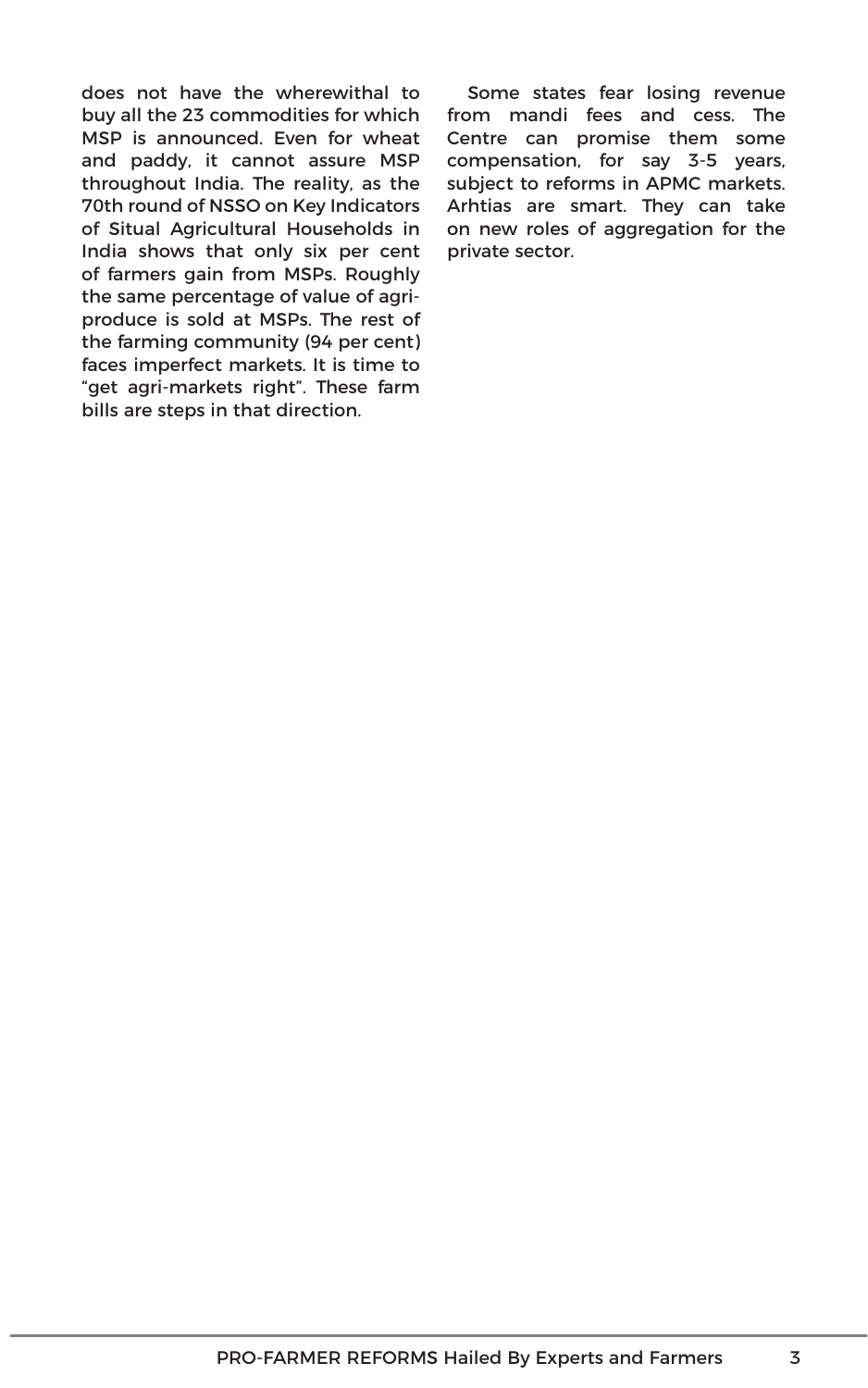does not have the wherewithal to buy all the 23 commodities for which MSP is announced. Even for wheat and paddy, it cannot assure MSP throughout India. The reality, as the 70th round of NSSO on Key Indicators of Situal Agricultural Households in India shows that only six per cent of farmers gain from MSPs. Roughly the same percentage of value of agri-produce is sold at MSPs. The rest of the farming community (94 per cent) faces imperfect markets. It is time to "get agri-markets right". These farm bills are steps in that direction.

Some states fear losing revenue from mandi fees and cess. The Centre can promise them some compensation, for say 3-5 years, subject to reforms in APMC markets. Arhtias are smart. They can take on new roles of aggregation for the private sector.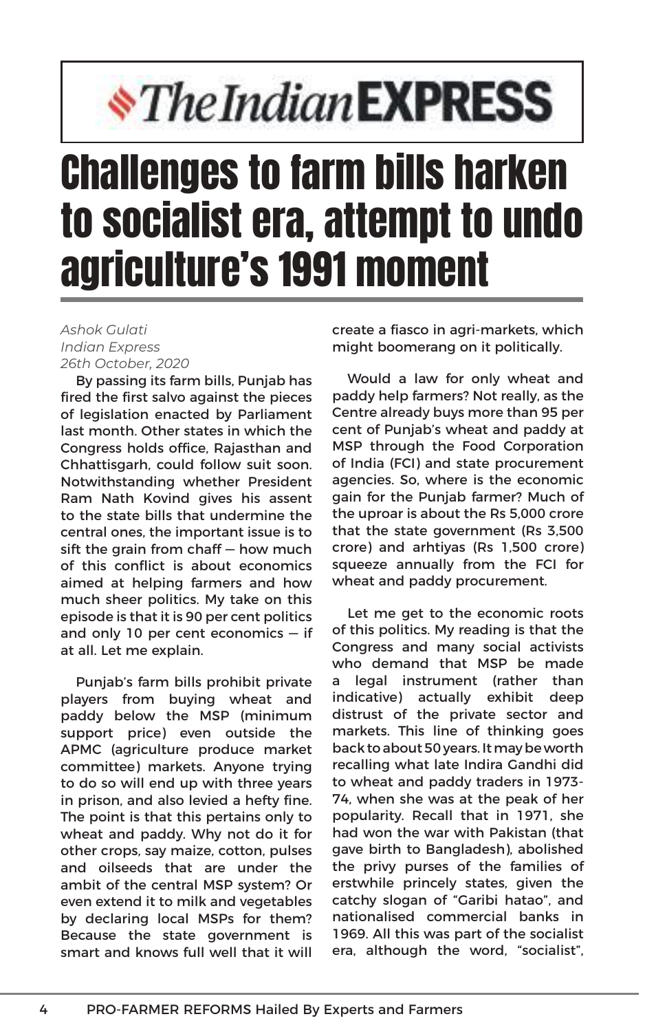**The Indian EXPRESS**

# Challenges to farm bills harken to socialist era, attempt to undo agriculture's 1991 moment

*Ashok Gulati*
*Indian Express*
*26th October, 2020*

By passing its farm bills, Punjab has fired the first salvo against the pieces of legislation enacted by Parliament last month. Other states in which the Congress holds office, Rajasthan and Chhattisgarh, could follow suit soon. Notwithstanding whether President Ram Nath Kovind gives his assent to the state bills that undermine the central ones, the important issue is to sift the grain from chaff — how much of this conflict is about economics aimed at helping farmers and how much sheer politics. My take on this episode is that it is 90 per cent politics and only 10 per cent economics — if at all. Let me explain.

Punjab's farm bills prohibit private players from buying wheat and paddy below the MSP (minimum support price) even outside the APMC (agriculture produce market committee) markets. Anyone trying to do so will end up with three years in prison, and also levied a hefty fine. The point is that this pertains only to wheat and paddy. Why not do it for other crops, say maize, cotton, pulses and oilseeds that are under the ambit of the central MSP system? Or even extend it to milk and vegetables by declaring local MSPs for them? Because the state government is smart and knows full well that it will create a fiasco in agri-markets, which might boomerang on it politically.

Would a law for only wheat and paddy help farmers? Not really, as the Centre already buys more than 95 per cent of Punjab's wheat and paddy at MSP through the Food Corporation of India (FCI) and state procurement agencies. So, where is the economic gain for the Punjab farmer? Much of the uproar is about the Rs 5,000 crore that the state government (Rs 3,500 crore) and arhtiyas (Rs 1,500 crore) squeeze annually from the FCI for wheat and paddy procurement.

Let me get to the economic roots of this politics. My reading is that the Congress and many social activists who demand that MSP be made a legal instrument (rather than indicative) actually exhibit deep distrust of the private sector and markets. This line of thinking goes back to about 50 years. It may be worth recalling what late Indira Gandhi did to wheat and paddy traders in 1973-74, when she was at the peak of her popularity. Recall that in 1971, she had won the war with Pakistan (that gave birth to Bangladesh), abolished the privy purses of the families of erstwhile princely states, given the catchy slogan of "Garibi hatao", and nationalised commercial banks in 1969. All this was part of the socialist era, although the word, "socialist",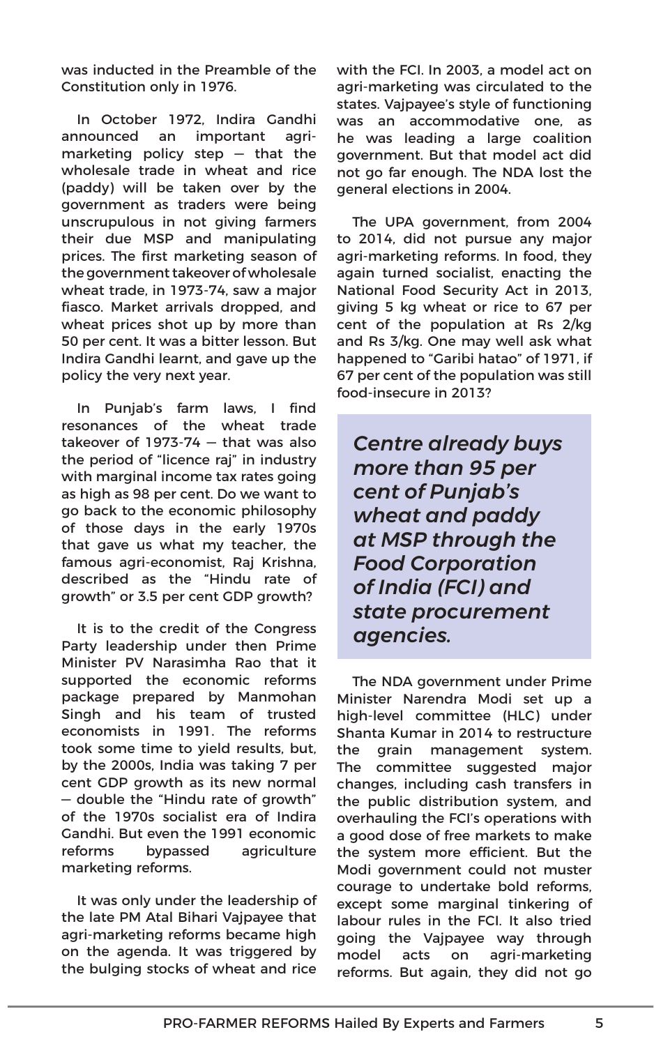was inducted in the Preamble of the Constitution only in 1976.

In October 1972, Indira Gandhi announced an important agri-marketing policy step — that the wholesale trade in wheat and rice (paddy) will be taken over by the government as traders were being unscrupulous in not giving farmers their due MSP and manipulating prices. The first marketing season of the government takeover of wholesale wheat trade, in 1973-74, saw a major fiasco. Market arrivals dropped, and wheat prices shot up by more than 50 per cent. It was a bitter lesson. But Indira Gandhi learnt, and gave up the policy the very next year.

In Punjab's farm laws, I find resonances of the wheat trade takeover of 1973-74 — that was also the period of "licence raj" in industry with marginal income tax rates going as high as 98 per cent. Do we want to go back to the economic philosophy of those days in the early 1970s that gave us what my teacher, the famous agri-economist, Raj Krishna, described as the "Hindu rate of growth" or 3.5 per cent GDP growth?

It is to the credit of the Congress Party leadership under then Prime Minister PV Narasimha Rao that it supported the economic reforms package prepared by Manmohan Singh and his team of trusted economists in 1991. The reforms took some time to yield results, but, by the 2000s, India was taking 7 per cent GDP growth as its new normal — double the "Hindu rate of growth" of the 1970s socialist era of Indira Gandhi. But even the 1991 economic reforms bypassed agriculture marketing reforms.

It was only under the leadership of the late PM Atal Bihari Vajpayee that agri-marketing reforms became high on the agenda. It was triggered by the bulging stocks of wheat and rice with the FCI. In 2003, a model act on agri-marketing was circulated to the states. Vajpayee's style of functioning was an accommodative one, as he was leading a large coalition government. But that model act did not go far enough. The NDA lost the general elections in 2004.

The UPA government, from 2004 to 2014, did not pursue any major agri-marketing reforms. In food, they again turned socialist, enacting the National Food Security Act in 2013, giving 5 kg wheat or rice to 67 per cent of the population at Rs 2/kg and Rs 3/kg. One may well ask what happened to "Garibi hatao" of 1971, if 67 per cent of the population was still food-insecure in 2013?

> ***Centre already buys more than 95 per cent of Punjab's wheat and paddy at MSP through the Food Corporation of India (FCI) and state procurement agencies.***

The NDA government under Prime Minister Narendra Modi set up a high-level committee (HLC) under Shanta Kumar in 2014 to restructure the grain management system. The committee suggested major changes, including cash transfers in the public distribution system, and overhauling the FCI's operations with a good dose of free markets to make the system more efficient. But the Modi government could not muster courage to undertake bold reforms, except some marginal tinkering of labour rules in the FCI. It also tried going the Vajpayee way through model acts on agri-marketing reforms. But again, they did not go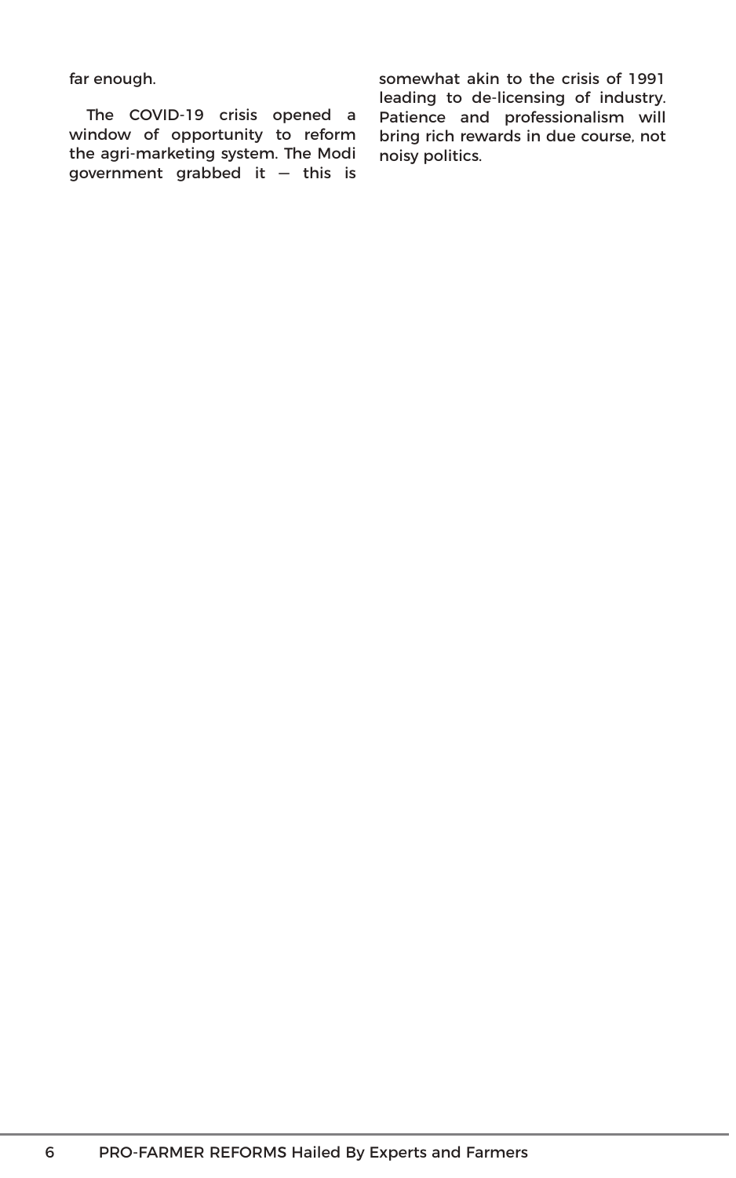far enough.

The COVID-19 crisis opened a window of opportunity to reform the agri-marketing system. The Modi government grabbed it — this is somewhat akin to the crisis of 1991 leading to de-licensing of industry. Patience and professionalism will bring rich rewards in due course, not noisy politics.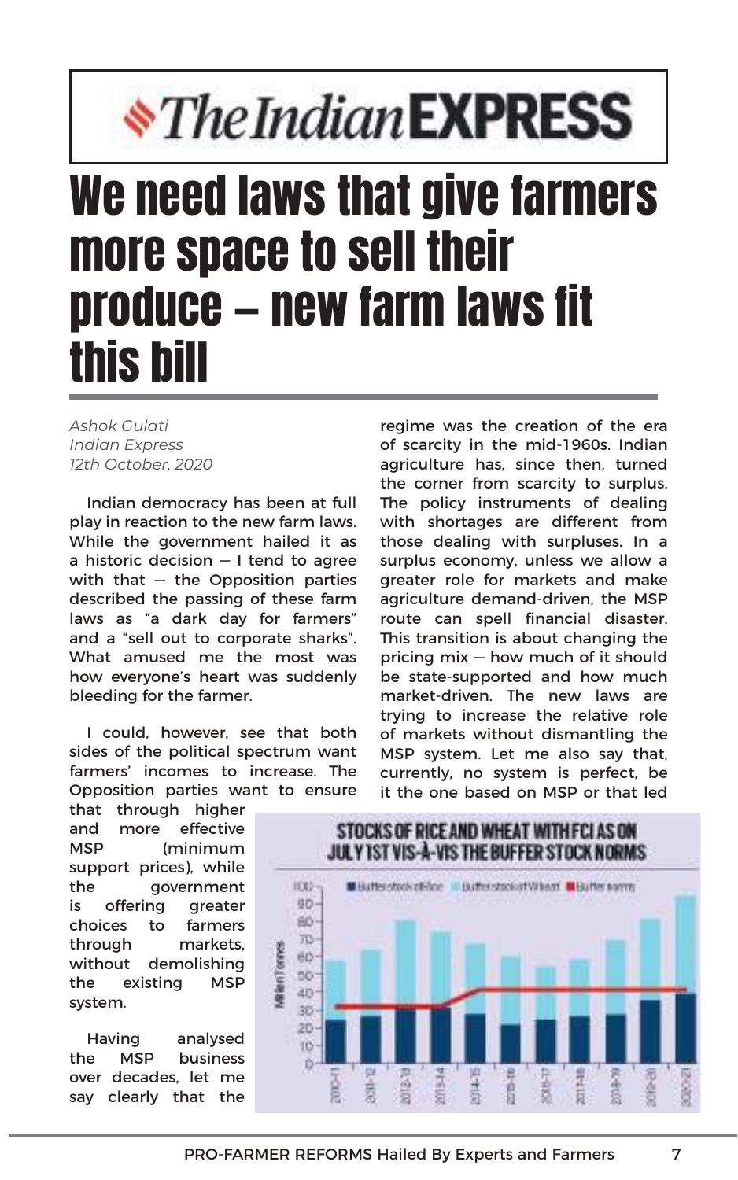# The Indian EXPRESS

# We need laws that give farmers more space to sell their produce – new farm laws fit this bill

*Ashok Gulati*
*Indian Express*
*12th October, 2020*

Indian democracy has been at full play in reaction to the new farm laws. While the government hailed it as a historic decision — I tend to agree with that — the Opposition parties described the passing of these farm laws as "a dark day for farmers" and a "sell out to corporate sharks". What amused me the most was how everyone's heart was suddenly bleeding for the farmer.

I could, however, see that both sides of the political spectrum want farmers' incomes to increase. The Opposition parties want to ensure that through higher and more effective MSP (minimum support prices), while the government is offering greater choices to farmers through markets, without demolishing the existing MSP system.

Having analysed the MSP business over decades, let me say clearly that the regime was the creation of the era of scarcity in the mid-1960s. Indian agriculture has, since then, turned the corner from scarcity to surplus. The policy instruments of dealing with shortages are different from those dealing with surpluses. In a surplus economy, unless we allow a greater role for markets and make agriculture demand-driven, the MSP route can spell financial disaster. This transition is about changing the pricing mix — how much of it should be state-supported and how much market-driven. The new laws are trying to increase the relative role of markets without dismantling the MSP system. Let me also say that, currently, no system is perfect, be it the one based on MSP or that led

**STOCKS OF RICE AND WHEAT WITH FCI AS ON JULY 1ST VIS-À-VIS THE BUFFER STOCK NORMS**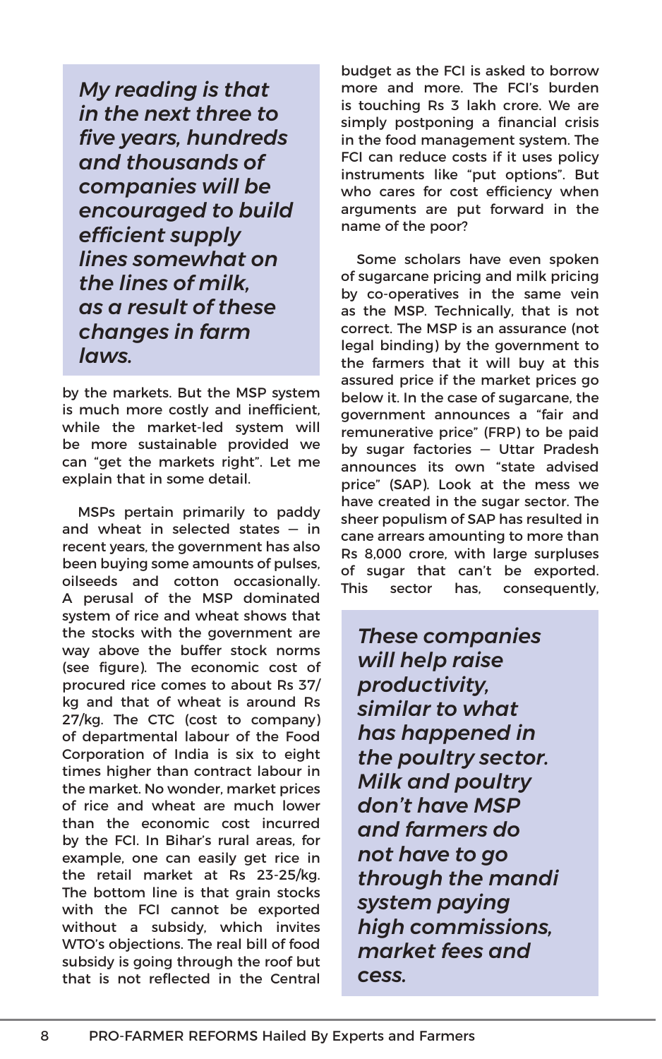> *My reading is that in the next three to five years, hundreds and thousands of companies will be encouraged to build efficient supply lines somewhat on the lines of milk, as a result of these changes in farm laws.*

by the markets. But the MSP system is much more costly and inefficient, while the market-led system will be more sustainable provided we can "get the markets right". Let me explain that in some detail.

MSPs pertain primarily to paddy and wheat in selected states — in recent years, the government has also been buying some amounts of pulses, oilseeds and cotton occasionally. A perusal of the MSP dominated system of rice and wheat shows that the stocks with the government are way above the buffer stock norms (see figure). The economic cost of procured rice comes to about Rs 37/kg and that of wheat is around Rs 27/kg. The CTC (cost to company) of departmental labour of the Food Corporation of India is six to eight times higher than contract labour in the market. No wonder, market prices of rice and wheat are much lower than the economic cost incurred by the FCI. In Bihar's rural areas, for example, one can easily get rice in the retail market at Rs 23-25/kg. The bottom line is that grain stocks with the FCI cannot be exported without a subsidy, which invites WTO's objections. The real bill of food subsidy is going through the roof but that is not reflected in the Central budget as the FCI is asked to borrow more and more. The FCI's burden is touching Rs 3 lakh crore. We are simply postponing a financial crisis in the food management system. The FCI can reduce costs if it uses policy instruments like "put options". But who cares for cost efficiency when arguments are put forward in the name of the poor?

Some scholars have even spoken of sugarcane pricing and milk pricing by co-operatives in the same vein as the MSP. Technically, that is not correct. The MSP is an assurance (not legal binding) by the government to the farmers that it will buy at this assured price if the market prices go below it. In the case of sugarcane, the government announces a "fair and remunerative price" (FRP) to be paid by sugar factories — Uttar Pradesh announces its own "state advised price" (SAP). Look at the mess we have created in the sugar sector. The sheer populism of SAP has resulted in cane arrears amounting to more than Rs 8,000 crore, with large surpluses of sugar that can't be exported. This sector has, consequently,

> *These companies will help raise productivity, similar to what has happened in the poultry sector. Milk and poultry don't have MSP and farmers do not have to go through the mandi system paying high commissions, market fees and cess.*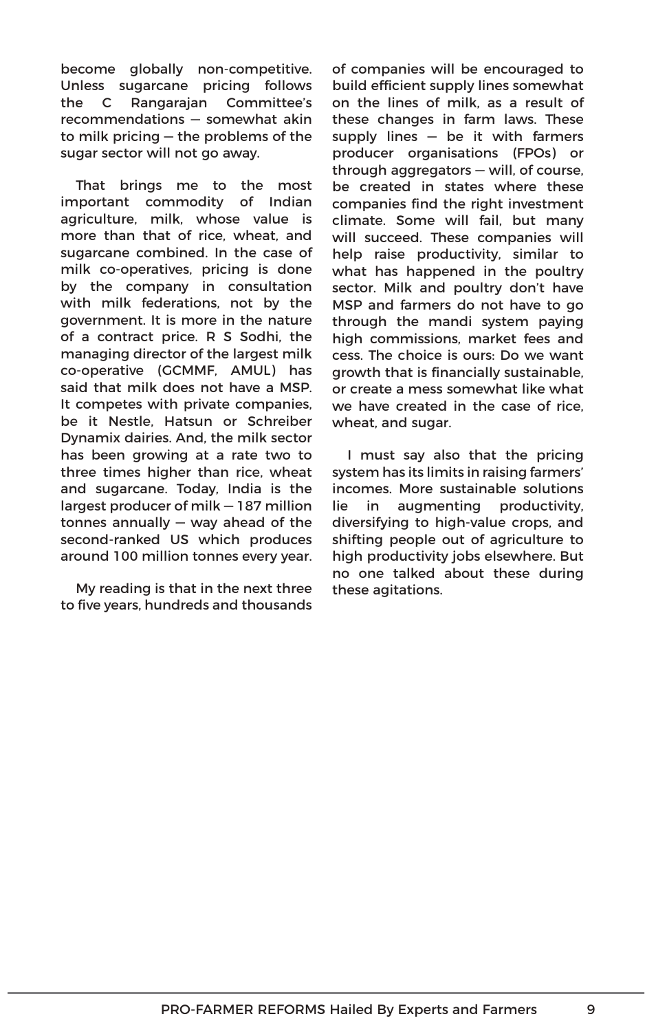become globally non-competitive. Unless sugarcane pricing follows the C Rangarajan Committee's recommendations — somewhat akin to milk pricing — the problems of the sugar sector will not go away.

That brings me to the most important commodity of Indian agriculture, milk, whose value is more than that of rice, wheat, and sugarcane combined. In the case of milk co-operatives, pricing is done by the company in consultation with milk federations, not by the government. It is more in the nature of a contract price. R S Sodhi, the managing director of the largest milk co-operative (GCMMF, AMUL) has said that milk does not have a MSP. It competes with private companies, be it Nestle, Hatsun or Schreiber Dynamix dairies. And, the milk sector has been growing at a rate two to three times higher than rice, wheat and sugarcane. Today, India is the largest producer of milk — 187 million tonnes annually — way ahead of the second-ranked US which produces around 100 million tonnes every year.

My reading is that in the next three to five years, hundreds and thousands of companies will be encouraged to build efficient supply lines somewhat on the lines of milk, as a result of these changes in farm laws. These supply lines — be it with farmers producer organisations (FPOs) or through aggregators — will, of course, be created in states where these companies find the right investment climate. Some will fail, but many will succeed. These companies will help raise productivity, similar to what has happened in the poultry sector. Milk and poultry don't have MSP and farmers do not have to go through the mandi system paying high commissions, market fees and cess. The choice is ours: Do we want growth that is financially sustainable, or create a mess somewhat like what we have created in the case of rice, wheat, and sugar.

I must say also that the pricing system has its limits in raising farmers' incomes. More sustainable solutions lie in augmenting productivity, diversifying to high-value crops, and shifting people out of agriculture to high productivity jobs elsewhere. But no one talked about these during these agitations.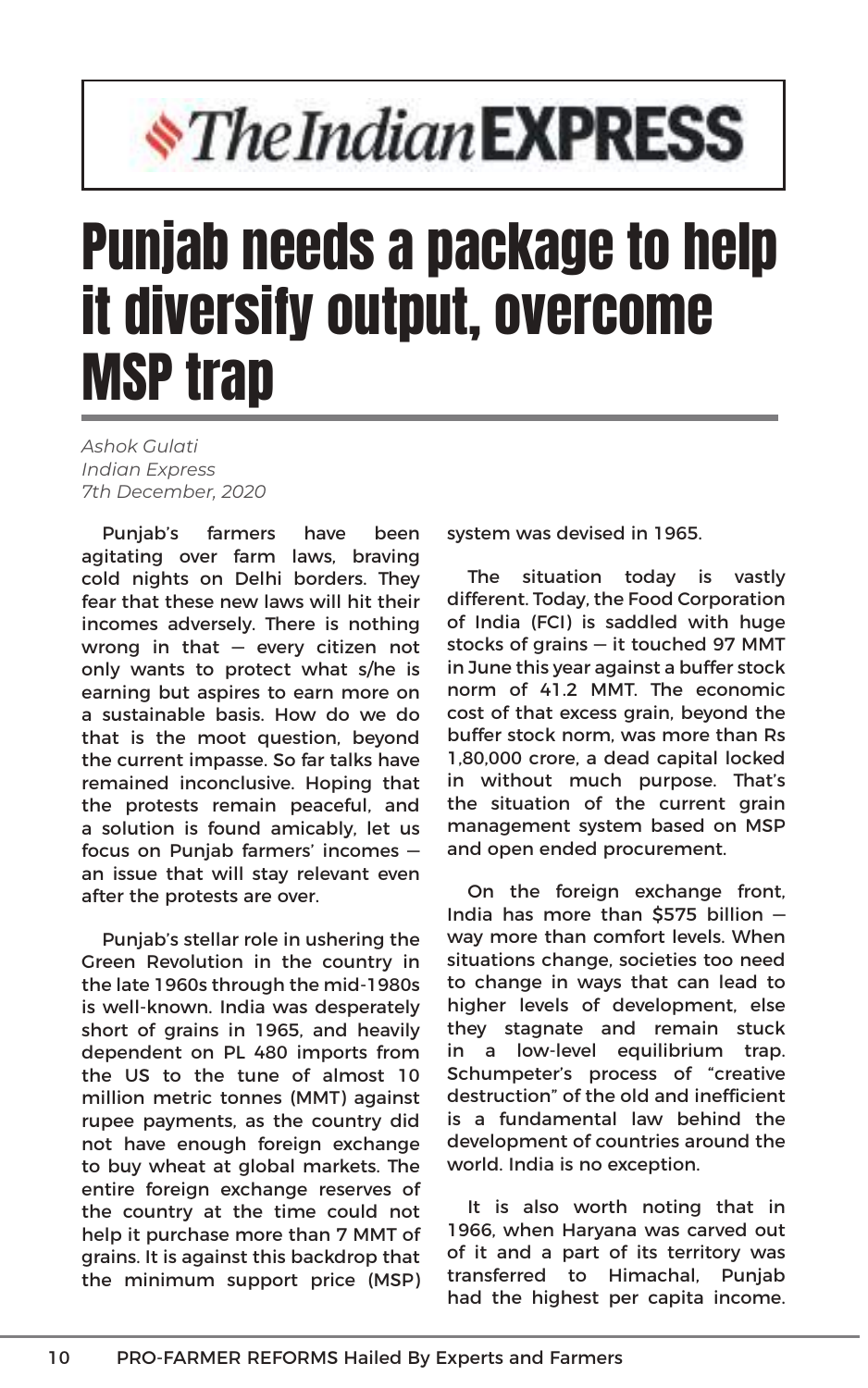**The Indian EXPRESS**

# Punjab needs a package to help it diversify output, overcome MSP trap

*Ashok Gulati*
*Indian Express*
*7th December, 2020*

Punjab's farmers have been agitating over farm laws, braving cold nights on Delhi borders. They fear that these new laws will hit their incomes adversely. There is nothing wrong in that — every citizen not only wants to protect what s/he is earning but aspires to earn more on a sustainable basis. How do we do that is the moot question, beyond the current impasse. So far talks have remained inconclusive. Hoping that the protests remain peaceful, and a solution is found amicably, let us focus on Punjab farmers' incomes — an issue that will stay relevant even after the protests are over.

Punjab's stellar role in ushering the Green Revolution in the country in the late 1960s through the mid-1980s is well-known. India was desperately short of grains in 1965, and heavily dependent on PL 480 imports from the US to the tune of almost 10 million metric tonnes (MMT) against rupee payments, as the country did not have enough foreign exchange to buy wheat at global markets. The entire foreign exchange reserves of the country at the time could not help it purchase more than 7 MMT of grains. It is against this backdrop that the minimum support price (MSP) system was devised in 1965.

The situation today is vastly different. Today, the Food Corporation of India (FCI) is saddled with huge stocks of grains — it touched 97 MMT in June this year against a buffer stock norm of 41.2 MMT. The economic cost of that excess grain, beyond the buffer stock norm, was more than Rs 1,80,000 crore, a dead capital locked in without much purpose. That's the situation of the current grain management system based on MSP and open ended procurement.

On the foreign exchange front, India has more than $575 billion — way more than comfort levels. When situations change, societies too need to change in ways that can lead to higher levels of development, else they stagnate and remain stuck in a low-level equilibrium trap. Schumpeter's process of "creative destruction" of the old and inefficient is a fundamental law behind the development of countries around the world. India is no exception.

It is also worth noting that in 1966, when Haryana was carved out of it and a part of its territory was transferred to Himachal, Punjab had the highest per capita income.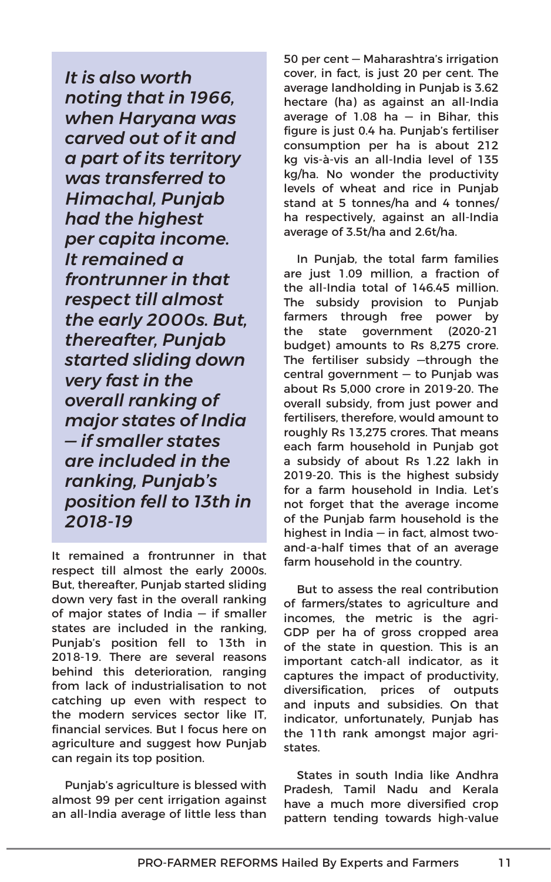> *It is also worth noting that in 1966, when Haryana was carved out of it and a part of its territory was transferred to Himachal, Punjab had the highest per capita income. It remained a frontrunner in that respect till almost the early 2000s. But, thereafter, Punjab started sliding down very fast in the overall ranking of major states of India — if smaller states are included in the ranking, Punjab's position fell to 13th in 2018-19*

It remained a frontrunner in that respect till almost the early 2000s. But, thereafter, Punjab started sliding down very fast in the overall ranking of major states of India — if smaller states are included in the ranking, Punjab's position fell to 13th in 2018-19. There are several reasons behind this deterioration, ranging from lack of industrialisation to not catching up even with respect to the modern services sector like IT, financial services. But I focus here on agriculture and suggest how Punjab can regain its top position.

Punjab's agriculture is blessed with almost 99 per cent irrigation against an all-India average of little less than 50 per cent — Maharashtra's irrigation cover, in fact, is just 20 per cent. The average landholding in Punjab is 3.62 hectare (ha) as against an all-India average of 1.08 ha — in Bihar, this figure is just 0.4 ha. Punjab's fertiliser consumption per ha is about 212 kg vis-à-vis an all-India level of 135 kg/ha. No wonder the productivity levels of wheat and rice in Punjab stand at 5 tonnes/ha and 4 tonnes/ha respectively, against an all-India average of 3.5t/ha and 2.6t/ha.

In Punjab, the total farm families are just 1.09 million, a fraction of the all-India total of 146.45 million. The subsidy provision to Punjab farmers through free power by the state government (2020-21 budget) amounts to Rs 8,275 crore. The fertiliser subsidy —through the central government — to Punjab was about Rs 5,000 crore in 2019-20. The overall subsidy, from just power and fertilisers, therefore, would amount to roughly Rs 13,275 crores. That means each farm household in Punjab got a subsidy of about Rs 1.22 lakh in 2019-20. This is the highest subsidy for a farm household in India. Let's not forget that the average income of the Punjab farm household is the highest in India — in fact, almost two-and-a-half times that of an average farm household in the country.

But to assess the real contribution of farmers/states to agriculture and incomes, the metric is the agri-GDP per ha of gross cropped area of the state in question. This is an important catch-all indicator, as it captures the impact of productivity, diversification, prices of outputs and inputs and subsidies. On that indicator, unfortunately, Punjab has the 11th rank amongst major agri-states.

States in south India like Andhra Pradesh, Tamil Nadu and Kerala have a much more diversified crop pattern tending towards high-value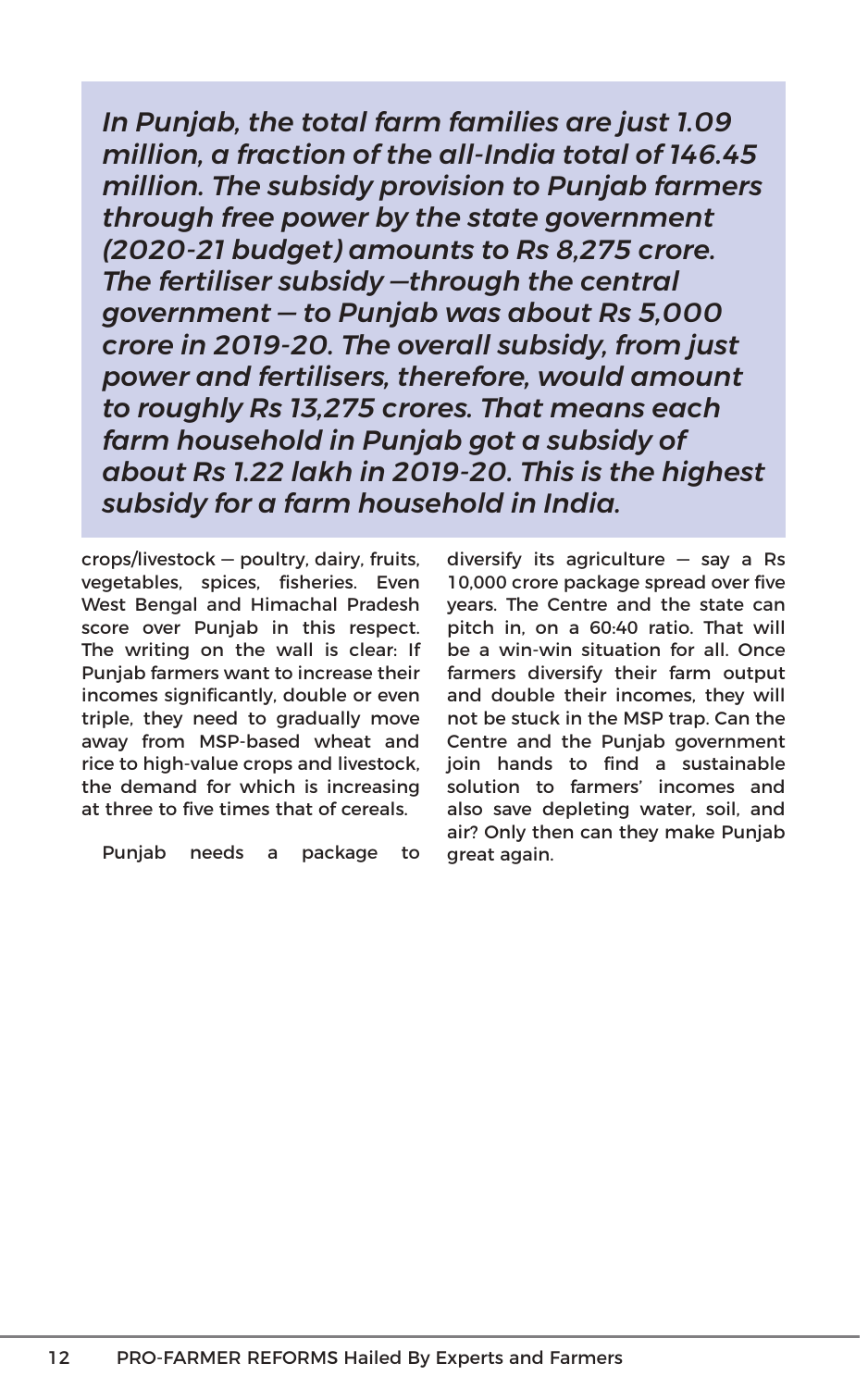*In Punjab, the total farm families are just 1.09 million, a fraction of the all-India total of 146.45 million. The subsidy provision to Punjab farmers through free power by the state government (2020-21 budget) amounts to Rs 8,275 crore. The fertiliser subsidy —through the central government — to Punjab was about Rs 5,000 crore in 2019-20. The overall subsidy, from just power and fertilisers, therefore, would amount to roughly Rs 13,275 crores. That means each farm household in Punjab got a subsidy of about Rs 1.22 lakh in 2019-20. This is the highest subsidy for a farm household in India.*

crops/livestock — poultry, dairy, fruits, vegetables, spices, fisheries. Even West Bengal and Himachal Pradesh score over Punjab in this respect. The writing on the wall is clear: If Punjab farmers want to increase their incomes significantly, double or even triple, they need to gradually move away from MSP-based wheat and rice to high-value crops and livestock, the demand for which is increasing at three to five times that of cereals.

Punjab needs a package to diversify its agriculture — say a Rs 10,000 crore package spread over five years. The Centre and the state can pitch in, on a 60:40 ratio. That will be a win-win situation for all. Once farmers diversify their farm output and double their incomes, they will not be stuck in the MSP trap. Can the Centre and the Punjab government join hands to find a sustainable solution to farmers' incomes and also save depleting water, soil, and air? Only then can they make Punjab great again.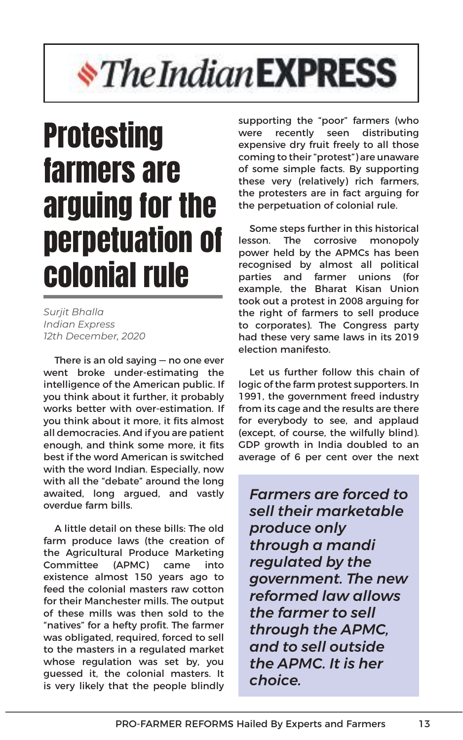The Indian EXPRESS

# Protesting farmers are arguing for the perpetuation of colonial rule

*Surjit Bhalla*
*Indian Express*
*12th December, 2020*

There is an old saying — no one ever went broke under-estimating the intelligence of the American public. If you think about it further, it probably works better with over-estimation. If you think about it more, it fits almost all democracies. And if you are patient enough, and think some more, it fits best if the word American is switched with the word Indian. Especially, now with all the "debate" around the long awaited, long argued, and vastly overdue farm bills.

A little detail on these bills: The old farm produce laws (the creation of the Agricultural Produce Marketing Committee (APMC) came into existence almost 150 years ago to feed the colonial masters raw cotton for their Manchester mills. The output of these mills was then sold to the "natives" for a hefty profit. The farmer was obligated, required, forced to sell to the masters in a regulated market whose regulation was set by, you guessed it, the colonial masters. It is very likely that the people blindly supporting the "poor" farmers (who were recently seen distributing expensive dry fruit freely to all those coming to their "protest") are unaware of some simple facts. By supporting these very (relatively) rich farmers, the protesters are in fact arguing for the perpetuation of colonial rule.

Some steps further in this historical lesson. The corrosive monopoly power held by the APMCs has been recognised by almost all political parties and farmer unions (for example, the Bharat Kisan Union took out a protest in 2008 arguing for the right of farmers to sell produce to corporates). The Congress party had these very same laws in its 2019 election manifesto.

Let us further follow this chain of logic of the farm protest supporters. In 1991, the government freed industry from its cage and the results are there for everybody to see, and applaud (except, of course, the wilfully blind). GDP growth in India doubled to an average of 6 per cent over the next

> ***Farmers are forced to sell their marketable produce only through a mandi regulated by the government. The new reformed law allows the farmer to sell through the APMC, and to sell outside the APMC. It is her choice.***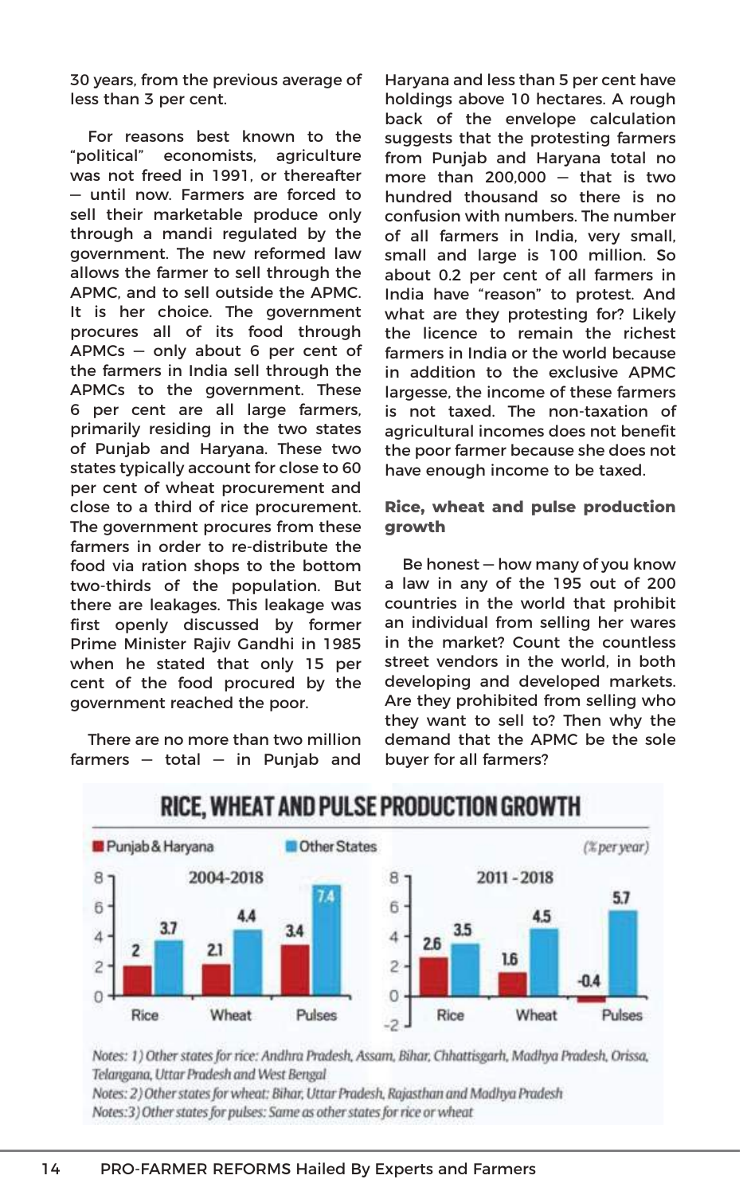30 years, from the previous average of less than 3 per cent.

For reasons best known to the "political" economists, agriculture was not freed in 1991, or thereafter — until now. Farmers are forced to sell their marketable produce only through a mandi regulated by the government. The new reformed law allows the farmer to sell through the APMC, and to sell outside the APMC. It is her choice. The government procures all of its food through APMCs — only about 6 per cent of the farmers in India sell through the APMCs to the government. These 6 per cent are all large farmers, primarily residing in the two states of Punjab and Haryana. These two states typically account for close to 60 per cent of wheat procurement and close to a third of rice procurement. The government procures from these farmers in order to re-distribute the food via ration shops to the bottom two-thirds of the population. But there are leakages. This leakage was first openly discussed by former Prime Minister Rajiv Gandhi in 1985 when he stated that only 15 per cent of the food procured by the government reached the poor.

There are no more than two million farmers — total — in Punjab and Haryana and less than 5 per cent have holdings above 10 hectares. A rough back of the envelope calculation suggests that the protesting farmers from Punjab and Haryana total no more than 200,000 — that is two hundred thousand so there is no confusion with numbers. The number of all farmers in India, very small, small and large is 100 million. So about 0.2 per cent of all farmers in India have "reason" to protest. And what are they protesting for? Likely the licence to remain the richest farmers in India or the world because in addition to the exclusive APMC largesse, the income of these farmers is not taxed. The non-taxation of agricultural incomes does not benefit the poor farmer because she does not have enough income to be taxed.

### Rice, wheat and pulse production growth

Be honest — how many of you know a law in any of the 195 out of 200 countries in the world that prohibit an individual from selling her wares in the market? Count the countless street vendors in the world, in both developing and developed markets. Are they prohibited from selling who they want to sell to? Then why the demand that the APMC be the sole buyer for all farmers?

**RICE, WHEAT AND PULSE PRODUCTION GROWTH**

(% per year)

| Period | Crop | Punjab & Haryana | Other States |
|---|---|---|---|
| 2004-2018 | Rice | 2 | 3.7 |
| 2004-2018 | Wheat | 2.1 | 4.4 |
| 2004-2018 | Pulses | 3.4 | 7.4 |
| 2011-2018 | Rice | 2.6 | 3.5 |
| 2011-2018 | Wheat | 1.6 | 4.5 |
| 2011-2018 | Pulses | -0.4 | 5.7 |

*Notes: 1) Other states for rice: Andhra Pradesh, Assam, Bihar, Chhattisgarh, Madhya Pradesh, Orissa, Telangana, Uttar Pradesh and West Bengal*

*Notes: 2) Other states for wheat: Bihar, Uttar Pradesh, Rajasthan and Madhya Pradesh*

*Notes: 3) Other states for pulses: Same as other states for rice or wheat*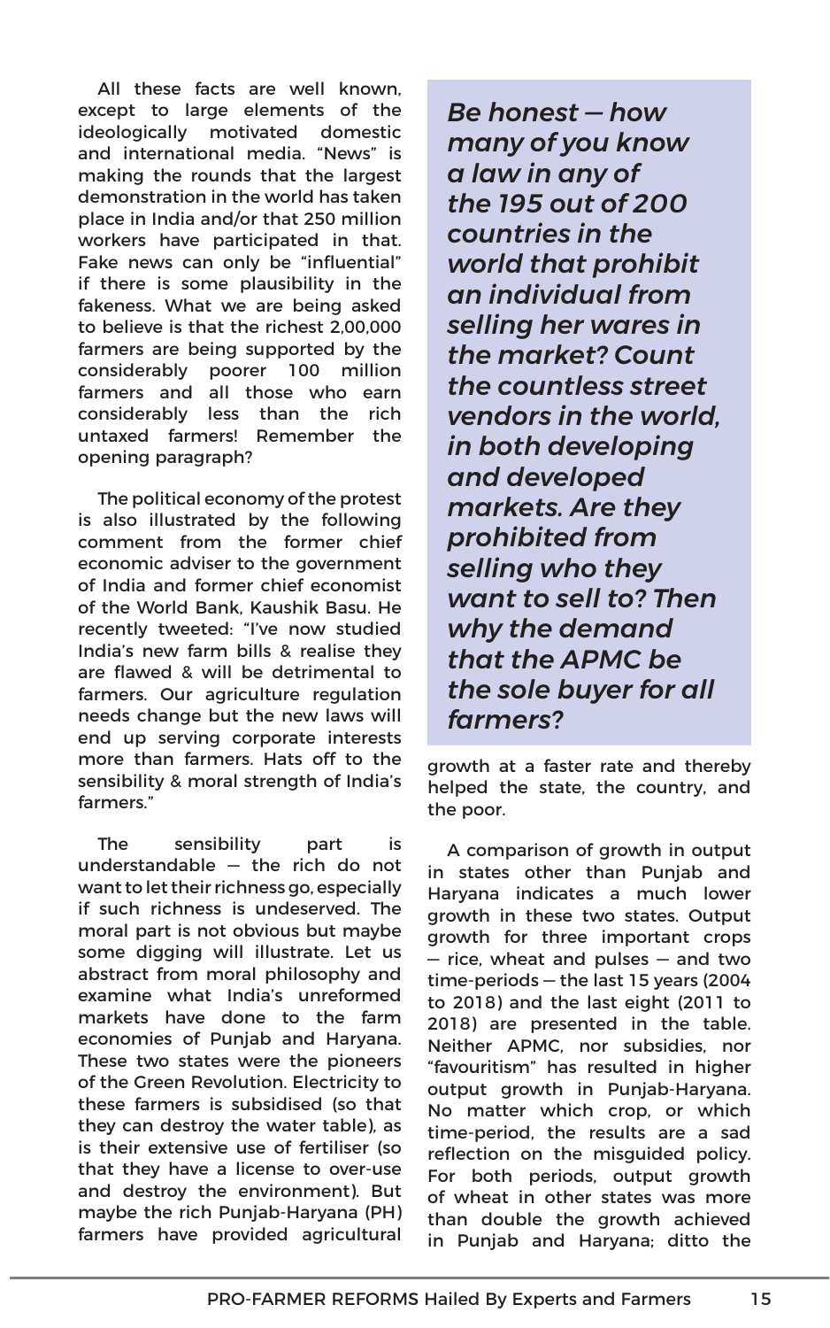All these facts are well known, except to large elements of the ideologically motivated domestic and international media. "News" is making the rounds that the largest demonstration in the world has taken place in India and/or that 250 million workers have participated in that. Fake news can only be "influential" if there is some plausibility in the fakeness. What we are being asked to believe is that the richest 2,00,000 farmers are being supported by the considerably poorer 100 million farmers and all those who earn considerably less than the rich untaxed farmers! Remember the opening paragraph?

The political economy of the protest is also illustrated by the following comment from the former chief economic adviser to the government of India and former chief economist of the World Bank, Kaushik Basu. He recently tweeted: "I've now studied India's new farm bills & realise they are flawed & will be detrimental to farmers. Our agriculture regulation needs change but the new laws will end up serving corporate interests more than farmers. Hats off to the sensibility & moral strength of India's farmers."

The sensibility part is understandable — the rich do not want to let their richness go, especially if such richness is undeserved. The moral part is not obvious but maybe some digging will illustrate. Let us abstract from moral philosophy and examine what India's unreformed markets have done to the farm economies of Punjab and Haryana. These two states were the pioneers of the Green Revolution. Electricity to these farmers is subsidised (so that they can destroy the water table), as is their extensive use of fertiliser (so that they have a license to over-use and destroy the environment). But maybe the rich Punjab-Haryana (PH) farmers have provided agricultural growth at a faster rate and thereby helped the state, the country, and the poor.

> ***Be honest — how many of you know a law in any of the 195 out of 200 countries in the world that prohibit an individual from selling her wares in the market? Count the countless street vendors in the world, in both developing and developed markets. Are they prohibited from selling who they want to sell to? Then why the demand that the APMC be the sole buyer for all farmers?***

A comparison of growth in output in states other than Punjab and Haryana indicates a much lower growth in these two states. Output growth for three important crops — rice, wheat and pulses — and two time-periods — the last 15 years (2004 to 2018) and the last eight (2011 to 2018) are presented in the table. Neither APMC, nor subsidies, nor "favouritism" has resulted in higher output growth in Punjab-Haryana. No matter which crop, or which time-period, the results are a sad reflection on the misguided policy. For both periods, output growth of wheat in other states was more than double the growth achieved in Punjab and Haryana; ditto the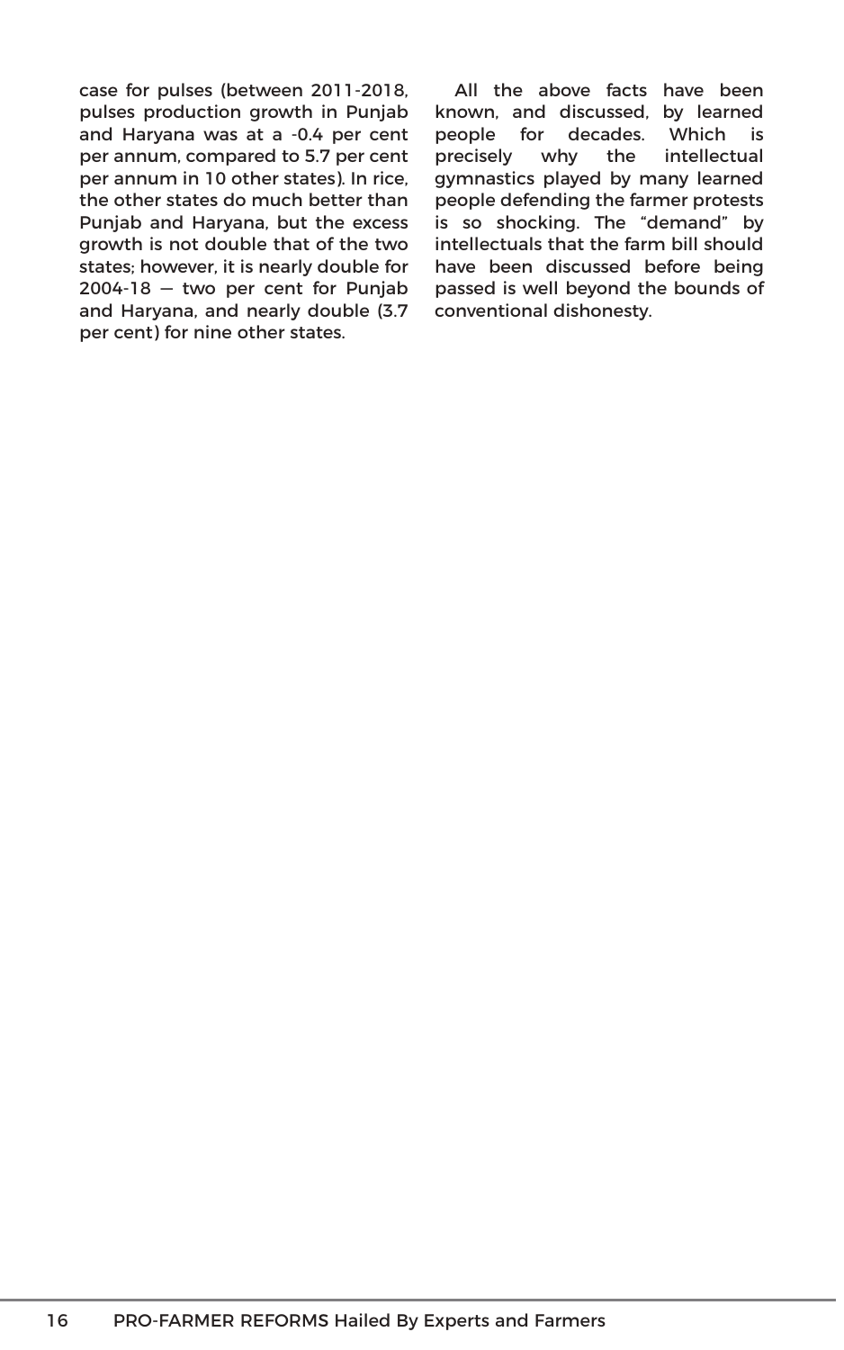case for pulses (between 2011-2018, pulses production growth in Punjab and Haryana was at a -0.4 per cent per annum, compared to 5.7 per cent per annum in 10 other states). In rice, the other states do much better than Punjab and Haryana, but the excess growth is not double that of the two states; however, it is nearly double for 2004-18 — two per cent for Punjab and Haryana, and nearly double (3.7 per cent) for nine other states.

All the above facts have been known, and discussed, by learned people for decades. Which is precisely why the intellectual gymnastics played by many learned people defending the farmer protests is so shocking. The "demand" by intellectuals that the farm bill should have been discussed before being passed is well beyond the bounds of conventional dishonesty.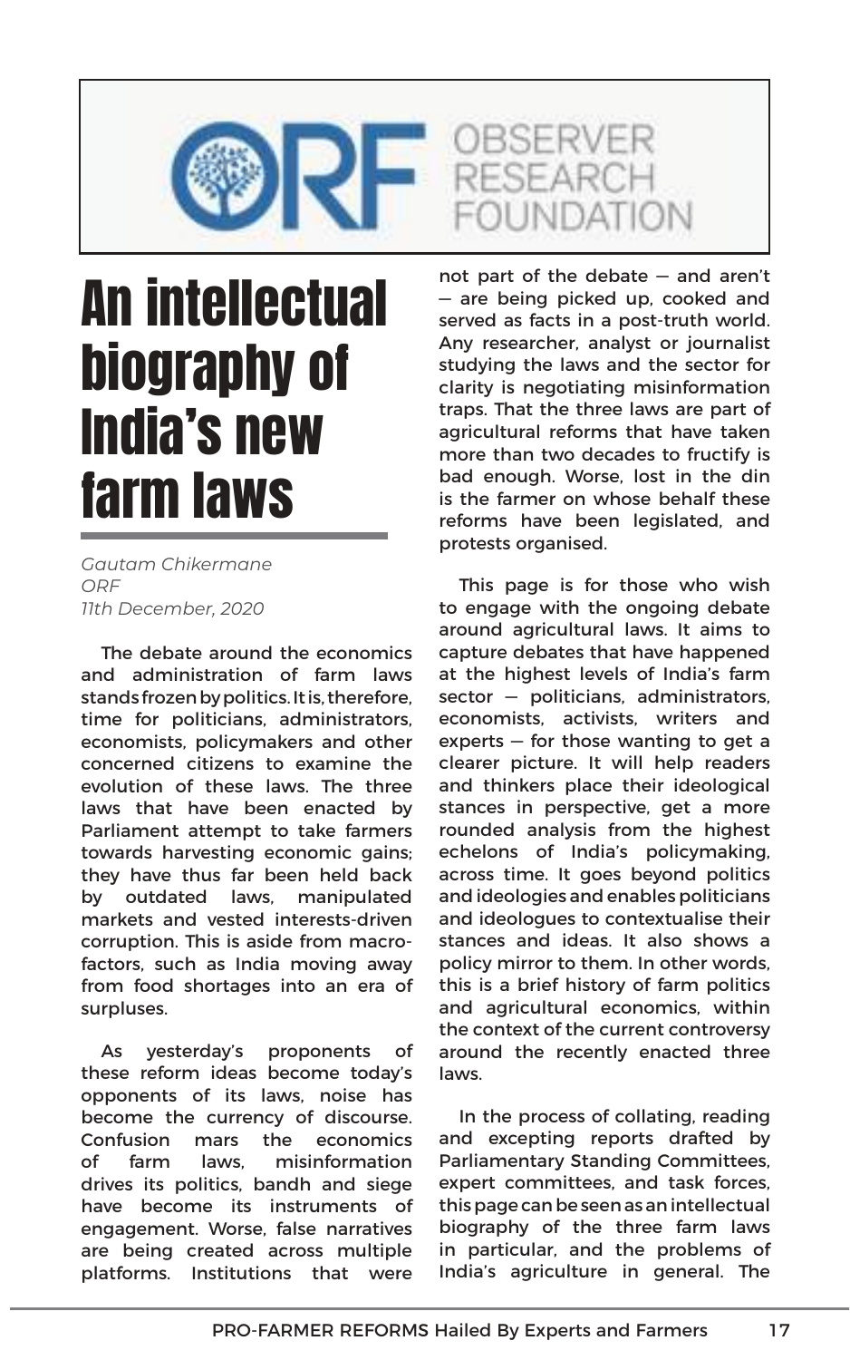OBSERVER RESEARCH FOUNDATION

# An intellectual biography of India's new farm laws

*Gautam Chikermane*
*ORF*
*11th December, 2020*

The debate around the economics and administration of farm laws stands frozen by politics. It is, therefore, time for politicians, administrators, economists, policymakers and other concerned citizens to examine the evolution of these laws. The three laws that have been enacted by Parliament attempt to take farmers towards harvesting economic gains; they have thus far been held back by outdated laws, manipulated markets and vested interests-driven corruption. This is aside from macro-factors, such as India moving away from food shortages into an era of surpluses.

As yesterday's proponents of these reform ideas become today's opponents of its laws, noise has become the currency of discourse. Confusion mars the economics of farm laws, misinformation drives its politics, bandh and siege have become its instruments of engagement. Worse, false narratives are being created across multiple platforms. Institutions that were not part of the debate — and aren't — are being picked up, cooked and served as facts in a post-truth world. Any researcher, analyst or journalist studying the laws and the sector for clarity is negotiating misinformation traps. That the three laws are part of agricultural reforms that have taken more than two decades to fructify is bad enough. Worse, lost in the din is the farmer on whose behalf these reforms have been legislated, and protests organised.

This page is for those who wish to engage with the ongoing debate around agricultural laws. It aims to capture debates that have happened at the highest levels of India's farm sector — politicians, administrators, economists, activists, writers and experts — for those wanting to get a clearer picture. It will help readers and thinkers place their ideological stances in perspective, get a more rounded analysis from the highest echelons of India's policymaking, across time. It goes beyond politics and ideologies and enables politicians and ideologues to contextualise their stances and ideas. It also shows a policy mirror to them. In other words, this is a brief history of farm politics and agricultural economics, within the context of the current controversy around the recently enacted three laws.

In the process of collating, reading and excepting reports drafted by Parliamentary Standing Committees, expert committees, and task forces, this page can be seen as an intellectual biography of the three farm laws in particular, and the problems of India's agriculture in general. The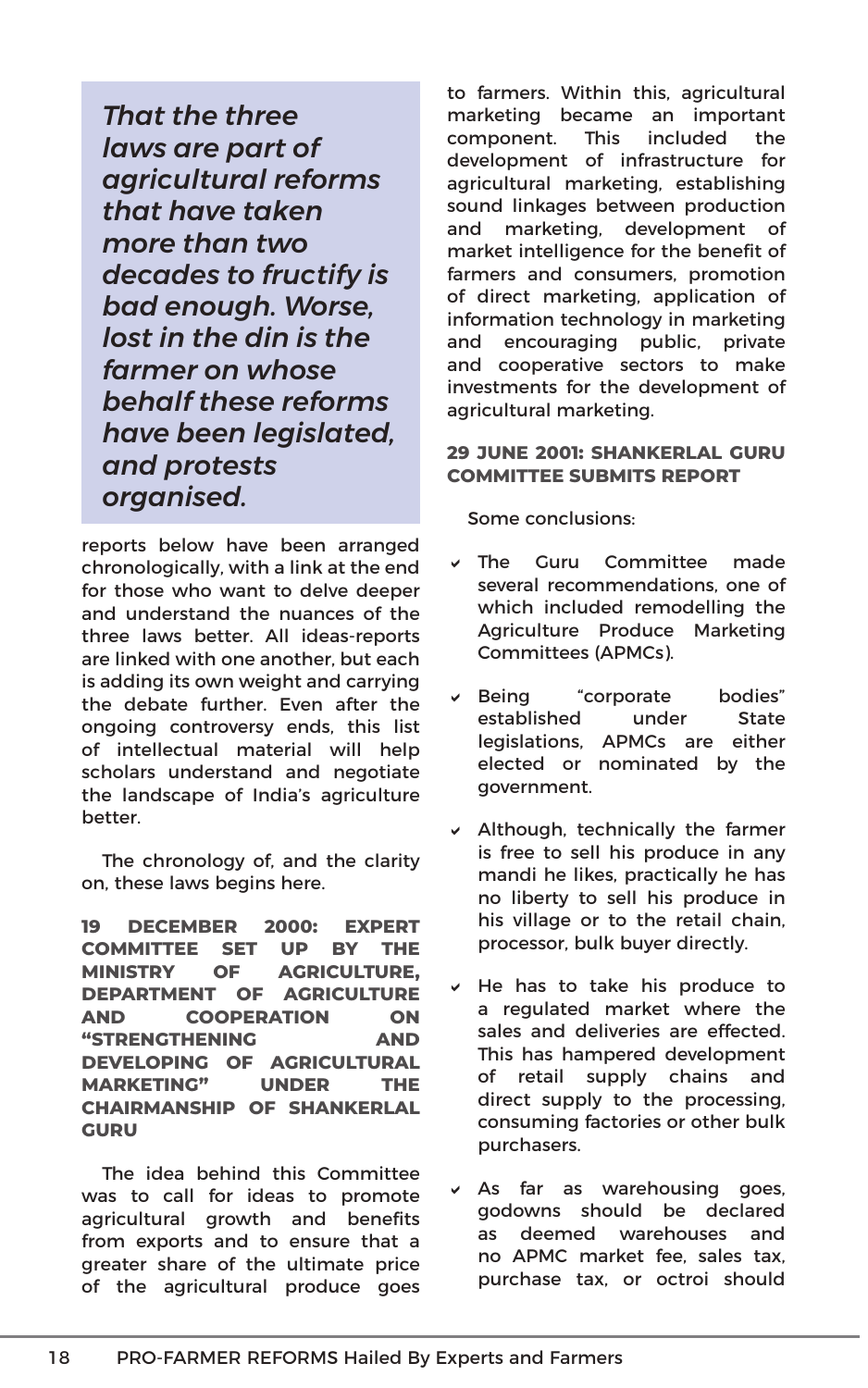> *That the three laws are part of agricultural reforms that have taken more than two decades to fructify is bad enough. Worse, lost in the din is the farmer on whose behalf these reforms have been legislated, and protests organised.*

reports below have been arranged chronologically, with a link at the end for those who want to delve deeper and understand the nuances of the three laws better. All ideas-reports are linked with one another, but each is adding its own weight and carrying the debate further. Even after the ongoing controversy ends, this list of intellectual material will help scholars understand and negotiate the landscape of India's agriculture better.

The chronology of, and the clarity on, these laws begins here.

**19 DECEMBER 2000: EXPERT COMMITTEE SET UP BY THE MINISTRY OF AGRICULTURE, DEPARTMENT OF AGRICULTURE AND COOPERATION ON "STRENGTHENING AND DEVELOPING OF AGRICULTURAL MARKETING" UNDER THE CHAIRMANSHIP OF SHANKERLAL GURU**

The idea behind this Committee was to call for ideas to promote agricultural growth and benefits from exports and to ensure that a greater share of the ultimate price of the agricultural produce goes to farmers. Within this, agricultural marketing became an important component. This included the development of infrastructure for agricultural marketing, establishing sound linkages between production and marketing, development of market intelligence for the benefit of farmers and consumers, promotion of direct marketing, application of information technology in marketing and encouraging public, private and cooperative sectors to make investments for the development of agricultural marketing.

**29 JUNE 2001: SHANKERLAL GURU COMMITTEE SUBMITS REPORT**

Some conclusions:

- The Guru Committee made several recommendations, one of which included remodelling the Agriculture Produce Marketing Committees (APMCs).
- Being "corporate bodies" established under State legislations, APMCs are either elected or nominated by the government.
- Although, technically the farmer is free to sell his produce in any mandi he likes, practically he has no liberty to sell his produce in his village or to the retail chain, processor, bulk buyer directly.
- He has to take his produce to a regulated market where the sales and deliveries are effected. This has hampered development of retail supply chains and direct supply to the processing, consuming factories or other bulk purchasers.
- As far as warehousing goes, godowns should be declared as deemed warehouses and no APMC market fee, sales tax, purchase tax, or octroi should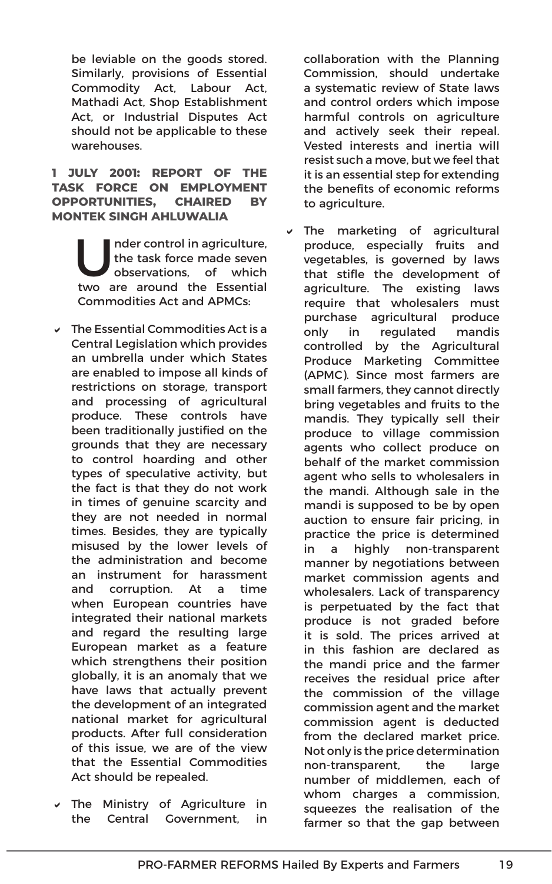be leviable on the goods stored. Similarly, provisions of Essential Commodity Act, Labour Act, Mathadi Act, Shop Establishment Act, or Industrial Disputes Act should not be applicable to these warehouses.

**1 JULY 2001: REPORT OF THE TASK FORCE ON EMPLOYMENT OPPORTUNITIES, CHAIRED BY MONTEK SINGH AHLUWALIA**

Under control in agriculture, the task force made seven observations, of which two are around the Essential Commodities Act and APMCs:

- The Essential Commodities Act is a Central Legislation which provides an umbrella under which States are enabled to impose all kinds of restrictions on storage, transport and processing of agricultural produce. These controls have been traditionally justified on the grounds that they are necessary to control hoarding and other types of speculative activity, but the fact is that they do not work in times of genuine scarcity and they are not needed in normal times. Besides, they are typically misused by the lower levels of the administration and become an instrument for harassment and corruption. At a time when European countries have integrated their national markets and regard the resulting large European market as a feature which strengthens their position globally, it is an anomaly that we have laws that actually prevent the development of an integrated national market for agricultural products. After full consideration of this issue, we are of the view that the Essential Commodities Act should be repealed.
- The Ministry of Agriculture in the Central Government, in collaboration with the Planning Commission, should undertake a systematic review of State laws and control orders which impose harmful controls on agriculture and actively seek their repeal. Vested interests and inertia will resist such a move, but we feel that it is an essential step for extending the benefits of economic reforms to agriculture.
- The marketing of agricultural produce, especially fruits and vegetables, is governed by laws that stifle the development of agriculture. The existing laws require that wholesalers must purchase agricultural produce only in regulated mandis controlled by the Agricultural Produce Marketing Committee (APMC). Since most farmers are small farmers, they cannot directly bring vegetables and fruits to the mandis. They typically sell their produce to village commission agents who collect produce on behalf of the market commission agent who sells to wholesalers in the mandi. Although sale in the mandi is supposed to be by open auction to ensure fair pricing, in practice the price is determined in a highly non-transparent manner by negotiations between market commission agents and wholesalers. Lack of transparency is perpetuated by the fact that produce is not graded before it is sold. The prices arrived at in this fashion are declared as the mandi price and the farmer receives the residual price after the commission of the village commission agent and the market commission agent is deducted from the declared market price. Not only is the price determination non-transparent, the large number of middlemen, each of whom charges a commission, squeezes the realisation of the farmer so that the gap between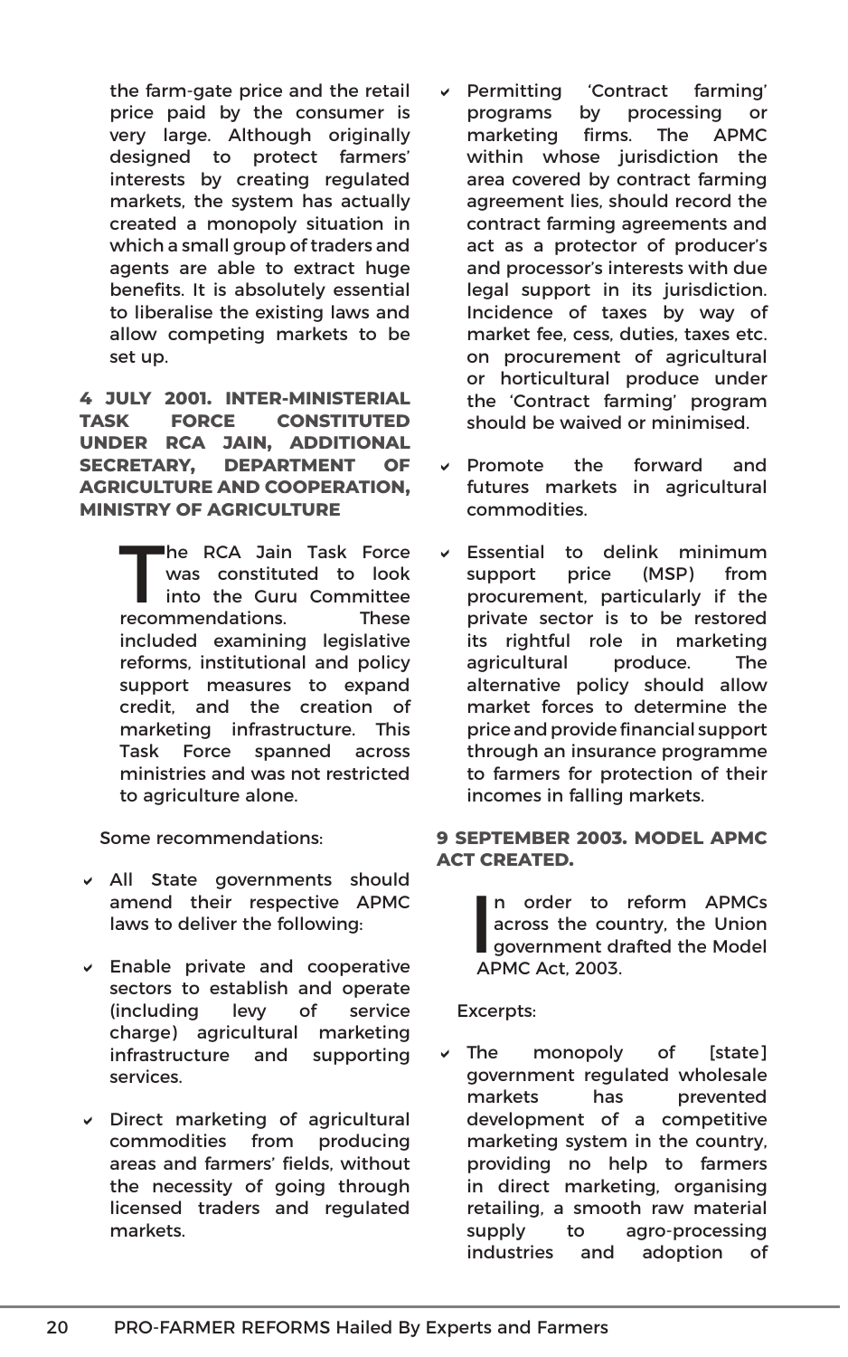the farm-gate price and the retail price paid by the consumer is very large. Although originally designed to protect farmers' interests by creating regulated markets, the system has actually created a monopoly situation in which a small group of traders and agents are able to extract huge benefits. It is absolutely essential to liberalise the existing laws and allow competing markets to be set up.

**4 JULY 2001. INTER-MINISTERIAL TASK FORCE CONSTITUTED UNDER RCA JAIN, ADDITIONAL SECRETARY, DEPARTMENT OF AGRICULTURE AND COOPERATION, MINISTRY OF AGRICULTURE**

The RCA Jain Task Force was constituted to look into the Guru Committee recommendations. These included examining legislative reforms, institutional and policy support measures to expand credit, and the creation of marketing infrastructure. This Task Force spanned across ministries and was not restricted to agriculture alone.

Some recommendations:

- All State governments should amend their respective APMC laws to deliver the following:
- Enable private and cooperative sectors to establish and operate (including levy of service charge) agricultural marketing infrastructure and supporting services.
- Direct marketing of agricultural commodities from producing areas and farmers' fields, without the necessity of going through licensed traders and regulated markets.
- Permitting 'Contract farming' programs by processing or marketing firms. The APMC within whose jurisdiction the area covered by contract farming agreement lies, should record the contract farming agreements and act as a protector of producer's and processor's interests with due legal support in its jurisdiction. Incidence of taxes by way of market fee, cess, duties, taxes etc. on procurement of agricultural or horticultural produce under the 'Contract farming' program should be waived or minimised.
- Promote the forward and futures markets in agricultural commodities.
- Essential to delink minimum support price (MSP) from procurement, particularly if the private sector is to be restored its rightful role in marketing agricultural produce. The alternative policy should allow market forces to determine the price and provide financial support through an insurance programme to farmers for protection of their incomes in falling markets.

**9 SEPTEMBER 2003. MODEL APMC ACT CREATED.**

In order to reform APMCs across the country, the Union government drafted the Model APMC Act, 2003.

Excerpts:

- The monopoly of [state] government regulated wholesale markets has prevented development of a competitive marketing system in the country, providing no help to farmers in direct marketing, organising retailing, a smooth raw material supply to agro-processing industries and adoption of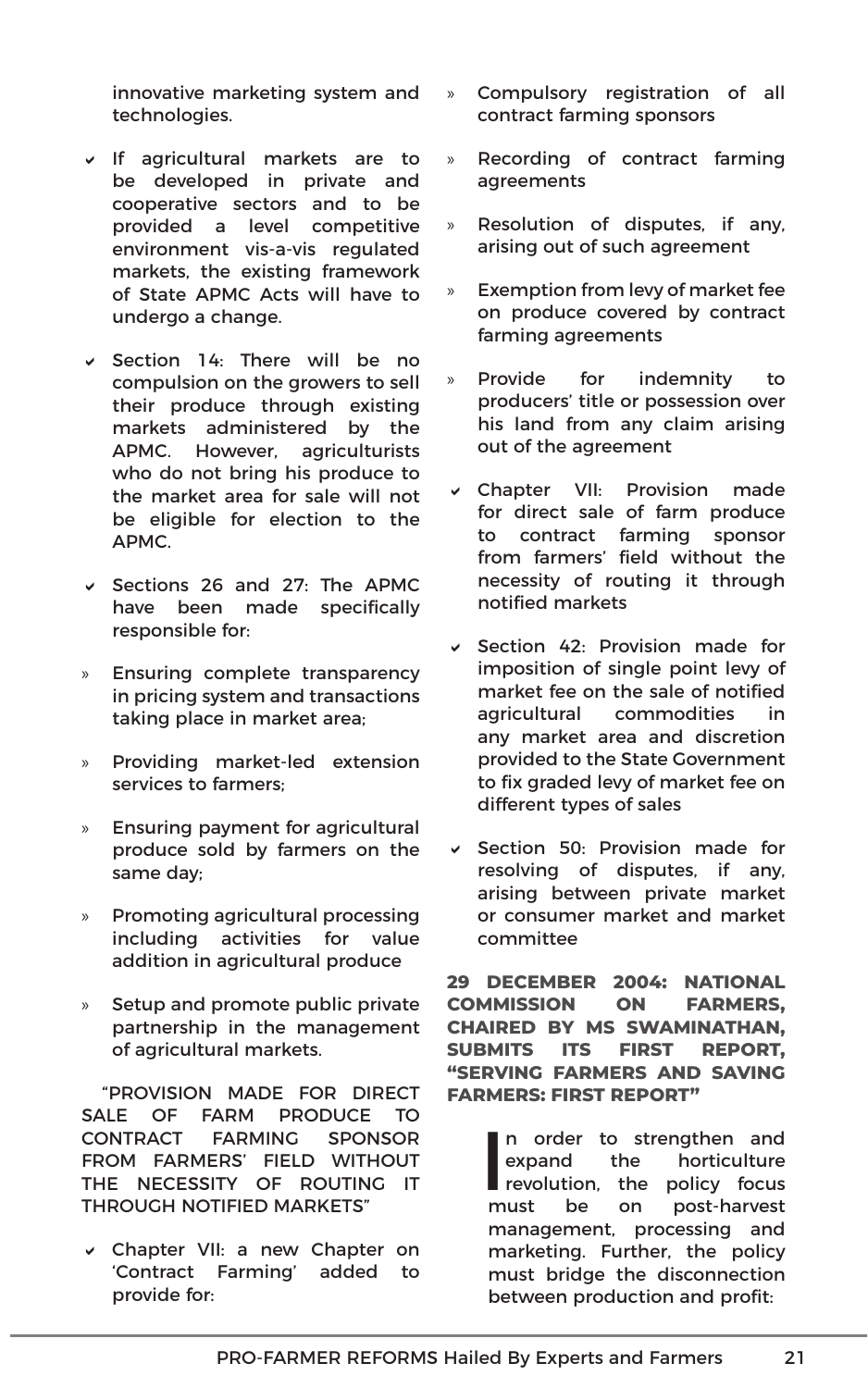innovative marketing system and technologies.

- If agricultural markets are to be developed in private and cooperative sectors and to be provided a level competitive environment vis-a-vis regulated markets, the existing framework of State APMC Acts will have to undergo a change.

- Section 14: There will be no compulsion on the growers to sell their produce through existing markets administered by the APMC. However, agriculturists who do not bring his produce to the market area for sale will not be eligible for election to the APMC.

- Sections 26 and 27: The APMC have been made specifically responsible for:
  - Ensuring complete transparency in pricing system and transactions taking place in market area;
  - Providing market-led extension services to farmers;
  - Ensuring payment for agricultural produce sold by farmers on the same day;
  - Promoting agricultural processing including activities for value addition in agricultural produce
  - Setup and promote public private partnership in the management of agricultural markets.

"PROVISION MADE FOR DIRECT SALE OF FARM PRODUCE TO CONTRACT FARMING SPONSOR FROM FARMERS' FIELD WITHOUT THE NECESSITY OF ROUTING IT THROUGH NOTIFIED MARKETS"

- Chapter VII: a new Chapter on 'Contract Farming' added to provide for:
  - Compulsory registration of all contract farming sponsors
  - Recording of contract farming agreements
  - Resolution of disputes, if any, arising out of such agreement
  - Exemption from levy of market fee on produce covered by contract farming agreements
  - Provide for indemnity to producers' title or possession over his land from any claim arising out of the agreement

- Chapter VII: Provision made for direct sale of farm produce to contract farming sponsor from farmers' field without the necessity of routing it through notified markets

- Section 42: Provision made for imposition of single point levy of market fee on the sale of notified agricultural commodities in any market area and discretion provided to the State Government to fix graded levy of market fee on different types of sales

- Section 50: Provision made for resolving of disputes, if any, arising between private market or consumer market and market committee

**29 DECEMBER 2004: NATIONAL COMMISSION ON FARMERS, CHAIRED BY MS SWAMINATHAN, SUBMITS ITS FIRST REPORT, "SERVING FARMERS AND SAVING FARMERS: FIRST REPORT"**

> In order to strengthen and expand the horticulture revolution, the policy focus must be on post-harvest management, processing and marketing. Further, the policy must bridge the disconnection between production and profit: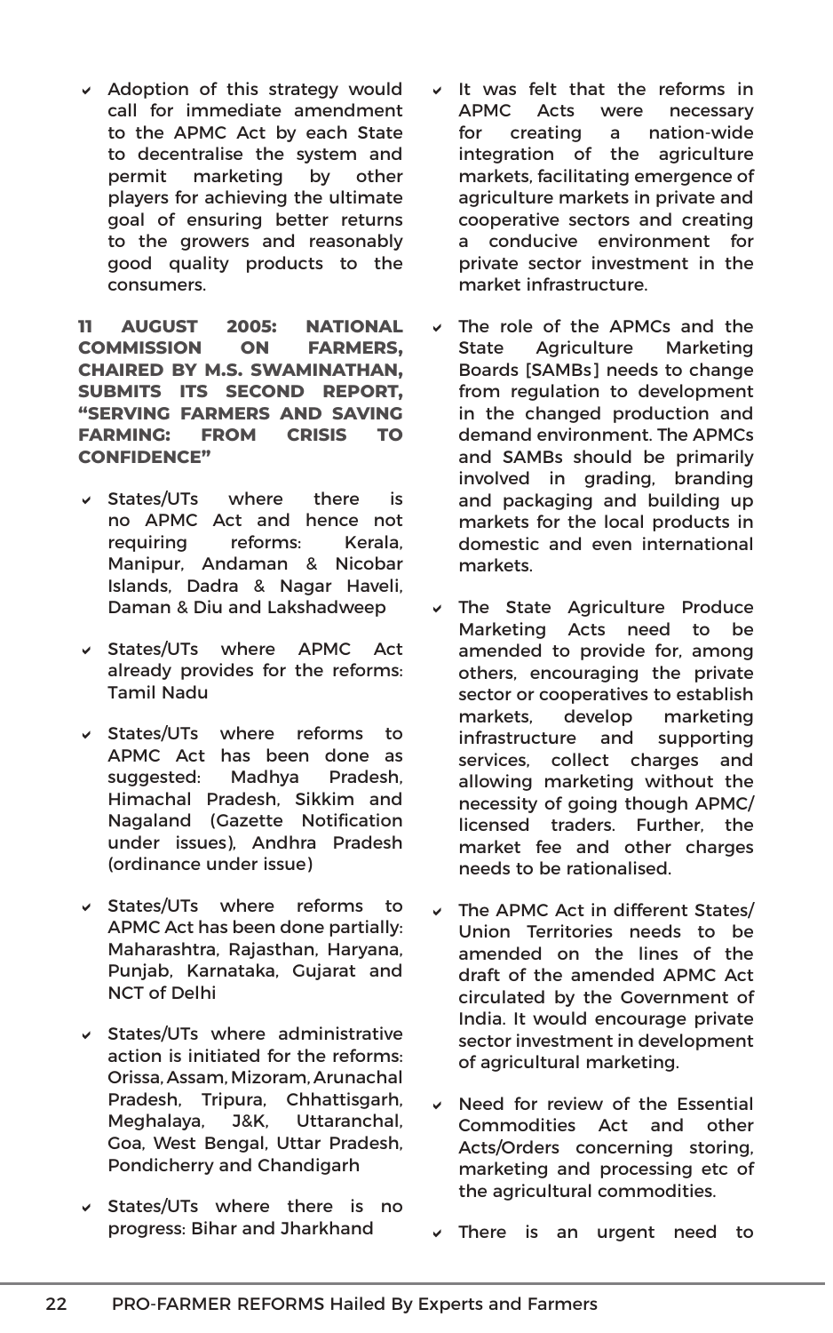- Adoption of this strategy would call for immediate amendment to the APMC Act by each State to decentralise the system and permit marketing by other players for achieving the ultimate goal of ensuring better returns to the growers and reasonably good quality products to the consumers.

**11 AUGUST 2005: NATIONAL COMMISSION ON FARMERS, CHAIRED BY M.S. SWAMINATHAN, SUBMITS ITS SECOND REPORT, "SERVING FARMERS AND SAVING FARMING: FROM CRISIS TO CONFIDENCE"**

- States/UTs where there is no APMC Act and hence not requiring reforms: Kerala, Manipur, Andaman & Nicobar Islands, Dadra & Nagar Haveli, Daman & Diu and Lakshadweep
- States/UTs where APMC Act already provides for the reforms: Tamil Nadu
- States/UTs where reforms to APMC Act has been done as suggested: Madhya Pradesh, Himachal Pradesh, Sikkim and Nagaland (Gazette Notification under issues), Andhra Pradesh (ordinance under issue)
- States/UTs where reforms to APMC Act has been done partially: Maharashtra, Rajasthan, Haryana, Punjab, Karnataka, Gujarat and NCT of Delhi
- States/UTs where administrative action is initiated for the reforms: Orissa, Assam, Mizoram, Arunachal Pradesh, Tripura, Chhattisgarh, Meghalaya, J&K, Uttaranchal, Goa, West Bengal, Uttar Pradesh, Pondicherry and Chandigarh
- States/UTs where there is no progress: Bihar and Jharkhand
- It was felt that the reforms in APMC Acts were necessary for creating a nation-wide integration of the agriculture markets, facilitating emergence of agriculture markets in private and cooperative sectors and creating a conducive environment for private sector investment in the market infrastructure.
- The role of the APMCs and the State Agriculture Marketing Boards [SAMBs] needs to change from regulation to development in the changed production and demand environment. The APMCs and SAMBs should be primarily involved in grading, branding and packaging and building up markets for the local products in domestic and even international markets.
- The State Agriculture Produce Marketing Acts need to be amended to provide for, among others, encouraging the private sector or cooperatives to establish markets, develop marketing infrastructure and supporting services, collect charges and allowing marketing without the necessity of going though APMC/ licensed traders. Further, the market fee and other charges needs to be rationalised.
- The APMC Act in different States/ Union Territories needs to be amended on the lines of the draft of the amended APMC Act circulated by the Government of India. It would encourage private sector investment in development of agricultural marketing.
- Need for review of the Essential Commodities Act and other Acts/Orders concerning storing, marketing and processing etc of the agricultural commodities.
- There is an urgent need to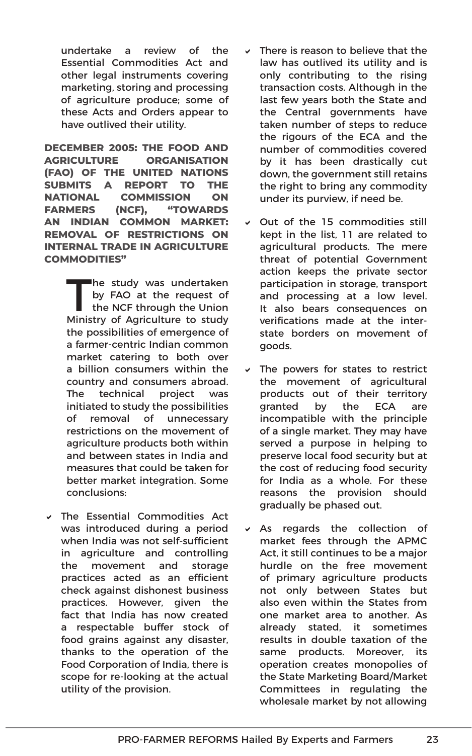undertake a review of the Essential Commodities Act and other legal instruments covering marketing, storing and processing of agriculture produce; some of these Acts and Orders appear to have outlived their utility.

**DECEMBER 2005: THE FOOD AND AGRICULTURE ORGANISATION (FAO) OF THE UNITED NATIONS SUBMITS A REPORT TO THE NATIONAL COMMISSION ON FARMERS (NCF), "TOWARDS AN INDIAN COMMON MARKET: REMOVAL OF RESTRICTIONS ON INTERNAL TRADE IN AGRICULTURE COMMODITIES"**

The study was undertaken by FAO at the request of the NCF through the Union Ministry of Agriculture to study the possibilities of emergence of a farmer-centric Indian common market catering to both over a billion consumers within the country and consumers abroad. The technical project was initiated to study the possibilities of removal of unnecessary restrictions on the movement of agriculture products both within and between states in India and measures that could be taken for better market integration. Some conclusions:

- The Essential Commodities Act was introduced during a period when India was not self-sufficient in agriculture and controlling the movement and storage practices acted as an efficient check against dishonest business practices. However, given the fact that India has now created a respectable buffer stock of food grains against any disaster, thanks to the operation of the Food Corporation of India, there is scope for re-looking at the actual utility of the provision.
- There is reason to believe that the law has outlived its utility and is only contributing to the rising transaction costs. Although in the last few years both the State and the Central governments have taken number of steps to reduce the rigours of the ECA and the number of commodities covered by it has been drastically cut down, the government still retains the right to bring any commodity under its purview, if need be.
- Out of the 15 commodities still kept in the list, 11 are related to agricultural products. The mere threat of potential Government action keeps the private sector participation in storage, transport and processing at a low level. It also bears consequences on verifications made at the inter-state borders on movement of goods.
- The powers for states to restrict the movement of agricultural products out of their territory granted by the ECA are incompatible with the principle of a single market. They may have served a purpose in helping to preserve local food security but at the cost of reducing food security for India as a whole. For these reasons the provision should gradually be phased out.
- As regards the collection of market fees through the APMC Act, it still continues to be a major hurdle on the free movement of primary agriculture products not only between States but also even within the States from one market area to another. As already stated, it sometimes results in double taxation of the same products. Moreover, its operation creates monopolies of the State Marketing Board/Market Committees in regulating the wholesale market by not allowing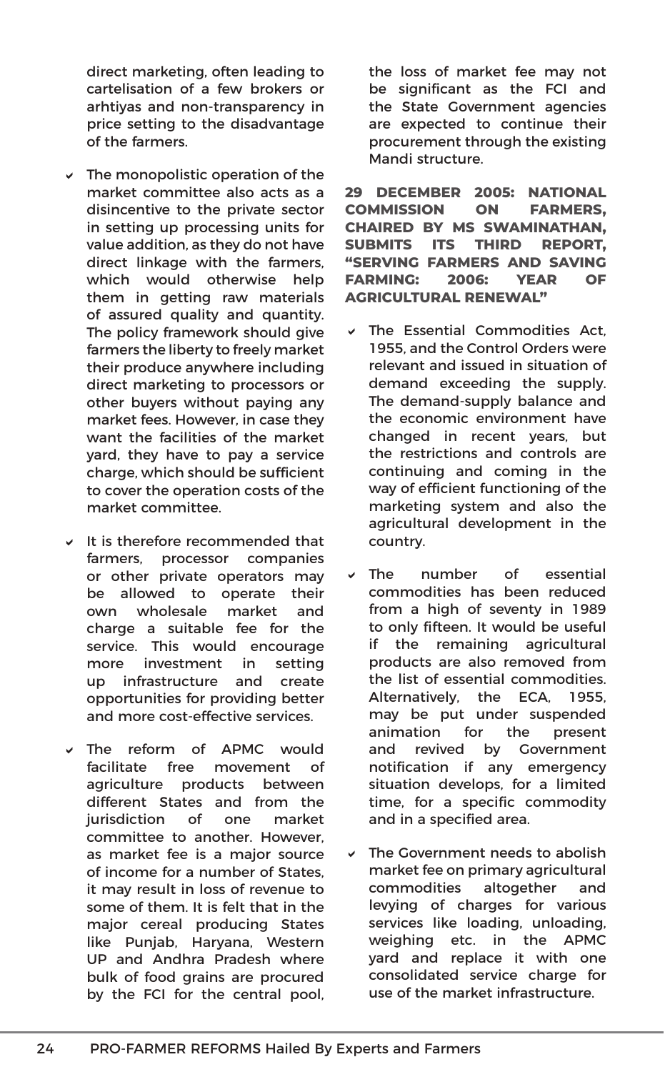direct marketing, often leading to cartelisation of a few brokers or arhtiyas and non-transparency in price setting to the disadvantage of the farmers.

- The monopolistic operation of the market committee also acts as a disincentive to the private sector in setting up processing units for value addition, as they do not have direct linkage with the farmers, which would otherwise help them in getting raw materials of assured quality and quantity. The policy framework should give farmers the liberty to freely market their produce anywhere including direct marketing to processors or other buyers without paying any market fees. However, in case they want the facilities of the market yard, they have to pay a service charge, which should be sufficient to cover the operation costs of the market committee.
- It is therefore recommended that farmers, processor companies or other private operators may be allowed to operate their own wholesale market and charge a suitable fee for the service. This would encourage more investment in setting up infrastructure and create opportunities for providing better and more cost-effective services.
- The reform of APMC would facilitate free movement of agriculture products between different States and from the jurisdiction of one market committee to another. However, as market fee is a major source of income for a number of States, it may result in loss of revenue to some of them. It is felt that in the major cereal producing States like Punjab, Haryana, Western UP and Andhra Pradesh where bulk of food grains are procured by the FCI for the central pool, the loss of market fee may not be significant as the FCI and the State Government agencies are expected to continue their procurement through the existing Mandi structure.

**29 DECEMBER 2005: NATIONAL COMMISSION ON FARMERS, CHAIRED BY MS SWAMINATHAN, SUBMITS ITS THIRD REPORT, "SERVING FARMERS AND SAVING FARMING: 2006: YEAR OF AGRICULTURAL RENEWAL"**

- The Essential Commodities Act, 1955, and the Control Orders were relevant and issued in situation of demand exceeding the supply. The demand-supply balance and the economic environment have changed in recent years, but the restrictions and controls are continuing and coming in the way of efficient functioning of the marketing system and also the agricultural development in the country.
- The number of essential commodities has been reduced from a high of seventy in 1989 to only fifteen. It would be useful if the remaining agricultural products are also removed from the list of essential commodities. Alternatively, the ECA, 1955, may be put under suspended animation for the present and revived by Government notification if any emergency situation develops, for a limited time, for a specific commodity and in a specified area.
- The Government needs to abolish market fee on primary agricultural commodities altogether and levying of charges for various services like loading, unloading, weighing etc. in the APMC yard and replace it with one consolidated service charge for use of the market infrastructure.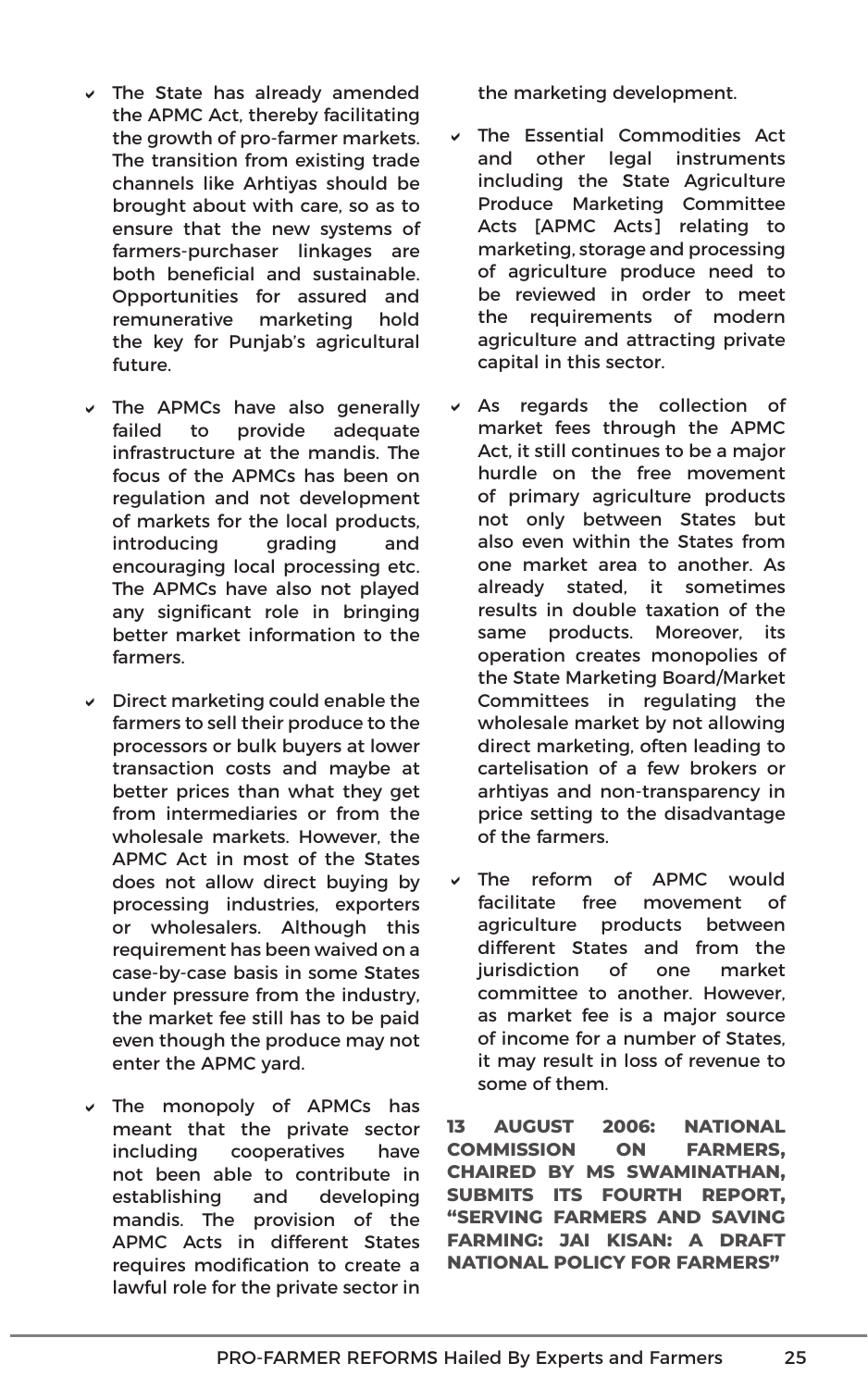- The State has already amended the APMC Act, thereby facilitating the growth of pro-farmer markets. The transition from existing trade channels like Arhtiyas should be brought about with care, so as to ensure that the new systems of farmers-purchaser linkages are both beneficial and sustainable. Opportunities for assured and remunerative marketing hold the key for Punjab's agricultural future.

- The APMCs have also generally failed to provide adequate infrastructure at the mandis. The focus of the APMCs has been on regulation and not development of markets for the local products, introducing grading and encouraging local processing etc. The APMCs have also not played any significant role in bringing better market information to the farmers.

- Direct marketing could enable the farmers to sell their produce to the processors or bulk buyers at lower transaction costs and maybe at better prices than what they get from intermediaries or from the wholesale markets. However, the APMC Act in most of the States does not allow direct buying by processing industries, exporters or wholesalers. Although this requirement has been waived on a case-by-case basis in some States under pressure from the industry, the market fee still has to be paid even though the produce may not enter the APMC yard.

- The monopoly of APMCs has meant that the private sector including cooperatives have not been able to contribute in establishing and developing mandis. The provision of the APMC Acts in different States requires modification to create a lawful role for the private sector in the marketing development.

- The Essential Commodities Act and other legal instruments including the State Agriculture Produce Marketing Committee Acts [APMC Acts] relating to marketing, storage and processing of agriculture produce need to be reviewed in order to meet the requirements of modern agriculture and attracting private capital in this sector.

- As regards the collection of market fees through the APMC Act, it still continues to be a major hurdle on the free movement of primary agriculture products not only between States but also even within the States from one market area to another. As already stated, it sometimes results in double taxation of the same products. Moreover, its operation creates monopolies of the State Marketing Board/Market Committees in regulating the wholesale market by not allowing direct marketing, often leading to cartelisation of a few brokers or arhtiyas and non-transparency in price setting to the disadvantage of the farmers.

- The reform of APMC would facilitate free movement of agriculture products between different States and from the jurisdiction of one market committee to another. However, as market fee is a major source of income for a number of States, it may result in loss of revenue to some of them.

**13 AUGUST 2006: NATIONAL COMMISSION ON FARMERS, CHAIRED BY MS SWAMINATHAN, SUBMITS ITS FOURTH REPORT, "SERVING FARMERS AND SAVING FARMING: JAI KISAN: A DRAFT NATIONAL POLICY FOR FARMERS"**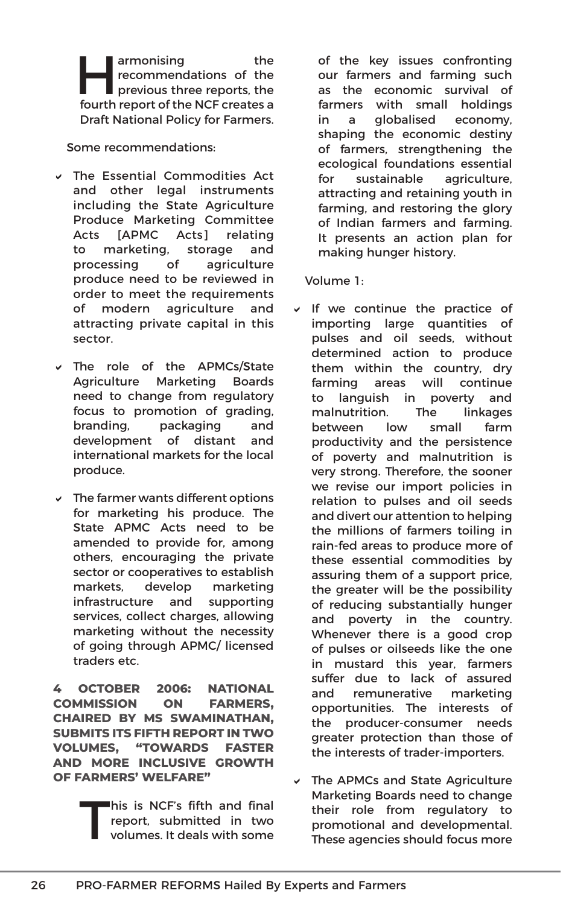Harmonising the recommendations of the previous three reports, the fourth report of the NCF creates a Draft National Policy for Farmers.

Some recommendations:

- The Essential Commodities Act and other legal instruments including the State Agriculture Produce Marketing Committee Acts [APMC Acts] relating to marketing, storage and processing of agriculture produce need to be reviewed in order to meet the requirements of modern agriculture and attracting private capital in this sector.
- The role of the APMCs/State Agriculture Marketing Boards need to change from regulatory focus to promotion of grading, branding, packaging and development of distant and international markets for the local produce.
- The farmer wants different options for marketing his produce. The State APMC Acts need to be amended to provide for, among others, encouraging the private sector or cooperatives to establish markets, develop marketing infrastructure and supporting services, collect charges, allowing marketing without the necessity of going through APMC/ licensed traders etc.

**4 OCTOBER 2006: NATIONAL COMMISSION ON FARMERS, CHAIRED BY MS SWAMINATHAN, SUBMITS ITS FIFTH REPORT IN TWO VOLUMES, "TOWARDS FASTER AND MORE INCLUSIVE GROWTH OF FARMERS' WELFARE"**

This is NCF's fifth and final report, submitted in two volumes. It deals with some of the key issues confronting our farmers and farming such as the economic survival of farmers with small holdings in a globalised economy, shaping the economic destiny of farmers, strengthening the ecological foundations essential for sustainable agriculture, attracting and retaining youth in farming, and restoring the glory of Indian farmers and farming. It presents an action plan for making hunger history.

Volume 1:

- If we continue the practice of importing large quantities of pulses and oil seeds, without determined action to produce them within the country, dry farming areas will continue to languish in poverty and malnutrition. The linkages between low small farm productivity and the persistence of poverty and malnutrition is very strong. Therefore, the sooner we revise our import policies in relation to pulses and oil seeds and divert our attention to helping the millions of farmers toiling in rain-fed areas to produce more of these essential commodities by assuring them of a support price, the greater will be the possibility of reducing substantially hunger and poverty in the country. Whenever there is a good crop of pulses or oilseeds like the one in mustard this year, farmers suffer due to lack of assured and remunerative marketing opportunities. The interests of the producer-consumer needs greater protection than those of the interests of trader-importers.
- The APMCs and State Agriculture Marketing Boards need to change their role from regulatory to promotional and developmental. These agencies should focus more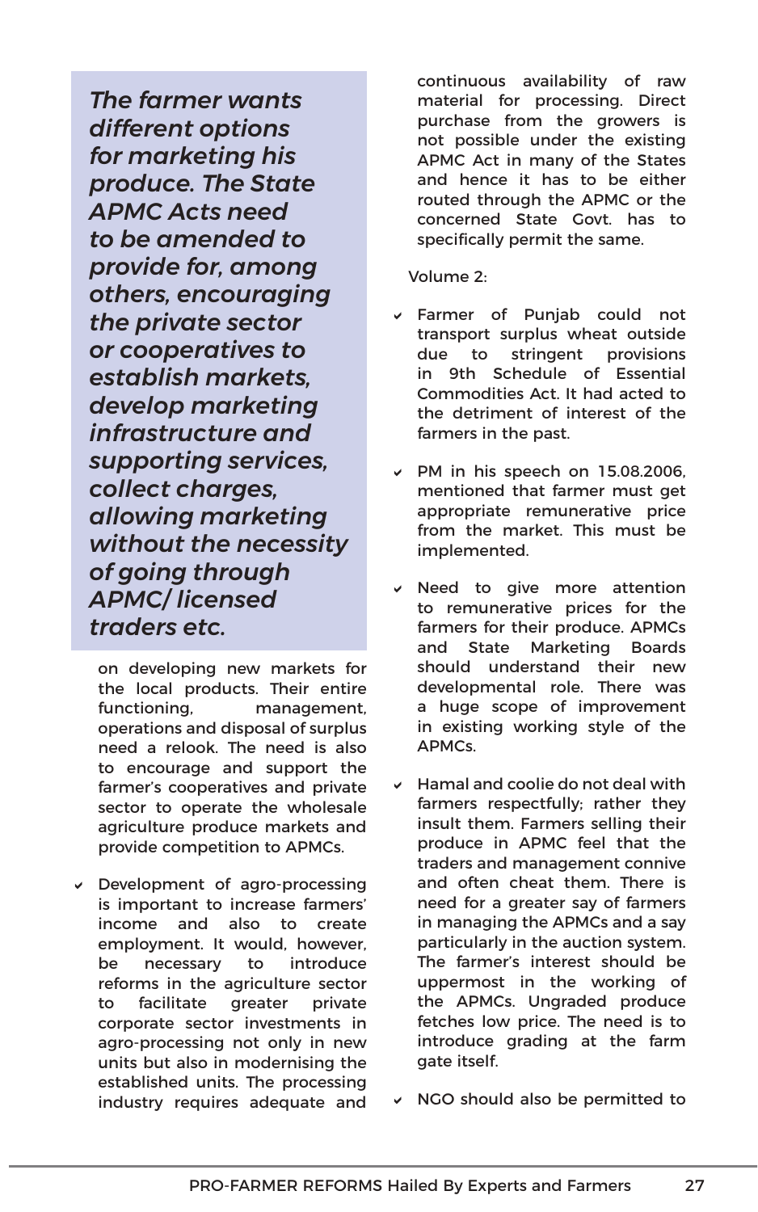> ***The farmer wants different options for marketing his produce. The State APMC Acts need to be amended to provide for, among others, encouraging the private sector or cooperatives to establish markets, develop marketing infrastructure and supporting services, collect charges, allowing marketing without the necessity of going through APMC/ licensed traders etc.***

on developing new markets for the local products. Their entire functioning, management, operations and disposal of surplus need a relook. The need is also to encourage and support the farmer's cooperatives and private sector to operate the wholesale agriculture produce markets and provide competition to APMCs.

- Development of agro-processing is important to increase farmers' income and also to create employment. It would, however, be necessary to introduce reforms in the agriculture sector to facilitate greater private corporate sector investments in agro-processing not only in new units but also in modernising the established units. The processing industry requires adequate and continuous availability of raw material for processing. Direct purchase from the growers is not possible under the existing APMC Act in many of the States and hence it has to be either routed through the APMC or the concerned State Govt. has to specifically permit the same.

Volume 2:

- Farmer of Punjab could not transport surplus wheat outside due to stringent provisions in 9th Schedule of Essential Commodities Act. It had acted to the detriment of interest of the farmers in the past.
- PM in his speech on 15.08.2006, mentioned that farmer must get appropriate remunerative price from the market. This must be implemented.
- Need to give more attention to remunerative prices for the farmers for their produce. APMCs and State Marketing Boards should understand their new developmental role. There was a huge scope of improvement in existing working style of the APMCs.
- Hamal and coolie do not deal with farmers respectfully; rather they insult them. Farmers selling their produce in APMC feel that the traders and management connive and often cheat them. There is need for a greater say of farmers in managing the APMCs and a say particularly in the auction system. The farmer's interest should be uppermost in the working of the APMCs. Ungraded produce fetches low price. The need is to introduce grading at the farm gate itself.
- NGO should also be permitted to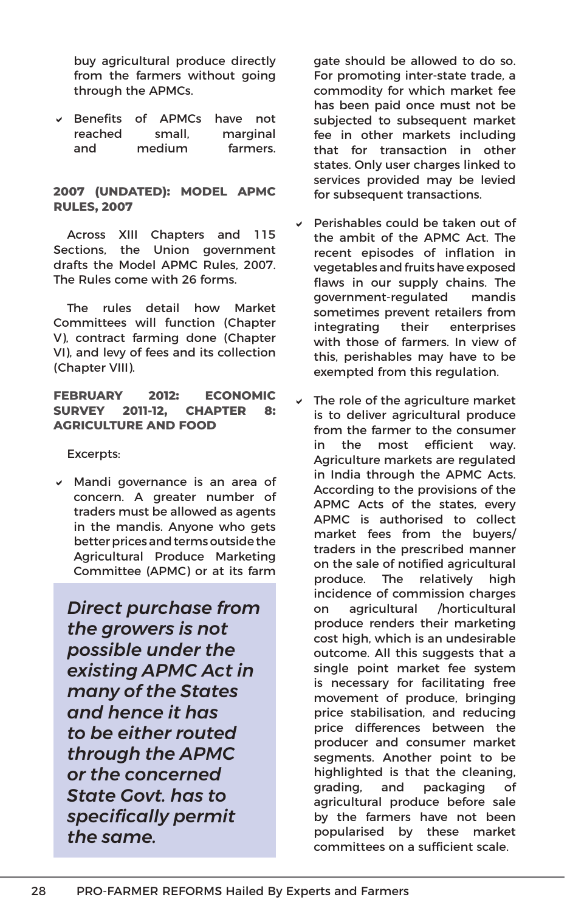buy agricultural produce directly from the farmers without going through the APMCs.

- Benefits of APMCs have not reached small, marginal and medium farmers.

**2007 (UNDATED): MODEL APMC RULES, 2007**

Across XIII Chapters and 115 Sections, the Union government drafts the Model APMC Rules, 2007. The Rules come with 26 forms.

The rules detail how Market Committees will function (Chapter V), contract farming done (Chapter VI), and levy of fees and its collection (Chapter VIII).

**FEBRUARY 2012: ECONOMIC SURVEY 2011-12, CHAPTER 8: AGRICULTURE AND FOOD**

Excerpts:

- Mandi governance is an area of concern. A greater number of traders must be allowed as agents in the mandis. Anyone who gets better prices and terms outside the Agricultural Produce Marketing Committee (APMC) or at its farm gate should be allowed to do so. For promoting inter-state trade, a commodity for which market fee has been paid once must not be subjected to subsequent market fee in other markets including that for transaction in other states. Only user charges linked to services provided may be levied for subsequent transactions.

- Perishables could be taken out of the ambit of the APMC Act. The recent episodes of inflation in vegetables and fruits have exposed flaws in our supply chains. The government-regulated mandis sometimes prevent retailers from integrating their enterprises with those of farmers. In view of this, perishables may have to be exempted from this regulation.

- The role of the agriculture market is to deliver agricultural produce from the farmer to the consumer in the most efficient way. Agriculture markets are regulated in India through the APMC Acts. According to the provisions of the APMC Acts of the states, every APMC is authorised to collect market fees from the buyers/ traders in the prescribed manner on the sale of notified agricultural produce. The relatively high incidence of commission charges on agricultural /horticultural produce renders their marketing cost high, which is an undesirable outcome. All this suggests that a single point market fee system is necessary for facilitating free movement of produce, bringing price stabilisation, and reducing price differences between the producer and consumer market segments. Another point to be highlighted is that the cleaning, grading, and packaging of agricultural produce before sale by the farmers have not been popularised by these market committees on a sufficient scale.

> ***Direct purchase from the growers is not possible under the existing APMC Act in many of the States and hence it has to be either routed through the APMC or the concerned State Govt. has to specifically permit the same.***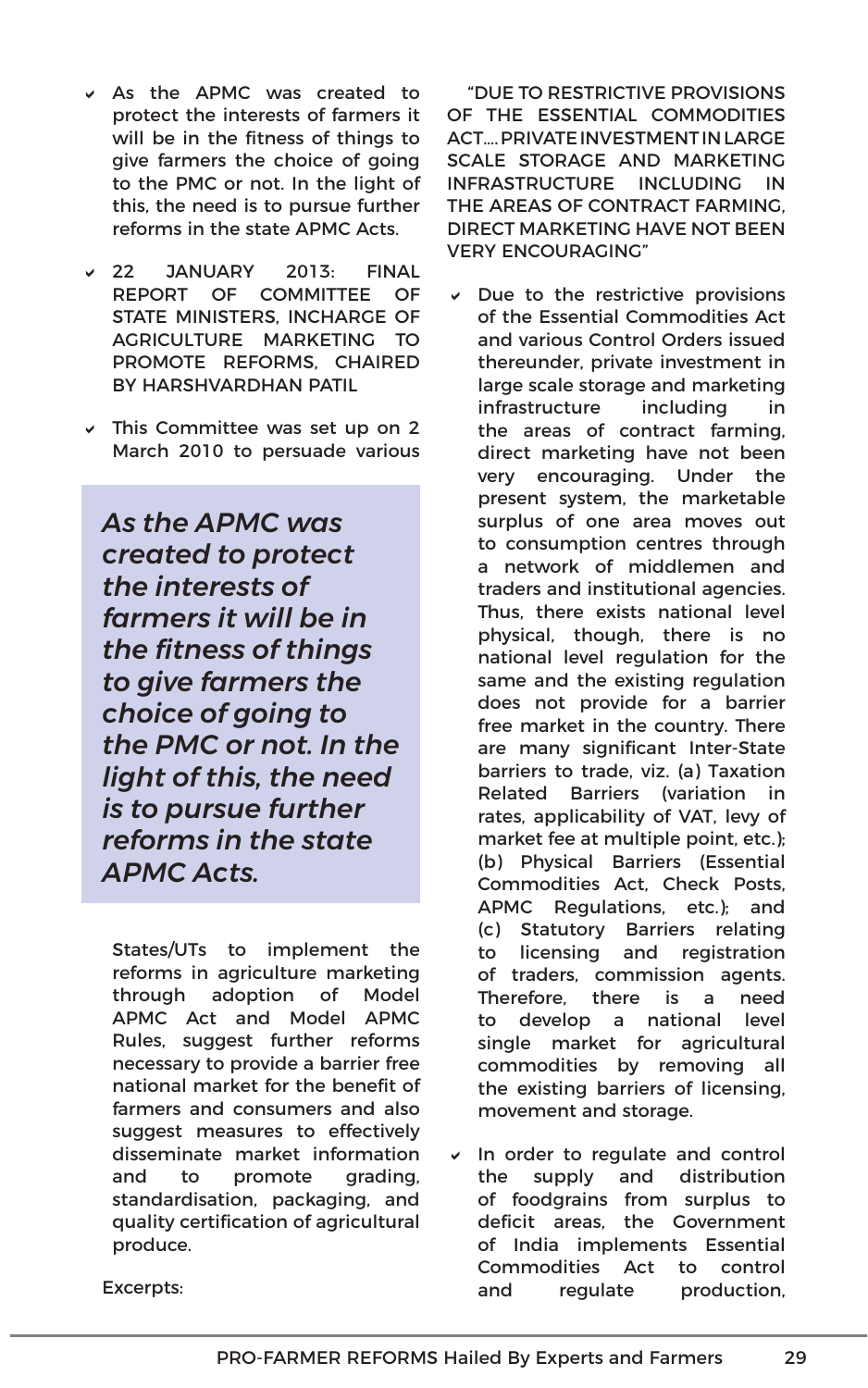- As the APMC was created to protect the interests of farmers it will be in the fitness of things to give farmers the choice of going to the PMC or not. In the light of this, the need is to pursue further reforms in the state APMC Acts.

- 22 JANUARY 2013: FINAL REPORT OF COMMITTEE OF STATE MINISTERS, INCHARGE OF AGRICULTURE MARKETING TO PROMOTE REFORMS, CHAIRED BY HARSHVARDHAN PATIL

- This Committee was set up on 2 March 2010 to persuade various States/UTs to implement the reforms in agriculture marketing through adoption of Model APMC Act and Model APMC Rules, suggest further reforms necessary to provide a barrier free national market for the benefit of farmers and consumers and also suggest measures to effectively disseminate market information and to promote grading, standardisation, packaging, and quality certification of agricultural produce.

> ***As the APMC was created to protect the interests of farmers it will be in the fitness of things to give farmers the choice of going to the PMC or not. In the light of this, the need is to pursue further reforms in the state APMC Acts.***

Excerpts:

"DUE TO RESTRICTIVE PROVISIONS OF THE ESSENTIAL COMMODITIES ACT.... PRIVATE INVESTMENT IN LARGE SCALE STORAGE AND MARKETING INFRASTRUCTURE INCLUDING IN THE AREAS OF CONTRACT FARMING, DIRECT MARKETING HAVE NOT BEEN VERY ENCOURAGING"

- Due to the restrictive provisions of the Essential Commodities Act and various Control Orders issued thereunder, private investment in large scale storage and marketing infrastructure including in the areas of contract farming, direct marketing have not been very encouraging. Under the present system, the marketable surplus of one area moves out to consumption centres through a network of middlemen and traders and institutional agencies. Thus, there exists national level physical, though, there is no national level regulation for the same and the existing regulation does not provide for a barrier free market in the country. There are many significant Inter-State barriers to trade, viz. (a) Taxation Related Barriers (variation in rates, applicability of VAT, levy of market fee at multiple point, etc.); (b) Physical Barriers (Essential Commodities Act, Check Posts, APMC Regulations, etc.); and (c) Statutory Barriers relating to licensing and registration of traders, commission agents. Therefore, there is a need to develop a national level single market for agricultural commodities by removing all the existing barriers of licensing, movement and storage.

- In order to regulate and control the supply and distribution of foodgrains from surplus to deficit areas, the Government of India implements Essential Commodities Act to control and regulate production,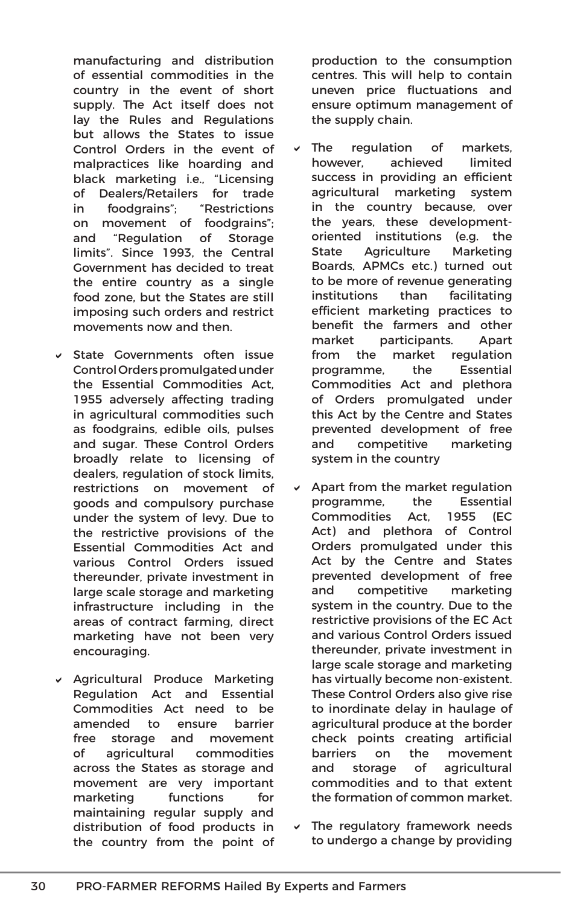manufacturing and distribution of essential commodities in the country in the event of short supply. The Act itself does not lay the Rules and Regulations but allows the States to issue Control Orders in the event of malpractices like hoarding and black marketing i.e., "Licensing of Dealers/Retailers for trade in foodgrains"; "Restrictions on movement of foodgrains"; and "Regulation of Storage limits". Since 1993, the Central Government has decided to treat the entire country as a single food zone, but the States are still imposing such orders and restrict movements now and then.

- State Governments often issue Control Orders promulgated under the Essential Commodities Act, 1955 adversely affecting trading in agricultural commodities such as foodgrains, edible oils, pulses and sugar. These Control Orders broadly relate to licensing of dealers, regulation of stock limits, restrictions on movement of goods and compulsory purchase under the system of levy. Due to the restrictive provisions of the Essential Commodities Act and various Control Orders issued thereunder, private investment in large scale storage and marketing infrastructure including in the areas of contract farming, direct marketing have not been very encouraging.

- Agricultural Produce Marketing Regulation Act and Essential Commodities Act need to be amended to ensure barrier free storage and movement of agricultural commodities across the States as storage and movement are very important marketing functions for maintaining regular supply and distribution of food products in the country from the point of production to the consumption centres. This will help to contain uneven price fluctuations and ensure optimum management of the supply chain.

- The regulation of markets, however, achieved limited success in providing an efficient agricultural marketing system in the country because, over the years, these development-oriented institutions (e.g. the State Agriculture Marketing Boards, APMCs etc.) turned out to be more of revenue generating institutions than facilitating efficient marketing practices to benefit the farmers and other market participants. Apart from the market regulation programme, the Essential Commodities Act and plethora of Orders promulgated under this Act by the Centre and States prevented development of free and competitive marketing system in the country

- Apart from the market regulation programme, the Essential Commodities Act, 1955 (EC Act) and plethora of Control Orders promulgated under this Act by the Centre and States prevented development of free and competitive marketing system in the country. Due to the restrictive provisions of the EC Act and various Control Orders issued thereunder, private investment in large scale storage and marketing has virtually become non-existent. These Control Orders also give rise to inordinate delay in haulage of agricultural produce at the border check points creating artificial barriers on the movement and storage of agricultural commodities and to that extent the formation of common market.

- The regulatory framework needs to undergo a change by providing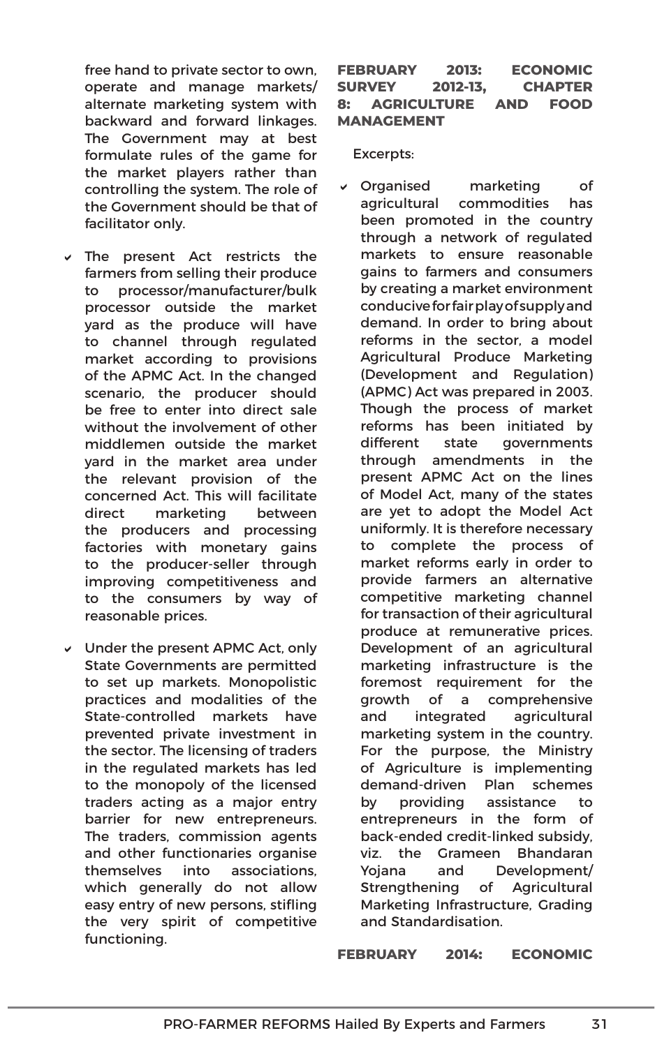free hand to private sector to own, operate and manage markets/ alternate marketing system with backward and forward linkages. The Government may at best formulate rules of the game for the market players rather than controlling the system. The role of the Government should be that of facilitator only.

- The present Act restricts the farmers from selling their produce to processor/manufacturer/bulk processor outside the market yard as the produce will have to channel through regulated market according to provisions of the APMC Act. In the changed scenario, the producer should be free to enter into direct sale without the involvement of other middlemen outside the market yard in the market area under the relevant provision of the concerned Act. This will facilitate direct marketing between the producers and processing factories with monetary gains to the producer-seller through improving competitiveness and to the consumers by way of reasonable prices.

- Under the present APMC Act, only State Governments are permitted to set up markets. Monopolistic practices and modalities of the State-controlled markets have prevented private investment in the sector. The licensing of traders in the regulated markets has led to the monopoly of the licensed traders acting as a major entry barrier for new entrepreneurs. The traders, commission agents and other functionaries organise themselves into associations, which generally do not allow easy entry of new persons, stifling the very spirit of competitive functioning.

**FEBRUARY 2013: ECONOMIC SURVEY 2012-13, CHAPTER 8: AGRICULTURE AND FOOD MANAGEMENT**

Excerpts:

- Organised marketing of agricultural commodities has been promoted in the country through a network of regulated markets to ensure reasonable gains to farmers and consumers by creating a market environment conducive for fair play of supply and demand. In order to bring about reforms in the sector, a model Agricultural Produce Marketing (Development and Regulation) (APMC) Act was prepared in 2003. Though the process of market reforms has been initiated by different state governments through amendments in the present APMC Act on the lines of Model Act, many of the states are yet to adopt the Model Act uniformly. It is therefore necessary to complete the process of market reforms early in order to provide farmers an alternative competitive marketing channel for transaction of their agricultural produce at remunerative prices. Development of an agricultural marketing infrastructure is the foremost requirement for the growth of a comprehensive and integrated agricultural marketing system in the country. For the purpose, the Ministry of Agriculture is implementing demand-driven Plan schemes by providing assistance to entrepreneurs in the form of back-ended credit-linked subsidy, viz. the Grameen Bhandaran Yojana and Development/ Strengthening of Agricultural Marketing Infrastructure, Grading and Standardisation.

**FEBRUARY 2014: ECONOMIC**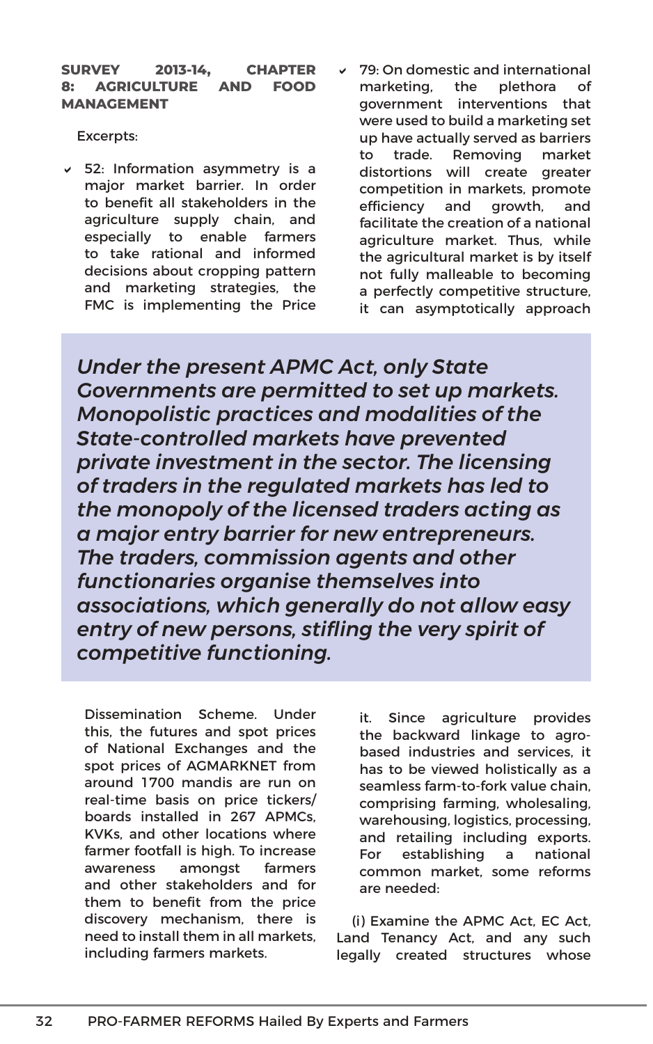**SURVEY 2013-14, CHAPTER 8: AGRICULTURE AND FOOD MANAGEMENT**

Excerpts:

- 52: Information asymmetry is a major market barrier. In order to benefit all stakeholders in the agriculture supply chain, and especially to enable farmers to take rational and informed decisions about cropping pattern and marketing strategies, the FMC is implementing the Price Dissemination Scheme. Under this, the futures and spot prices of National Exchanges and the spot prices of AGMARKNET from around 1700 mandis are run on real-time basis on price tickers/ boards installed in 267 APMCs, KVKs, and other locations where farmer footfall is high. To increase awareness amongst farmers and other stakeholders and for them to benefit from the price discovery mechanism, there is need to install them in all markets, including farmers markets.

- 79: On domestic and international marketing, the plethora of government interventions that were used to build a marketing set up have actually served as barriers to trade. Removing market distortions will create greater competition in markets, promote efficiency and growth, and facilitate the creation of a national agriculture market. Thus, while the agricultural market is by itself not fully malleable to becoming a perfectly competitive structure, it can asymptotically approach it. Since agriculture provides the backward linkage to agro-based industries and services, it has to be viewed holistically as a seamless farm-to-fork value chain, comprising farming, wholesaling, warehousing, logistics, processing, and retailing including exports. For establishing a national common market, some reforms are needed:

(i) Examine the APMC Act, EC Act, Land Tenancy Act, and any such legally created structures whose

> *Under the present APMC Act, only State Governments are permitted to set up markets. Monopolistic practices and modalities of the State-controlled markets have prevented private investment in the sector. The licensing of traders in the regulated markets has led to the monopoly of the licensed traders acting as a major entry barrier for new entrepreneurs. The traders, commission agents and other functionaries organise themselves into associations, which generally do not allow easy entry of new persons, stifling the very spirit of competitive functioning.*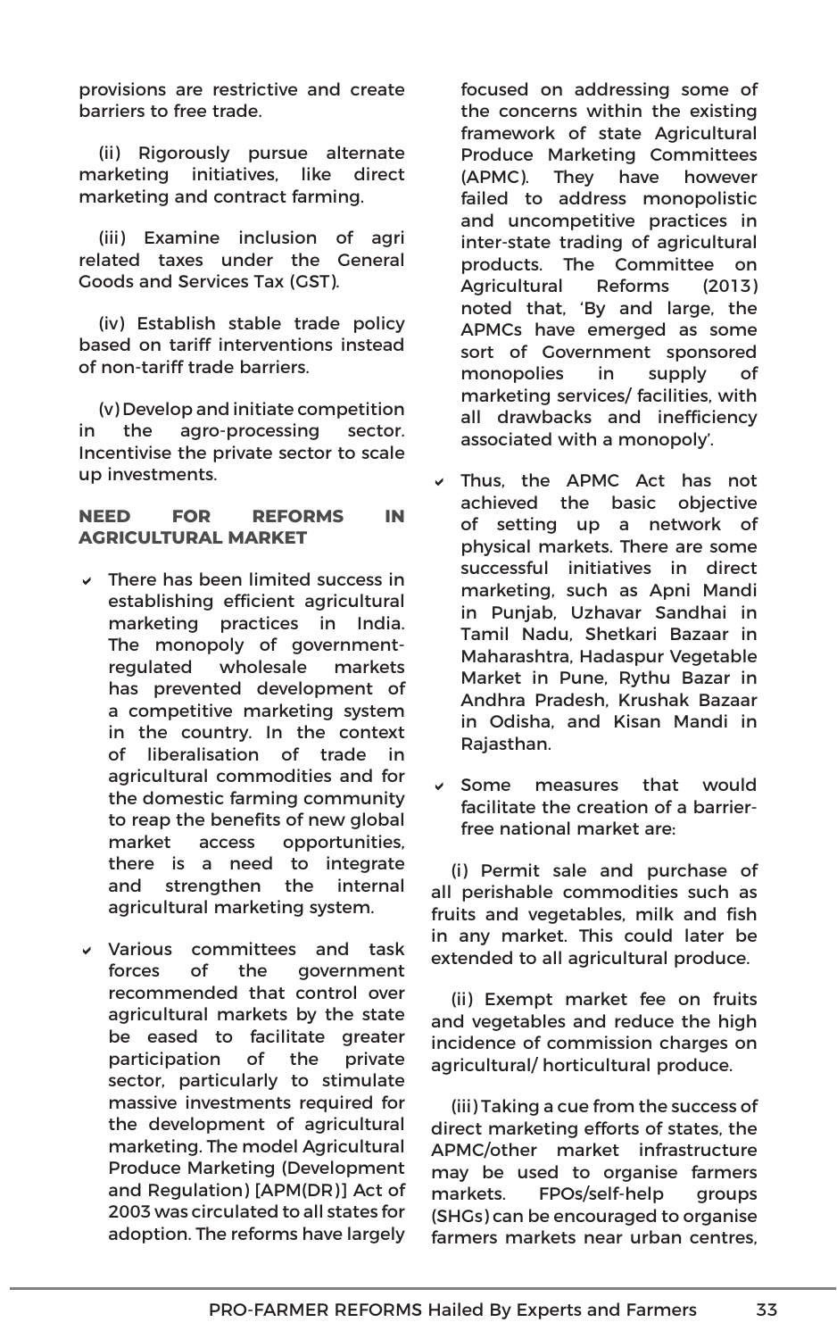provisions are restrictive and create barriers to free trade.

(ii) Rigorously pursue alternate marketing initiatives, like direct marketing and contract farming.

(iii) Examine inclusion of agri related taxes under the General Goods and Services Tax (GST).

(iv) Establish stable trade policy based on tariff interventions instead of non-tariff trade barriers.

(v) Develop and initiate competition in the agro-processing sector. Incentivise the private sector to scale up investments.

## NEED FOR REFORMS IN AGRICULTURAL MARKET

- There has been limited success in establishing efficient agricultural marketing practices in India. The monopoly of government-regulated wholesale markets has prevented development of a competitive marketing system in the country. In the context of liberalisation of trade in agricultural commodities and for the domestic farming community to reap the benefits of new global market access opportunities, there is a need to integrate and strengthen the internal agricultural marketing system.

- Various committees and task forces of the government recommended that control over agricultural markets by the state be eased to facilitate greater participation of the private sector, particularly to stimulate massive investments required for the development of agricultural marketing. The model Agricultural Produce Marketing (Development and Regulation) [APM(DR)] Act of 2003 was circulated to all states for adoption. The reforms have largely focused on addressing some of the concerns within the existing framework of state Agricultural Produce Marketing Committees (APMC). They have however failed to address monopolistic and uncompetitive practices in inter-state trading of agricultural products. The Committee on Agricultural Reforms (2013) noted that, 'By and large, the APMCs have emerged as some sort of Government sponsored monopolies in supply of marketing services/ facilities, with all drawbacks and inefficiency associated with a monopoly'.

- Thus, the APMC Act has not achieved the basic objective of setting up a network of physical markets. There are some successful initiatives in direct marketing, such as Apni Mandi in Punjab, Uzhavar Sandhai in Tamil Nadu, Shetkari Bazaar in Maharashtra, Hadaspur Vegetable Market in Pune, Rythu Bazar in Andhra Pradesh, Krushak Bazaar in Odisha, and Kisan Mandi in Rajasthan.

- Some measures that would facilitate the creation of a barrier-free national market are:

(i) Permit sale and purchase of all perishable commodities such as fruits and vegetables, milk and fish in any market. This could later be extended to all agricultural produce.

(ii) Exempt market fee on fruits and vegetables and reduce the high incidence of commission charges on agricultural/ horticultural produce.

(iii) Taking a cue from the success of direct marketing efforts of states, the APMC/other market infrastructure may be used to organise farmers markets. FPOs/self-help groups (SHGs) can be encouraged to organise farmers markets near urban centres,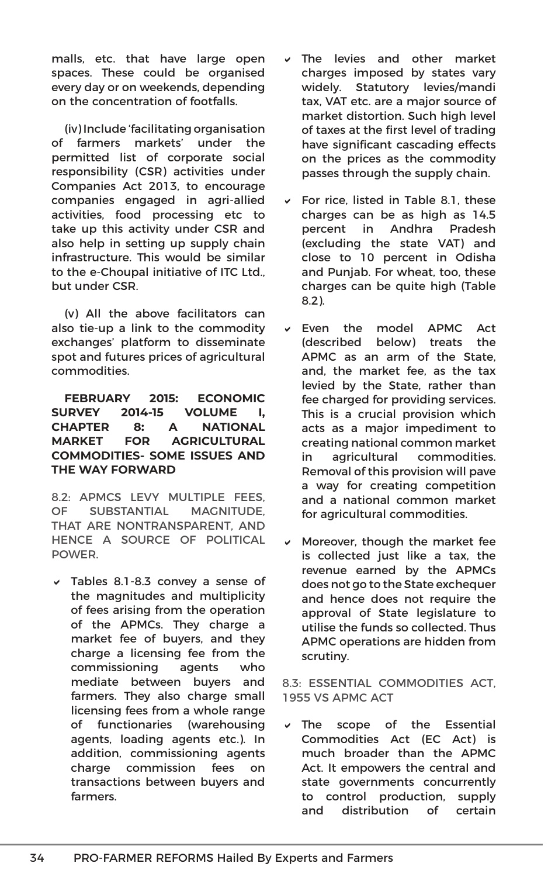malls, etc. that have large open spaces. These could be organised every day or on weekends, depending on the concentration of footfalls.

(iv) Include 'facilitating organisation of farmers markets' under the permitted list of corporate social responsibility (CSR) activities under Companies Act 2013, to encourage companies engaged in agri-allied activities, food processing etc to take up this activity under CSR and also help in setting up supply chain infrastructure. This would be similar to the e-Choupal initiative of ITC Ltd., but under CSR.

(v) All the above facilitators can also tie-up a link to the commodity exchanges' platform to disseminate spot and futures prices of agricultural commodities.

**FEBRUARY 2015: ECONOMIC SURVEY 2014-15 VOLUME I, CHAPTER 8: A NATIONAL MARKET FOR AGRICULTURAL COMMODITIES- SOME ISSUES AND THE WAY FORWARD**

8.2: APMCS LEVY MULTIPLE FEES, OF SUBSTANTIAL MAGNITUDE, THAT ARE NONTRANSPARENT, AND HENCE A SOURCE OF POLITICAL POWER.

- Tables 8.1-8.3 convey a sense of the magnitudes and multiplicity of fees arising from the operation of the APMCs. They charge a market fee of buyers, and they charge a licensing fee from the commissioning agents who mediate between buyers and farmers. They also charge small licensing fees from a whole range of functionaries (warehousing agents, loading agents etc.). In addition, commissioning agents charge commission fees on transactions between buyers and farmers.
- The levies and other market charges imposed by states vary widely. Statutory levies/mandi tax, VAT etc. are a major source of market distortion. Such high level of taxes at the first level of trading have significant cascading effects on the prices as the commodity passes through the supply chain.
- For rice, listed in Table 8.1, these charges can be as high as 14.5 percent in Andhra Pradesh (excluding the state VAT) and close to 10 percent in Odisha and Punjab. For wheat, too, these charges can be quite high (Table 8.2).
- Even the model APMC Act (described below) treats the APMC as an arm of the State, and, the market fee, as the tax levied by the State, rather than fee charged for providing services. This is a crucial provision which acts as a major impediment to creating national common market in agricultural commodities. Removal of this provision will pave a way for creating competition and a national common market for agricultural commodities.
- Moreover, though the market fee is collected just like a tax, the revenue earned by the APMCs does not go to the State exchequer and hence does not require the approval of State legislature to utilise the funds so collected. Thus APMC operations are hidden from scrutiny.

8.3: ESSENTIAL COMMODITIES ACT, 1955 VS APMC ACT

- The scope of the Essential Commodities Act (EC Act) is much broader than the APMC Act. It empowers the central and state governments concurrently to control production, supply and distribution of certain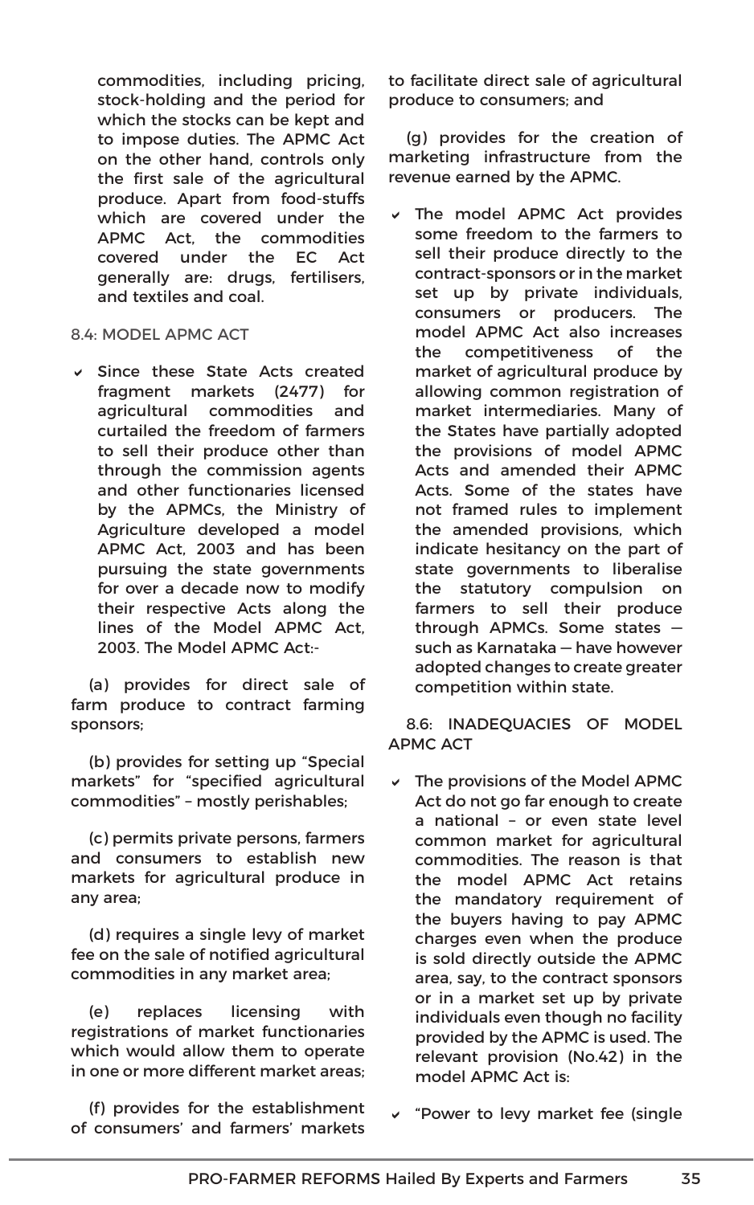commodities, including pricing, stock-holding and the period for which the stocks can be kept and to impose duties. The APMC Act on the other hand, controls only the first sale of the agricultural produce. Apart from food-stuffs which are covered under the APMC Act, the commodities covered under the EC Act generally are: drugs, fertilisers, and textiles and coal.

## 8.4: MODEL APMC ACT

- Since these State Acts created fragment markets (2477) for agricultural commodities and curtailed the freedom of farmers to sell their produce other than through the commission agents and other functionaries licensed by the APMCs, the Ministry of Agriculture developed a model APMC Act, 2003 and has been pursuing the state governments for over a decade now to modify their respective Acts along the lines of the Model APMC Act, 2003. The Model APMC Act:-

(a) provides for direct sale of farm produce to contract farming sponsors;

(b) provides for setting up "Special markets" for "specified agricultural commodities" – mostly perishables;

(c) permits private persons, farmers and consumers to establish new markets for agricultural produce in any area;

(d) requires a single levy of market fee on the sale of notified agricultural commodities in any market area;

(e) replaces licensing with registrations of market functionaries which would allow them to operate in one or more different market areas;

(f) provides for the establishment of consumers' and farmers' markets to facilitate direct sale of agricultural produce to consumers; and

(g) provides for the creation of marketing infrastructure from the revenue earned by the APMC.

- The model APMC Act provides some freedom to the farmers to sell their produce directly to the contract-sponsors or in the market set up by private individuals, consumers or producers. The model APMC Act also increases the competitiveness of the market of agricultural produce by allowing common registration of market intermediaries. Many of the States have partially adopted the provisions of model APMC Acts and amended their APMC Acts. Some of the states have not framed rules to implement the amended provisions, which indicate hesitancy on the part of state governments to liberalise the statutory compulsion on farmers to sell their produce through APMCs. Some states — such as Karnataka — have however adopted changes to create greater competition within state.

## 8.6: INADEQUACIES OF MODEL APMC ACT

- The provisions of the Model APMC Act do not go far enough to create a national – or even state level common market for agricultural commodities. The reason is that the model APMC Act retains the mandatory requirement of the buyers having to pay APMC charges even when the produce is sold directly outside the APMC area, say, to the contract sponsors or in a market set up by private individuals even though no facility provided by the APMC is used. The relevant provision (No.42) in the model APMC Act is:
- "Power to levy market fee (single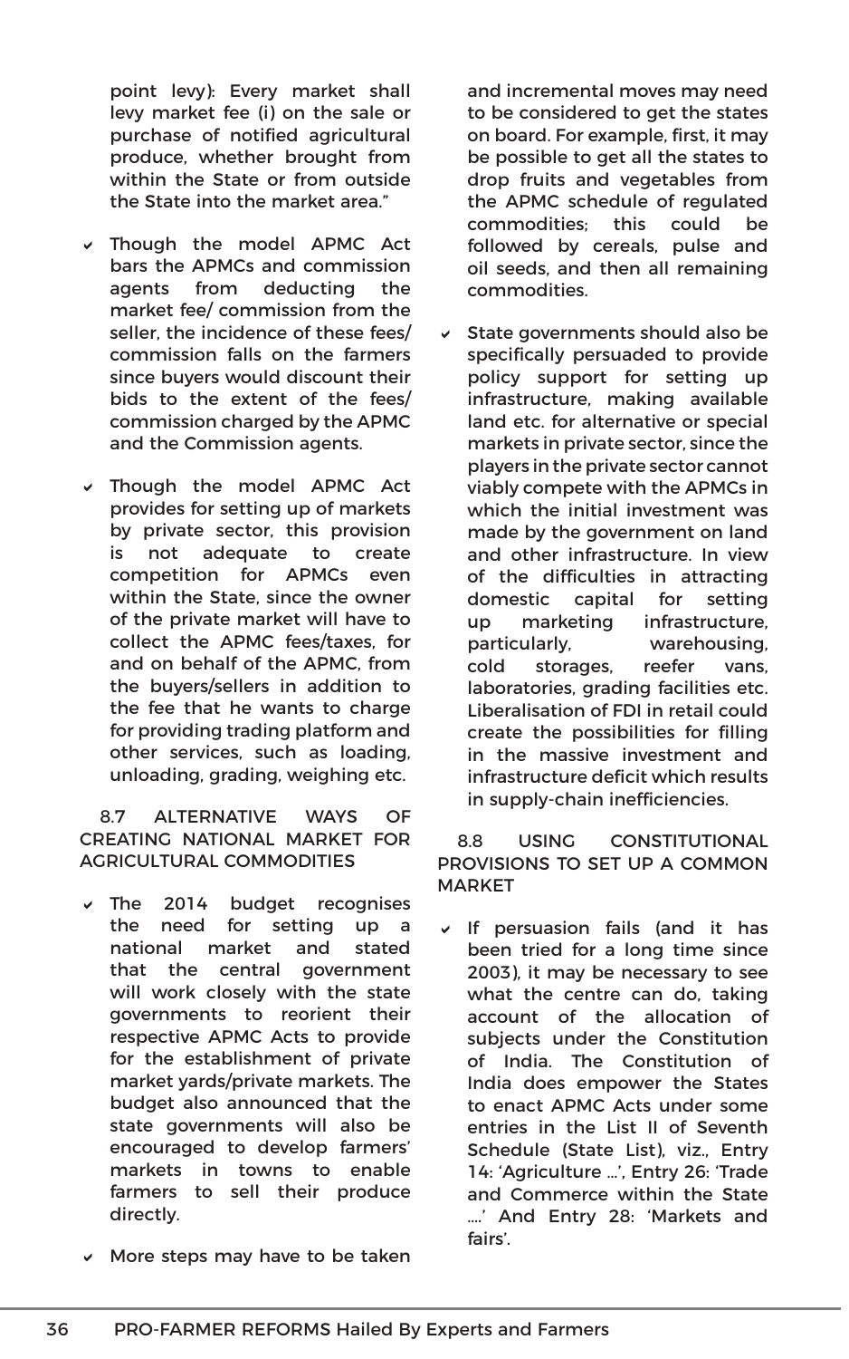point levy): Every market shall levy market fee (i) on the sale or purchase of notified agricultural produce, whether brought from within the State or from outside the State into the market area."

- Though the model APMC Act bars the APMCs and commission agents from deducting the market fee/ commission from the seller, the incidence of these fees/ commission falls on the farmers since buyers would discount their bids to the extent of the fees/ commission charged by the APMC and the Commission agents.
- Though the model APMC Act provides for setting up of markets by private sector, this provision is not adequate to create competition for APMCs even within the State, since the owner of the private market will have to collect the APMC fees/taxes, for and on behalf of the APMC, from the buyers/sellers in addition to the fee that he wants to charge for providing trading platform and other services, such as loading, unloading, grading, weighing etc.

## 8.7 ALTERNATIVE WAYS OF CREATING NATIONAL MARKET FOR AGRICULTURAL COMMODITIES

- The 2014 budget recognises the need for setting up a national market and stated that the central government will work closely with the state governments to reorient their respective APMC Acts to provide for the establishment of private market yards/private markets. The budget also announced that the state governments will also be encouraged to develop farmers' markets in towns to enable farmers to sell their produce directly.
- More steps may have to be taken and incremental moves may need to be considered to get the states on board. For example, first, it may be possible to get all the states to drop fruits and vegetables from the APMC schedule of regulated commodities; this could be followed by cereals, pulse and oil seeds, and then all remaining commodities.
- State governments should also be specifically persuaded to provide policy support for setting up infrastructure, making available land etc. for alternative or special markets in private sector, since the players in the private sector cannot viably compete with the APMCs in which the initial investment was made by the government on land and other infrastructure. In view of the difficulties in attracting domestic capital for setting up marketing infrastructure, particularly, warehousing, cold storages, reefer vans, laboratories, grading facilities etc. Liberalisation of FDI in retail could create the possibilities for filling in the massive investment and infrastructure deficit which results in supply-chain inefficiencies.

## 8.8 USING CONSTITUTIONAL PROVISIONS TO SET UP A COMMON MARKET

- If persuasion fails (and it has been tried for a long time since 2003), it may be necessary to see what the centre can do, taking account of the allocation of subjects under the Constitution of India. The Constitution of India does empower the States to enact APMC Acts under some entries in the List II of Seventh Schedule (State List), viz., Entry 14: 'Agriculture ...', Entry 26: 'Trade and Commerce within the State ....' And Entry 28: 'Markets and fairs'.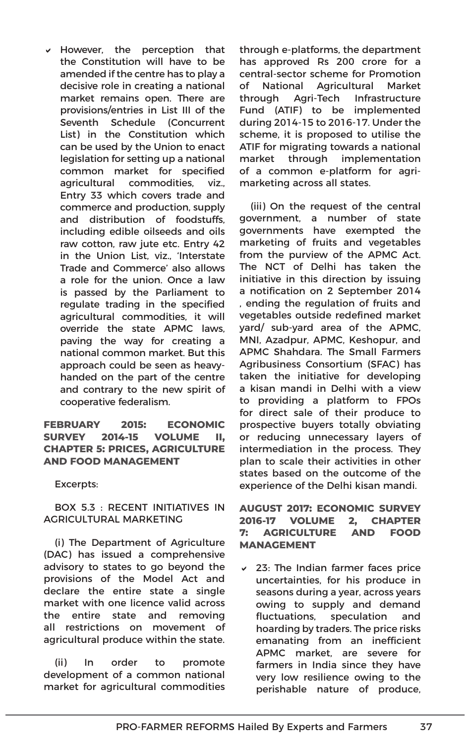- However, the perception that the Constitution will have to be amended if the centre has to play a decisive role in creating a national market remains open. There are provisions/entries in List III of the Seventh Schedule (Concurrent List) in the Constitution which can be used by the Union to enact legislation for setting up a national common market for specified agricultural commodities, viz., Entry 33 which covers trade and commerce and production, supply and distribution of foodstuffs, including edible oilseeds and oils raw cotton, raw jute etc. Entry 42 in the Union List, viz., 'Interstate Trade and Commerce' also allows a role for the union. Once a law is passed by the Parliament to regulate trading in the specified agricultural commodities, it will override the state APMC laws, paving the way for creating a national common market. But this approach could be seen as heavy-handed on the part of the centre and contrary to the new spirit of cooperative federalism.

**FEBRUARY 2015: ECONOMIC SURVEY 2014-15 VOLUME II, CHAPTER 5: PRICES, AGRICULTURE AND FOOD MANAGEMENT**

Excerpts:

BOX 5.3 : RECENT INITIATIVES IN AGRICULTURAL MARKETING

(i) The Department of Agriculture (DAC) has issued a comprehensive advisory to states to go beyond the provisions of the Model Act and declare the entire state a single market with one licence valid across the entire state and removing all restrictions on movement of agricultural produce within the state.

(ii) In order to promote development of a common national market for agricultural commodities through e-platforms, the department has approved Rs 200 crore for a central-sector scheme for Promotion of National Agricultural Market through Agri-Tech Infrastructure Fund (ATIF) to be implemented during 2014-15 to 2016-17. Under the scheme, it is proposed to utilise the ATIF for migrating towards a national market through implementation of a common e-platform for agri-marketing across all states.

(iii) On the request of the central government, a number of state governments have exempted the marketing of fruits and vegetables from the purview of the APMC Act. The NCT of Delhi has taken the initiative in this direction by issuing a notification on 2 September 2014 , ending the regulation of fruits and vegetables outside redefined market yard/ sub-yard area of the APMC, MNI, Azadpur, APMC, Keshopur, and APMC Shahdara. The Small Farmers Agribusiness Consortium (SFAC) has taken the initiative for developing a kisan mandi in Delhi with a view to providing a platform to FPOs for direct sale of their produce to prospective buyers totally obviating or reducing unnecessary layers of intermediation in the process. They plan to scale their activities in other states based on the outcome of the experience of the Delhi kisan mandi.

**AUGUST 2017: ECONOMIC SURVEY 2016-17 VOLUME 2, CHAPTER 7: AGRICULTURE AND FOOD MANAGEMENT**

- 23: The Indian farmer faces price uncertainties, for his produce in seasons during a year, across years owing to supply and demand fluctuations, speculation and hoarding by traders. The price risks emanating from an inefficient APMC market, are severe for farmers in India since they have very low resilience owing to the perishable nature of produce,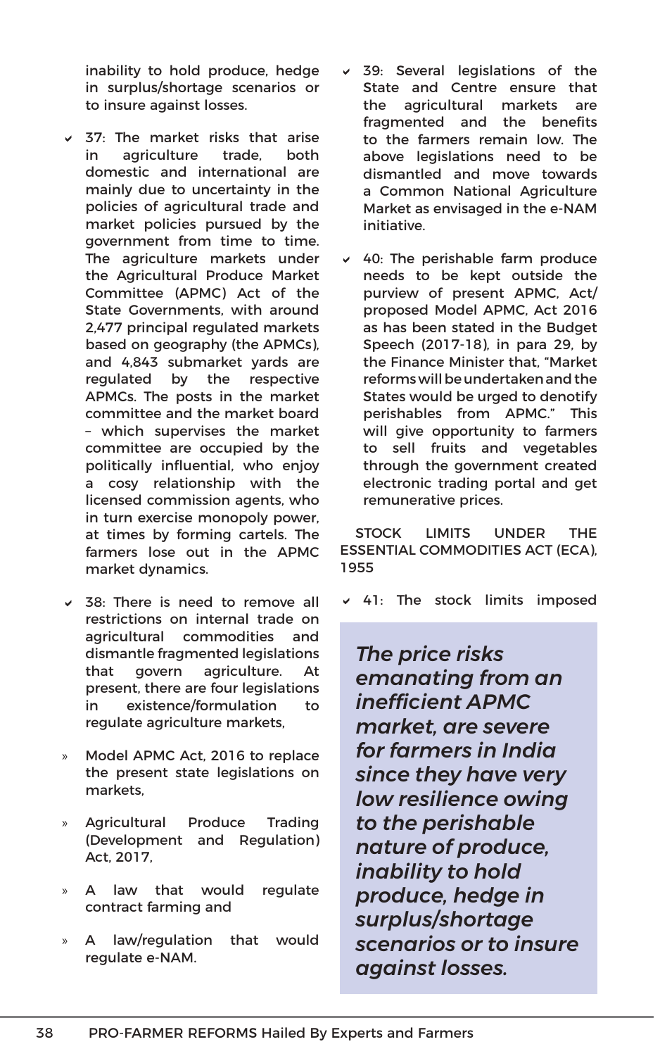inability to hold produce, hedge in surplus/shortage scenarios or to insure against losses.

- 37: The market risks that arise in agriculture trade, both domestic and international are mainly due to uncertainty in the policies of agricultural trade and market policies pursued by the government from time to time. The agriculture markets under the Agricultural Produce Market Committee (APMC) Act of the State Governments, with around 2,477 principal regulated markets based on geography (the APMCs), and 4,843 submarket yards are regulated by the respective APMCs. The posts in the market committee and the market board – which supervises the market committee are occupied by the politically influential, who enjoy a cosy relationship with the licensed commission agents, who in turn exercise monopoly power, at times by forming cartels. The farmers lose out in the APMC market dynamics.

- 38: There is need to remove all restrictions on internal trade on agricultural commodities and dismantle fragmented legislations that govern agriculture. At present, there are four legislations in existence/formulation to regulate agriculture markets,

  - Model APMC Act, 2016 to replace the present state legislations on markets,
  - Agricultural Produce Trading (Development and Regulation) Act, 2017,
  - A law that would regulate contract farming and
  - A law/regulation that would regulate e-NAM.

- 39: Several legislations of the State and Centre ensure that the agricultural markets are fragmented and the benefits to the farmers remain low. The above legislations need to be dismantled and move towards a Common National Agriculture Market as envisaged in the e-NAM initiative.

- 40: The perishable farm produce needs to be kept outside the purview of present APMC, Act/ proposed Model APMC, Act 2016 as has been stated in the Budget Speech (2017-18), in para 29, by the Finance Minister that, "Market reforms will be undertaken and the States would be urged to denotify perishables from APMC." This will give opportunity to farmers to sell fruits and vegetables through the government created electronic trading portal and get remunerative prices.

STOCK LIMITS UNDER THE ESSENTIAL COMMODITIES ACT (ECA), 1955

- 41: The stock limits imposed

> ***The price risks emanating from an inefficient APMC market, are severe for farmers in India since they have very low resilience owing to the perishable nature of produce, inability to hold produce, hedge in surplus/shortage scenarios or to insure against losses.***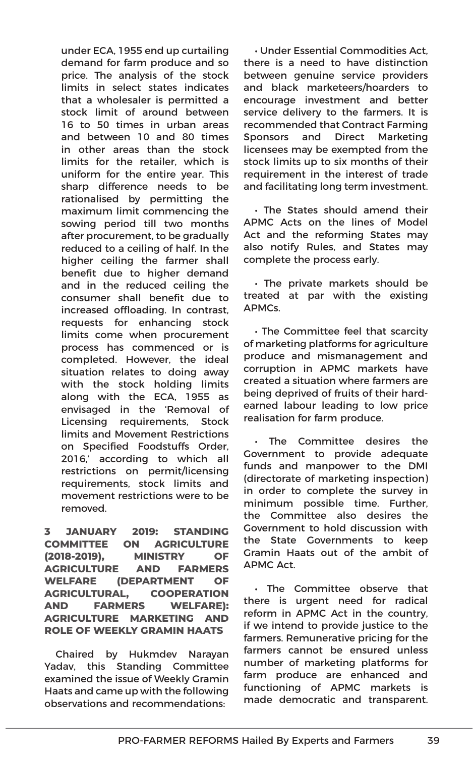under ECA, 1955 end up curtailing demand for farm produce and so price. The analysis of the stock limits in select states indicates that a wholesaler is permitted a stock limit of around between 16 to 50 times in urban areas and between 10 and 80 times in other areas than the stock limits for the retailer, which is uniform for the entire year. This sharp difference needs to be rationalised by permitting the maximum limit commencing the sowing period till two months after procurement, to be gradually reduced to a ceiling of half. In the higher ceiling the farmer shall benefit due to higher demand and in the reduced ceiling the consumer shall benefit due to increased offloading. In contrast, requests for enhancing stock limits come when procurement process has commenced or is completed. However, the ideal situation relates to doing away with the stock holding limits along with the ECA, 1955 as envisaged in the 'Removal of Licensing requirements, Stock limits and Movement Restrictions on Specified Foodstuffs Order, 2016,' according to which all restrictions on permit/licensing requirements, stock limits and movement restrictions were to be removed.

**3 JANUARY 2019: STANDING COMMITTEE ON AGRICULTURE (2018-2019), MINISTRY OF AGRICULTURE AND FARMERS WELFARE (DEPARTMENT OF AGRICULTURAL, COOPERATION AND FARMERS WELFARE): AGRICULTURE MARKETING AND ROLE OF WEEKLY GRAMIN HAATS**

Chaired by Hukmdev Narayan Yadav, this Standing Committee examined the issue of Weekly Gramin Haats and came up with the following observations and recommendations:

- Under Essential Commodities Act, there is a need to have distinction between genuine service providers and black marketeers/hoarders to encourage investment and better service delivery to the farmers. It is recommended that Contract Farming Sponsors and Direct Marketing licensees may be exempted from the stock limits up to six months of their requirement in the interest of trade and facilitating long term investment.

- The States should amend their APMC Acts on the lines of Model Act and the reforming States may also notify Rules, and States may complete the process early.

- The private markets should be treated at par with the existing APMCs.

- The Committee feel that scarcity of marketing platforms for agriculture produce and mismanagement and corruption in APMC markets have created a situation where farmers are being deprived of fruits of their hard-earned labour leading to low price realisation for farm produce.

- The Committee desires the Government to provide adequate funds and manpower to the DMI (directorate of marketing inspection) in order to complete the survey in minimum possible time. Further, the Committee also desires the Government to hold discussion with the State Governments to keep Gramin Haats out of the ambit of APMC Act.

- The Committee observe that there is urgent need for radical reform in APMC Act in the country, if we intend to provide justice to the farmers. Remunerative pricing for the farmers cannot be ensured unless number of marketing platforms for farm produce are enhanced and functioning of APMC markets is made democratic and transparent.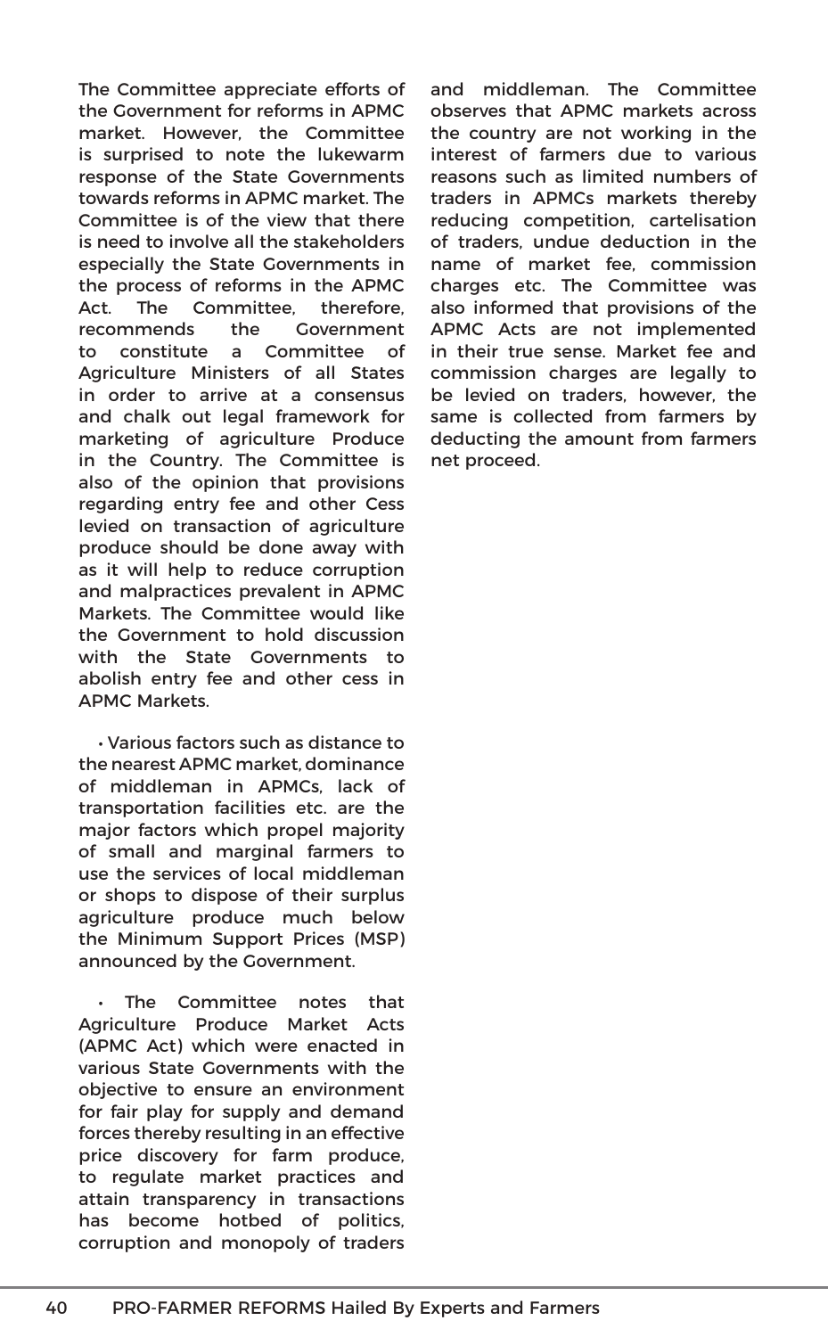The Committee appreciate efforts of the Government for reforms in APMC market. However, the Committee is surprised to note the lukewarm response of the State Governments towards reforms in APMC market. The Committee is of the view that there is need to involve all the stakeholders especially the State Governments in the process of reforms in the APMC Act. The Committee, therefore, recommends the Government to constitute a Committee of Agriculture Ministers of all States in order to arrive at a consensus and chalk out legal framework for marketing of agriculture Produce in the Country. The Committee is also of the opinion that provisions regarding entry fee and other Cess levied on transaction of agriculture produce should be done away with as it will help to reduce corruption and malpractices prevalent in APMC Markets. The Committee would like the Government to hold discussion with the State Governments to abolish entry fee and other cess in APMC Markets.

- Various factors such as distance to the nearest APMC market, dominance of middleman in APMCs, lack of transportation facilities etc. are the major factors which propel majority of small and marginal farmers to use the services of local middleman or shops to dispose of their surplus agriculture produce much below the Minimum Support Prices (MSP) announced by the Government.

- The Committee notes that Agriculture Produce Market Acts (APMC Act) which were enacted in various State Governments with the objective to ensure an environment for fair play for supply and demand forces thereby resulting in an effective price discovery for farm produce, to regulate market practices and attain transparency in transactions has become hotbed of politics, corruption and monopoly of traders and middleman. The Committee observes that APMC markets across the country are not working in the interest of farmers due to various reasons such as limited numbers of traders in APMCs markets thereby reducing competition, cartelisation of traders, undue deduction in the name of market fee, commission charges etc. The Committee was also informed that provisions of the APMC Acts are not implemented in their true sense. Market fee and commission charges are legally to be levied on traders, however, the same is collected from farmers by deducting the amount from farmers net proceed.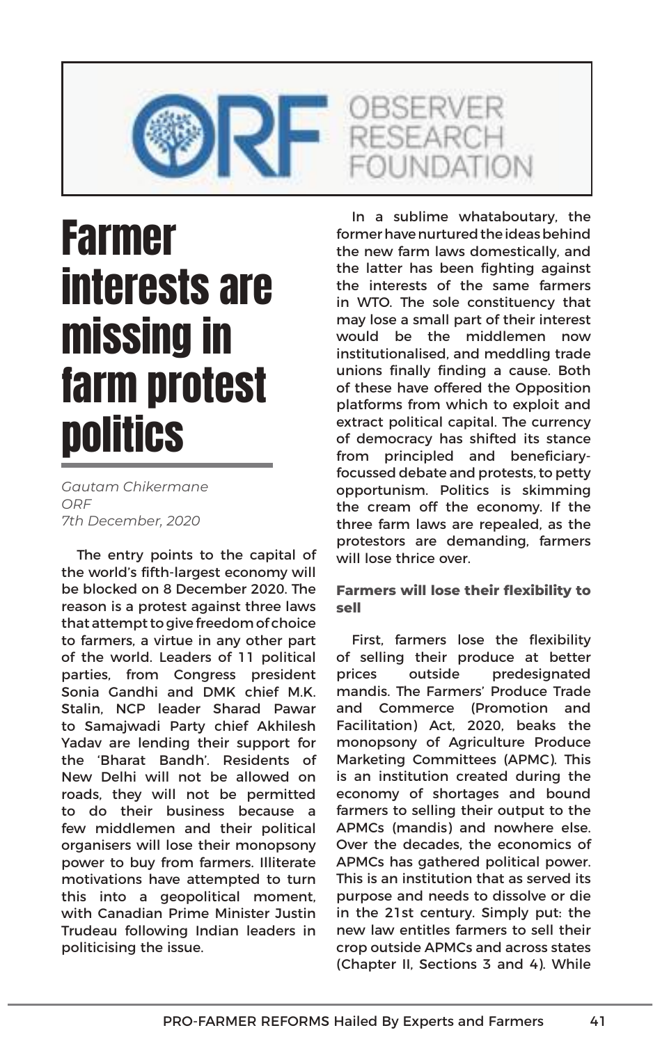OBSERVER RESEARCH FOUNDATION

# Farmer interests are missing in farm protest politics

*Gautam Chikermane*
*ORF*
*7th December, 2020*

The entry points to the capital of the world's fifth-largest economy will be blocked on 8 December 2020. The reason is a protest against three laws that attempt to give freedom of choice to farmers, a virtue in any other part of the world. Leaders of 11 political parties, from Congress president Sonia Gandhi and DMK chief M.K. Stalin, NCP leader Sharad Pawar to Samajwadi Party chief Akhilesh Yadav are lending their support for the 'Bharat Bandh'. Residents of New Delhi will not be allowed on roads, they will not be permitted to do their business because a few middlemen and their political organisers will lose their monopsony power to buy from farmers. Illiterate motivations have attempted to turn this into a geopolitical moment, with Canadian Prime Minister Justin Trudeau following Indian leaders in politicising the issue.

In a sublime whataboutary, the former have nurtured the ideas behind the new farm laws domestically, and the latter has been fighting against the interests of the same farmers in WTO. The sole constituency that may lose a small part of their interest would be the middlemen now institutionalised, and meddling trade unions finally finding a cause. Both of these have offered the Opposition platforms from which to exploit and extract political capital. The currency of democracy has shifted its stance from principled and beneficiary-focussed debate and protests, to petty opportunism. Politics is skimming the cream off the economy. If the three farm laws are repealed, as the protestors are demanding, farmers will lose thrice over.

**Farmers will lose their flexibility to sell**

First, farmers lose the flexibility of selling their produce at better prices outside predesignated mandis. The Farmers' Produce Trade and Commerce (Promotion and Facilitation) Act, 2020, beaks the monopsony of Agriculture Produce Marketing Committees (APMC). This is an institution created during the economy of shortages and bound farmers to selling their output to the APMCs (mandis) and nowhere else. Over the decades, the economics of APMCs has gathered political power. This is an institution that as served its purpose and needs to dissolve or die in the 21st century. Simply put: the new law entitles farmers to sell their crop outside APMCs and across states (Chapter II, Sections 3 and 4). While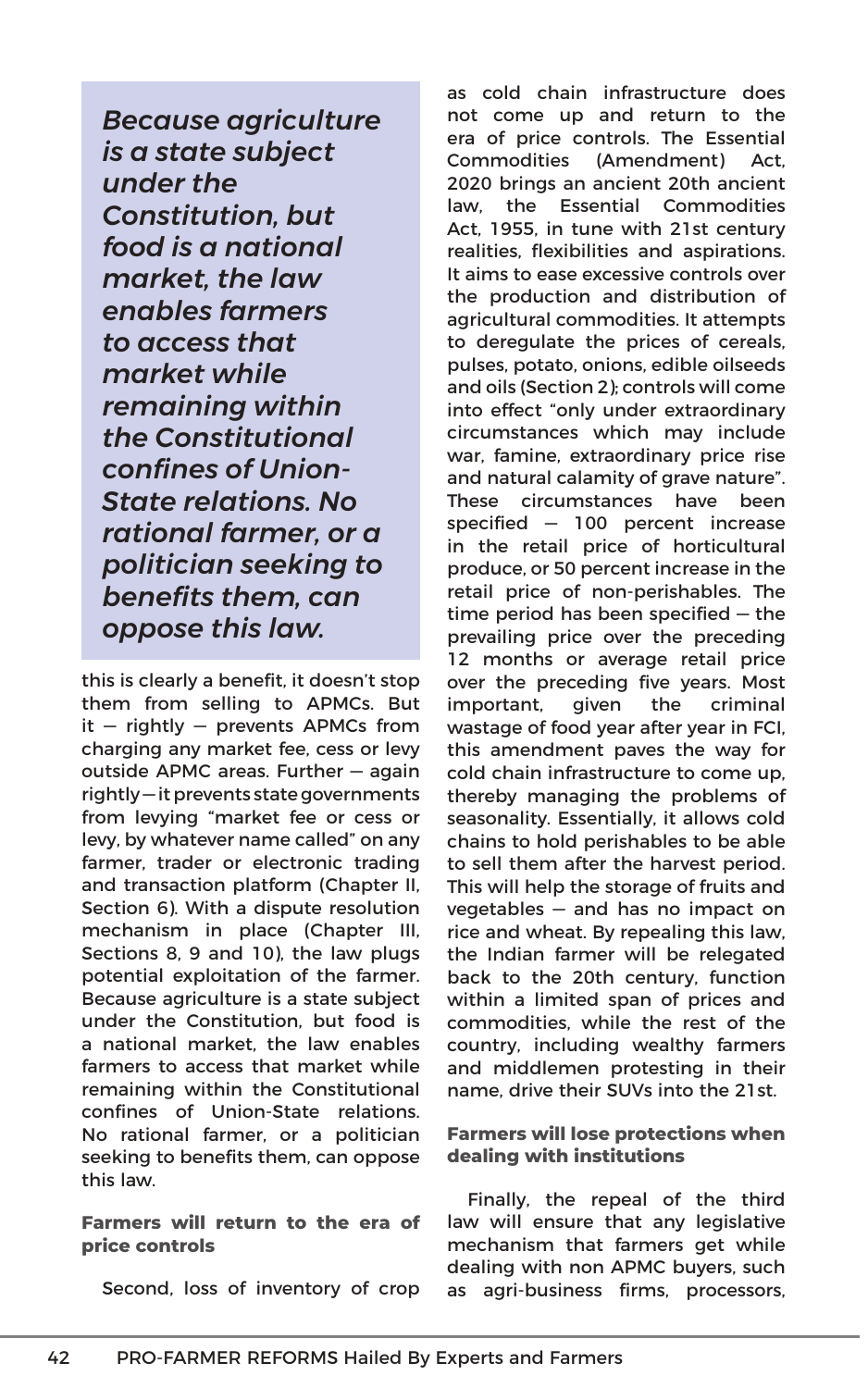> *Because agriculture is a state subject under the Constitution, but food is a national market, the law enables farmers to access that market while remaining within the Constitutional confines of Union-State relations. No rational farmer, or a politician seeking to benefits them, can oppose this law.*

this is clearly a benefit, it doesn't stop them from selling to APMCs. But it — rightly — prevents APMCs from charging any market fee, cess or levy outside APMC areas. Further — again rightly — it prevents state governments from levying "market fee or cess or levy, by whatever name called" on any farmer, trader or electronic trading and transaction platform (Chapter II, Section 6). With a dispute resolution mechanism in place (Chapter III, Sections 8, 9 and 10), the law plugs potential exploitation of the farmer. Because agriculture is a state subject under the Constitution, but food is a national market, the law enables farmers to access that market while remaining within the Constitutional confines of Union-State relations. No rational farmer, or a politician seeking to benefits them, can oppose this law.

**Farmers will return to the era of price controls**

Second, loss of inventory of crop as cold chain infrastructure does not come up and return to the era of price controls. The Essential Commodities (Amendment) Act, 2020 brings an ancient 20th ancient law, the Essential Commodities Act, 1955, in tune with 21st century realities, flexibilities and aspirations. It aims to ease excessive controls over the production and distribution of agricultural commodities. It attempts to deregulate the prices of cereals, pulses, potato, onions, edible oilseeds and oils (Section 2); controls will come into effect "only under extraordinary circumstances which may include war, famine, extraordinary price rise and natural calamity of grave nature". These circumstances have been specified — 100 percent increase in the retail price of horticultural produce, or 50 percent increase in the retail price of non-perishables. The time period has been specified — the prevailing price over the preceding 12 months or average retail price over the preceding five years. Most important, given the criminal wastage of food year after year in FCI, this amendment paves the way for cold chain infrastructure to come up, thereby managing the problems of seasonality. Essentially, it allows cold chains to hold perishables to be able to sell them after the harvest period. This will help the storage of fruits and vegetables — and has no impact on rice and wheat. By repealing this law, the Indian farmer will be relegated back to the 20th century, function within a limited span of prices and commodities, while the rest of the country, including wealthy farmers and middlemen protesting in their name, drive their SUVs into the 21st.

**Farmers will lose protections when dealing with institutions**

Finally, the repeal of the third law will ensure that any legislative mechanism that farmers get while dealing with non APMC buyers, such as agri-business firms, processors,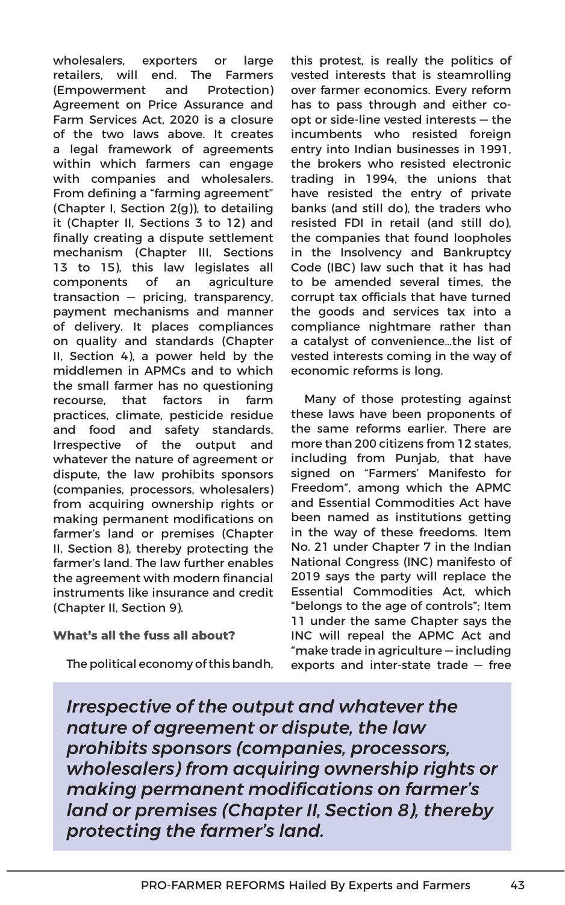wholesalers, exporters or large retailers, will end. The Farmers (Empowerment and Protection) Agreement on Price Assurance and Farm Services Act, 2020 is a closure of the two laws above. It creates a legal framework of agreements within which farmers can engage with companies and wholesalers. From defining a "farming agreement" (Chapter I, Section 2(g)), to detailing it (Chapter II, Sections 3 to 12) and finally creating a dispute settlement mechanism (Chapter III, Sections 13 to 15), this law legislates all components of an agriculture transaction — pricing, transparency, payment mechanisms and manner of delivery. It places compliances on quality and standards (Chapter II, Section 4), a power held by the middlemen in APMCs and to which the small farmer has no questioning recourse, that factors in farm practices, climate, pesticide residue and food and safety standards. Irrespective of the output and whatever the nature of agreement or dispute, the law prohibits sponsors (companies, processors, wholesalers) from acquiring ownership rights or making permanent modifications on farmer's land or premises (Chapter II, Section 8), thereby protecting the farmer's land. The law further enables the agreement with modern financial instruments like insurance and credit (Chapter II, Section 9).

### What's all the fuss all about?

The political economy of this bandh, this protest, is really the politics of vested interests that is steamrolling over farmer economics. Every reform has to pass through and either co-opt or side-line vested interests — the incumbents who resisted foreign entry into Indian businesses in 1991, the brokers who resisted electronic trading in 1994, the unions that have resisted the entry of private banks (and still do), the traders who resisted FDI in retail (and still do), the companies that found loopholes in the Insolvency and Bankruptcy Code (IBC) law such that it has had to be amended several times, the corrupt tax officials that have turned the goods and services tax into a compliance nightmare rather than a catalyst of convenience...the list of vested interests coming in the way of economic reforms is long.

Many of those protesting against these laws have been proponents of the same reforms earlier. There are more than 200 citizens from 12 states, including from Punjab, that have signed on "Farmers' Manifesto for Freedom", among which the APMC and Essential Commodities Act have been named as institutions getting in the way of these freedoms. Item No. 21 under Chapter 7 in the Indian National Congress (INC) manifesto of 2019 says the party will replace the Essential Commodities Act, which "belongs to the age of controls"; Item 11 under the same Chapter says the INC will repeal the APMC Act and "make trade in agriculture — including exports and inter-state trade — free

> *Irrespective of the output and whatever the nature of agreement or dispute, the law prohibits sponsors (companies, processors, wholesalers) from acquiring ownership rights or making permanent modifications on farmer's land or premises (Chapter II, Section 8), thereby protecting the farmer's land.*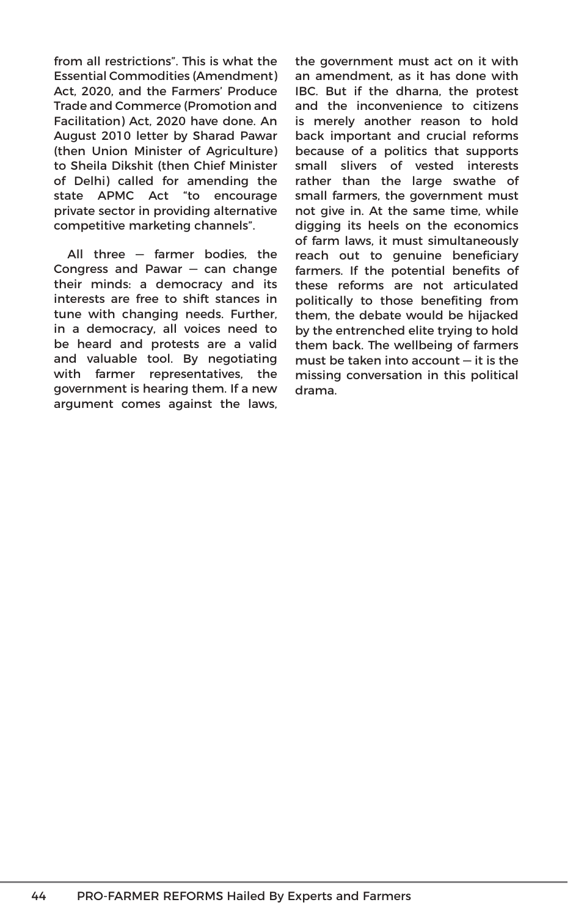from all restrictions". This is what the Essential Commodities (Amendment) Act, 2020, and the Farmers' Produce Trade and Commerce (Promotion and Facilitation) Act, 2020 have done. An August 2010 letter by Sharad Pawar (then Union Minister of Agriculture) to Sheila Dikshit (then Chief Minister of Delhi) called for amending the state APMC Act "to encourage private sector in providing alternative competitive marketing channels".

All three — farmer bodies, the Congress and Pawar — can change their minds: a democracy and its interests are free to shift stances in tune with changing needs. Further, in a democracy, all voices need to be heard and protests are a valid and valuable tool. By negotiating with farmer representatives, the government is hearing them. If a new argument comes against the laws, the government must act on it with an amendment, as it has done with IBC. But if the dharna, the protest and the inconvenience to citizens is merely another reason to hold back important and crucial reforms because of a politics that supports small slivers of vested interests rather than the large swathe of small farmers, the government must not give in. At the same time, while digging its heels on the economics of farm laws, it must simultaneously reach out to genuine beneficiary farmers. If the potential benefits of these reforms are not articulated politically to those benefiting from them, the debate would be hijacked by the entrenched elite trying to hold them back. The wellbeing of farmers must be taken into account — it is the missing conversation in this political drama.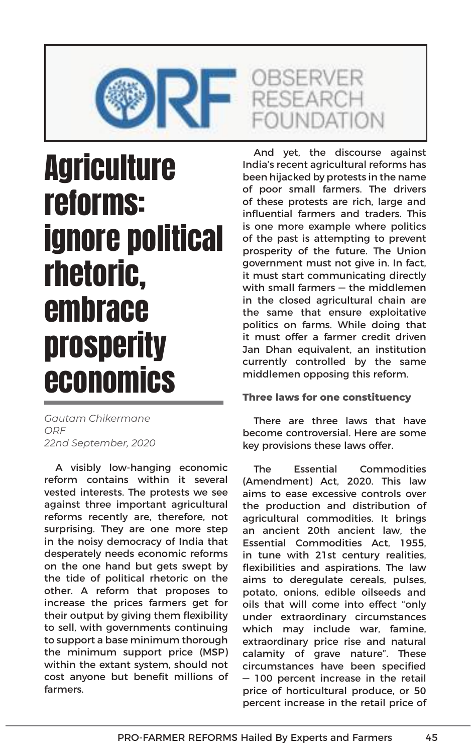OBSERVER RESEARCH FOUNDATION

# Agriculture reforms: ignore political rhetoric, embrace prosperity economics

*Gautam Chikermane*
*ORF*
*22nd September, 2020*

A visibly low-hanging economic reform contains within it several vested interests. The protests we see against three important agricultural reforms recently are, therefore, not surprising. They are one more step in the noisy democracy of India that desperately needs economic reforms on the one hand but gets swept by the tide of political rhetoric on the other. A reform that proposes to increase the prices farmers get for their output by giving them flexibility to sell, with governments continuing to support a base minimum thorough the minimum support price (MSP) within the extant system, should not cost anyone but benefit millions of farmers.

And yet, the discourse against India's recent agricultural reforms has been hijacked by protests in the name of poor small farmers. The drivers of these protests are rich, large and influential farmers and traders. This is one more example where politics of the past is attempting to prevent prosperity of the future. The Union government must not give in. In fact, it must start communicating directly with small farmers — the middlemen in the closed agricultural chain are the same that ensure exploitative politics on farms. While doing that it must offer a farmer credit driven Jan Dhan equivalent, an institution currently controlled by the same middlemen opposing this reform.

### Three laws for one constituency

There are three laws that have become controversial. Here are some key provisions these laws offer.

The Essential Commodities (Amendment) Act, 2020. This law aims to ease excessive controls over the production and distribution of agricultural commodities. It brings an ancient 20th ancient law, the Essential Commodities Act, 1955, in tune with 21st century realities, flexibilities and aspirations. The law aims to deregulate cereals, pulses, potato, onions, edible oilseeds and oils that will come into effect "only under extraordinary circumstances which may include war, famine, extraordinary price rise and natural calamity of grave nature". These circumstances have been specified — 100 percent increase in the retail price of horticultural produce, or 50 percent increase in the retail price of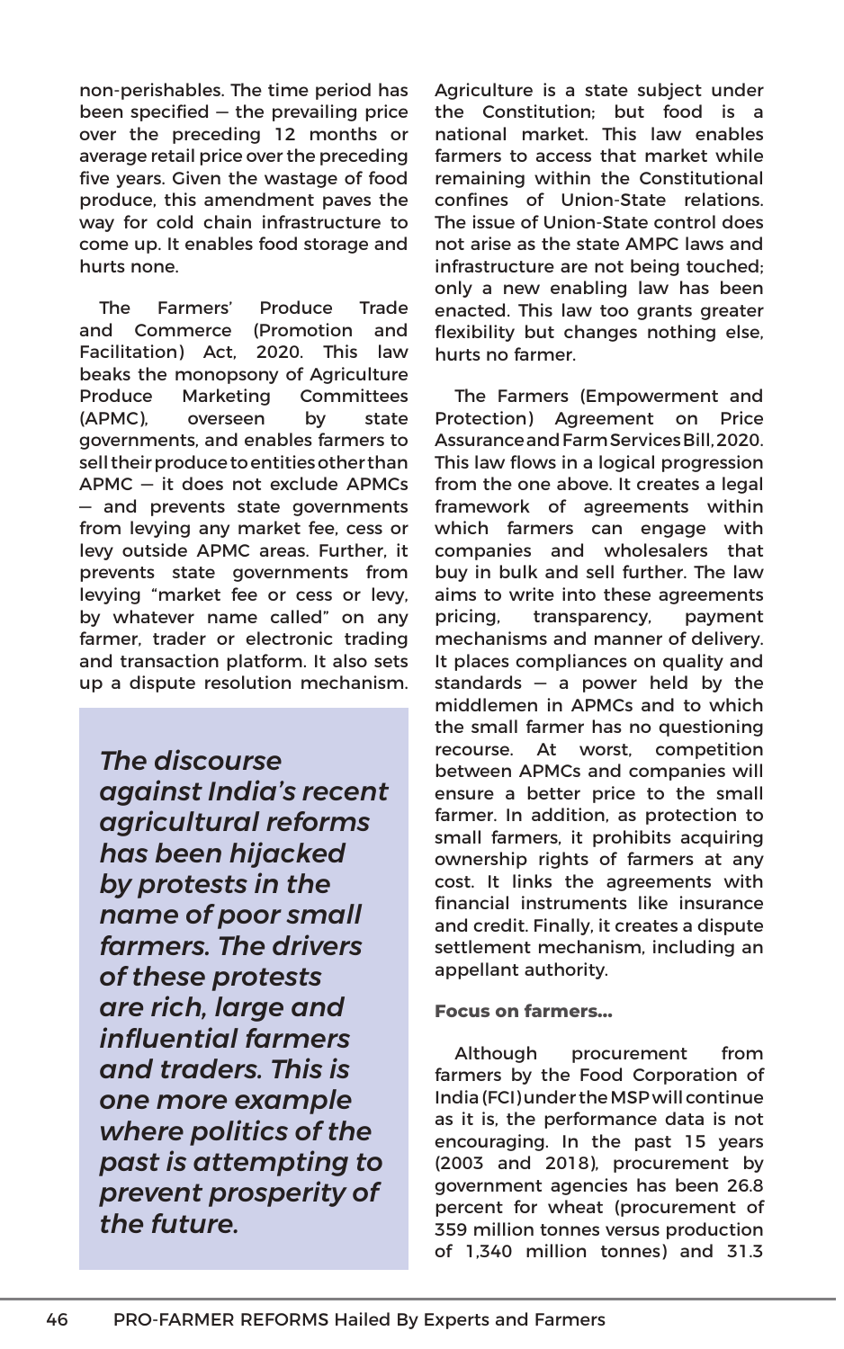non-perishables. The time period has been specified — the prevailing price over the preceding 12 months or average retail price over the preceding five years. Given the wastage of food produce, this amendment paves the way for cold chain infrastructure to come up. It enables food storage and hurts none.

The Farmers' Produce Trade and Commerce (Promotion and Facilitation) Act, 2020. This law beaks the monopsony of Agriculture Produce Marketing Committees (APMC), overseen by state governments, and enables farmers to sell their produce to entities other than APMC — it does not exclude APMCs — and prevents state governments from levying any market fee, cess or levy outside APMC areas. Further, it prevents state governments from levying "market fee or cess or levy, by whatever name called" on any farmer, trader or electronic trading and transaction platform. It also sets up a dispute resolution mechanism.

> ***The discourse against India's recent agricultural reforms has been hijacked by protests in the name of poor small farmers. The drivers of these protests are rich, large and influential farmers and traders. This is one more example where politics of the past is attempting to prevent prosperity of the future.***

Agriculture is a state subject under the Constitution; but food is a national market. This law enables farmers to access that market while remaining within the Constitutional confines of Union-State relations. The issue of Union-State control does not arise as the state AMPC laws and infrastructure are not being touched; only a new enabling law has been enacted. This law too grants greater flexibility but changes nothing else, hurts no farmer.

The Farmers (Empowerment and Protection) Agreement on Price Assurance and Farm Services Bill, 2020. This law flows in a logical progression from the one above. It creates a legal framework of agreements within which farmers can engage with companies and wholesalers that buy in bulk and sell further. The law aims to write into these agreements pricing, transparency, payment mechanisms and manner of delivery. It places compliances on quality and standards — a power held by the middlemen in APMCs and to which the small farmer has no questioning recourse. At worst, competition between APMCs and companies will ensure a better price to the small farmer. In addition, as protection to small farmers, it prohibits acquiring ownership rights of farmers at any cost. It links the agreements with financial instruments like insurance and credit. Finally, it creates a dispute settlement mechanism, including an appellant authority.

**Focus on farmers...**

Although procurement from farmers by the Food Corporation of India (FCI) under the MSP will continue as it is, the performance data is not encouraging. In the past 15 years (2003 and 2018), procurement by government agencies has been 26.8 percent for wheat (procurement of 359 million tonnes versus production of 1,340 million tonnes) and 31.3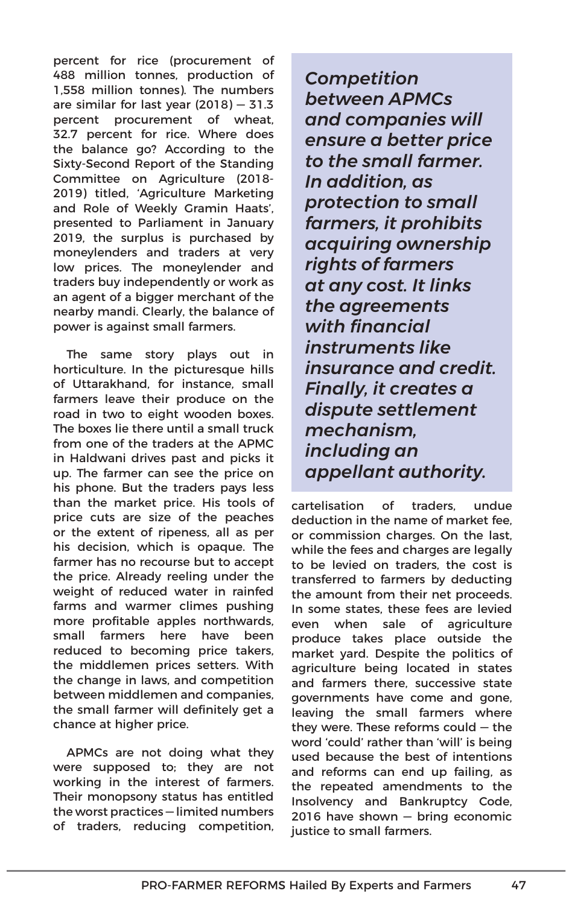percent for rice (procurement of 488 million tonnes, production of 1,558 million tonnes). The numbers are similar for last year (2018) — 31.3 percent procurement of wheat, 32.7 percent for rice. Where does the balance go? According to the Sixty-Second Report of the Standing Committee on Agriculture (2018-2019) titled, 'Agriculture Marketing and Role of Weekly Gramin Haats', presented to Parliament in January 2019, the surplus is purchased by moneylenders and traders at very low prices. The moneylender and traders buy independently or work as an agent of a bigger merchant of the nearby mandi. Clearly, the balance of power is against small farmers.

The same story plays out in horticulture. In the picturesque hills of Uttarakhand, for instance, small farmers leave their produce on the road in two to eight wooden boxes. The boxes lie there until a small truck from one of the traders at the APMC in Haldwani drives past and picks it up. The farmer can see the price on his phone. But the traders pays less than the market price. His tools of price cuts are size of the peaches or the extent of ripeness, all as per his decision, which is opaque. The farmer has no recourse but to accept the price. Already reeling under the weight of reduced water in rainfed farms and warmer climes pushing more profitable apples northwards, small farmers here have been reduced to becoming price takers, the middlemen prices setters. With the change in laws, and competition between middlemen and companies, the small farmer will definitely get a chance at higher price.

APMCs are not doing what they were supposed to; they are not working in the interest of farmers. Their monopsony status has entitled the worst practices — limited numbers of traders, reducing competition, cartelisation of traders, undue deduction in the name of market fee, or commission charges. On the last, while the fees and charges are legally to be levied on traders, the cost is transferred to farmers by deducting the amount from their net proceeds. In some states, these fees are levied even when sale of agriculture produce takes place outside the market yard. Despite the politics of agriculture being located in states and farmers there, successive state governments have come and gone, leaving the small farmers where they were. These reforms could — the word 'could' rather than 'will' is being used because the best of intentions and reforms can end up failing, as the repeated amendments to the Insolvency and Bankruptcy Code, 2016 have shown — bring economic justice to small farmers.

> ***Competition between APMCs and companies will ensure a better price to the small farmer. In addition, as protection to small farmers, it prohibits acquiring ownership rights of farmers at any cost. It links the agreements with financial instruments like insurance and credit. Finally, it creates a dispute settlement mechanism, including an appellant authority.***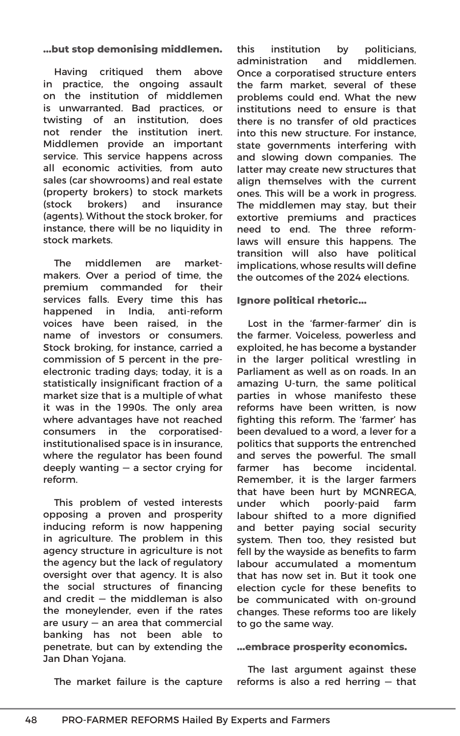**...but stop demonising middlemen.**

Having critiqued them above in practice, the ongoing assault on the institution of middlemen is unwarranted. Bad practices, or twisting of an institution, does not render the institution inert. Middlemen provide an important service. This service happens across all economic activities, from auto sales (car showrooms) and real estate (property brokers) to stock markets (stock brokers) and insurance (agents). Without the stock broker, for instance, there will be no liquidity in stock markets.

The middlemen are market-makers. Over a period of time, the premium commanded for their services falls. Every time this has happened in India, anti-reform voices have been raised, in the name of investors or consumers. Stock broking, for instance, carried a commission of 5 percent in the pre-electronic trading days; today, it is a statistically insignificant fraction of a market size that is a multiple of what it was in the 1990s. The only area where advantages have not reached consumers in the corporatised-institutionalised space is in insurance, where the regulator has been found deeply wanting — a sector crying for reform.

This problem of vested interests opposing a proven and prosperity inducing reform is now happening in agriculture. The problem in this agency structure in agriculture is not the agency but the lack of regulatory oversight over that agency. It is also the social structures of financing and credit — the middleman is also the moneylender, even if the rates are usury — an area that commercial banking has not been able to penetrate, but can by extending the Jan Dhan Yojana.

The market failure is the capture this institution by politicians, administration and middlemen. Once a corporatised structure enters the farm market, several of these problems could end. What the new institutions need to ensure is that there is no transfer of old practices into this new structure. For instance, state governments interfering with and slowing down companies. The latter may create new structures that align themselves with the current ones. This will be a work in progress. The middlemen may stay, but their extortive premiums and practices need to end. The three reform-laws will ensure this happens. The transition will also have political implications, whose results will define the outcomes of the 2024 elections.

**Ignore political rhetoric...**

Lost in the 'farmer-farmer' din is the farmer. Voiceless, powerless and exploited, he has become a bystander in the larger political wrestling in Parliament as well as on roads. In an amazing U-turn, the same political parties in whose manifesto these reforms have been written, is now fighting this reform. The 'farmer' has been devalued to a word, a lever for a politics that supports the entrenched and serves the powerful. The small farmer has become incidental. Remember, it is the larger farmers that have been hurt by MGNREGA, under which poorly-paid farm labour shifted to a more dignified and better paying social security system. Then too, they resisted but fell by the wayside as benefits to farm labour accumulated a momentum that has now set in. But it took one election cycle for these benefits to be communicated with on-ground changes. These reforms too are likely to go the same way.

**...embrace prosperity economics.**

The last argument against these reforms is also a red herring — that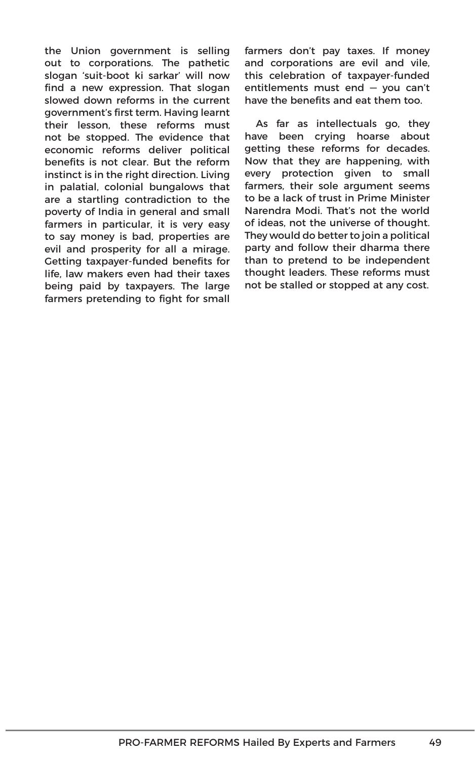the Union government is selling out to corporations. The pathetic slogan 'suit-boot ki sarkar' will now find a new expression. That slogan slowed down reforms in the current government's first term. Having learnt their lesson, these reforms must not be stopped. The evidence that economic reforms deliver political benefits is not clear. But the reform instinct is in the right direction. Living in palatial, colonial bungalows that are a startling contradiction to the poverty of India in general and small farmers in particular, it is very easy to say money is bad, properties are evil and prosperity for all a mirage. Getting taxpayer-funded benefits for life, law makers even had their taxes being paid by taxpayers. The large farmers pretending to fight for small farmers don't pay taxes. If money and corporations are evil and vile, this celebration of taxpayer-funded entitlements must end — you can't have the benefits and eat them too.

As far as intellectuals go, they have been crying hoarse about getting these reforms for decades. Now that they are happening, with every protection given to small farmers, their sole argument seems to be a lack of trust in Prime Minister Narendra Modi. That's not the world of ideas, not the universe of thought. They would do better to join a political party and follow their dharma there than to pretend to be independent thought leaders. These reforms must not be stalled or stopped at any cost.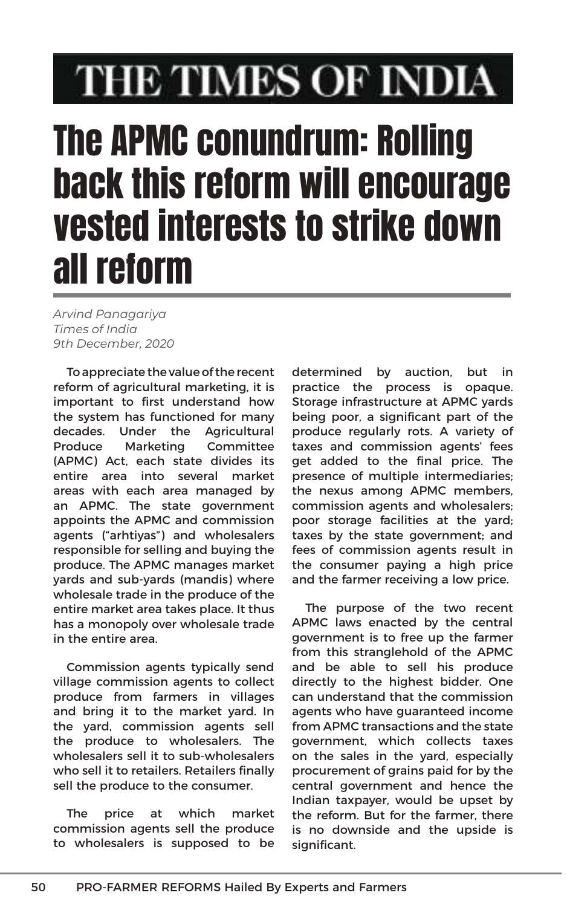THE TIMES OF INDIA

# The APMC conundrum: Rolling back this reform will encourage vested interests to strike down all reform

*Arvind Panagariya*
*Times of India*
*9th December, 2020*

To appreciate the value of the recent reform of agricultural marketing, it is important to first understand how the system has functioned for many decades. Under the Agricultural Produce Marketing Committee (APMC) Act, each state divides its entire area into several market areas with each area managed by an APMC. The state government appoints the APMC and commission agents ("arhtiyas") and wholesalers responsible for selling and buying the produce. The APMC manages market yards and sub-yards (mandis) where wholesale trade in the produce of the entire market area takes place. It thus has a monopoly over wholesale trade in the entire area.

Commission agents typically send village commission agents to collect produce from farmers in villages and bring it to the market yard. In the yard, commission agents sell the produce to wholesalers. The wholesalers sell it to sub-wholesalers who sell it to retailers. Retailers finally sell the produce to the consumer.

The price at which market commission agents sell the produce to wholesalers is supposed to be determined by auction, but in practice the process is opaque. Storage infrastructure at APMC yards being poor, a significant part of the produce regularly rots. A variety of taxes and commission agents' fees get added to the final price. The presence of multiple intermediaries; the nexus among APMC members, commission agents and wholesalers; poor storage facilities at the yard; taxes by the state government; and fees of commission agents result in the consumer paying a high price and the farmer receiving a low price.

The purpose of the two recent APMC laws enacted by the central government is to free up the farmer from this stranglehold of the APMC and be able to sell his produce directly to the highest bidder. One can understand that the commission agents who have guaranteed income from APMC transactions and the state government, which collects taxes on the sales in the yard, especially procurement of grains paid for by the central government and hence the Indian taxpayer, would be upset by the reform. But for the farmer, there is no downside and the upside is significant.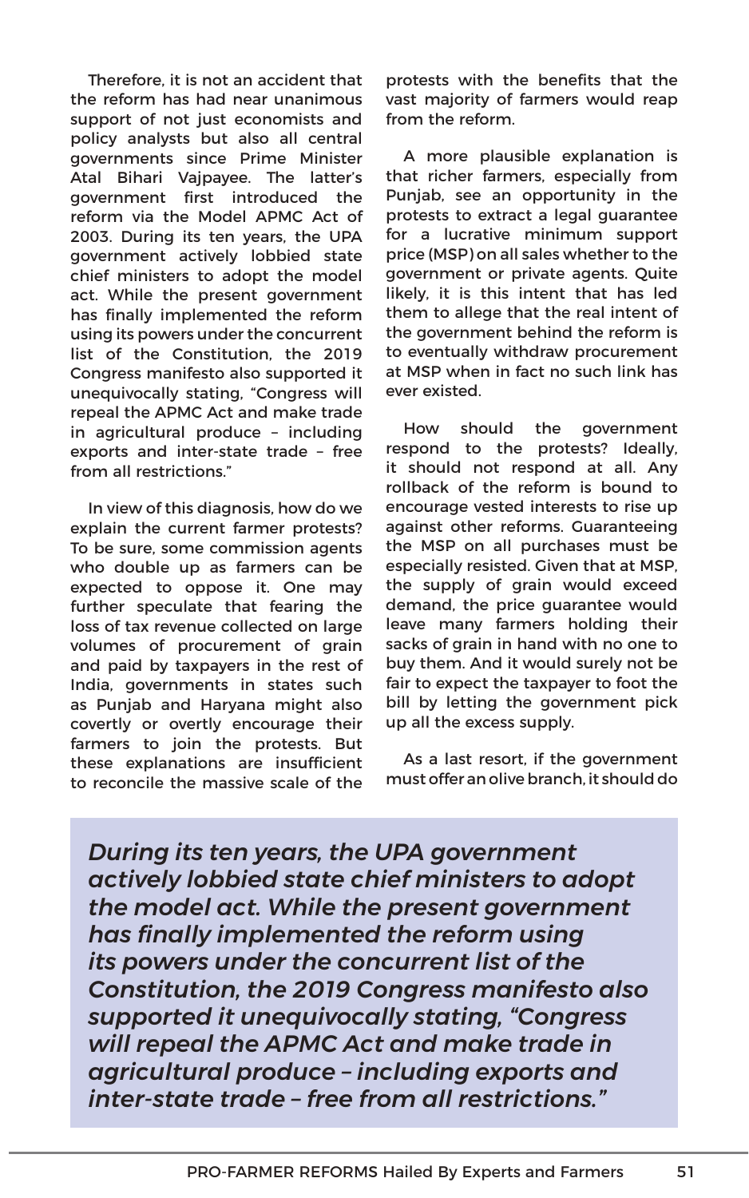Therefore, it is not an accident that the reform has had near unanimous support of not just economists and policy analysts but also all central governments since Prime Minister Atal Bihari Vajpayee. The latter's government first introduced the reform via the Model APMC Act of 2003. During its ten years, the UPA government actively lobbied state chief ministers to adopt the model act. While the present government has finally implemented the reform using its powers under the concurrent list of the Constitution, the 2019 Congress manifesto also supported it unequivocally stating, "Congress will repeal the APMC Act and make trade in agricultural produce – including exports and inter-state trade – free from all restrictions."

In view of this diagnosis, how do we explain the current farmer protests? To be sure, some commission agents who double up as farmers can be expected to oppose it. One may further speculate that fearing the loss of tax revenue collected on large volumes of procurement of grain and paid by taxpayers in the rest of India, governments in states such as Punjab and Haryana might also covertly or overtly encourage their farmers to join the protests. But these explanations are insufficient to reconcile the massive scale of the protests with the benefits that the vast majority of farmers would reap from the reform.

A more plausible explanation is that richer farmers, especially from Punjab, see an opportunity in the protests to extract a legal guarantee for a lucrative minimum support price (MSP) on all sales whether to the government or private agents. Quite likely, it is this intent that has led them to allege that the real intent of the government behind the reform is to eventually withdraw procurement at MSP when in fact no such link has ever existed.

How should the government respond to the protests? Ideally, it should not respond at all. Any rollback of the reform is bound to encourage vested interests to rise up against other reforms. Guaranteeing the MSP on all purchases must be especially resisted. Given that at MSP, the supply of grain would exceed demand, the price guarantee would leave many farmers holding their sacks of grain in hand with no one to buy them. And it would surely not be fair to expect the taxpayer to foot the bill by letting the government pick up all the excess supply.

As a last resort, if the government must offer an olive branch, it should do

> ***During its ten years, the UPA government actively lobbied state chief ministers to adopt the model act. While the present government has finally implemented the reform using its powers under the concurrent list of the Constitution, the 2019 Congress manifesto also supported it unequivocally stating, "Congress will repeal the APMC Act and make trade in agricultural produce – including exports and inter-state trade – free from all restrictions."***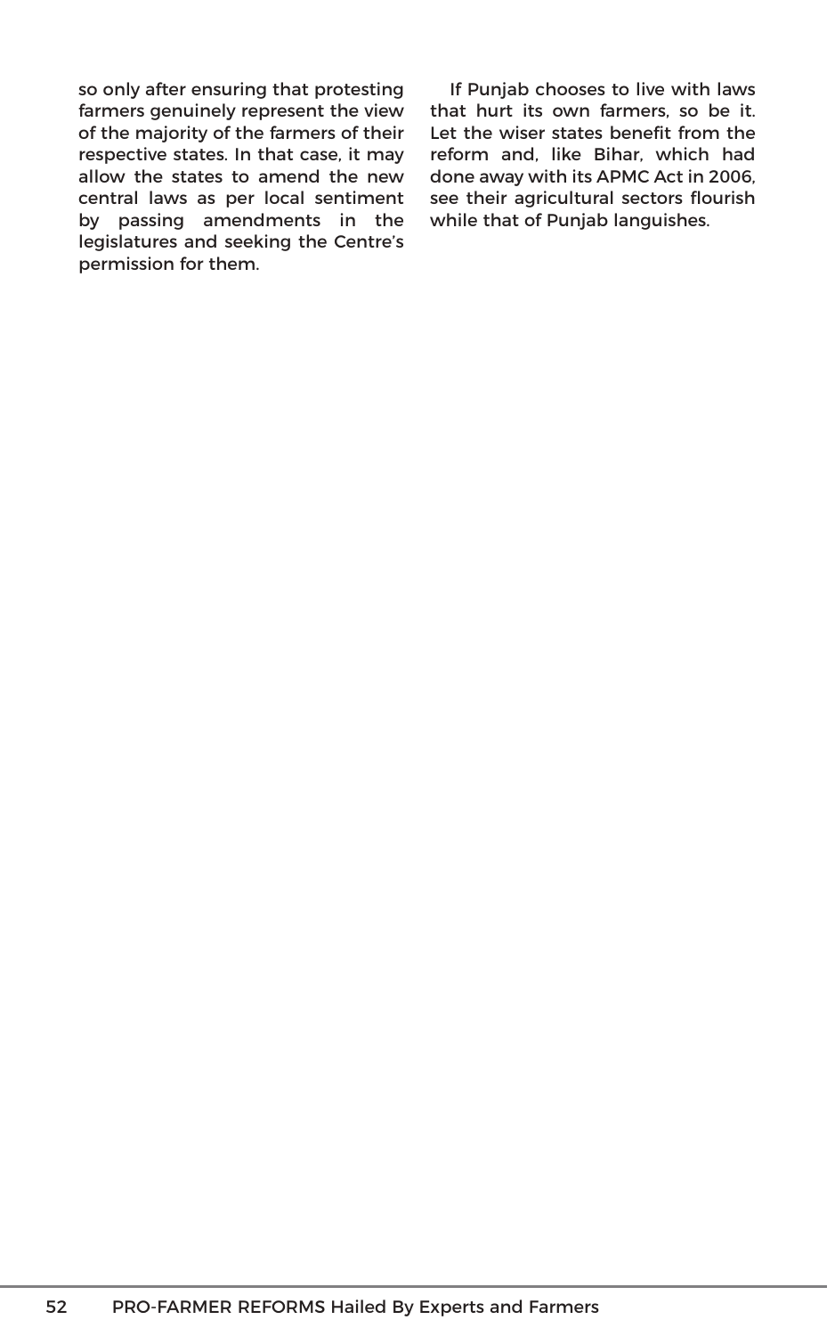so only after ensuring that protesting farmers genuinely represent the view of the majority of the farmers of their respective states. In that case, it may allow the states to amend the new central laws as per local sentiment by passing amendments in the legislatures and seeking the Centre's permission for them.

If Punjab chooses to live with laws that hurt its own farmers, so be it. Let the wiser states benefit from the reform and, like Bihar, which had done away with its APMC Act in 2006, see their agricultural sectors flourish while that of Punjab languishes.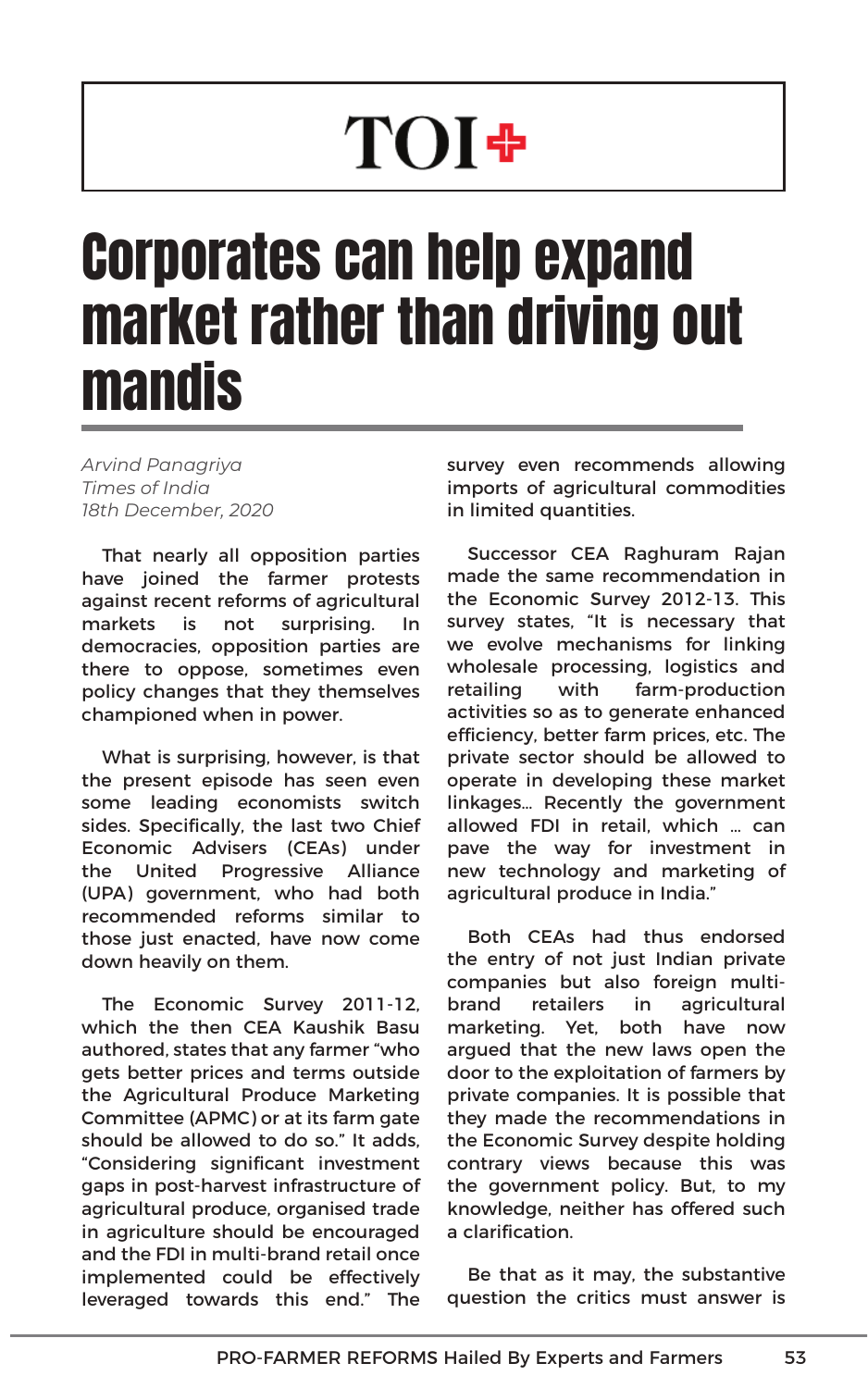# TOI+

# Corporates can help expand market rather than driving out mandis

*Arvind Panagriya*
*Times of India*
*18th December, 2020*

That nearly all opposition parties have joined the farmer protests against recent reforms of agricultural markets is not surprising. In democracies, opposition parties are there to oppose, sometimes even policy changes that they themselves championed when in power.

What is surprising, however, is that the present episode has seen even some leading economists switch sides. Specifically, the last two Chief Economic Advisers (CEAs) under the United Progressive Alliance (UPA) government, who had both recommended reforms similar to those just enacted, have now come down heavily on them.

The Economic Survey 2011-12, which the then CEA Kaushik Basu authored, states that any farmer "who gets better prices and terms outside the Agricultural Produce Marketing Committee (APMC) or at its farm gate should be allowed to do so." It adds, "Considering significant investment gaps in post-harvest infrastructure of agricultural produce, organised trade in agriculture should be encouraged and the FDI in multi-brand retail once implemented could be effectively leveraged towards this end." The survey even recommends allowing imports of agricultural commodities in limited quantities.

Successor CEA Raghuram Rajan made the same recommendation in the Economic Survey 2012-13. This survey states, "It is necessary that we evolve mechanisms for linking wholesale processing, logistics and retailing with farm-production activities so as to generate enhanced efficiency, better farm prices, etc. The private sector should be allowed to operate in developing these market linkages... Recently the government allowed FDI in retail, which ... can pave the way for investment in new technology and marketing of agricultural produce in India."

Both CEAs had thus endorsed the entry of not just Indian private companies but also foreign multi-brand retailers in agricultural marketing. Yet, both have now argued that the new laws open the door to the exploitation of farmers by private companies. It is possible that they made the recommendations in the Economic Survey despite holding contrary views because this was the government policy. But, to my knowledge, neither has offered such a clarification.

Be that as it may, the substantive question the critics must answer is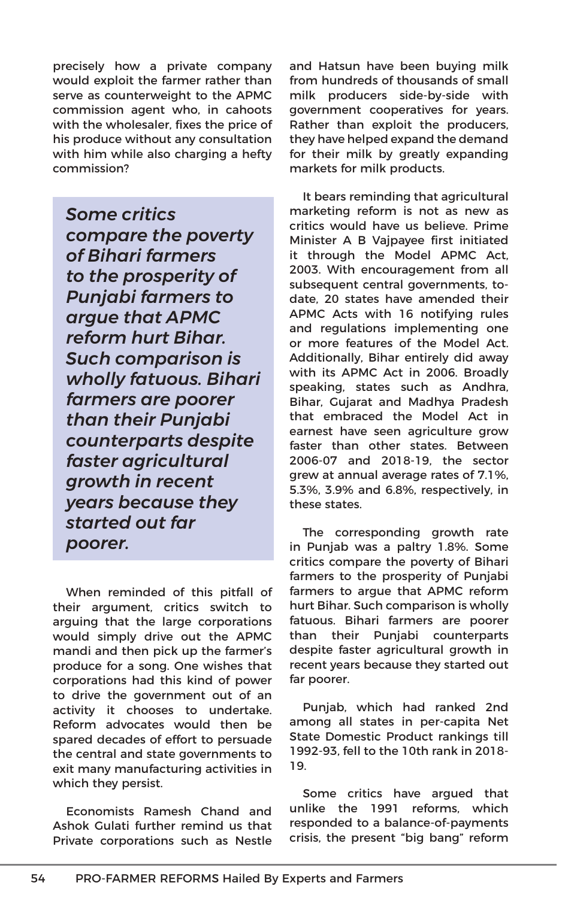precisely how a private company would exploit the farmer rather than serve as counterweight to the APMC commission agent who, in cahoots with the wholesaler, fixes the price of his produce without any consultation with him while also charging a hefty commission?

> *Some critics compare the poverty of Bihari farmers to the prosperity of Punjabi farmers to argue that APMC reform hurt Bihar. Such comparison is wholly fatuous. Bihari farmers are poorer than their Punjabi counterparts despite faster agricultural growth in recent years because they started out far poorer.*

When reminded of this pitfall of their argument, critics switch to arguing that the large corporations would simply drive out the APMC mandi and then pick up the farmer's produce for a song. One wishes that corporations had this kind of power to drive the government out of an activity it chooses to undertake. Reform advocates would then be spared decades of effort to persuade the central and state governments to exit many manufacturing activities in which they persist.

Economists Ramesh Chand and Ashok Gulati further remind us that Private corporations such as Nestle and Hatsun have been buying milk from hundreds of thousands of small milk producers side-by-side with government cooperatives for years. Rather than exploit the producers, they have helped expand the demand for their milk by greatly expanding markets for milk products.

It bears reminding that agricultural marketing reform is not as new as critics would have us believe. Prime Minister A B Vajpayee first initiated it through the Model APMC Act, 2003. With encouragement from all subsequent central governments, to-date, 20 states have amended their APMC Acts with 16 notifying rules and regulations implementing one or more features of the Model Act. Additionally, Bihar entirely did away with its APMC Act in 2006. Broadly speaking, states such as Andhra, Bihar, Gujarat and Madhya Pradesh that embraced the Model Act in earnest have seen agriculture grow faster than other states. Between 2006-07 and 2018-19, the sector grew at annual average rates of 7.1%, 5.3%, 3.9% and 6.8%, respectively, in these states.

The corresponding growth rate in Punjab was a paltry 1.8%. Some critics compare the poverty of Bihari farmers to the prosperity of Punjabi farmers to argue that APMC reform hurt Bihar. Such comparison is wholly fatuous. Bihari farmers are poorer than their Punjabi counterparts despite faster agricultural growth in recent years because they started out far poorer.

Punjab, which had ranked 2nd among all states in per-capita Net State Domestic Product rankings till 1992-93, fell to the 10th rank in 2018-19.

Some critics have argued that unlike the 1991 reforms, which responded to a balance-of-payments crisis, the present "big bang" reform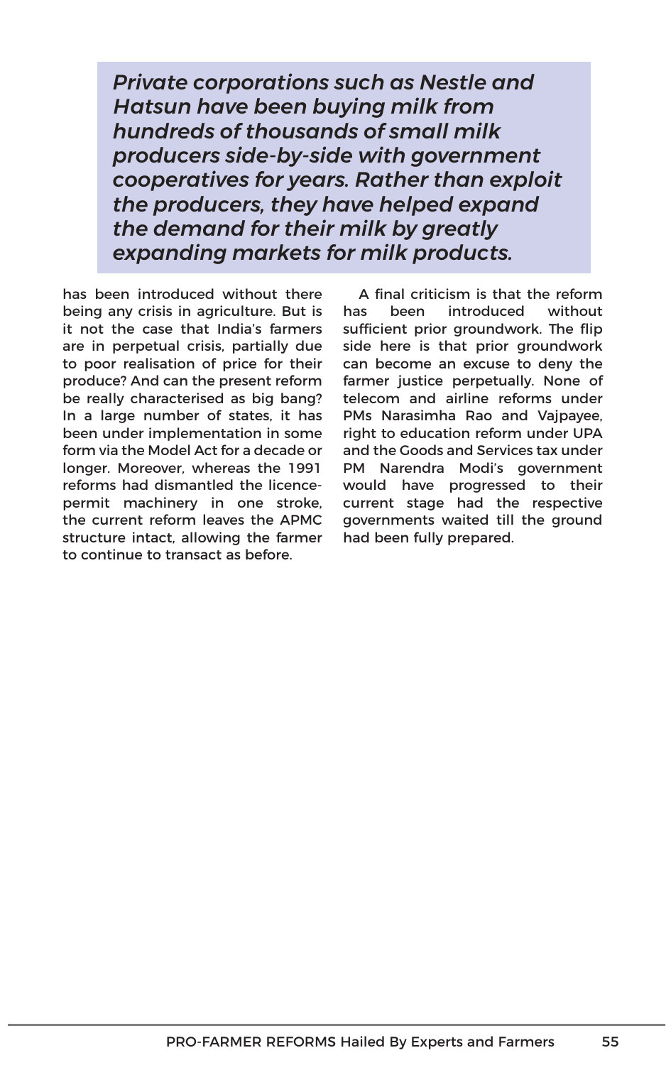*Private corporations such as Nestle and Hatsun have been buying milk from hundreds of thousands of small milk producers side-by-side with government cooperatives for years. Rather than exploit the producers, they have helped expand the demand for their milk by greatly expanding markets for milk products.*

has been introduced without there being any crisis in agriculture. But is it not the case that India's farmers are in perpetual crisis, partially due to poor realisation of price for their produce? And can the present reform be really characterised as big bang? In a large number of states, it has been under implementation in some form via the Model Act for a decade or longer. Moreover, whereas the 1991 reforms had dismantled the licence-permit machinery in one stroke, the current reform leaves the APMC structure intact, allowing the farmer to continue to transact as before.

A final criticism is that the reform has been introduced without sufficient prior groundwork. The flip side here is that prior groundwork can become an excuse to deny the farmer justice perpetually. None of telecom and airline reforms under PMs Narasimha Rao and Vajpayee, right to education reform under UPA and the Goods and Services tax under PM Narendra Modi's government would have progressed to their current stage had the respective governments waited till the ground had been fully prepared.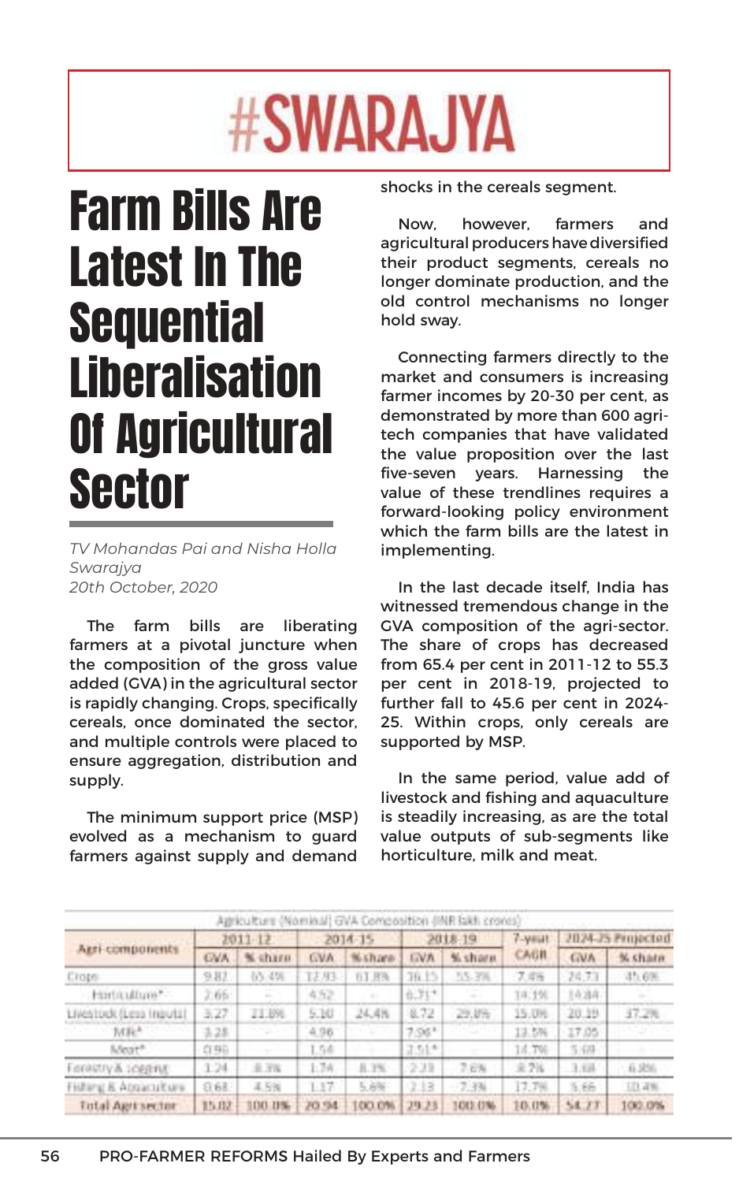# #SWARAJYA

# Farm Bills Are Latest In The Sequential Liberalisation Of Agricultural Sector

*TV Mohandas Pai and Nisha Holla*
*Swarajya*
*20th October, 2020*

The farm bills are liberating farmers at a pivotal juncture when the composition of the gross value added (GVA) in the agricultural sector is rapidly changing. Crops, specifically cereals, once dominated the sector, and multiple controls were placed to ensure aggregation, distribution and supply.

The minimum support price (MSP) evolved as a mechanism to guard farmers against supply and demand shocks in the cereals segment.

Now, however, farmers and agricultural producers have diversified their product segments, cereals no longer dominate production, and the old control mechanisms no longer hold sway.

Connecting farmers directly to the market and consumers is increasing farmer incomes by 20-30 per cent, as demonstrated by more than 600 agri-tech companies that have validated the value proposition over the last five-seven years. Harnessing the value of these trendlines requires a forward-looking policy environment which the farm bills are the latest in implementing.

In the last decade itself, India has witnessed tremendous change in the GVA composition of the agri-sector. The share of crops has decreased from 65.4 per cent in 2011-12 to 55.3 per cent in 2018-19, projected to further fall to 45.6 per cent in 2024-25. Within crops, only cereals are supported by MSP.

In the same period, value add of livestock and fishing and aquaculture is steadily increasing, as are the total value outputs of sub-segments like horticulture, milk and meat.

Agriculture (Nominal) GVA Composition (INR lakh crores)

| Agri components | 2011-12 | | 2014-15 | | 2018-19 | | 7-year CAGR | 2024-25 Projected | |
|---|---|---|---|---|---|---|---|---|---|
| | GVA | % share | GVA | % share | GVA | % share | | GVA | % share |
| Crops | 9.82 | 65.4% | 12.93 | 61.8% | 16.15 | 55.3% | 7.4% | 24.73 | 45.6% |
| Horticulture* | 2.66 | - | 4.52 | - | 6.71* | - | 14.1% | 14.84 | - |
| Livestock (Less Inputs) | 3.27 | 21.8% | 5.10 | 24.4% | 8.72 | 29.8% | 15.0% | 20.19 | 37.2% |
| Milk* | 3.28 | - | 4.96 | - | 7.96* | - | 13.5% | 17.05 | - |
| Meat* | 0.96 | - | 1.54 | - | 2.51* | - | 14.7% | 5.69 | - |
| Forestry & Logging | 1.24 | 8.3% | 1.74 | 8.3% | 2.23 | 7.6% | 8.7% | 3.68 | 6.8% |
| Fishing & Aquaculture | 0.68 | 4.5% | 1.17 | 5.6% | 2.13 | 7.3% | 17.7% | 5.66 | 10.4% |
| Total Agri sector | 15.02 | 100.0% | 20.94 | 100.0% | 29.23 | 100.0% | 10.0% | 54.27 | 100.0% |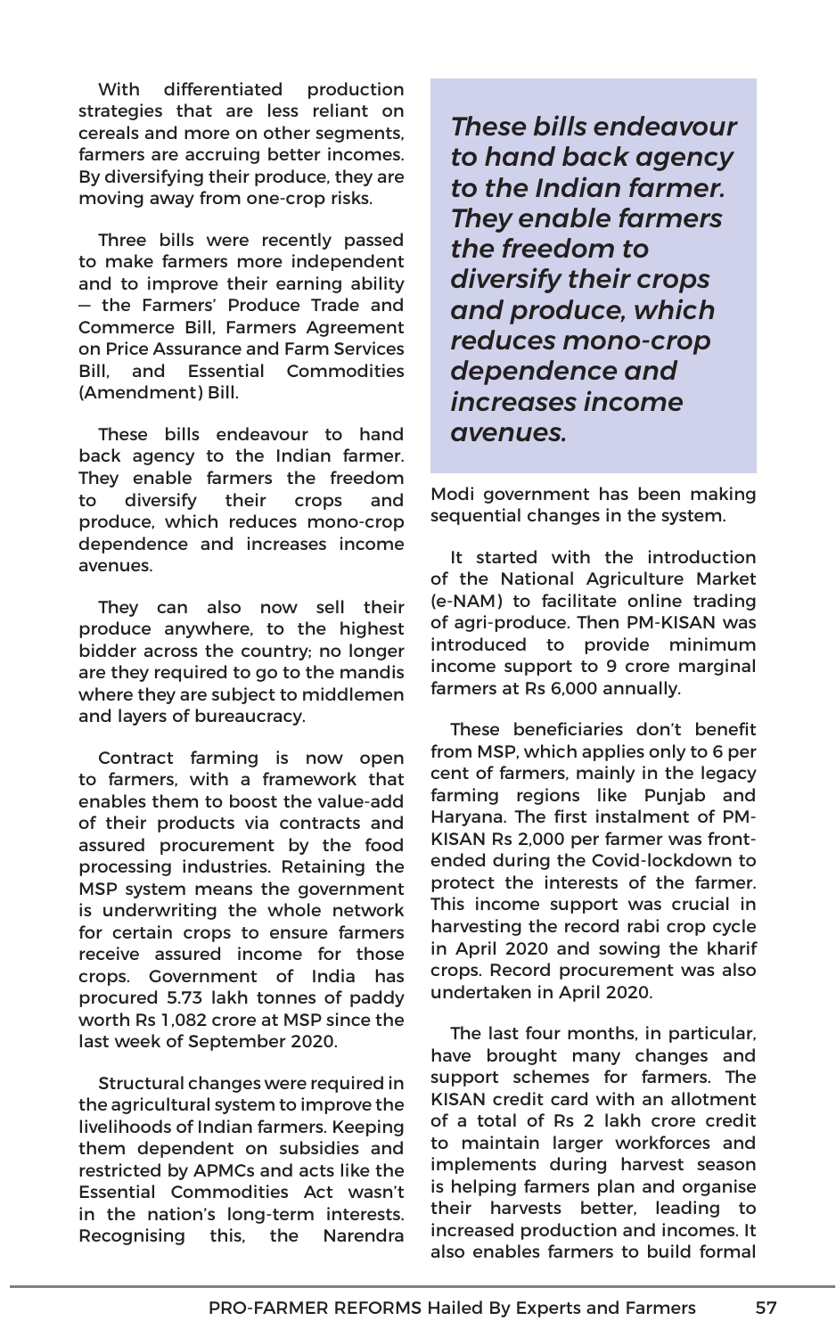With differentiated production strategies that are less reliant on cereals and more on other segments, farmers are accruing better incomes. By diversifying their produce, they are moving away from one-crop risks.

Three bills were recently passed to make farmers more independent and to improve their earning ability — the Farmers' Produce Trade and Commerce Bill, Farmers Agreement on Price Assurance and Farm Services Bill, and Essential Commodities (Amendment) Bill.

These bills endeavour to hand back agency to the Indian farmer. They enable farmers the freedom to diversify their crops and produce, which reduces mono-crop dependence and increases income avenues.

They can also now sell their produce anywhere, to the highest bidder across the country; no longer are they required to go to the mandis where they are subject to middlemen and layers of bureaucracy.

Contract farming is now open to farmers, with a framework that enables them to boost the value-add of their products via contracts and assured procurement by the food processing industries. Retaining the MSP system means the government is underwriting the whole network for certain crops to ensure farmers receive assured income for those crops. Government of India has procured 5.73 lakh tonnes of paddy worth Rs 1,082 crore at MSP since the last week of September 2020.

Structural changes were required in the agricultural system to improve the livelihoods of Indian farmers. Keeping them dependent on subsidies and restricted by APMCs and acts like the Essential Commodities Act wasn't in the nation's long-term interests. Recognising this, the Narendra Modi government has been making sequential changes in the system.

> ***These bills endeavour to hand back agency to the Indian farmer. They enable farmers the freedom to diversify their crops and produce, which reduces mono-crop dependence and increases income avenues.***

It started with the introduction of the National Agriculture Market (e-NAM) to facilitate online trading of agri-produce. Then PM-KISAN was introduced to provide minimum income support to 9 crore marginal farmers at Rs 6,000 annually.

These beneficiaries don't benefit from MSP, which applies only to 6 per cent of farmers, mainly in the legacy farming regions like Punjab and Haryana. The first instalment of PM-KISAN Rs 2,000 per farmer was front-ended during the Covid-lockdown to protect the interests of the farmer. This income support was crucial in harvesting the record rabi crop cycle in April 2020 and sowing the kharif crops. Record procurement was also undertaken in April 2020.

The last four months, in particular, have brought many changes and support schemes for farmers. The KISAN credit card with an allotment of a total of Rs 2 lakh crore credit to maintain larger workforces and implements during harvest season is helping farmers plan and organise their harvests better, leading to increased production and incomes. It also enables farmers to build formal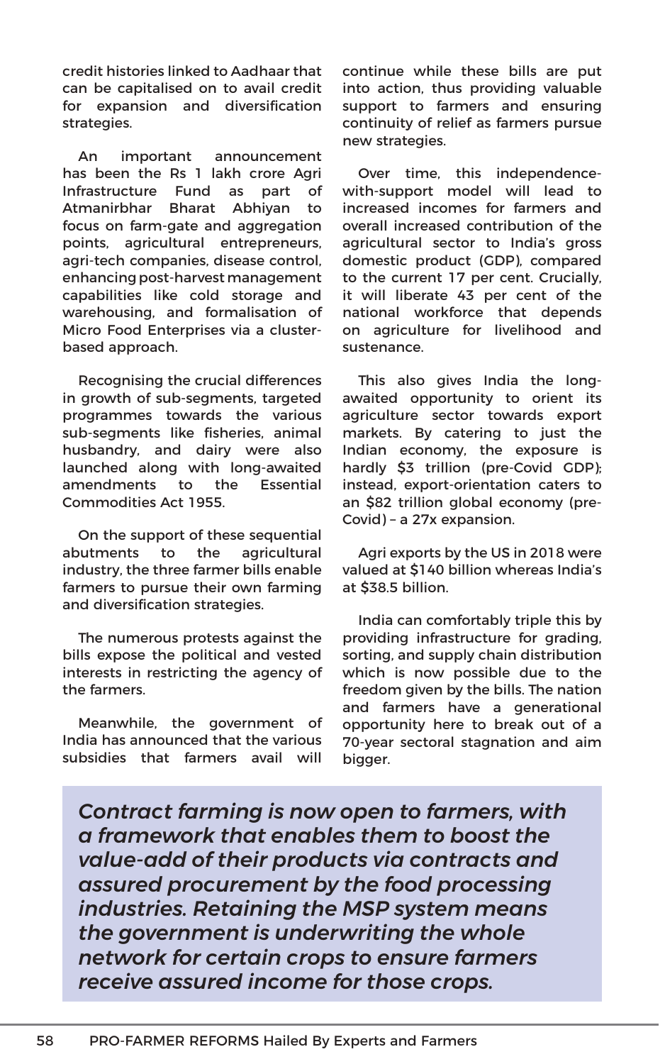credit histories linked to Aadhaar that can be capitalised on to avail credit for expansion and diversification strategies.

An important announcement has been the Rs 1 lakh crore Agri Infrastructure Fund as part of Atmanirbhar Bharat Abhiyan to focus on farm-gate and aggregation points, agricultural entrepreneurs, agri-tech companies, disease control, enhancing post-harvest management capabilities like cold storage and warehousing, and formalisation of Micro Food Enterprises via a cluster-based approach.

Recognising the crucial differences in growth of sub-segments, targeted programmes towards the various sub-segments like fisheries, animal husbandry, and dairy were also launched along with long-awaited amendments to the Essential Commodities Act 1955.

On the support of these sequential abutments to the agricultural industry, the three farmer bills enable farmers to pursue their own farming and diversification strategies.

The numerous protests against the bills expose the political and vested interests in restricting the agency of the farmers.

Meanwhile, the government of India has announced that the various subsidies that farmers avail will continue while these bills are put into action, thus providing valuable support to farmers and ensuring continuity of relief as farmers pursue new strategies.

Over time, this independence-with-support model will lead to increased incomes for farmers and overall increased contribution of the agricultural sector to India's gross domestic product (GDP), compared to the current 17 per cent. Crucially, it will liberate 43 per cent of the national workforce that depends on agriculture for livelihood and sustenance.

This also gives India the long-awaited opportunity to orient its agriculture sector towards export markets. By catering to just the Indian economy, the exposure is hardly $3 trillion (pre-Covid GDP); instead, export-orientation caters to an $82 trillion global economy (pre-Covid) – a 27x expansion.

Agri exports by the US in 2018 were valued at $140 billion whereas India's at $38.5 billion.

India can comfortably triple this by providing infrastructure for grading, sorting, and supply chain distribution which is now possible due to the freedom given by the bills. The nation and farmers have a generational opportunity here to break out of a 70-year sectoral stagnation and aim bigger.

***Contract farming is now open to farmers, with a framework that enables them to boost the value-add of their products via contracts and assured procurement by the food processing industries. Retaining the MSP system means the government is underwriting the whole network for certain crops to ensure farmers receive assured income for those crops.***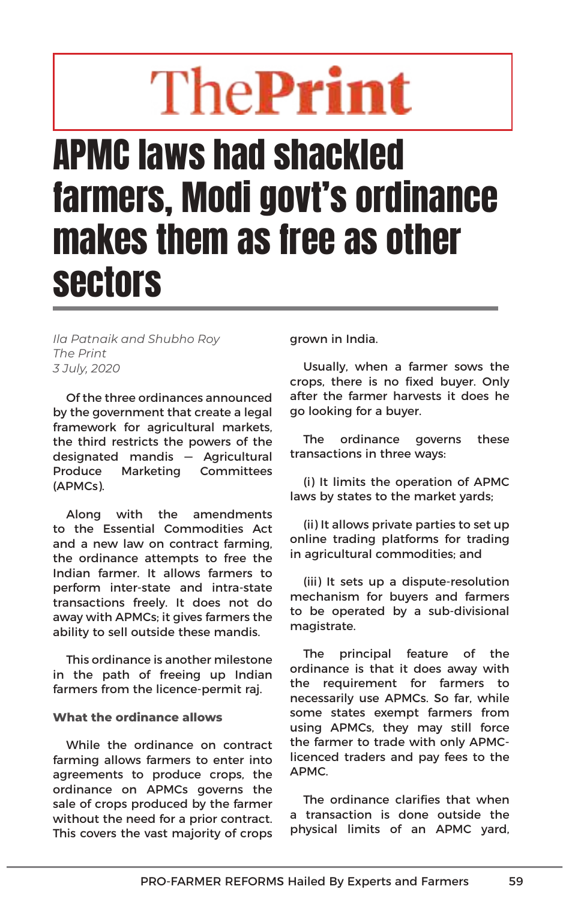# ThePrint

# APMC laws had shackled farmers, Modi govt's ordinance makes them as free as other sectors

*Ila Patnaik and Shubho Roy*
*The Print*
*3 July, 2020*

Of the three ordinances announced by the government that create a legal framework for agricultural markets, the third restricts the powers of the designated mandis — Agricultural Produce Marketing Committees (APMCs).

Along with the amendments to the Essential Commodities Act and a new law on contract farming, the ordinance attempts to free the Indian farmer. It allows farmers to perform inter-state and intra-state transactions freely. It does not do away with APMCs; it gives farmers the ability to sell outside these mandis.

This ordinance is another milestone in the path of freeing up Indian farmers from the licence-permit raj.

**What the ordinance allows**

While the ordinance on contract farming allows farmers to enter into agreements to produce crops, the ordinance on APMCs governs the sale of crops produced by the farmer without the need for a prior contract. This covers the vast majority of crops grown in India.

Usually, when a farmer sows the crops, there is no fixed buyer. Only after the farmer harvests it does he go looking for a buyer.

The ordinance governs these transactions in three ways:

(i) It limits the operation of APMC laws by states to the market yards;

(ii) It allows private parties to set up online trading platforms for trading in agricultural commodities; and

(iii) It sets up a dispute-resolution mechanism for buyers and farmers to be operated by a sub-divisional magistrate.

The principal feature of the ordinance is that it does away with the requirement for farmers to necessarily use APMCs. So far, while some states exempt farmers from using APMCs, they may still force the farmer to trade with only APMC-licenced traders and pay fees to the APMC.

The ordinance clarifies that when a transaction is done outside the physical limits of an APMC yard,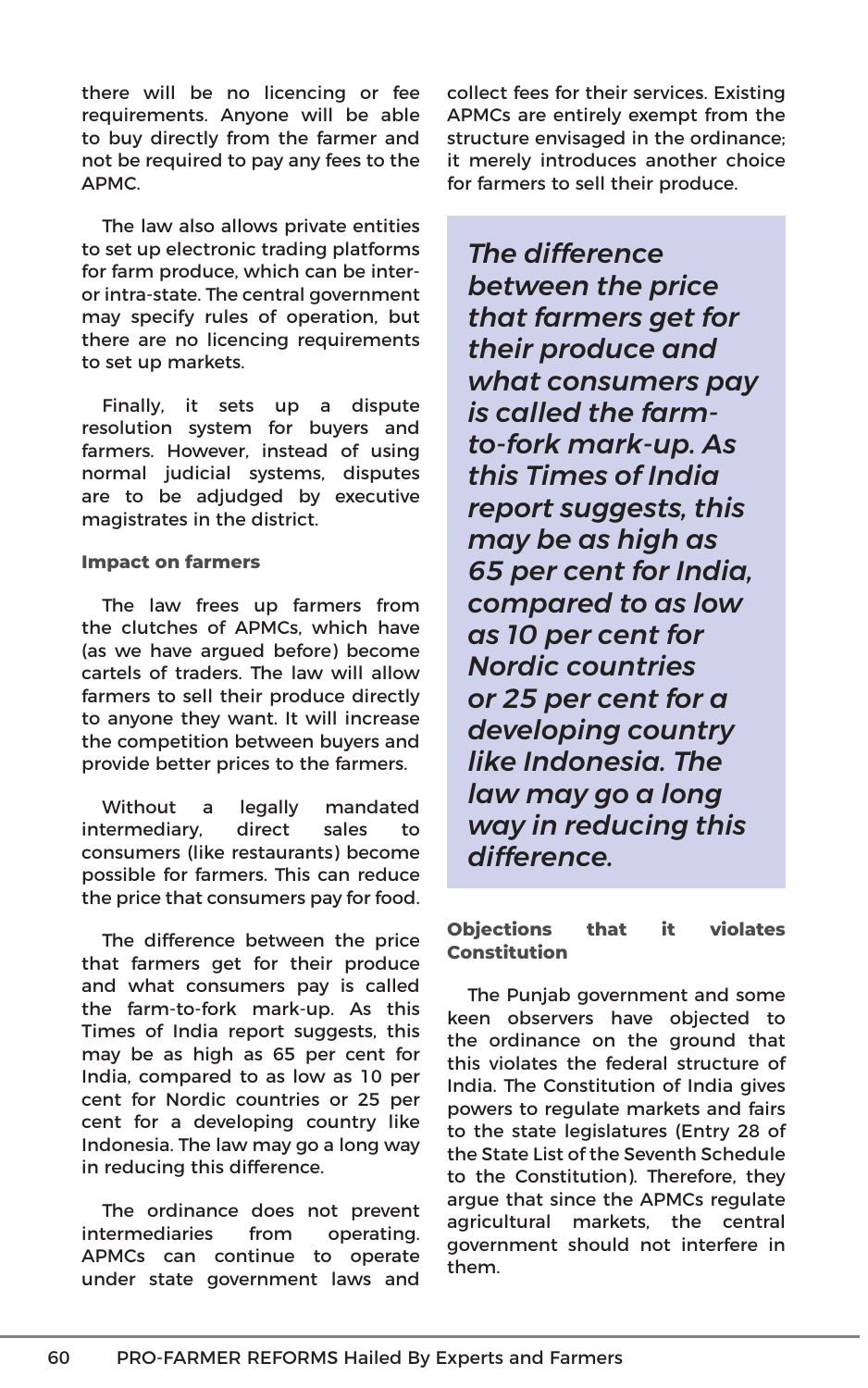there will be no licencing or fee requirements. Anyone will be able to buy directly from the farmer and not be required to pay any fees to the APMC.

The law also allows private entities to set up electronic trading platforms for farm produce, which can be inter- or intra-state. The central government may specify rules of operation, but there are no licencing requirements to set up markets.

Finally, it sets up a dispute resolution system for buyers and farmers. However, instead of using normal judicial systems, disputes are to be adjudged by executive magistrates in the district.

**Impact on farmers**

The law frees up farmers from the clutches of APMCs, which have (as we have argued before) become cartels of traders. The law will allow farmers to sell their produce directly to anyone they want. It will increase the competition between buyers and provide better prices to the farmers.

Without a legally mandated intermediary, direct sales to consumers (like restaurants) become possible for farmers. This can reduce the price that consumers pay for food.

The difference between the price that farmers get for their produce and what consumers pay is called the farm-to-fork mark-up. As this Times of India report suggests, this may be as high as 65 per cent for India, compared to as low as 10 per cent for Nordic countries or 25 per cent for a developing country like Indonesia. The law may go a long way in reducing this difference.

The ordinance does not prevent intermediaries from operating. APMCs can continue to operate under state government laws and collect fees for their services. Existing APMCs are entirely exempt from the structure envisaged in the ordinance; it merely introduces another choice for farmers to sell their produce.

> *The difference between the price that farmers get for their produce and what consumers pay is called the farm-to-fork mark-up. As this Times of India report suggests, this may be as high as 65 per cent for India, compared to as low as 10 per cent for Nordic countries or 25 per cent for a developing country like Indonesia. The law may go a long way in reducing this difference.*

**Objections that it violates Constitution**

The Punjab government and some keen observers have objected to the ordinance on the ground that this violates the federal structure of India. The Constitution of India gives powers to regulate markets and fairs to the state legislatures (Entry 28 of the State List of the Seventh Schedule to the Constitution). Therefore, they argue that since the APMCs regulate agricultural markets, the central government should not interfere in them.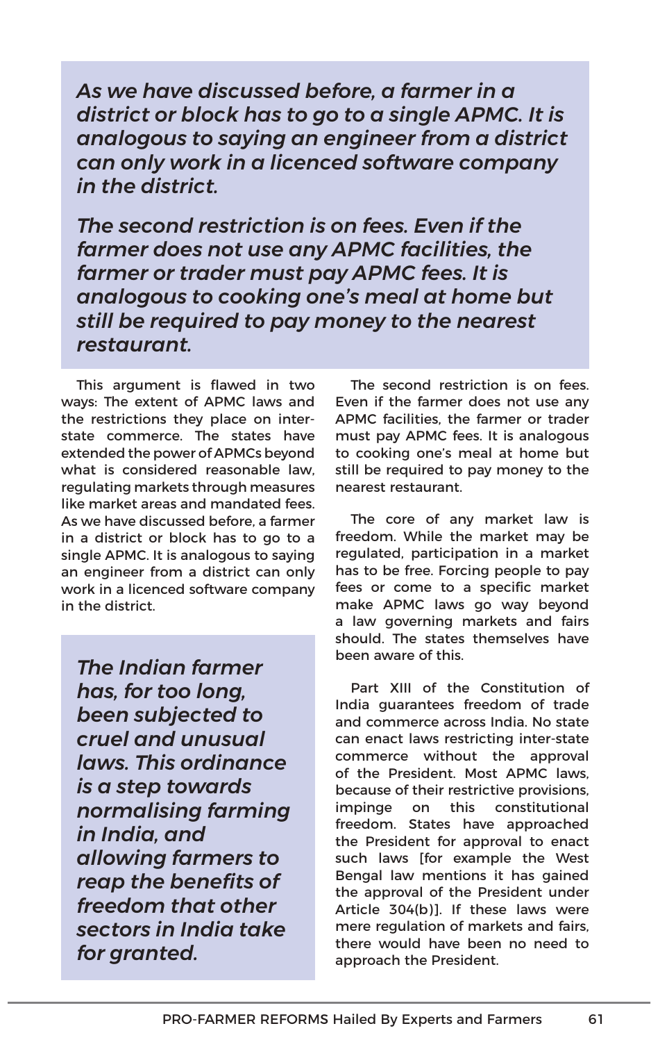*As we have discussed before, a farmer in a district or block has to go to a single APMC. It is analogous to saying an engineer from a district can only work in a licenced software company in the district.*

*The second restriction is on fees. Even if the farmer does not use any APMC facilities, the farmer or trader must pay APMC fees. It is analogous to cooking one's meal at home but still be required to pay money to the nearest restaurant.*

This argument is flawed in two ways: The extent of APMC laws and the restrictions they place on inter-state commerce. The states have extended the power of APMCs beyond what is considered reasonable law, regulating markets through measures like market areas and mandated fees. As we have discussed before, a farmer in a district or block has to go to a single APMC. It is analogous to saying an engineer from a district can only work in a licenced software company in the district.

*The Indian farmer has, for too long, been subjected to cruel and unusual laws. This ordinance is a step towards normalising farming in India, and allowing farmers to reap the benefits of freedom that other sectors in India take for granted.*

The second restriction is on fees. Even if the farmer does not use any APMC facilities, the farmer or trader must pay APMC fees. It is analogous to cooking one's meal at home but still be required to pay money to the nearest restaurant.

The core of any market law is freedom. While the market may be regulated, participation in a market has to be free. Forcing people to pay fees or come to a specific market make APMC laws go way beyond a law governing markets and fairs should. The states themselves have been aware of this.

Part XIII of the Constitution of India guarantees freedom of trade and commerce across India. No state can enact laws restricting inter-state commerce without the approval of the President. Most APMC laws, because of their restrictive provisions, impinge on this constitutional freedom. States have approached the President for approval to enact such laws [for example the West Bengal law mentions it has gained the approval of the President under Article 304(b)]. If these laws were mere regulation of markets and fairs, there would have been no need to approach the President.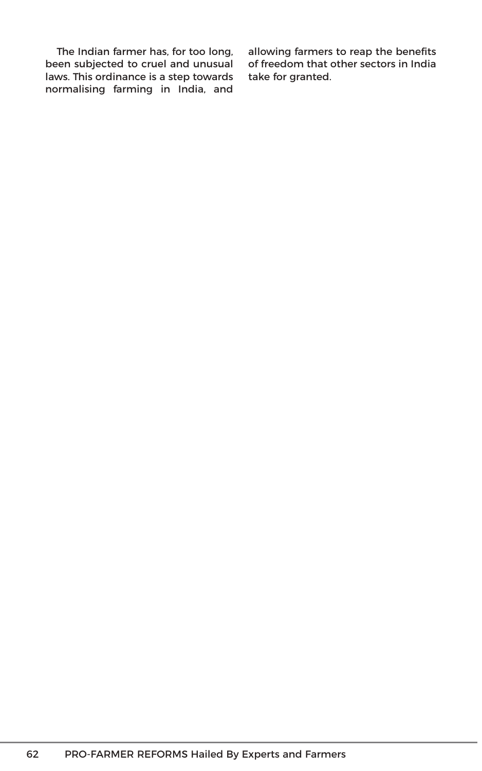The Indian farmer has, for too long, been subjected to cruel and unusual laws. This ordinance is a step towards normalising farming in India, and allowing farmers to reap the benefits of freedom that other sectors in India take for granted.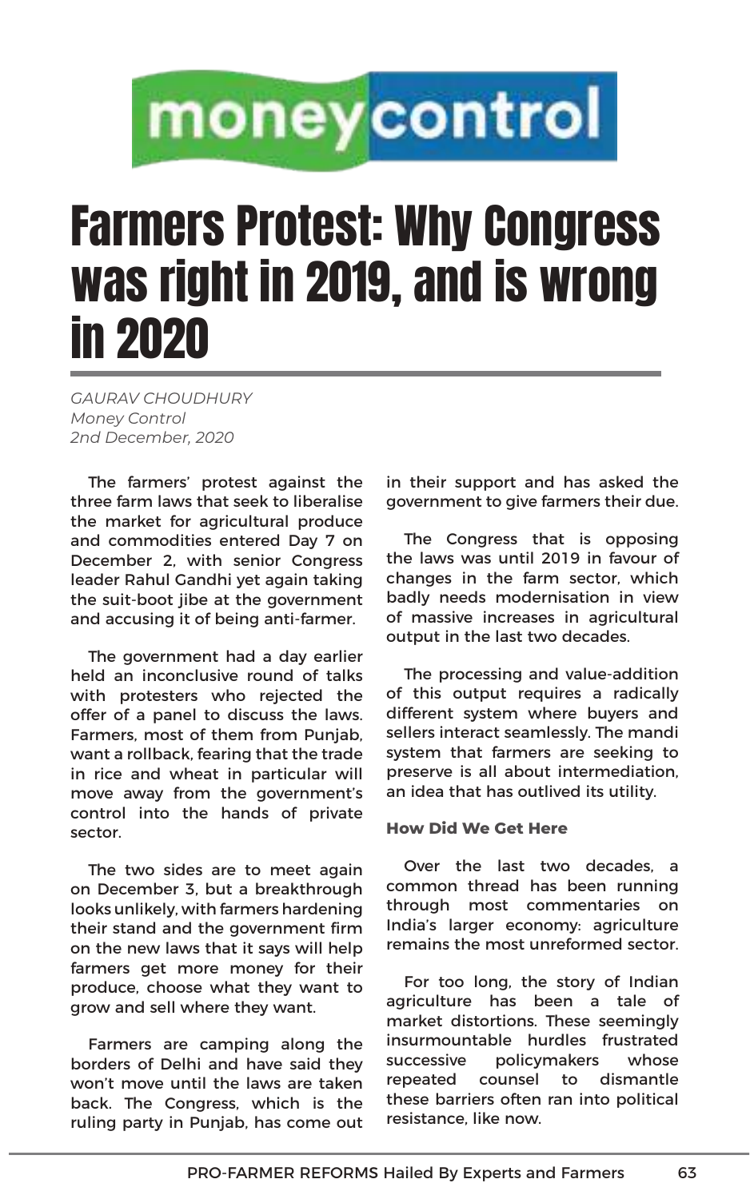moneycontrol

# Farmers Protest: Why Congress was right in 2019, and is wrong in 2020

*GAURAV CHOUDHURY*
*Money Control*
*2nd December, 2020*

The farmers' protest against the three farm laws that seek to liberalise the market for agricultural produce and commodities entered Day 7 on December 2, with senior Congress leader Rahul Gandhi yet again taking the suit-boot jibe at the government and accusing it of being anti-farmer.

The government had a day earlier held an inconclusive round of talks with protesters who rejected the offer of a panel to discuss the laws. Farmers, most of them from Punjab, want a rollback, fearing that the trade in rice and wheat in particular will move away from the government's control into the hands of private sector.

The two sides are to meet again on December 3, but a breakthrough looks unlikely, with farmers hardening their stand and the government firm on the new laws that it says will help farmers get more money for their produce, choose what they want to grow and sell where they want.

Farmers are camping along the borders of Delhi and have said they won't move until the laws are taken back. The Congress, which is the ruling party in Punjab, has come out in their support and has asked the government to give farmers their due.

The Congress that is opposing the laws was until 2019 in favour of changes in the farm sector, which badly needs modernisation in view of massive increases in agricultural output in the last two decades.

The processing and value-addition of this output requires a radically different system where buyers and sellers interact seamlessly. The mandi system that farmers are seeking to preserve is all about intermediation, an idea that has outlived its utility.

**How Did We Get Here**

Over the last two decades, a common thread has been running through most commentaries on India's larger economy: agriculture remains the most unreformed sector.

For too long, the story of Indian agriculture has been a tale of market distortions. These seemingly insurmountable hurdles frustrated successive policymakers whose repeated counsel to dismantle these barriers often ran into political resistance, like now.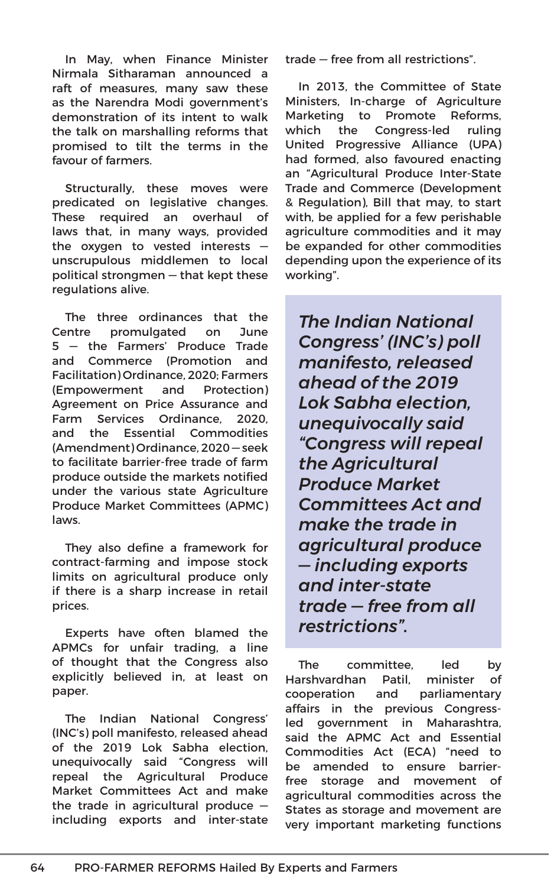In May, when Finance Minister Nirmala Sitharaman announced a raft of measures, many saw these as the Narendra Modi government's demonstration of its intent to walk the talk on marshalling reforms that promised to tilt the terms in the favour of farmers.

Structurally, these moves were predicated on legislative changes. These required an overhaul of laws that, in many ways, provided the oxygen to vested interests — unscrupulous middlemen to local political strongmen — that kept these regulations alive.

The three ordinances that the Centre promulgated on June 5 — the Farmers' Produce Trade and Commerce (Promotion and Facilitation) Ordinance, 2020; Farmers (Empowerment and Protection) Agreement on Price Assurance and Farm Services Ordinance, 2020, and the Essential Commodities (Amendment) Ordinance, 2020 — seek to facilitate barrier-free trade of farm produce outside the markets notified under the various state Agriculture Produce Market Committees (APMC) laws.

They also define a framework for contract-farming and impose stock limits on agricultural produce only if there is a sharp increase in retail prices.

Experts have often blamed the APMCs for unfair trading, a line of thought that the Congress also explicitly believed in, at least on paper.

The Indian National Congress' (INC's) poll manifesto, released ahead of the 2019 Lok Sabha election, unequivocally said "Congress will repeal the Agricultural Produce Market Committees Act and make the trade in agricultural produce — including exports and inter-state trade — free from all restrictions".

In 2013, the Committee of State Ministers, In-charge of Agriculture Marketing to Promote Reforms, which the Congress-led ruling United Progressive Alliance (UPA) had formed, also favoured enacting an "Agricultural Produce Inter-State Trade and Commerce (Development & Regulation), Bill that may, to start with, be applied for a few perishable agriculture commodities and it may be expanded for other commodities depending upon the experience of its working".

> ***The Indian National Congress' (INC's) poll manifesto, released ahead of the 2019 Lok Sabha election, unequivocally said "Congress will repeal the Agricultural Produce Market Committees Act and make the trade in agricultural produce — including exports and inter-state trade — free from all restrictions".***

The committee, led by Harshvardhan Patil, minister of cooperation and parliamentary affairs in the previous Congress-led government in Maharashtra, said the APMC Act and Essential Commodities Act (ECA) "need to be amended to ensure barrier-free storage and movement of agricultural commodities across the States as storage and movement are very important marketing functions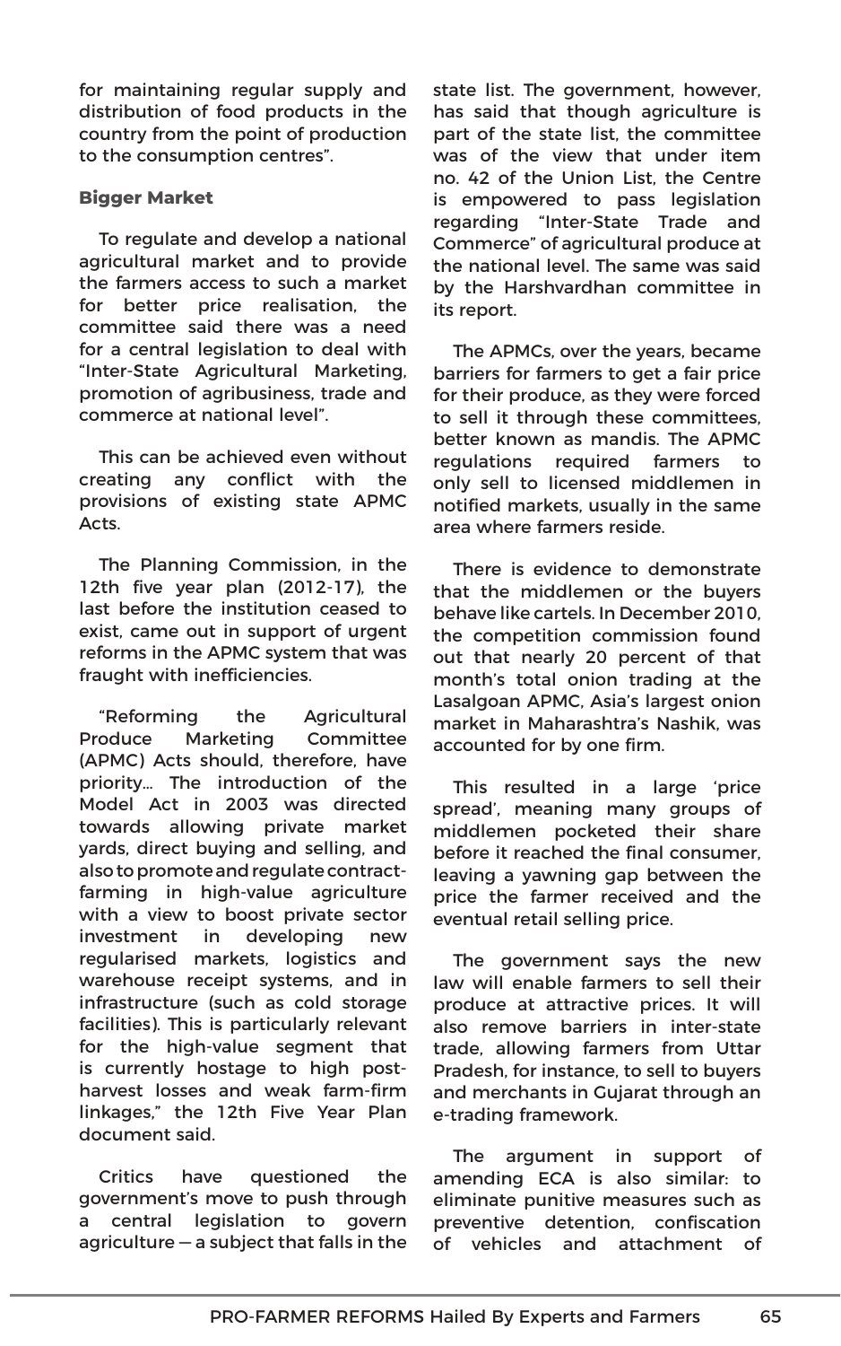for maintaining regular supply and distribution of food products in the country from the point of production to the consumption centres".

**Bigger Market**

To regulate and develop a national agricultural market and to provide the farmers access to such a market for better price realisation, the committee said there was a need for a central legislation to deal with "Inter-State Agricultural Marketing, promotion of agribusiness, trade and commerce at national level".

This can be achieved even without creating any conflict with the provisions of existing state APMC Acts.

The Planning Commission, in the 12th five year plan (2012-17), the last before the institution ceased to exist, came out in support of urgent reforms in the APMC system that was fraught with inefficiencies.

"Reforming the Agricultural Produce Marketing Committee (APMC) Acts should, therefore, have priority… The introduction of the Model Act in 2003 was directed towards allowing private market yards, direct buying and selling, and also to promote and regulate contract-farming in high-value agriculture with a view to boost private sector investment in developing new regularised markets, logistics and warehouse receipt systems, and in infrastructure (such as cold storage facilities). This is particularly relevant for the high-value segment that is currently hostage to high post-harvest losses and weak farm-firm linkages," the 12th Five Year Plan document said.

Critics have questioned the government's move to push through a central legislation to govern agriculture — a subject that falls in the state list. The government, however, has said that though agriculture is part of the state list, the committee was of the view that under item no. 42 of the Union List, the Centre is empowered to pass legislation regarding "Inter-State Trade and Commerce" of agricultural produce at the national level. The same was said by the Harshvardhan committee in its report.

The APMCs, over the years, became barriers for farmers to get a fair price for their produce, as they were forced to sell it through these committees, better known as mandis. The APMC regulations required farmers to only sell to licensed middlemen in notified markets, usually in the same area where farmers reside.

There is evidence to demonstrate that the middlemen or the buyers behave like cartels. In December 2010, the competition commission found out that nearly 20 percent of that month's total onion trading at the Lasalgoan APMC, Asia's largest onion market in Maharashtra's Nashik, was accounted for by one firm.

This resulted in a large 'price spread', meaning many groups of middlemen pocketed their share before it reached the final consumer, leaving a yawning gap between the price the farmer received and the eventual retail selling price.

The government says the new law will enable farmers to sell their produce at attractive prices. It will also remove barriers in inter-state trade, allowing farmers from Uttar Pradesh, for instance, to sell to buyers and merchants in Gujarat through an e-trading framework.

The argument in support of amending ECA is also similar: to eliminate punitive measures such as preventive detention, confiscation of vehicles and attachment of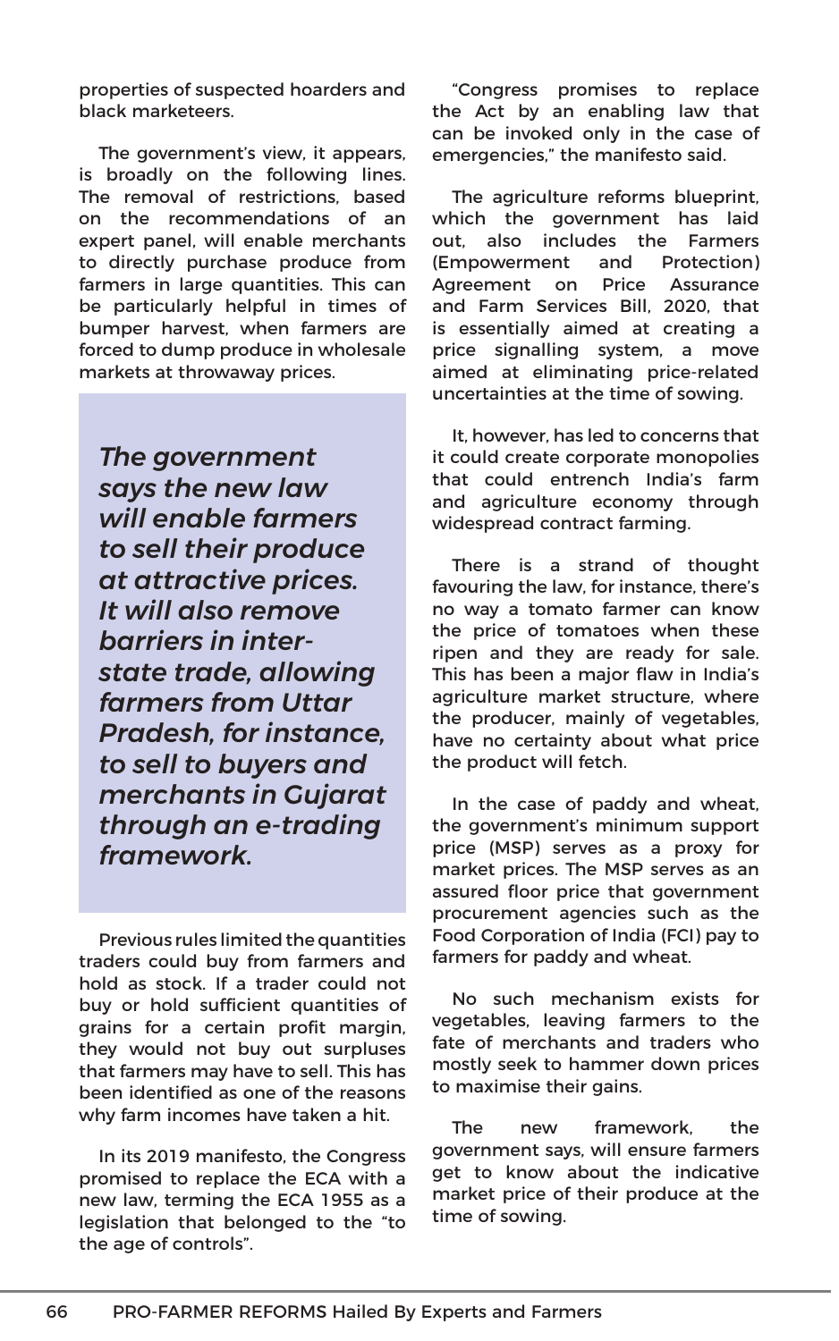properties of suspected hoarders and black marketeers.

The government's view, it appears, is broadly on the following lines. The removal of restrictions, based on the recommendations of an expert panel, will enable merchants to directly purchase produce from farmers in large quantities. This can be particularly helpful in times of bumper harvest, when farmers are forced to dump produce in wholesale markets at throwaway prices.

> ***The government says the new law will enable farmers to sell their produce at attractive prices. It will also remove barriers in inter-state trade, allowing farmers from Uttar Pradesh, for instance, to sell to buyers and merchants in Gujarat through an e-trading framework.***

Previous rules limited the quantities traders could buy from farmers and hold as stock. If a trader could not buy or hold sufficient quantities of grains for a certain profit margin, they would not buy out surpluses that farmers may have to sell. This has been identified as one of the reasons why farm incomes have taken a hit.

In its 2019 manifesto, the Congress promised to replace the ECA with a new law, terming the ECA 1955 as a legislation that belonged to the "to the age of controls".

"Congress promises to replace the Act by an enabling law that can be invoked only in the case of emergencies," the manifesto said.

The agriculture reforms blueprint, which the government has laid out, also includes the Farmers (Empowerment and Protection) Agreement on Price Assurance and Farm Services Bill, 2020, that is essentially aimed at creating a price signalling system, a move aimed at eliminating price-related uncertainties at the time of sowing.

It, however, has led to concerns that it could create corporate monopolies that could entrench India's farm and agriculture economy through widespread contract farming.

There is a strand of thought favouring the law, for instance, there's no way a tomato farmer can know the price of tomatoes when these ripen and they are ready for sale. This has been a major flaw in India's agriculture market structure, where the producer, mainly of vegetables, have no certainty about what price the product will fetch.

In the case of paddy and wheat, the government's minimum support price (MSP) serves as a proxy for market prices. The MSP serves as an assured floor price that government procurement agencies such as the Food Corporation of India (FCI) pay to farmers for paddy and wheat.

No such mechanism exists for vegetables, leaving farmers to the fate of merchants and traders who mostly seek to hammer down prices to maximise their gains.

The new framework, the government says, will ensure farmers get to know about the indicative market price of their produce at the time of sowing.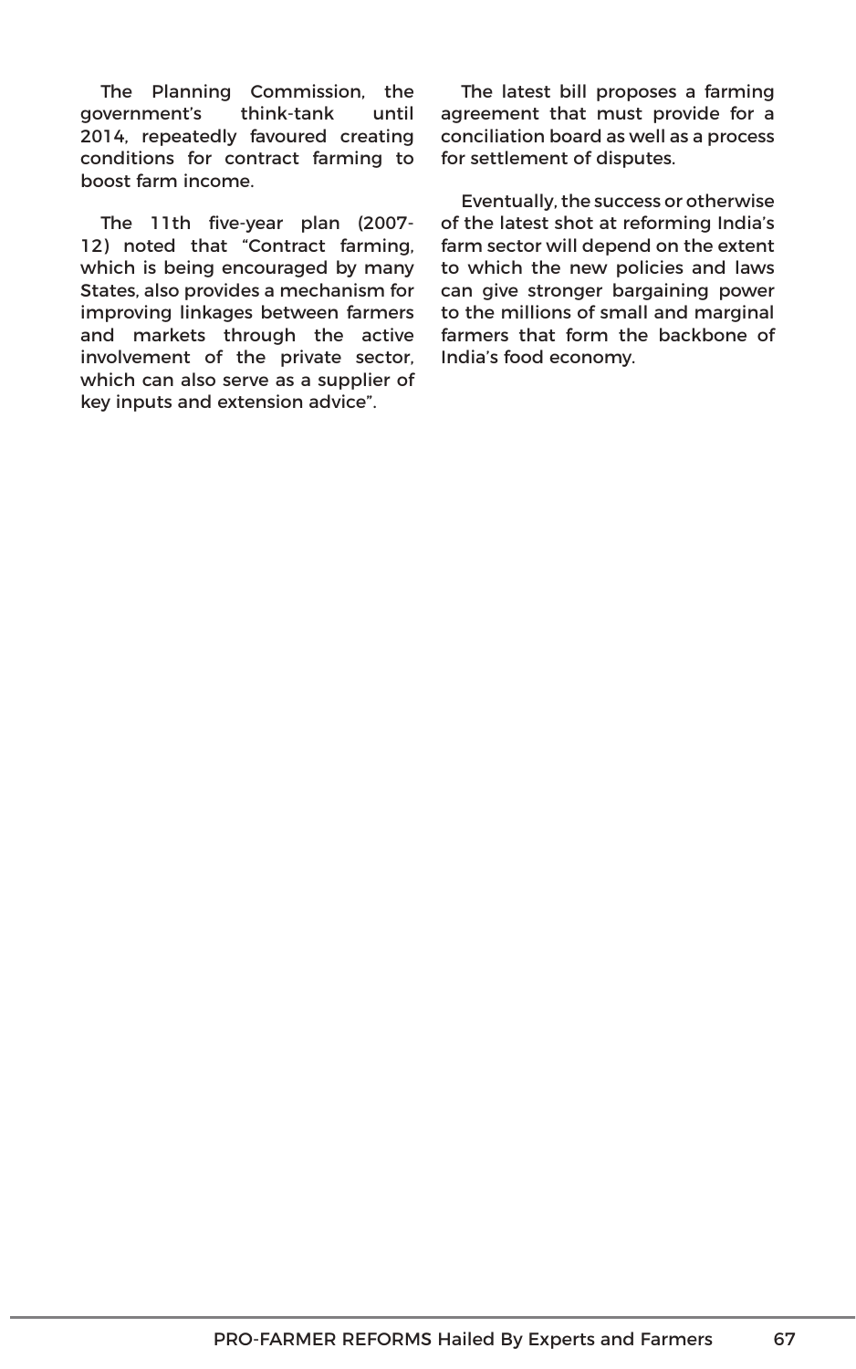The Planning Commission, the government's think-tank until 2014, repeatedly favoured creating conditions for contract farming to boost farm income.

The 11th five-year plan (2007-12) noted that "Contract farming, which is being encouraged by many States, also provides a mechanism for improving linkages between farmers and markets through the active involvement of the private sector, which can also serve as a supplier of key inputs and extension advice".

The latest bill proposes a farming agreement that must provide for a conciliation board as well as a process for settlement of disputes.

Eventually, the success or otherwise of the latest shot at reforming India's farm sector will depend on the extent to which the new policies and laws can give stronger bargaining power to the millions of small and marginal farmers that form the backbone of India's food economy.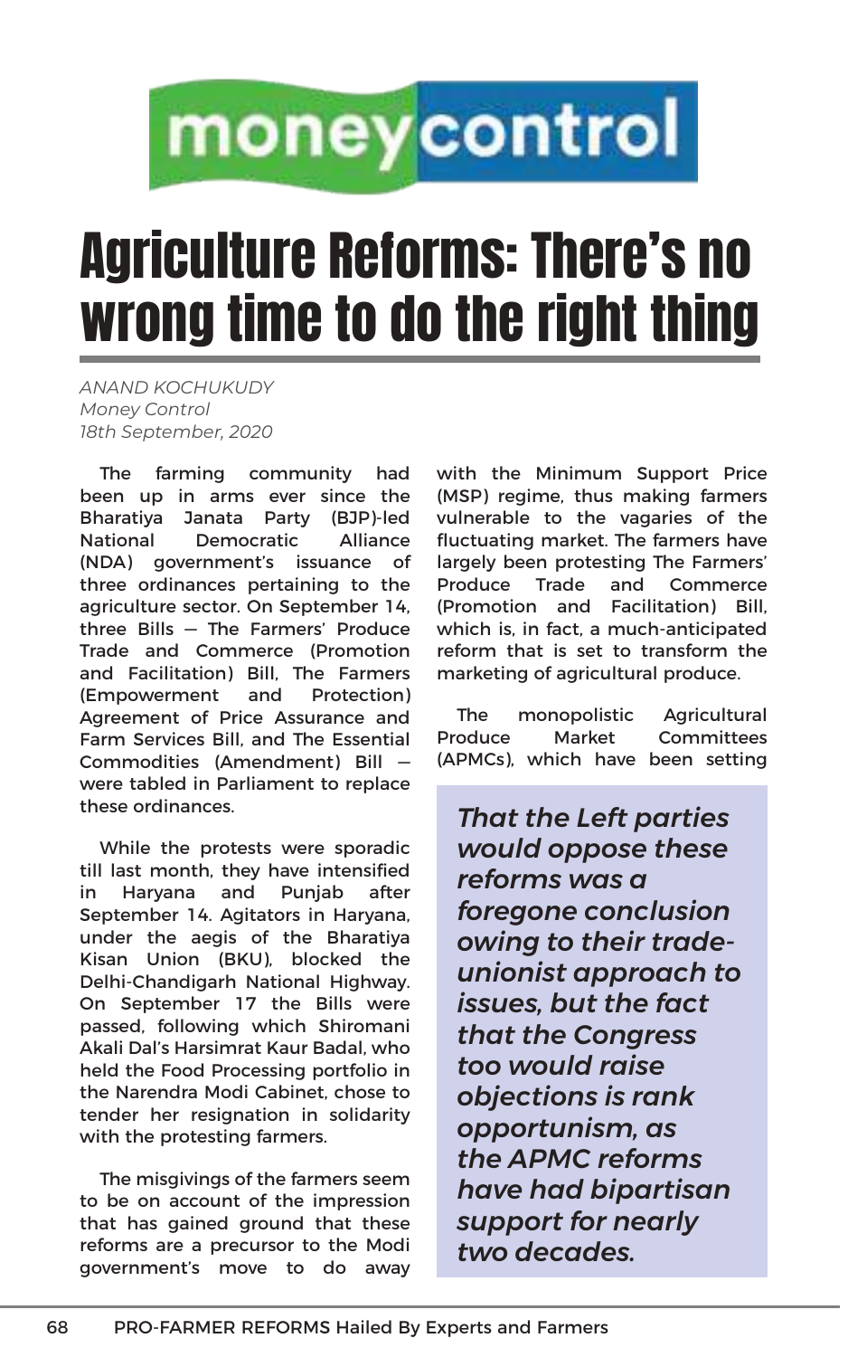moneycontrol

# Agriculture Reforms: There's no wrong time to do the right thing

*ANAND KOCHUKUDY*
*Money Control*
*18th September, 2020*

The farming community had been up in arms ever since the Bharatiya Janata Party (BJP)-led National Democratic Alliance (NDA) government's issuance of three ordinances pertaining to the agriculture sector. On September 14, three Bills — The Farmers' Produce Trade and Commerce (Promotion and Facilitation) Bill, The Farmers (Empowerment and Protection) Agreement of Price Assurance and Farm Services Bill, and The Essential Commodities (Amendment) Bill — were tabled in Parliament to replace these ordinances.

While the protests were sporadic till last month, they have intensified in Haryana and Punjab after September 14. Agitators in Haryana, under the aegis of the Bharatiya Kisan Union (BKU), blocked the Delhi-Chandigarh National Highway. On September 17 the Bills were passed, following which Shiromani Akali Dal's Harsimrat Kaur Badal, who held the Food Processing portfolio in the Narendra Modi Cabinet, chose to tender her resignation in solidarity with the protesting farmers.

The misgivings of the farmers seem to be on account of the impression that has gained ground that these reforms are a precursor to the Modi government's move to do away with the Minimum Support Price (MSP) regime, thus making farmers vulnerable to the vagaries of the fluctuating market. The farmers have largely been protesting The Farmers' Produce Trade and Commerce (Promotion and Facilitation) Bill, which is, in fact, a much-anticipated reform that is set to transform the marketing of agricultural produce.

The monopolistic Agricultural Produce Market Committees (APMCs), which have been setting

> ***That the Left parties would oppose these reforms was a foregone conclusion owing to their trade-unionist approach to issues, but the fact that the Congress too would raise objections is rank opportunism, as the APMC reforms have had bipartisan support for nearly two decades.***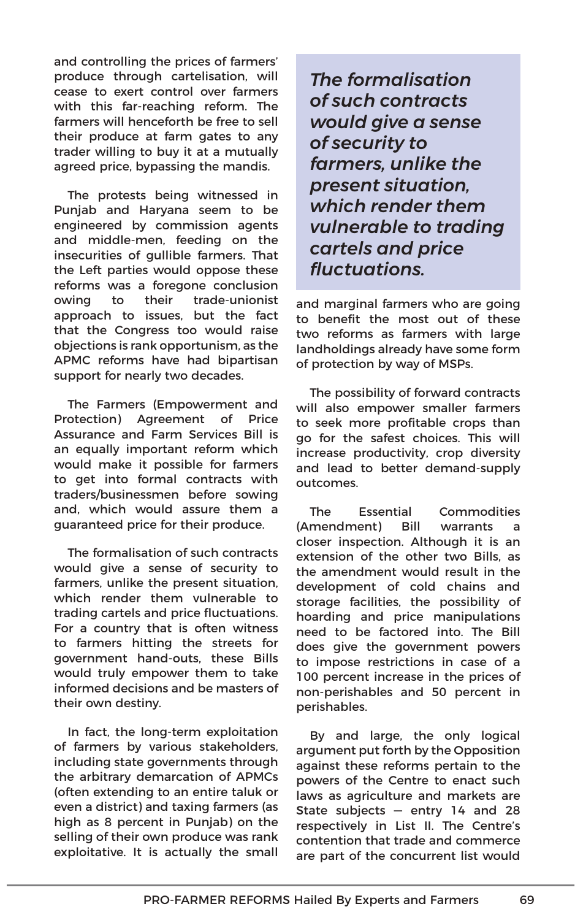and controlling the prices of farmers' produce through cartelisation, will cease to exert control over farmers with this far-reaching reform. The farmers will henceforth be free to sell their produce at farm gates to any trader willing to buy it at a mutually agreed price, bypassing the mandis.

The protests being witnessed in Punjab and Haryana seem to be engineered by commission agents and middle-men, feeding on the insecurities of gullible farmers. That the Left parties would oppose these reforms was a foregone conclusion owing to their trade-unionist approach to issues, but the fact that the Congress too would raise objections is rank opportunism, as the APMC reforms have had bipartisan support for nearly two decades.

The Farmers (Empowerment and Protection) Agreement of Price Assurance and Farm Services Bill is an equally important reform which would make it possible for farmers to get into formal contracts with traders/businessmen before sowing and, which would assure them a guaranteed price for their produce.

The formalisation of such contracts would give a sense of security to farmers, unlike the present situation, which render them vulnerable to trading cartels and price fluctuations. For a country that is often witness to farmers hitting the streets for government hand-outs, these Bills would truly empower them to take informed decisions and be masters of their own destiny.

In fact, the long-term exploitation of farmers by various stakeholders, including state governments through the arbitrary demarcation of APMCs (often extending to an entire taluk or even a district) and taxing farmers (as high as 8 percent in Punjab) on the selling of their own produce was rank exploitative. It is actually the small and marginal farmers who are going to benefit the most out of these two reforms as farmers with large landholdings already have some form of protection by way of MSPs.

> ***The formalisation of such contracts would give a sense of security to farmers, unlike the present situation, which render them vulnerable to trading cartels and price fluctuations.***

The possibility of forward contracts will also empower smaller farmers to seek more profitable crops than go for the safest choices. This will increase productivity, crop diversity and lead to better demand-supply outcomes.

The Essential Commodities (Amendment) Bill warrants a closer inspection. Although it is an extension of the other two Bills, as the amendment would result in the development of cold chains and storage facilities, the possibility of hoarding and price manipulations need to be factored into. The Bill does give the government powers to impose restrictions in case of a 100 percent increase in the prices of non-perishables and 50 percent in perishables.

By and large, the only logical argument put forth by the Opposition against these reforms pertain to the powers of the Centre to enact such laws as agriculture and markets are State subjects — entry 14 and 28 respectively in List II. The Centre's contention that trade and commerce are part of the concurrent list would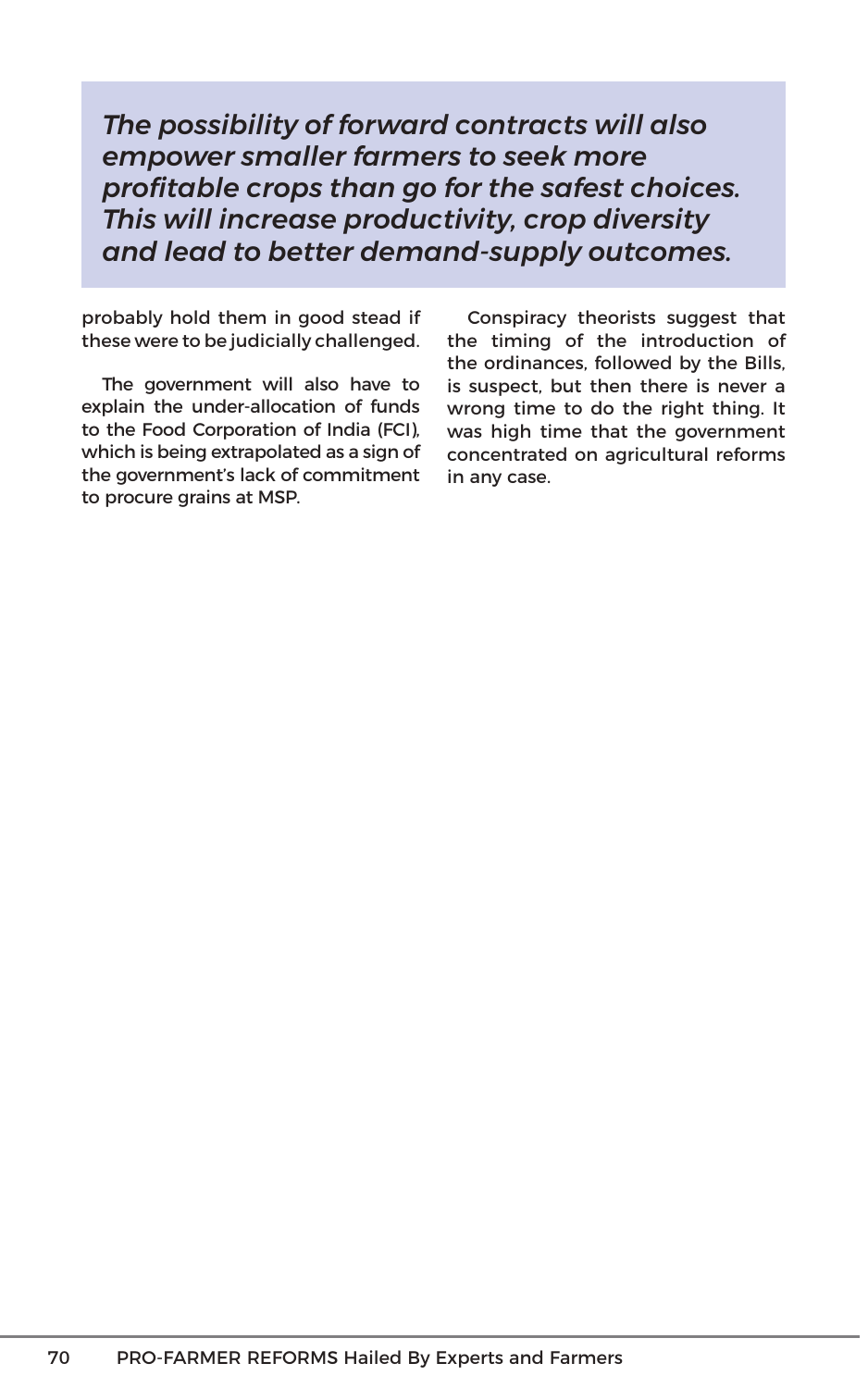*The possibility of forward contracts will also empower smaller farmers to seek more profitable crops than go for the safest choices. This will increase productivity, crop diversity and lead to better demand-supply outcomes.*

probably hold them in good stead if these were to be judicially challenged.

The government will also have to explain the under-allocation of funds to the Food Corporation of India (FCI), which is being extrapolated as a sign of the government's lack of commitment to procure grains at MSP.

Conspiracy theorists suggest that the timing of the introduction of the ordinances, followed by the Bills, is suspect, but then there is never a wrong time to do the right thing. It was high time that the government concentrated on agricultural reforms in any case.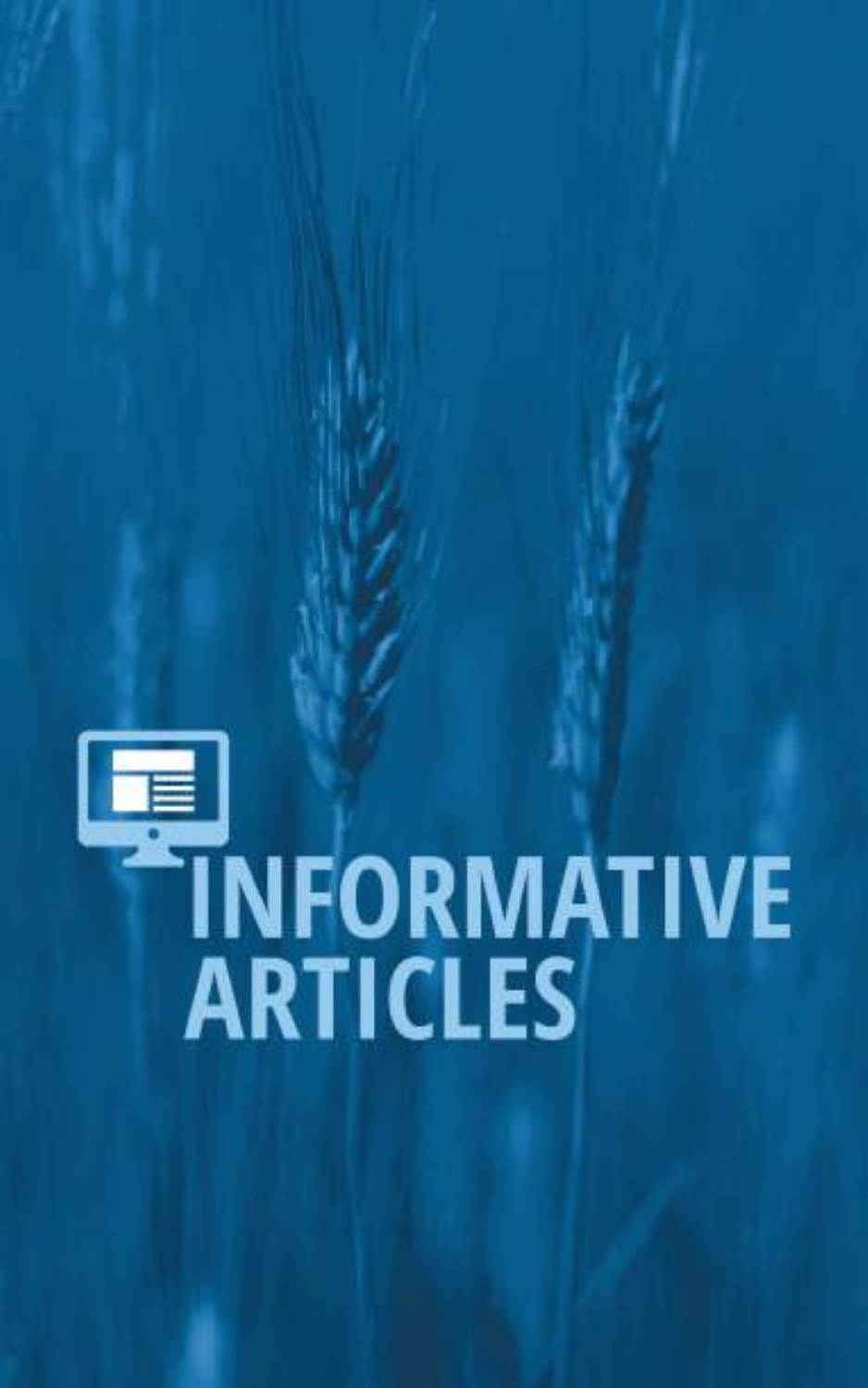# INFORMATIVE ARTICLES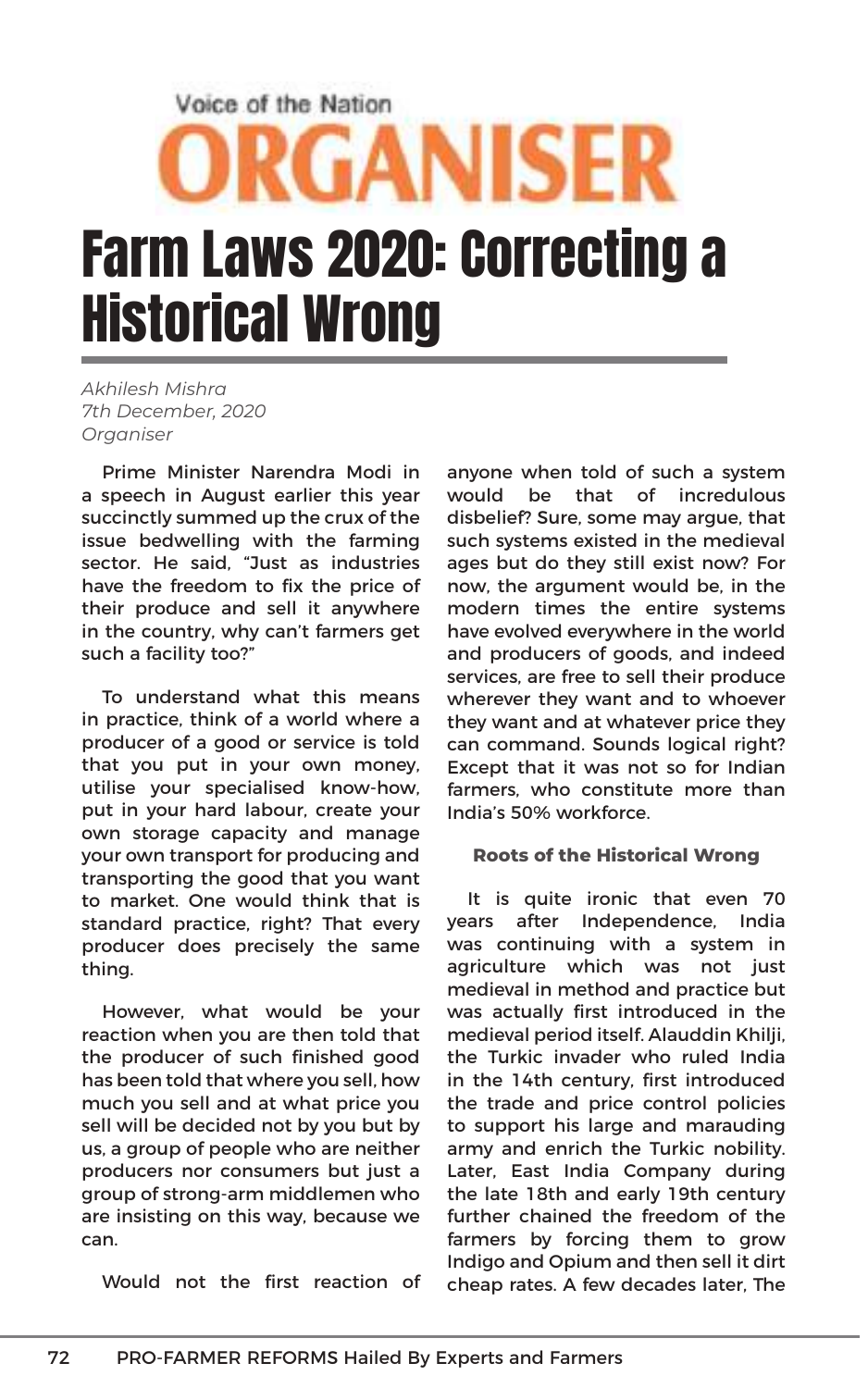Voice of the Nation

# ORGANISER

# Farm Laws 2020: Correcting a Historical Wrong

*Akhilesh Mishra*
*7th December, 2020*
*Organiser*

Prime Minister Narendra Modi in a speech in August earlier this year succinctly summed up the crux of the issue bedwelling with the farming sector. He said, "Just as industries have the freedom to fix the price of their produce and sell it anywhere in the country, why can't farmers get such a facility too?"

To understand what this means in practice, think of a world where a producer of a good or service is told that you put in your own money, utilise your specialised know-how, put in your hard labour, create your own storage capacity and manage your own transport for producing and transporting the good that you want to market. One would think that is standard practice, right? That every producer does precisely the same thing.

However, what would be your reaction when you are then told that the producer of such finished good has been told that where you sell, how much you sell and at what price you sell will be decided not by you but by us, a group of people who are neither producers nor consumers but just a group of strong-arm middlemen who are insisting on this way, because we can.

Would not the first reaction of anyone when told of such a system would be that of incredulous disbelief? Sure, some may argue, that such systems existed in the medieval ages but do they still exist now? For now, the argument would be, in the modern times the entire systems have evolved everywhere in the world and producers of goods, and indeed services, are free to sell their produce wherever they want and to whoever they want and at whatever price they can command. Sounds logical right? Except that it was not so for Indian farmers, who constitute more than India's 50% workforce.

**Roots of the Historical Wrong**

It is quite ironic that even 70 years after Independence, India was continuing with a system in agriculture which was not just medieval in method and practice but was actually first introduced in the medieval period itself. Alauddin Khilji, the Turkic invader who ruled India in the 14th century, first introduced the trade and price control policies to support his large and marauding army and enrich the Turkic nobility. Later, East India Company during the late 18th and early 19th century further chained the freedom of the farmers by forcing them to grow Indigo and Opium and then sell it dirt cheap rates. A few decades later, The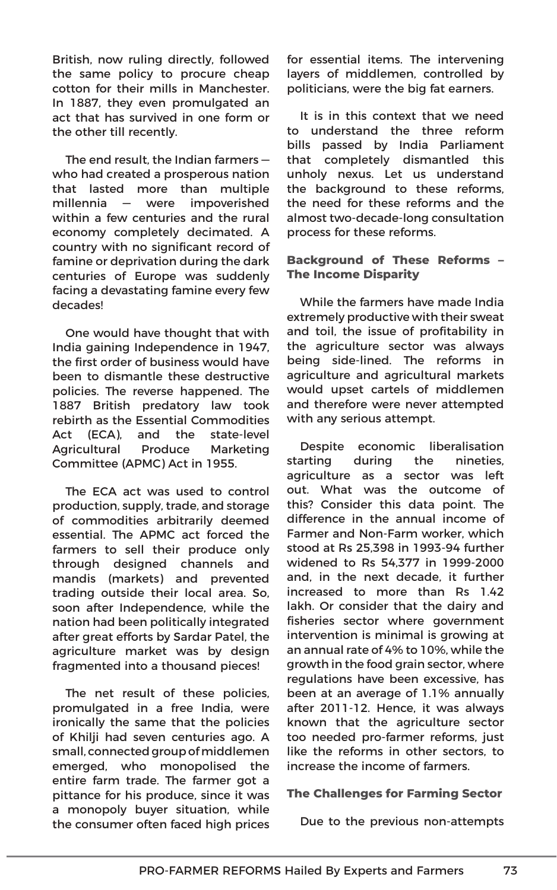British, now ruling directly, followed the same policy to procure cheap cotton for their mills in Manchester. In 1887, they even promulgated an act that has survived in one form or the other till recently.

The end result, the Indian farmers — who had created a prosperous nation that lasted more than multiple millennia — were impoverished within a few centuries and the rural economy completely decimated. A country with no significant record of famine or deprivation during the dark centuries of Europe was suddenly facing a devastating famine every few decades!

One would have thought that with India gaining Independence in 1947, the first order of business would have been to dismantle these destructive policies. The reverse happened. The 1887 British predatory law took rebirth as the Essential Commodities Act (ECA), and the state-level Agricultural Produce Marketing Committee (APMC) Act in 1955.

The ECA act was used to control production, supply, trade, and storage of commodities arbitrarily deemed essential. The APMC act forced the farmers to sell their produce only through designed channels and mandis (markets) and prevented trading outside their local area. So, soon after Independence, while the nation had been politically integrated after great efforts by Sardar Patel, the agriculture market was by design fragmented into a thousand pieces!

The net result of these policies, promulgated in a free India, were ironically the same that the policies of Khilji had seven centuries ago. A small, connected group of middlemen emerged, who monopolised the entire farm trade. The farmer got a pittance for his produce, since it was a monopoly buyer situation, while the consumer often faced high prices for essential items. The intervening layers of middlemen, controlled by politicians, were the big fat earners.

It is in this context that we need to understand the three reform bills passed by India Parliament that completely dismantled this unholy nexus. Let us understand the background to these reforms, the need for these reforms and the almost two-decade-long consultation process for these reforms.

### Background of These Reforms – The Income Disparity

While the farmers have made India extremely productive with their sweat and toil, the issue of profitability in the agriculture sector was always being side-lined. The reforms in agriculture and agricultural markets would upset cartels of middlemen and therefore were never attempted with any serious attempt.

Despite economic liberalisation starting during the nineties, agriculture as a sector was left out. What was the outcome of this? Consider this data point. The difference in the annual income of Farmer and Non-Farm worker, which stood at Rs 25,398 in 1993-94 further widened to Rs 54,377 in 1999-2000 and, in the next decade, it further increased to more than Rs 1.42 lakh. Or consider that the dairy and fisheries sector where government intervention is minimal is growing at an annual rate of 4% to 10%, while the growth in the food grain sector, where regulations have been excessive, has been at an average of 1.1% annually after 2011-12. Hence, it was always known that the agriculture sector too needed pro-farmer reforms, just like the reforms in other sectors, to increase the income of farmers.

### The Challenges for Farming Sector

Due to the previous non-attempts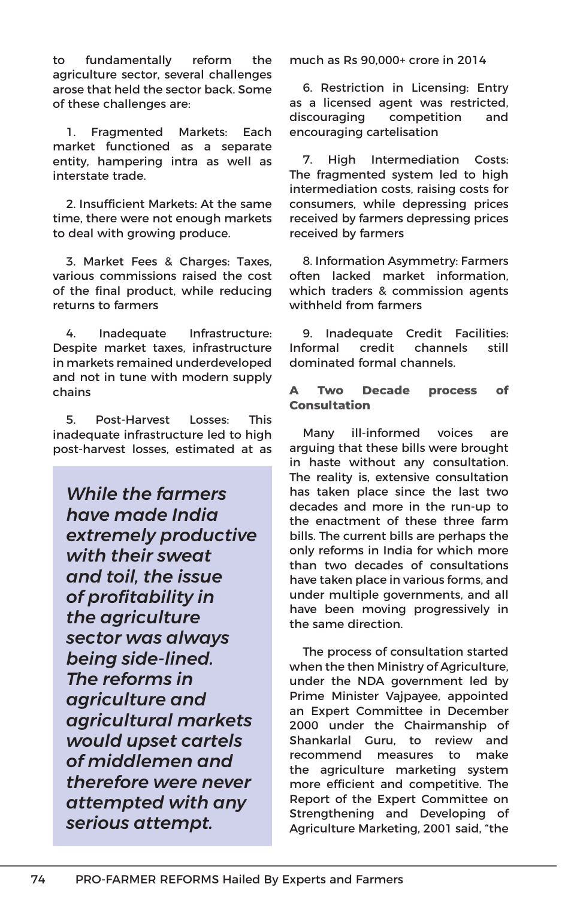to fundamentally reform the agriculture sector, several challenges arose that held the sector back. Some of these challenges are:

1. Fragmented Markets: Each market functioned as a separate entity, hampering intra as well as interstate trade.

2. Insufficient Markets: At the same time, there were not enough markets to deal with growing produce.

3. Market Fees & Charges: Taxes, various commissions raised the cost of the final product, while reducing returns to farmers

4. Inadequate Infrastructure: Despite market taxes, infrastructure in markets remained underdeveloped and not in tune with modern supply chains

5. Post-Harvest Losses: This inadequate infrastructure led to high post-harvest losses, estimated at as much as Rs 90,000+ crore in 2014

6. Restriction in Licensing: Entry as a licensed agent was restricted, discouraging competition and encouraging cartelisation

7. High Intermediation Costs: The fragmented system led to high intermediation costs, raising costs for consumers, while depressing prices received by farmers depressing prices received by farmers

8. Information Asymmetry: Farmers often lacked market information, which traders & commission agents withheld from farmers

9. Inadequate Credit Facilities: Informal credit channels still dominated formal channels.

> ***While the farmers have made India extremely productive with their sweat and toil, the issue of profitability in the agriculture sector was always being side-lined. The reforms in agriculture and agricultural markets would upset cartels of middlemen and therefore were never attempted with any serious attempt.***

**A Two Decade process of Consultation**

Many ill-informed voices are arguing that these bills were brought in haste without any consultation. The reality is, extensive consultation has taken place since the last two decades and more in the run-up to the enactment of these three farm bills. The current bills are perhaps the only reforms in India for which more than two decades of consultations have taken place in various forms, and under multiple governments, and all have been moving progressively in the same direction.

The process of consultation started when the then Ministry of Agriculture, under the NDA government led by Prime Minister Vajpayee, appointed an Expert Committee in December 2000 under the Chairmanship of Shankarlal Guru, to review and recommend measures to make the agriculture marketing system more efficient and competitive. The Report of the Expert Committee on Strengthening and Developing of Agriculture Marketing, 2001 said, "the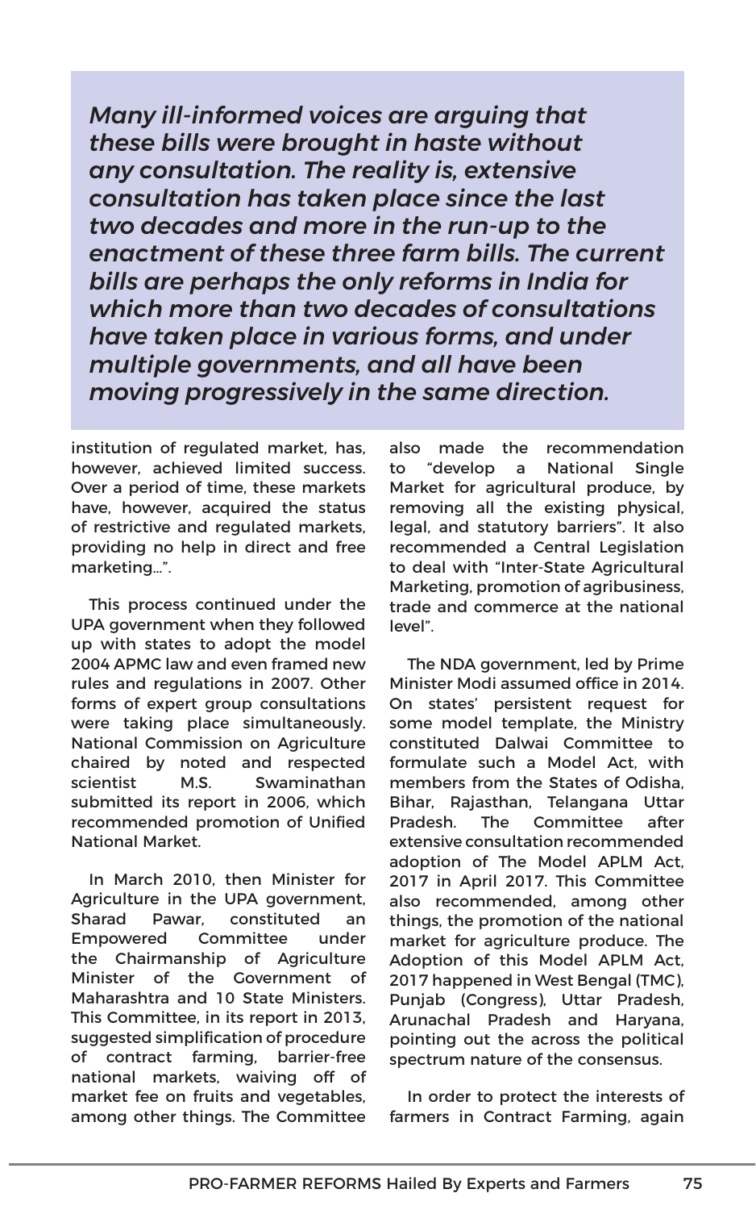*Many ill-informed voices are arguing that these bills were brought in haste without any consultation. The reality is, extensive consultation has taken place since the last two decades and more in the run-up to the enactment of these three farm bills. The current bills are perhaps the only reforms in India for which more than two decades of consultations have taken place in various forms, and under multiple governments, and all have been moving progressively in the same direction.*

institution of regulated market, has, however, achieved limited success. Over a period of time, these markets have, however, acquired the status of restrictive and regulated markets, providing no help in direct and free marketing...".

This process continued under the UPA government when they followed up with states to adopt the model 2004 APMC law and even framed new rules and regulations in 2007. Other forms of expert group consultations were taking place simultaneously. National Commission on Agriculture chaired by noted and respected scientist M.S. Swaminathan submitted its report in 2006, which recommended promotion of Unified National Market.

In March 2010, then Minister for Agriculture in the UPA government, Sharad Pawar, constituted an Empowered Committee under the Chairmanship of Agriculture Minister of the Government of Maharashtra and 10 State Ministers. This Committee, in its report in 2013, suggested simplification of procedure of contract farming, barrier-free national markets, waiving off of market fee on fruits and vegetables, among other things. The Committee also made the recommendation to "develop a National Single Market for agricultural produce, by removing all the existing physical, legal, and statutory barriers". It also recommended a Central Legislation to deal with "Inter-State Agricultural Marketing, promotion of agribusiness, trade and commerce at the national level".

The NDA government, led by Prime Minister Modi assumed office in 2014. On states' persistent request for some model template, the Ministry constituted Dalwai Committee to formulate such a Model Act, with members from the States of Odisha, Bihar, Rajasthan, Telangana Uttar Pradesh. The Committee after extensive consultation recommended adoption of The Model APLM Act, 2017 in April 2017. This Committee also recommended, among other things, the promotion of the national market for agriculture produce. The Adoption of this Model APLM Act, 2017 happened in West Bengal (TMC), Punjab (Congress), Uttar Pradesh, Arunachal Pradesh and Haryana, pointing out the across the political spectrum nature of the consensus.

In order to protect the interests of farmers in Contract Farming, again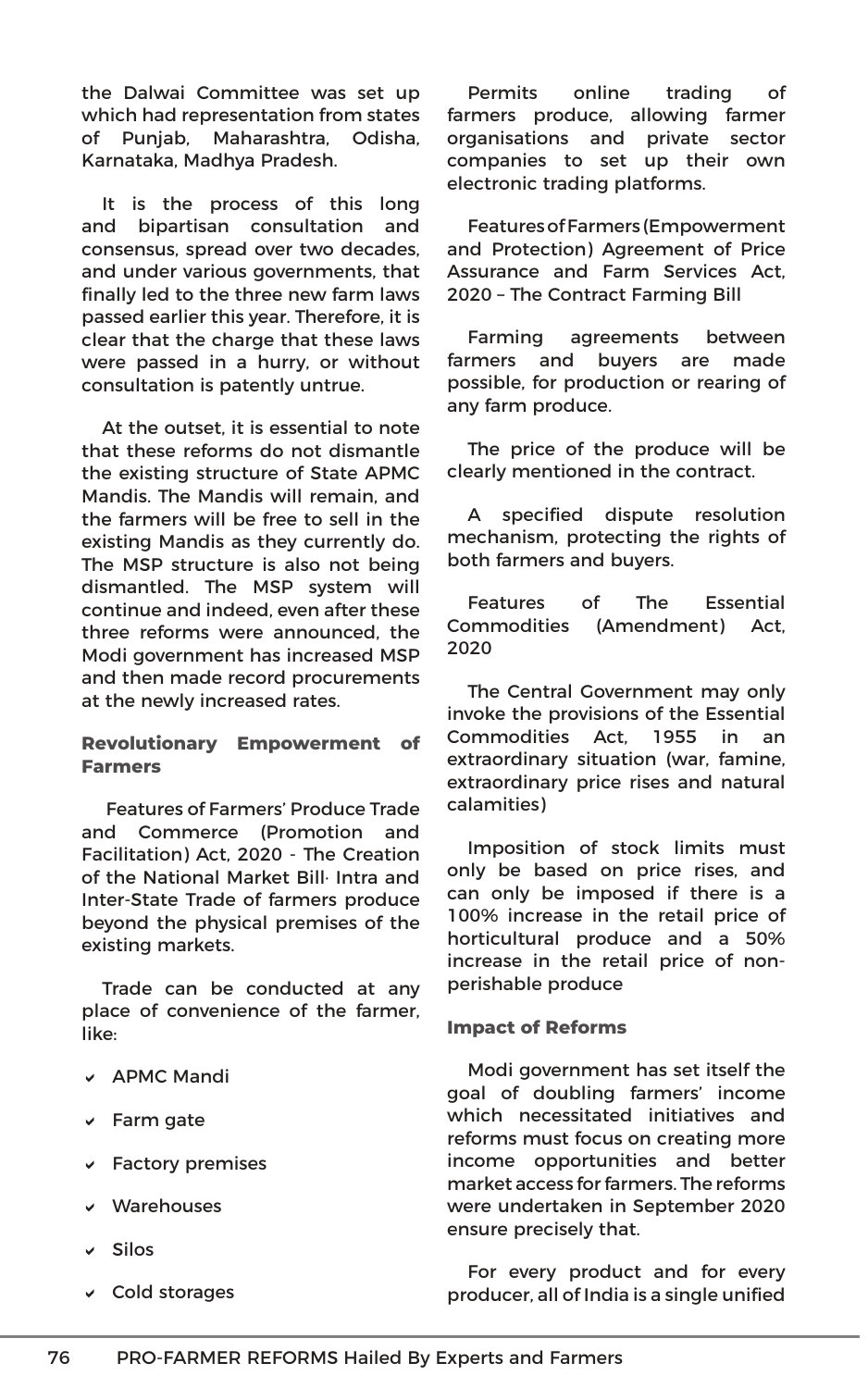the Dalwai Committee was set up which had representation from states of Punjab, Maharashtra, Odisha, Karnataka, Madhya Pradesh.

It is the process of this long and bipartisan consultation and consensus, spread over two decades, and under various governments, that finally led to the three new farm laws passed earlier this year. Therefore, it is clear that the charge that these laws were passed in a hurry, or without consultation is patently untrue.

At the outset, it is essential to note that these reforms do not dismantle the existing structure of State APMC Mandis. The Mandis will remain, and the farmers will be free to sell in the existing Mandis as they currently do. The MSP structure is also not being dismantled. The MSP system will continue and indeed, even after these three reforms were announced, the Modi government has increased MSP and then made record procurements at the newly increased rates.

**Revolutionary Empowerment of Farmers**

Features of Farmers' Produce Trade and Commerce (Promotion and Facilitation) Act, 2020 - The Creation of the National Market Bill· Intra and Inter-State Trade of farmers produce beyond the physical premises of the existing markets.

Trade can be conducted at any place of convenience of the farmer, like:

- APMC Mandi
- Farm gate
- Factory premises
- Warehouses
- Silos
- Cold storages

Permits online trading of farmers produce, allowing farmer organisations and private sector companies to set up their own electronic trading platforms.

Features of Farmers (Empowerment and Protection) Agreement of Price Assurance and Farm Services Act, 2020 – The Contract Farming Bill

Farming agreements between farmers and buyers are made possible, for production or rearing of any farm produce.

The price of the produce will be clearly mentioned in the contract.

A specified dispute resolution mechanism, protecting the rights of both farmers and buyers.

Features of The Essential Commodities (Amendment) Act, 2020

The Central Government may only invoke the provisions of the Essential Commodities Act, 1955 in an extraordinary situation (war, famine, extraordinary price rises and natural calamities)

Imposition of stock limits must only be based on price rises, and can only be imposed if there is a 100% increase in the retail price of horticultural produce and a 50% increase in the retail price of non-perishable produce

**Impact of Reforms**

Modi government has set itself the goal of doubling farmers' income which necessitated initiatives and reforms must focus on creating more income opportunities and better market access for farmers. The reforms were undertaken in September 2020 ensure precisely that.

For every product and for every producer, all of India is a single unified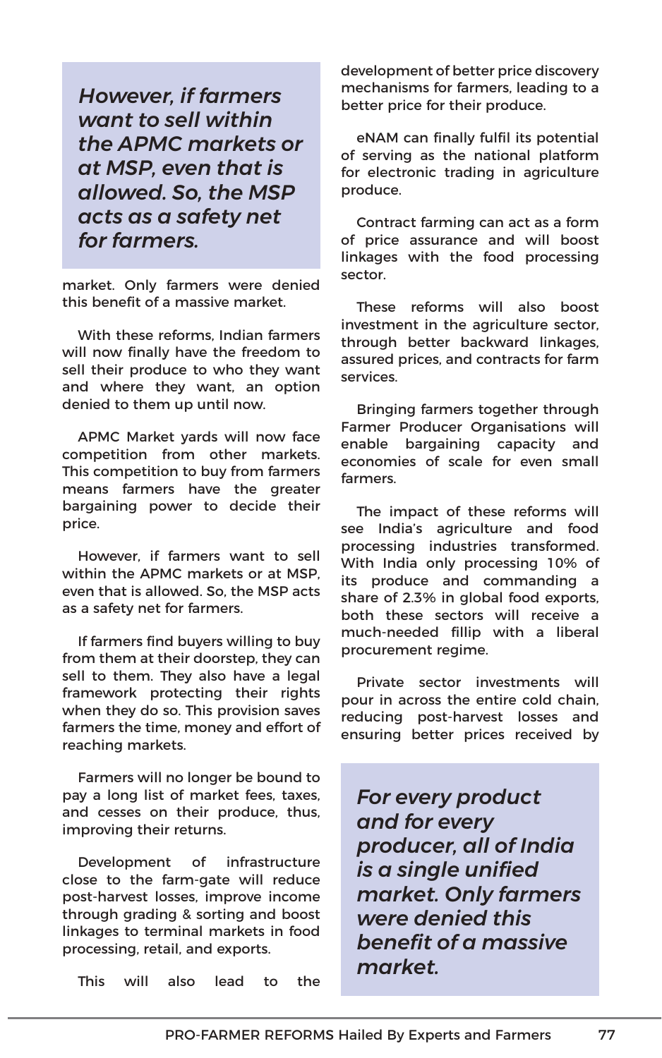*However, if farmers want to sell within the APMC markets or at MSP, even that is allowed. So, the MSP acts as a safety net for farmers.*

market. Only farmers were denied this benefit of a massive market.

With these reforms, Indian farmers will now finally have the freedom to sell their produce to who they want and where they want, an option denied to them up until now.

APMC Market yards will now face competition from other markets. This competition to buy from farmers means farmers have the greater bargaining power to decide their price.

However, if farmers want to sell within the APMC markets or at MSP, even that is allowed. So, the MSP acts as a safety net for farmers.

If farmers find buyers willing to buy from them at their doorstep, they can sell to them. They also have a legal framework protecting their rights when they do so. This provision saves farmers the time, money and effort of reaching markets.

Farmers will no longer be bound to pay a long list of market fees, taxes, and cesses on their produce, thus, improving their returns.

Development of infrastructure close to the farm-gate will reduce post-harvest losses, improve income through grading & sorting and boost linkages to terminal markets in food processing, retail, and exports.

This will also lead to the development of better price discovery mechanisms for farmers, leading to a better price for their produce.

eNAM can finally fulfil its potential of serving as the national platform for electronic trading in agriculture produce.

Contract farming can act as a form of price assurance and will boost linkages with the food processing sector.

These reforms will also boost investment in the agriculture sector, through better backward linkages, assured prices, and contracts for farm services.

Bringing farmers together through Farmer Producer Organisations will enable bargaining capacity and economies of scale for even small farmers.

The impact of these reforms will see India's agriculture and food processing industries transformed. With India only processing 10% of its produce and commanding a share of 2.3% in global food exports, both these sectors will receive a much-needed fillip with a liberal procurement regime.

Private sector investments will pour in across the entire cold chain, reducing post-harvest losses and ensuring better prices received by

*For every product and for every producer, all of India is a single unified market. Only farmers were denied this benefit of a massive market.*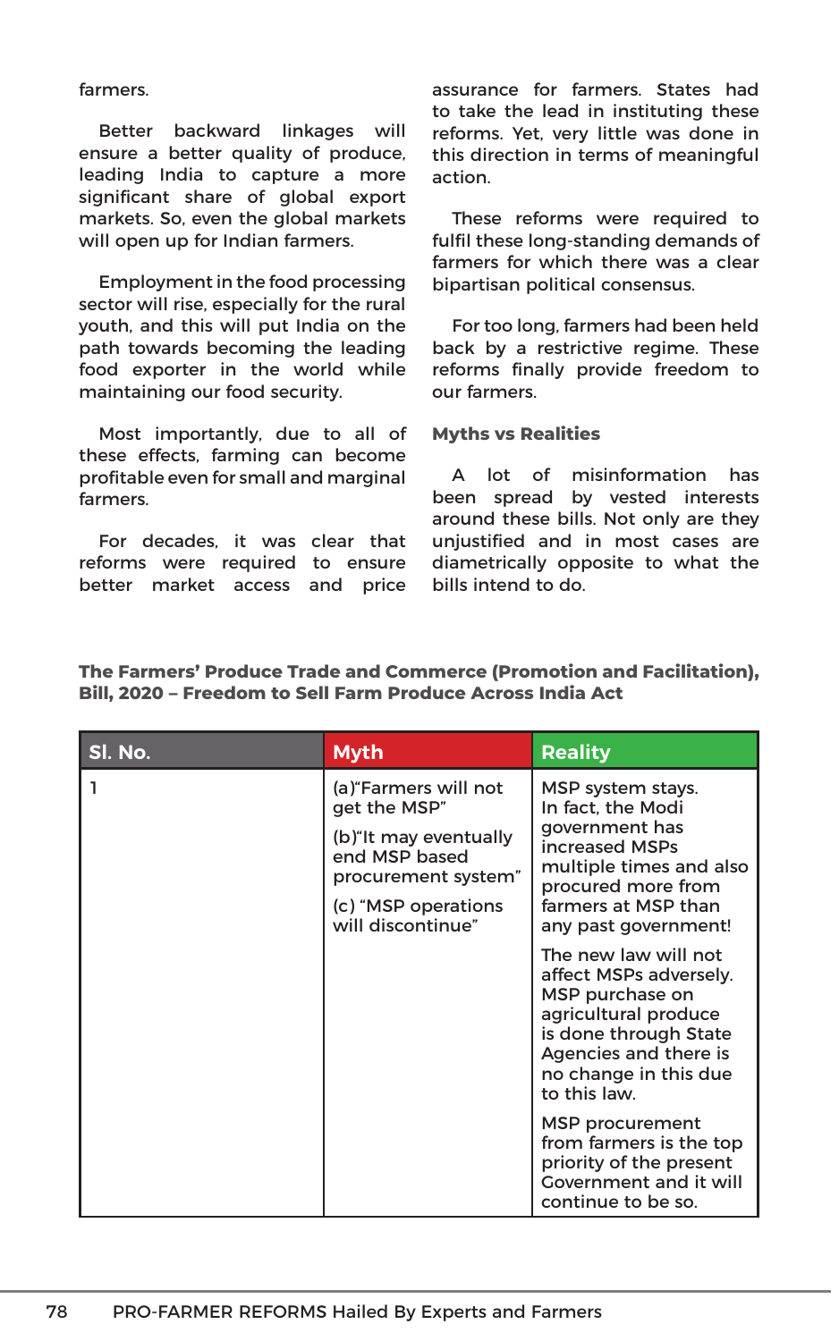farmers.

Better backward linkages will ensure a better quality of produce, leading India to capture a more significant share of global export markets. So, even the global markets will open up for Indian farmers.

Employment in the food processing sector will rise, especially for the rural youth, and this will put India on the path towards becoming the leading food exporter in the world while maintaining our food security.

Most importantly, due to all of these effects, farming can become profitable even for small and marginal farmers.

For decades, it was clear that reforms were required to ensure better market access and price assurance for farmers. States had to take the lead in instituting these reforms. Yet, very little was done in this direction in terms of meaningful action.

These reforms were required to fulfil these long-standing demands of farmers for which there was a clear bipartisan political consensus.

For too long, farmers had been held back by a restrictive regime. These reforms finally provide freedom to our farmers.

### Myths vs Realities

A lot of misinformation has been spread by vested interests around these bills. Not only are they unjustified and in most cases are diametrically opposite to what the bills intend to do.

**The Farmers' Produce Trade and Commerce (Promotion and Facilitation), Bill, 2020 – Freedom to Sell Farm Produce Across India Act**

| Sl. No. | Myth | Reality |
|---|---|---|
| 1 | (a)"Farmers will not get the MSP"<br><br>(b)"It may eventually end MSP based procurement system"<br><br>(c) "MSP operations will discontinue" | MSP system stays. In fact, the Modi government has increased MSPs multiple times and also procured more from farmers at MSP than any past government!<br><br>The new law will not affect MSPs adversely. MSP purchase on agricultural produce is done through State Agencies and there is no change in this due to this law.<br><br>MSP procurement from farmers is the top priority of the present Government and it will continue to be so. |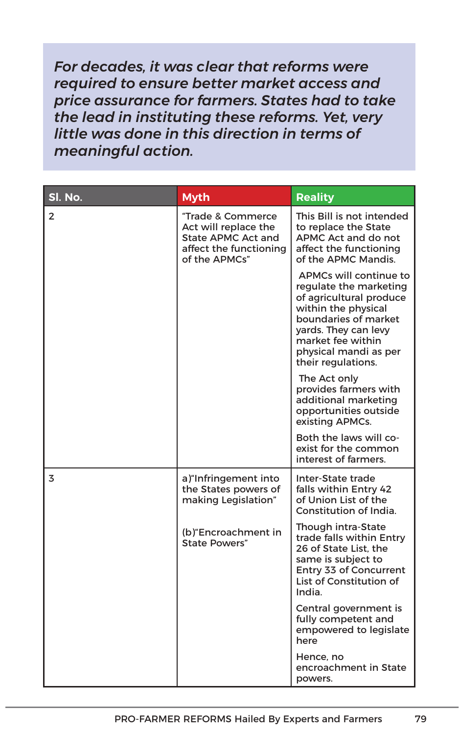*For decades, it was clear that reforms were required to ensure better market access and price assurance for farmers. States had to take the lead in instituting these reforms. Yet, very little was done in this direction in terms of meaningful action.*

| Sl. No. | Myth | Reality |
|---|---|---|
| 2 | "Trade & Commerce Act will replace the State APMC Act and affect the functioning of the APMCs" | This Bill is not intended to replace the State APMC Act and do not affect the functioning of the APMC Mandis.<br><br>APMCs will continue to regulate the marketing of agricultural produce within the physical boundaries of market yards. They can levy market fee within physical mandi as per their regulations.<br><br>The Act only provides farmers with additional marketing opportunities outside existing APMCs.<br><br>Both the laws will co-exist for the common interest of farmers. |
| 3 | a)"Infringement into the States powers of making Legislation"<br><br>(b)"Encroachment in State Powers" | Inter-State trade falls within Entry 42 of Union List of the Constitution of India.<br><br>Though intra-State trade falls within Entry 26 of State List, the same is subject to Entry 33 of Concurrent List of Constitution of India.<br><br>Central government is fully competent and empowered to legislate here<br><br>Hence, no encroachment in State powers. |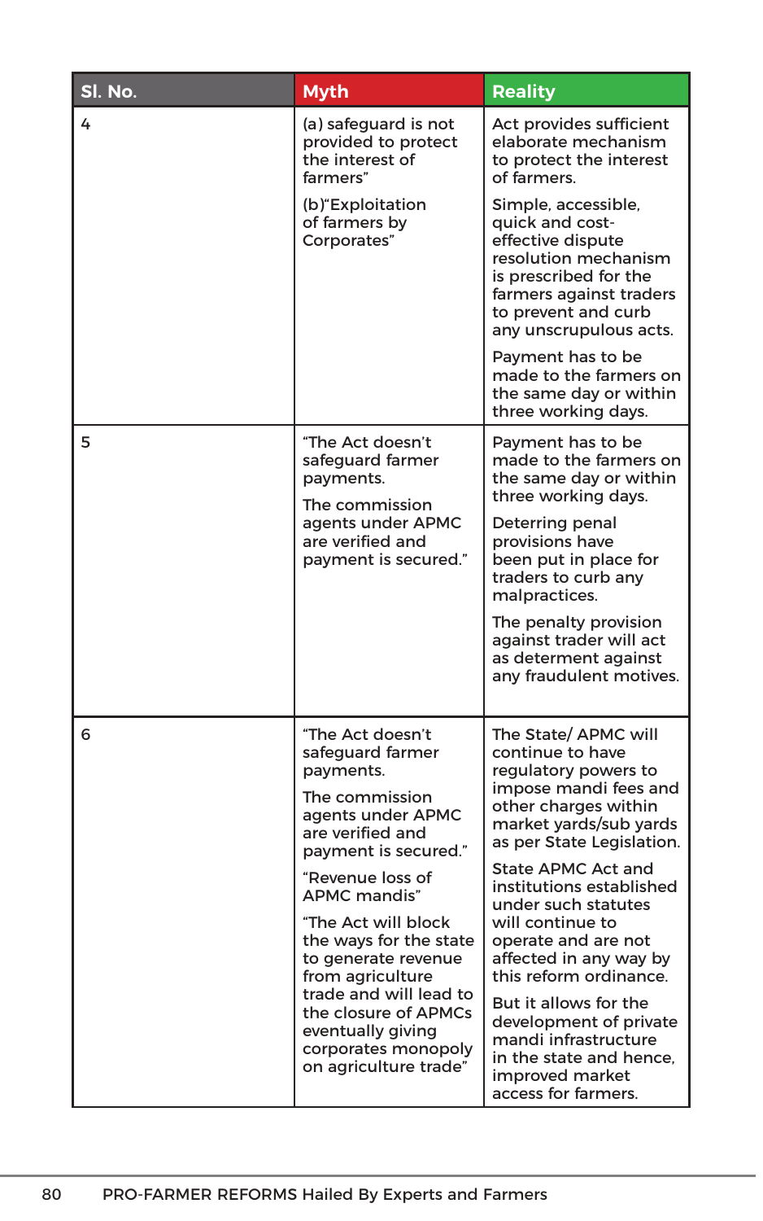| Sl. No. | Myth | Reality |
|---|---|---|
| 4 | (a) safeguard is not provided to protect the interest of farmers"<br><br>(b)"Exploitation of farmers by Corporates" | Act provides sufficient elaborate mechanism to protect the interest of farmers.<br><br>Simple, accessible, quick and cost-effective dispute resolution mechanism is prescribed for the farmers against traders to prevent and curb any unscrupulous acts.<br><br>Payment has to be made to the farmers on the same day or within three working days. |
| 5 | "The Act doesn't safeguard farmer payments.<br><br>The commission agents under APMC are verified and payment is secured." | Payment has to be made to the farmers on the same day or within three working days.<br><br>Deterring penal provisions have been put in place for traders to curb any malpractices.<br><br>The penalty provision against trader will act as determent against any fraudulent motives. |
| 6 | "The Act doesn't safeguard farmer payments.<br><br>The commission agents under APMC are verified and payment is secured."<br><br>"Revenue loss of APMC mandis"<br><br>"The Act will block the ways for the state to generate revenue from agriculture trade and will lead to the closure of APMCs eventually giving corporates monopoly on agriculture trade" | The State/ APMC will continue to have regulatory powers to impose mandi fees and other charges within market yards/sub yards as per State Legislation.<br><br>State APMC Act and institutions established under such statutes will continue to operate and are not affected in any way by this reform ordinance.<br><br>But it allows for the development of private mandi infrastructure in the state and hence, improved market access for farmers. |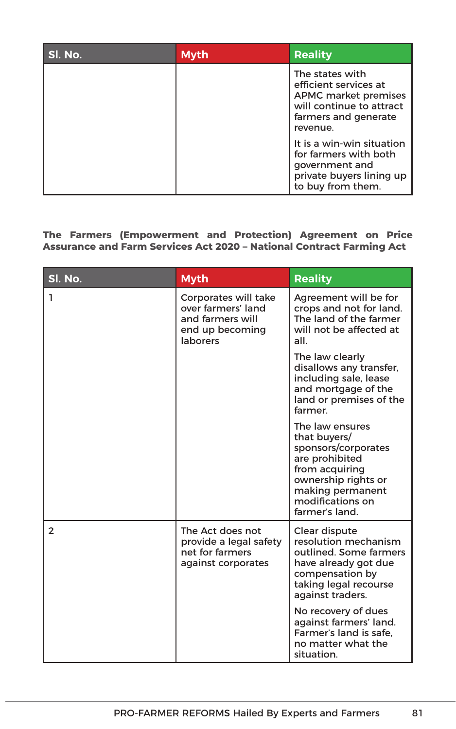| Sl. No. | Myth | Reality |
|---|---|---|
| | | The states with efficient services at APMC market premises will continue to attract farmers and generate revenue.<br><br>It is a win-win situation for farmers with both government and private buyers lining up to buy from them. |

**The Farmers (Empowerment and Protection) Agreement on Price Assurance and Farm Services Act 2020 – National Contract Farming Act**

| Sl. No. | Myth | Reality |
|---|---|---|
| 1 | Corporates will take over farmers' land and farmers will end up becoming laborers | Agreement will be for crops and not for land. The land of the farmer will not be affected at all.<br><br>The law clearly disallows any transfer, including sale, lease and mortgage of the land or premises of the farmer.<br><br>The law ensures that buyers/ sponsors/corporates are prohibited from acquiring ownership rights or making permanent modifications on farmer's land. |
| 2 | The Act does not provide a legal safety net for farmers against corporates | Clear dispute resolution mechanism outlined. Some farmers have already got due compensation by taking legal recourse against traders.<br><br>No recovery of dues against farmers' land. Farmer's land is safe, no matter what the situation. |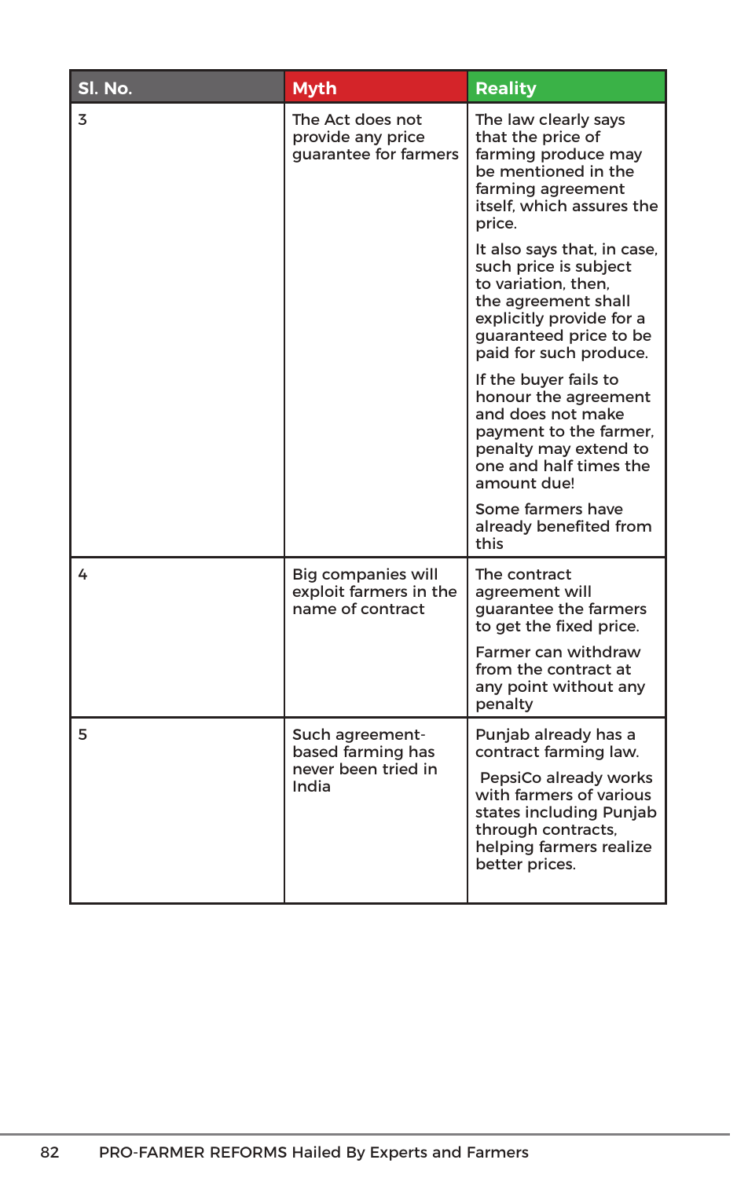| Sl. No. | Myth | Reality |
| --- | --- | --- |
| 3 | The Act does not provide any price guarantee for farmers | The law clearly says that the price of farming produce may be mentioned in the farming agreement itself, which assures the price.<br><br>It also says that, in case, such price is subject to variation, then, the agreement shall explicitly provide for a guaranteed price to be paid for such produce.<br><br>If the buyer fails to honour the agreement and does not make payment to the farmer, penalty may extend to one and half times the amount due!<br><br>Some farmers have already benefited from this |
| 4 | Big companies will exploit farmers in the name of contract | The contract agreement will guarantee the farmers to get the fixed price.<br><br>Farmer can withdraw from the contract at any point without any penalty |
| 5 | Such agreement-based farming has never been tried in India | Punjab already has a contract farming law.<br><br>PepsiCo already works with farmers of various states including Punjab through contracts, helping farmers realize better prices. |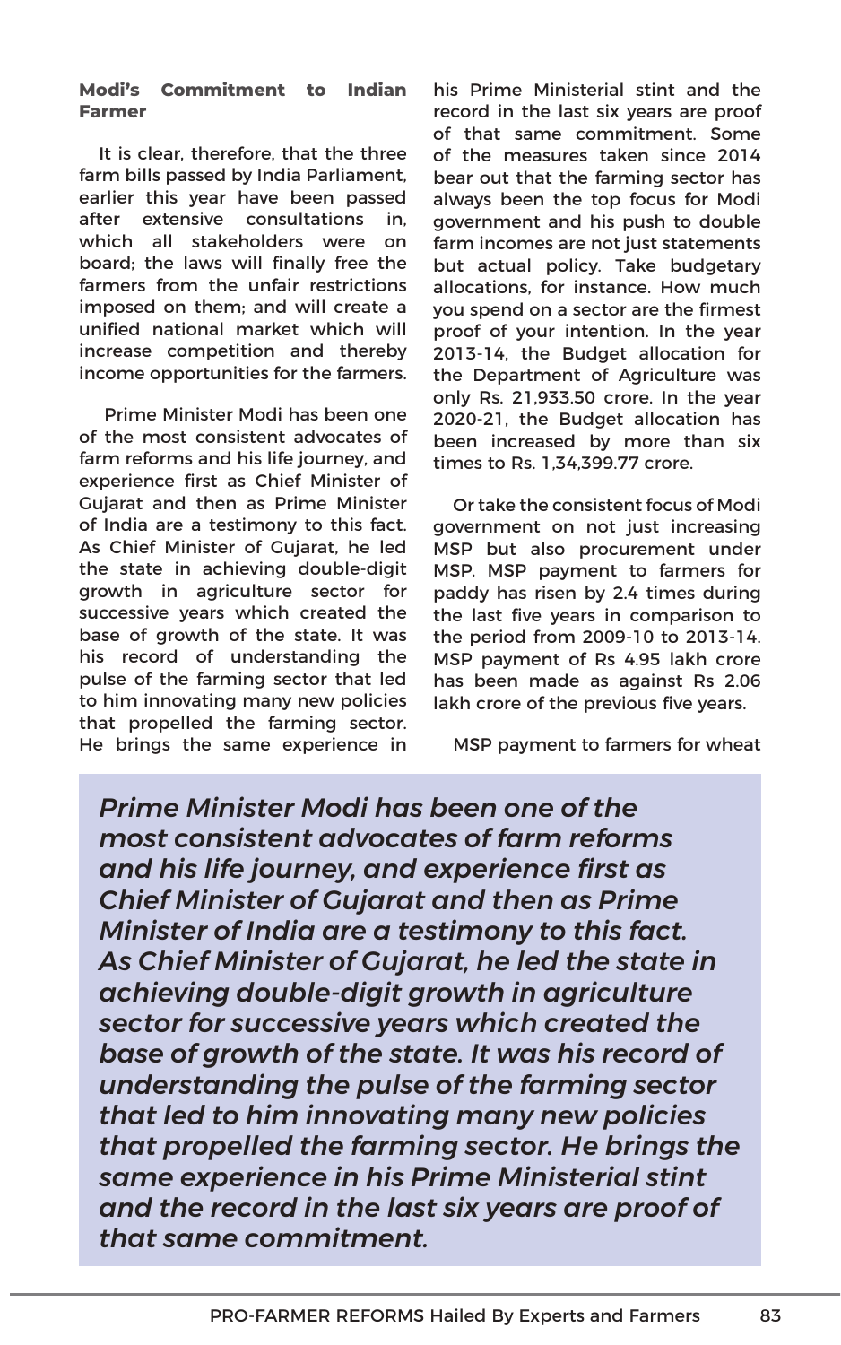**Modi's Commitment to Indian Farmer**

It is clear, therefore, that the three farm bills passed by India Parliament, earlier this year have been passed after extensive consultations in, which all stakeholders were on board; the laws will finally free the farmers from the unfair restrictions imposed on them; and will create a unified national market which will increase competition and thereby income opportunities for the farmers.

Prime Minister Modi has been one of the most consistent advocates of farm reforms and his life journey, and experience first as Chief Minister of Gujarat and then as Prime Minister of India are a testimony to this fact. As Chief Minister of Gujarat, he led the state in achieving double-digit growth in agriculture sector for successive years which created the base of growth of the state. It was his record of understanding the pulse of the farming sector that led to him innovating many new policies that propelled the farming sector. He brings the same experience in his Prime Ministerial stint and the record in the last six years are proof of that same commitment. Some of the measures taken since 2014 bear out that the farming sector has always been the top focus for Modi government and his push to double farm incomes are not just statements but actual policy. Take budgetary allocations, for instance. How much you spend on a sector are the firmest proof of your intention. In the year 2013-14, the Budget allocation for the Department of Agriculture was only Rs. 21,933.50 crore. In the year 2020-21, the Budget allocation has been increased by more than six times to Rs. 1,34,399.77 crore.

Or take the consistent focus of Modi government on not just increasing MSP but also procurement under MSP. MSP payment to farmers for paddy has risen by 2.4 times during the last five years in comparison to the period from 2009-10 to 2013-14. MSP payment of Rs 4.95 lakh crore has been made as against Rs 2.06 lakh crore of the previous five years.

MSP payment to farmers for wheat

> *Prime Minister Modi has been one of the most consistent advocates of farm reforms and his life journey, and experience first as Chief Minister of Gujarat and then as Prime Minister of India are a testimony to this fact. As Chief Minister of Gujarat, he led the state in achieving double-digit growth in agriculture sector for successive years which created the base of growth of the state. It was his record of understanding the pulse of the farming sector that led to him innovating many new policies that propelled the farming sector. He brings the same experience in his Prime Ministerial stint and the record in the last six years are proof of that same commitment.*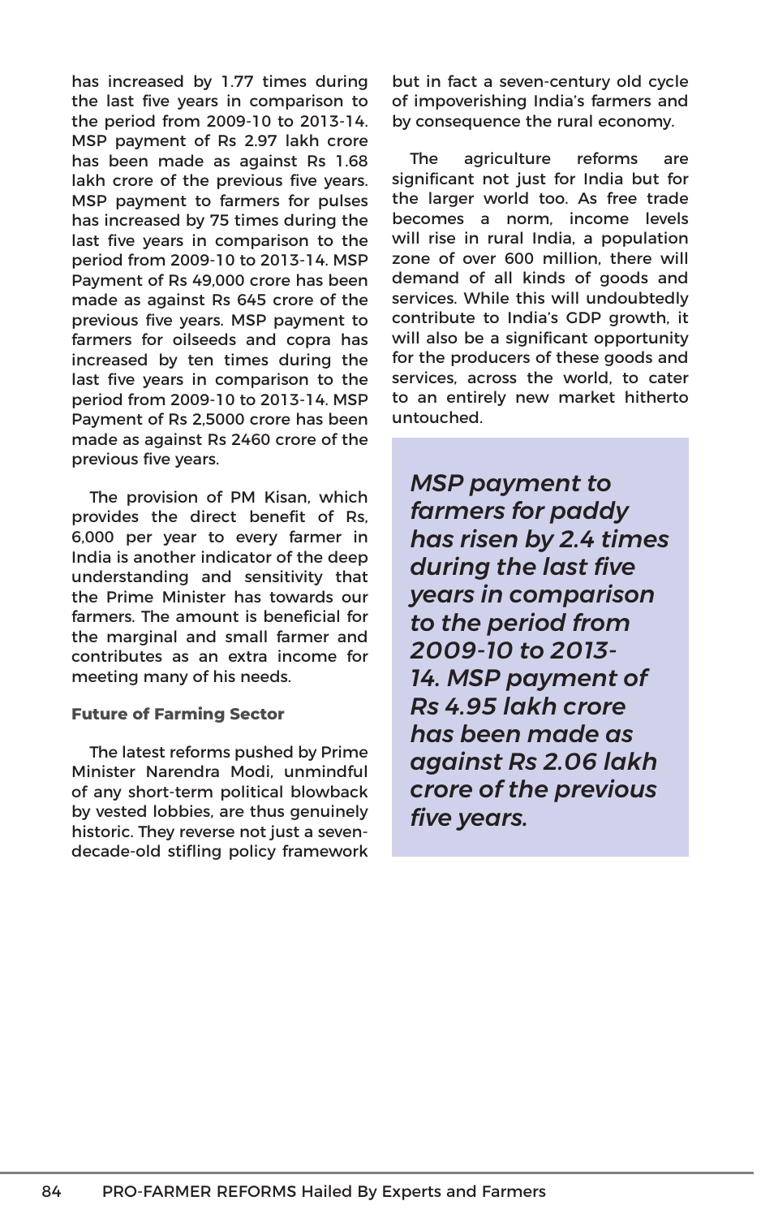has increased by 1.77 times during the last five years in comparison to the period from 2009-10 to 2013-14. MSP payment of Rs 2.97 lakh crore has been made as against Rs 1.68 lakh crore of the previous five years. MSP payment to farmers for pulses has increased by 75 times during the last five years in comparison to the period from 2009-10 to 2013-14. MSP Payment of Rs 49,000 crore has been made as against Rs 645 crore of the previous five years. MSP payment to farmers for oilseeds and copra has increased by ten times during the last five years in comparison to the period from 2009-10 to 2013-14. MSP Payment of Rs 2,5000 crore has been made as against Rs 2460 crore of the previous five years.

The provision of PM Kisan, which provides the direct benefit of Rs, 6,000 per year to every farmer in India is another indicator of the deep understanding and sensitivity that the Prime Minister has towards our farmers. The amount is beneficial for the marginal and small farmer and contributes as an extra income for meeting many of his needs.

**Future of Farming Sector**

The latest reforms pushed by Prime Minister Narendra Modi, unmindful of any short-term political blowback by vested lobbies, are thus genuinely historic. They reverse not just a seven-decade-old stifling policy framework but in fact a seven-century old cycle of impoverishing India's farmers and by consequence the rural economy.

The agriculture reforms are significant not just for India but for the larger world too. As free trade becomes a norm, income levels will rise in rural India, a population zone of over 600 million, there will demand of all kinds of goods and services. While this will undoubtedly contribute to India's GDP growth, it will also be a significant opportunity for the producers of these goods and services, across the world, to cater to an entirely new market hitherto untouched.

> ***MSP payment to farmers for paddy has risen by 2.4 times during the last five years in comparison to the period from 2009-10 to 2013-14. MSP payment of Rs 4.95 lakh crore has been made as against Rs 2.06 lakh crore of the previous five years.***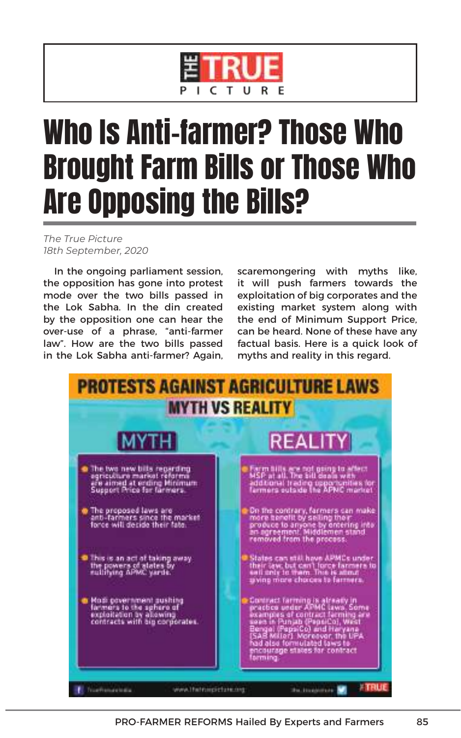# Who Is Anti-farmer? Those Who Brought Farm Bills or Those Who Are Opposing the Bills?

*The True Picture*
*18th September, 2020*

In the ongoing parliament session, the opposition has gone into protest mode over the two bills passed in the Lok Sabha. In the din created by the opposition one can hear the over-use of a phrase, "anti-farmer law". How are the two bills passed in the Lok Sabha anti-farmer? Again, scaremongering with myths like, it will push farmers towards the exploitation of big corporates and the existing market system along with the end of Minimum Support Price, can be heard. None of these have any factual basis. Here is a quick look of myths and reality in this regard.

## PROTESTS AGAINST AGRICULTURE LAWS

### MYTH VS REALITY

| MYTH | REALITY |
|---|---|
| The two new bills regarding agriculture market reforms are aimed at ending Minimum Support Price for farmers. | Farm bills are not going to affect MSP at all. The bill deals with additional trading opportunities for farmers outside the APMC market |
| The proposed laws are anti-farmers since the market force will decide their fate. | On the contrary, farmers can make more benefit by selling their produce to anyone by entering into an agreement. Middlemen stand removed from the process. |
| This is an act of taking away the powers of states by nullifying APMC yards. | States can still have APMCs under their law, but can't force farmers to sell only to them. This is about giving more choices to farmers. |
| Modi government pushing farmers to the sphere of exploitation by allowing contracts with big corporates. | Contract farming is already in practice under APMC laws. Some examples of contract farming are seen in Punjab (PepsiCo), West Bengal (PepsiCo) and Haryana (SAB Miller). Moreover, the UPA had also formulated laws to encourage states for contract farming. |

TrueFinancialIndia www.thetruepicture.org the_truepicture TRUE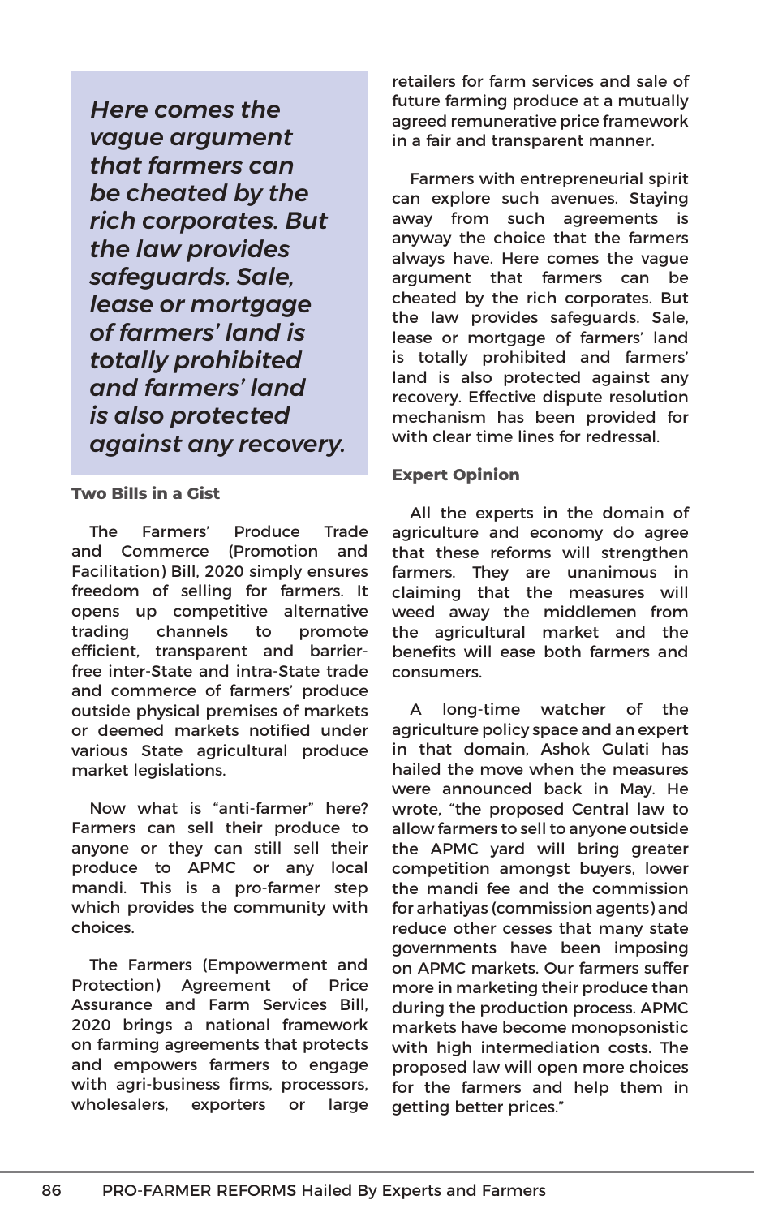*Here comes the vague argument that farmers can be cheated by the rich corporates. But the law provides safeguards. Sale, lease or mortgage of farmers' land is totally prohibited and farmers' land is also protected against any recovery.*

**Two Bills in a Gist**

The Farmers' Produce Trade and Commerce (Promotion and Facilitation) Bill, 2020 simply ensures freedom of selling for farmers. It opens up competitive alternative trading channels to promote efficient, transparent and barrier-free inter-State and intra-State trade and commerce of farmers' produce outside physical premises of markets or deemed markets notified under various State agricultural produce market legislations.

Now what is "anti-farmer" here? Farmers can sell their produce to anyone or they can still sell their produce to APMC or any local mandi. This is a pro-farmer step which provides the community with choices.

The Farmers (Empowerment and Protection) Agreement of Price Assurance and Farm Services Bill, 2020 brings a national framework on farming agreements that protects and empowers farmers to engage with agri-business firms, processors, wholesalers, exporters or large retailers for farm services and sale of future farming produce at a mutually agreed remunerative price framework in a fair and transparent manner.

Farmers with entrepreneurial spirit can explore such avenues. Staying away from such agreements is anyway the choice that the farmers always have. Here comes the vague argument that farmers can be cheated by the rich corporates. But the law provides safeguards. Sale, lease or mortgage of farmers' land is totally prohibited and farmers' land is also protected against any recovery. Effective dispute resolution mechanism has been provided for with clear time lines for redressal.

**Expert Opinion**

All the experts in the domain of agriculture and economy do agree that these reforms will strengthen farmers. They are unanimous in claiming that the measures will weed away the middlemen from the agricultural market and the benefits will ease both farmers and consumers.

A long-time watcher of the agriculture policy space and an expert in that domain, Ashok Gulati has hailed the move when the measures were announced back in May. He wrote, "the proposed Central law to allow farmers to sell to anyone outside the APMC yard will bring greater competition amongst buyers, lower the mandi fee and the commission for arhatiyas (commission agents) and reduce other cesses that many state governments have been imposing on APMC markets. Our farmers suffer more in marketing their produce than during the production process. APMC markets have become monopsonistic with high intermediation costs. The proposed law will open more choices for the farmers and help them in getting better prices."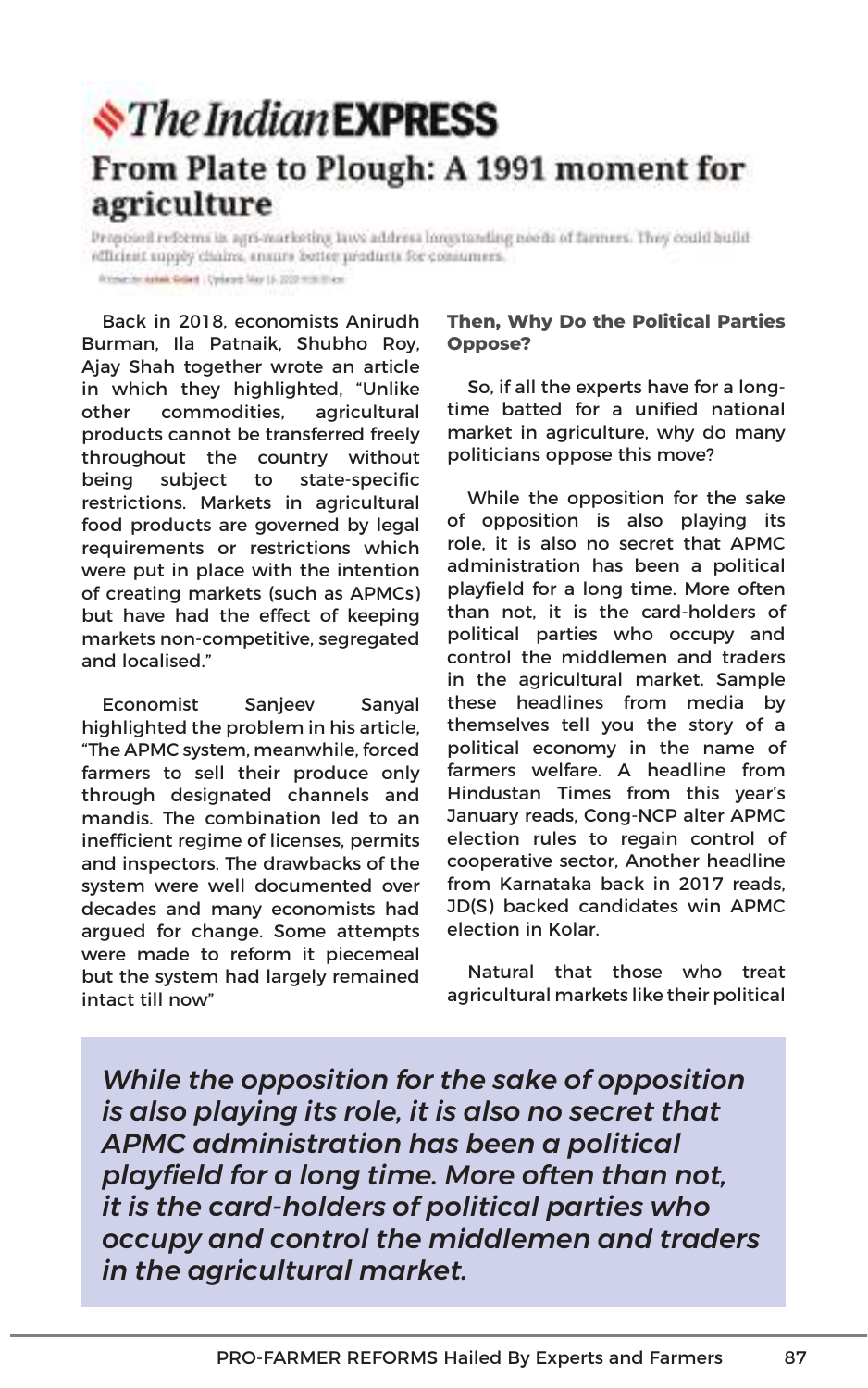# The Indian EXPRESS

## From Plate to Plough: A 1991 moment for agriculture

Proposed reforms in agri-marketing laws address longstanding needs of farmers. They could build efficient supply chains, ensure better products for consumers.

Back in 2018, economists Anirudh Burman, Ila Patnaik, Shubho Roy, Ajay Shah together wrote an article in which they highlighted, "Unlike other commodities, agricultural products cannot be transferred freely throughout the country without being subject to state-specific restrictions. Markets in agricultural food products are governed by legal requirements or restrictions which were put in place with the intention of creating markets (such as APMCs) but have had the effect of keeping markets non-competitive, segregated and localised."

Economist Sanjeev Sanyal highlighted the problem in his article, "The APMC system, meanwhile, forced farmers to sell their produce only through designated channels and mandis. The combination led to an inefficient regime of licenses, permits and inspectors. The drawbacks of the system were well documented over decades and many economists had argued for change. Some attempts were made to reform it piecemeal but the system had largely remained intact till now"

**Then, Why Do the Political Parties Oppose?**

So, if all the experts have for a long-time batted for a unified national market in agriculture, why do many politicians oppose this move?

While the opposition for the sake of opposition is also playing its role, it is also no secret that APMC administration has been a political playfield for a long time. More often than not, it is the card-holders of political parties who occupy and control the middlemen and traders in the agricultural market. Sample these headlines from media by themselves tell you the story of a political economy in the name of farmers welfare. A headline from Hindustan Times from this year's January reads, Cong-NCP alter APMC election rules to regain control of cooperative sector, Another headline from Karnataka back in 2017 reads, JD(S) backed candidates win APMC election in Kolar.

Natural that those who treat agricultural markets like their political

*While the opposition for the sake of opposition is also playing its role, it is also no secret that APMC administration has been a political playfield for a long time. More often than not, it is the card-holders of political parties who occupy and control the middlemen and traders in the agricultural market.*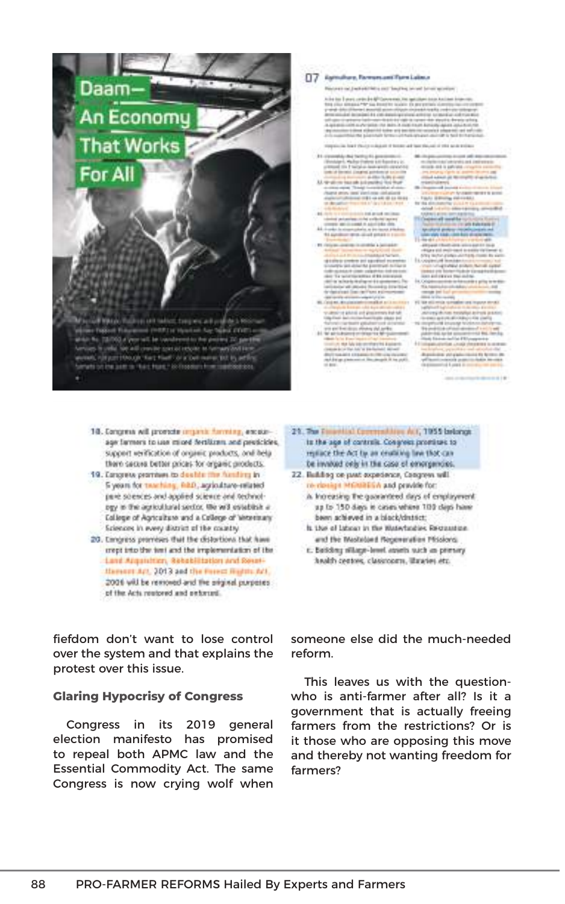18. Congress will promote organic farming, encourage farmers to use mixed fertilizers and pesticides, support verification of organic products, and help them secure better prices for organic products.
19. Congress promises to double the funding in 5 years for teaching, R&D, agriculture-related pure sciences and applied science and technology in the agricultural sector. We will establish a College of Agriculture and a College of Veterinary Sciences in every district of the country.
20. Congress promises that the distortions that have crept into the text and the implementation of the Land Acquisition, Rehabilitation and Resettlement Act, 2013 and the Forest Rights Act, 2006 will be removed and the original purposes of the Acts restored and enforced.

21. The Essential Commodities Act, 1955 belongs to the age of controls. Congress promises to replace the Act by an enabling law that can be invoked only in the case of emergencies.
22. Building on past experience, Congress will re-design MGNREGA and provide for:
    a. Increasing the guaranteed days of employment up to 150 days in cases where 100 days have been achieved in a block/district;
    b. Use of labour in the Waterbodies Restoration and the Wasteland Regeneration Missions;
    c. Building village-level assets such as primary health centres, classrooms, libraries etc.

fiefdom don't want to lose control over the system and that explains the protest over this issue.

**Glaring Hypocrisy of Congress**

Congress in its 2019 general election manifesto has promised to repeal both APMC law and the Essential Commodity Act. The same Congress is now crying wolf when someone else did the much-needed reform.

This leaves us with the question- who is anti-farmer after all? Is it a government that is actually freeing farmers from the restrictions? Or is it those who are opposing this move and thereby not wanting freedom for farmers?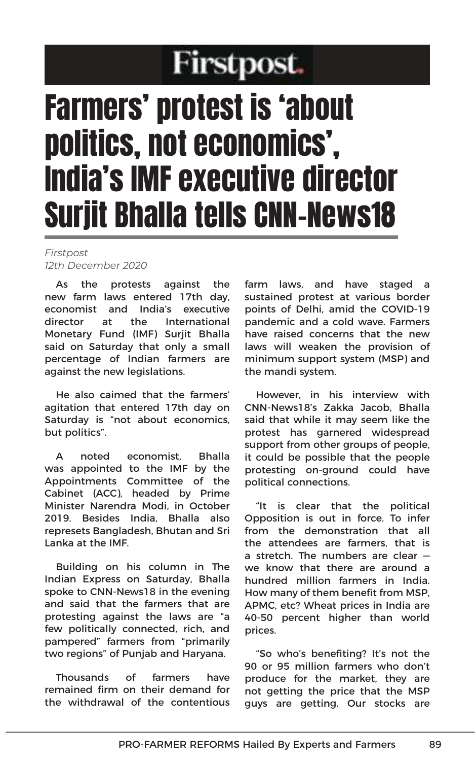Firstpost

# Farmers' protest is 'about politics, not economics', India's IMF executive director Surjit Bhalla tells CNN-News18

*Firstpost*
*12th December 2020*

As the protests against the new farm laws entered 17th day, economist and India's executive director at the International Monetary Fund (IMF) Surjit Bhalla said on Saturday that only a small percentage of Indian farmers are against the new legislations.

He also caimed that the farmers' agitation that entered 17th day on Saturday is "not about economics, but politics".

A noted economist, Bhalla was appointed to the IMF by the Appointments Committee of the Cabinet (ACC), headed by Prime Minister Narendra Modi, in October 2019. Besides India, Bhalla also represets Bangladesh, Bhutan and Sri Lanka at the IMF.

Building on his column in The Indian Express on Saturday, Bhalla spoke to CNN-News18 in the evening and said that the farmers that are protesting against the laws are "a few politically connected, rich, and pampered" farmers from "primarily two regions" of Punjab and Haryana.

Thousands of farmers have remained firm on their demand for the withdrawal of the contentious farm laws, and have staged a sustained protest at various border points of Delhi, amid the COVID-19 pandemic and a cold wave. Farmers have raised concerns that the new laws will weaken the provision of minimum support system (MSP) and the mandi system.

However, in his interview with CNN-News18's Zakka Jacob, Bhalla said that while it may seem like the protest has garnered widespread support from other groups of people, it could be possible that the people protesting on-ground could have political connections.

"It is clear that the political Opposition is out in force. To infer from the demonstration that all the attendees are farmers, that is a stretch. The numbers are clear — we know that there are around a hundred million farmers in India. How many of them benefit from MSP, APMC, etc? Wheat prices in India are 40-50 percent higher than world prices.

"So who's benefiting? It's not the 90 or 95 million farmers who don't produce for the market, they are not getting the price that the MSP guys are getting. Our stocks are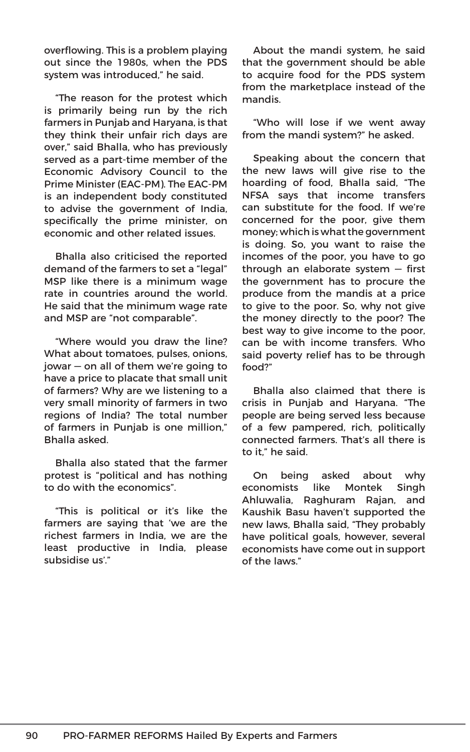overflowing. This is a problem playing out since the 1980s, when the PDS system was introduced," he said.

"The reason for the protest which is primarily being run by the rich farmers in Punjab and Haryana, is that they think their unfair rich days are over," said Bhalla, who has previously served as a part-time member of the Economic Advisory Council to the Prime Minister (EAC-PM). The EAC-PM is an independent body constituted to advise the government of India, specifically the prime minister, on economic and other related issues.

Bhalla also criticised the reported demand of the farmers to set a "legal" MSP like there is a minimum wage rate in countries around the world. He said that the minimum wage rate and MSP are "not comparable".

"Where would you draw the line? What about tomatoes, pulses, onions, jowar — on all of them we're going to have a price to placate that small unit of farmers? Why are we listening to a very small minority of farmers in two regions of India? The total number of farmers in Punjab is one million," Bhalla asked.

Bhalla also stated that the farmer protest is "political and has nothing to do with the economics".

"This is political or it's like the farmers are saying that 'we are the richest farmers in India, we are the least productive in India, please subsidise us'."

About the mandi system, he said that the government should be able to acquire food for the PDS system from the marketplace instead of the mandis.

"Who will lose if we went away from the mandi system?" he asked.

Speaking about the concern that the new laws will give rise to the hoarding of food, Bhalla said, "The NFSA says that income transfers can substitute for the food. If we're concerned for the poor, give them money; which is what the government is doing. So, you want to raise the incomes of the poor, you have to go through an elaborate system — first the government has to procure the produce from the mandis at a price to give to the poor. So, why not give the money directly to the poor? The best way to give income to the poor, can be with income transfers. Who said poverty relief has to be through food?"

Bhalla also claimed that there is crisis in Punjab and Haryana. "The people are being served less because of a few pampered, rich, politically connected farmers. That's all there is to it," he said.

On being asked about why economists like Montek Singh Ahluwalia, Raghuram Rajan, and Kaushik Basu haven't supported the new laws, Bhalla said, "They probably have political goals, however, several economists have come out in support of the laws."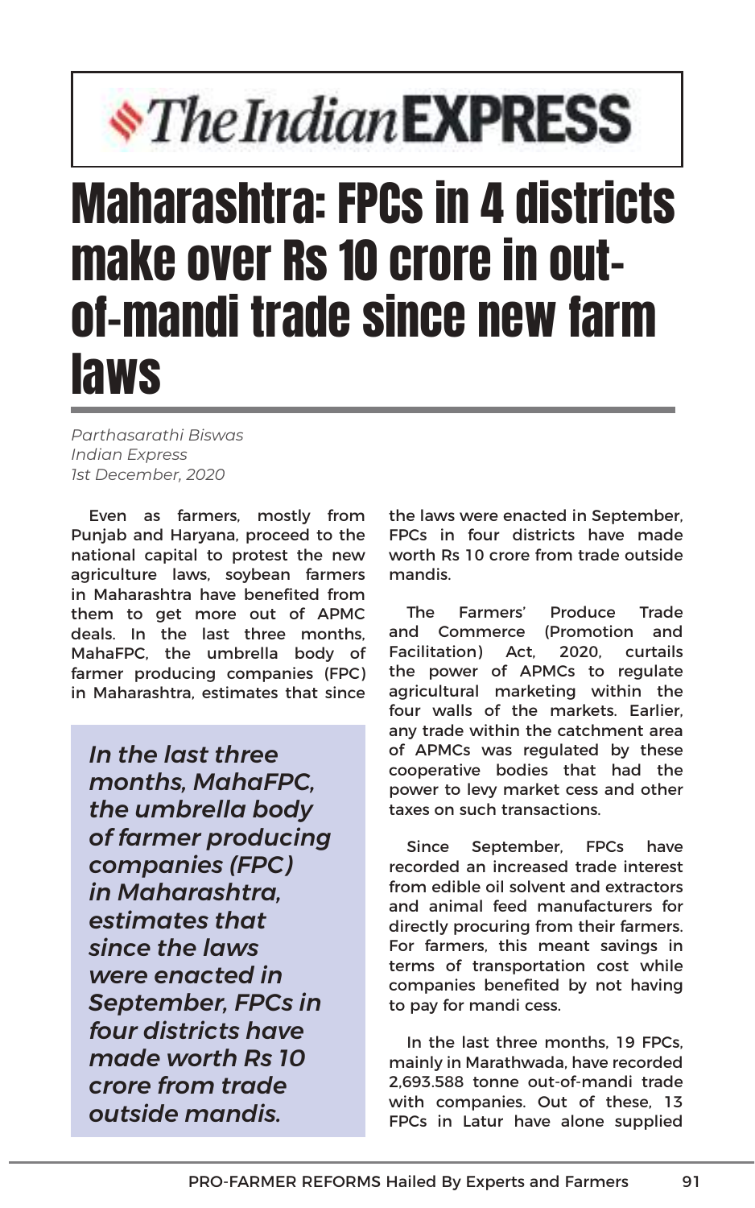**The Indian EXPRESS**

# Maharashtra: FPCs in 4 districts make over Rs 10 crore in out-of-mandi trade since new farm laws

*Parthasarathi Biswas*
*Indian Express*
*1st December, 2020*

Even as farmers, mostly from Punjab and Haryana, proceed to the national capital to protest the new agriculture laws, soybean farmers in Maharashtra have benefited from them to get more out of APMC deals. In the last three months, MahaFPC, the umbrella body of farmer producing companies (FPC) in Maharashtra, estimates that since the laws were enacted in September, FPCs in four districts have made worth Rs 10 crore from trade outside mandis.

> *In the last three months, MahaFPC, the umbrella body of farmer producing companies (FPC) in Maharashtra, estimates that since the laws were enacted in September, FPCs in four districts have made worth Rs 10 crore from trade outside mandis.*

The Farmers' Produce Trade and Commerce (Promotion and Facilitation) Act, 2020, curtails the power of APMCs to regulate agricultural marketing within the four walls of the markets. Earlier, any trade within the catchment area of APMCs was regulated by these cooperative bodies that had the power to levy market cess and other taxes on such transactions.

Since September, FPCs have recorded an increased trade interest from edible oil solvent and extractors and animal feed manufacturers for directly procuring from their farmers. For farmers, this meant savings in terms of transportation cost while companies benefited by not having to pay for mandi cess.

In the last three months, 19 FPCs, mainly in Marathwada, have recorded 2,693.588 tonne out-of-mandi trade with companies. Out of these, 13 FPCs in Latur have alone supplied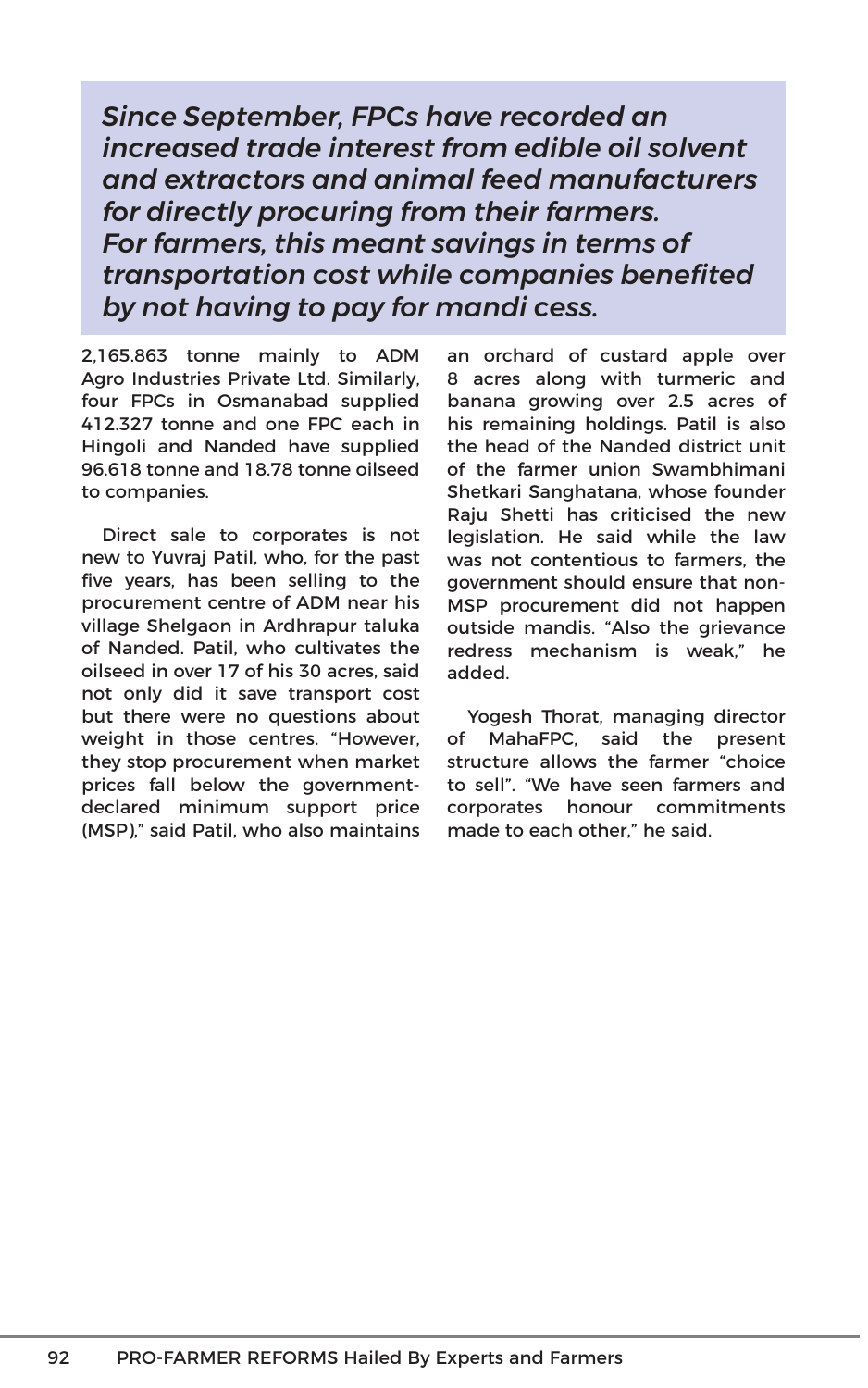*Since September, FPCs have recorded an increased trade interest from edible oil solvent and extractors and animal feed manufacturers for directly procuring from their farmers. For farmers, this meant savings in terms of transportation cost while companies benefited by not having to pay for mandi cess.*

2,165.863 tonne mainly to ADM Agro Industries Private Ltd. Similarly, four FPCs in Osmanabad supplied 412.327 tonne and one FPC each in Hingoli and Nanded have supplied 96.618 tonne and 18.78 tonne oilseed to companies.

Direct sale to corporates is not new to Yuvraj Patil, who, for the past five years, has been selling to the procurement centre of ADM near his village Shelgaon in Ardhrapur taluka of Nanded. Patil, who cultivates the oilseed in over 17 of his 30 acres, said not only did it save transport cost but there were no questions about weight in those centres. "However, they stop procurement when market prices fall below the government-declared minimum support price (MSP)," said Patil, who also maintains an orchard of custard apple over 8 acres along with turmeric and banana growing over 2.5 acres of his remaining holdings. Patil is also the head of the Nanded district unit of the farmer union Swambhimani Shetkari Sanghatana, whose founder Raju Shetti has criticised the new legislation. He said while the law was not contentious to farmers, the government should ensure that non-MSP procurement did not happen outside mandis. "Also the grievance redress mechanism is weak," he added.

Yogesh Thorat, managing director of MahaFPC, said the present structure allows the farmer "choice to sell". "We have seen farmers and corporates honour commitments made to each other," he said.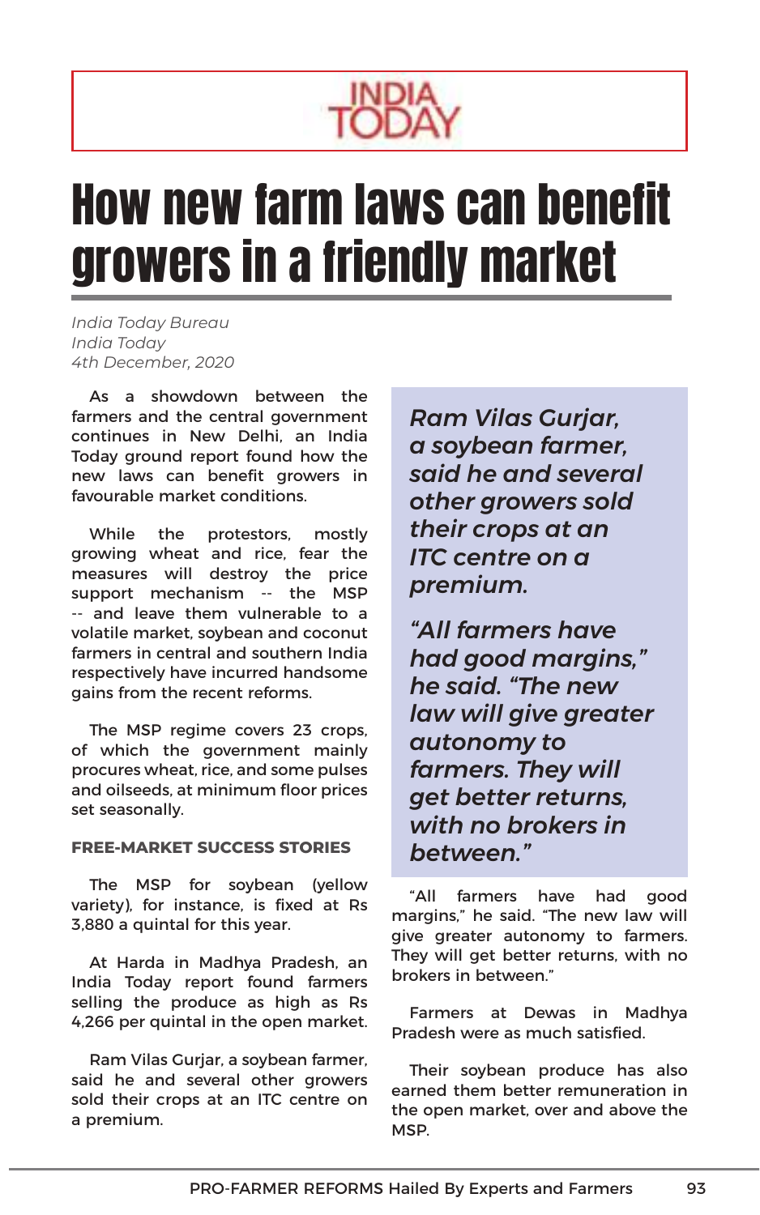INDIA TODAY

# How new farm laws can benefit growers in a friendly market

*India Today Bureau*
*India Today*
*4th December, 2020*

As a showdown between the farmers and the central government continues in New Delhi, an India Today ground report found how the new laws can benefit growers in favourable market conditions.

While the protestors, mostly growing wheat and rice, fear the measures will destroy the price support mechanism -- the MSP -- and leave them vulnerable to a volatile market, soybean and coconut farmers in central and southern India respectively have incurred handsome gains from the recent reforms.

The MSP regime covers 23 crops, of which the government mainly procures wheat, rice, and some pulses and oilseeds, at minimum floor prices set seasonally.

**FREE-MARKET SUCCESS STORIES**

The MSP for soybean (yellow variety), for instance, is fixed at Rs 3,880 a quintal for this year.

At Harda in Madhya Pradesh, an India Today report found farmers selling the produce as high as Rs 4,266 per quintal in the open market.

Ram Vilas Gurjar, a soybean farmer, said he and several other growers sold their crops at an ITC centre on a premium.

> ***Ram Vilas Gurjar, a soybean farmer, said he and several other growers sold their crops at an ITC centre on a premium.***
>
> ***"All farmers have had good margins," he said. "The new law will give greater autonomy to farmers. They will get better returns, with no brokers in between."***

"All farmers have had good margins," he said. "The new law will give greater autonomy to farmers. They will get better returns, with no brokers in between."

Farmers at Dewas in Madhya Pradesh were as much satisfied.

Their soybean produce has also earned them better remuneration in the open market, over and above the MSP.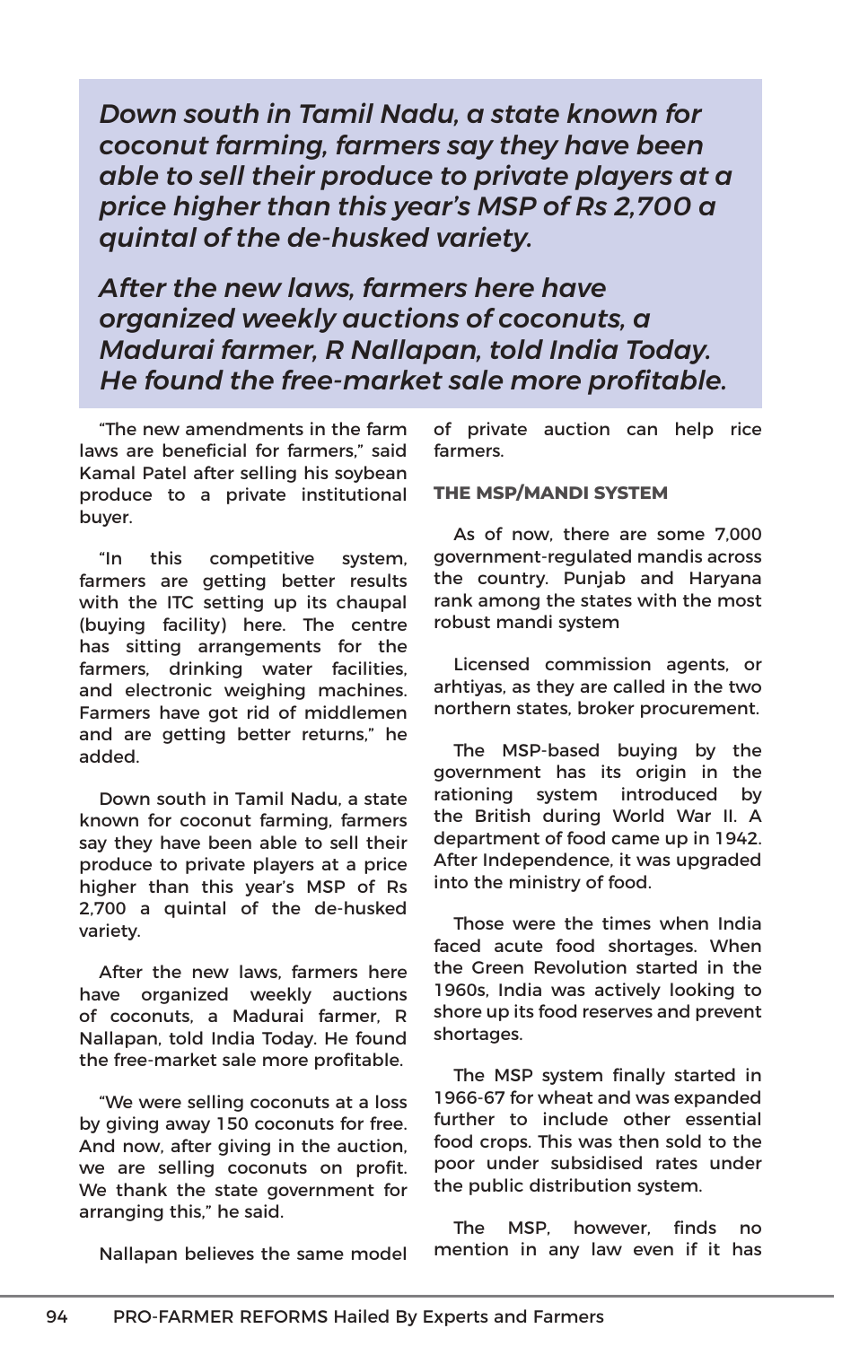> ***Down south in Tamil Nadu, a state known for coconut farming, farmers say they have been able to sell their produce to private players at a price higher than this year's MSP of Rs 2,700 a quintal of the de-husked variety.***
>
> ***After the new laws, farmers here have organized weekly auctions of coconuts, a Madurai farmer, R Nallapan, told India Today. He found the free-market sale more profitable.***

"The new amendments in the farm laws are beneficial for farmers," said Kamal Patel after selling his soybean produce to a private institutional buyer.

"In this competitive system, farmers are getting better results with the ITC setting up its chaupal (buying facility) here. The centre has sitting arrangements for the farmers, drinking water facilities, and electronic weighing machines. Farmers have got rid of middlemen and are getting better returns," he added.

Down south in Tamil Nadu, a state known for coconut farming, farmers say they have been able to sell their produce to private players at a price higher than this year's MSP of Rs 2,700 a quintal of the de-husked variety.

After the new laws, farmers here have organized weekly auctions of coconuts, a Madurai farmer, R Nallapan, told India Today. He found the free-market sale more profitable.

"We were selling coconuts at a loss by giving away 150 coconuts for free. And now, after giving in the auction, we are selling coconuts on profit. We thank the state government for arranging this," he said.

Nallapan believes the same model of private auction can help rice farmers.

### THE MSP/MANDI SYSTEM

As of now, there are some 7,000 government-regulated mandis across the country. Punjab and Haryana rank among the states with the most robust mandi system

Licensed commission agents, or arhtiyas, as they are called in the two northern states, broker procurement.

The MSP-based buying by the government has its origin in the rationing system introduced by the British during World War II. A department of food came up in 1942. After Independence, it was upgraded into the ministry of food.

Those were the times when India faced acute food shortages. When the Green Revolution started in the 1960s, India was actively looking to shore up its food reserves and prevent shortages.

The MSP system finally started in 1966-67 for wheat and was expanded further to include other essential food crops. This was then sold to the poor under subsidised rates under the public distribution system.

The MSP, however, finds no mention in any law even if it has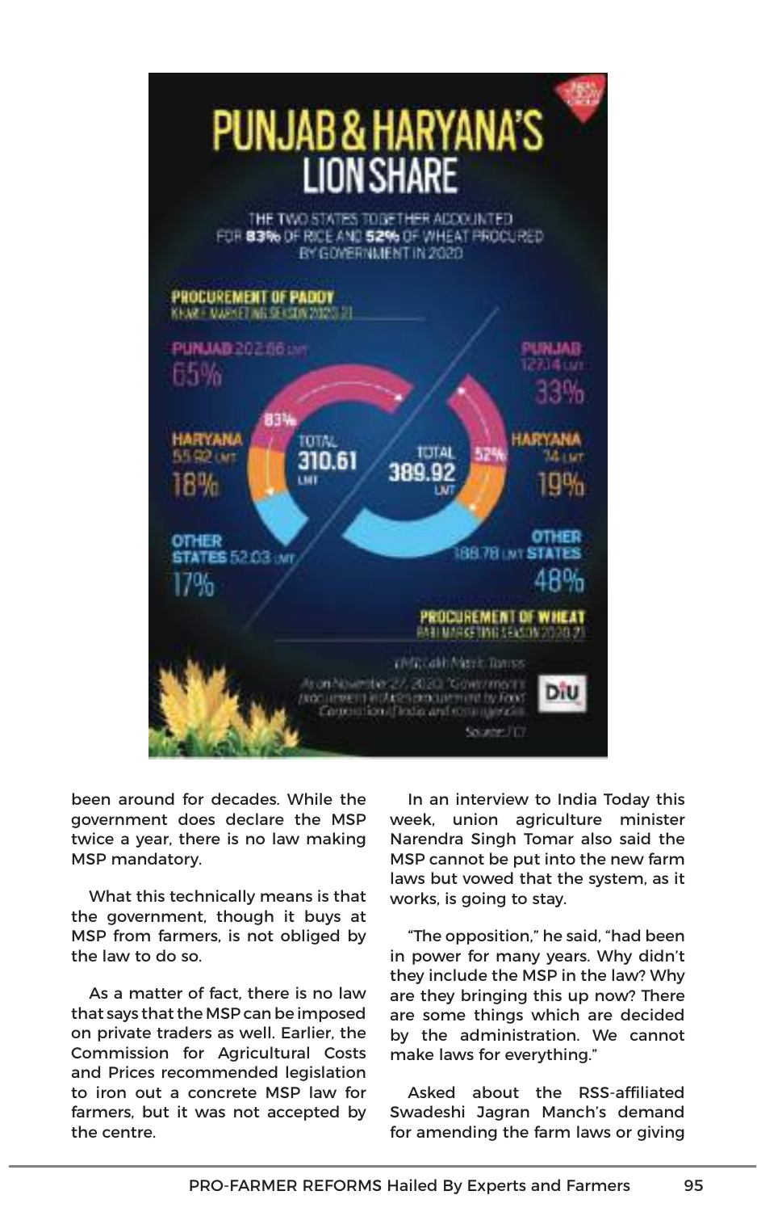## PUNJAB & HARYANA'S LION SHARE

THE TWO STATES TOGETHER ACCOUNTED FOR **83%** OF RICE AND **52%** OF WHEAT PROCURED BY GOVERNMENT IN 2020

**PROCUREMENT OF PADDY**
KHARIF MARKETING SEASON 2020-21

| State | Quantity | Share |
|---|---|---|
| PUNJAB | 202.66 LMT | 65% |
| HARYANA | 55.92 LMT | 18% |
| OTHER STATES | 52.03 LMT | 17% |
| TOTAL | 310.61 LMT | |

**PROCUREMENT OF WHEAT**
RABI MARKETING SEASON 2020-21

| State | Quantity | Share |
|---|---|---|
| PUNJAB | 127.14 LMT | 33% |
| HARYANA | 74 LMT | 19% |
| OTHER STATES | 188.78 LMT | 48% |
| TOTAL | 389.92 LMT | |

LMT: Lakh Metric Tonnes

As on November 27, 2020. *Government procurement includes procurement by Food Corporation of India and state agencies

Source: FCI

been around for decades. While the government does declare the MSP twice a year, there is no law making MSP mandatory.

What this technically means is that the government, though it buys at MSP from farmers, is not obliged by the law to do so.

As a matter of fact, there is no law that says that the MSP can be imposed on private traders as well. Earlier, the Commission for Agricultural Costs and Prices recommended legislation to iron out a concrete MSP law for farmers, but it was not accepted by the centre.

In an interview to India Today this week, union agriculture minister Narendra Singh Tomar also said the MSP cannot be put into the new farm laws but vowed that the system, as it works, is going to stay.

"The opposition," he said, "had been in power for many years. Why didn't they include the MSP in the law? Why are they bringing this up now? There are some things which are decided by the administration. We cannot make laws for everything."

Asked about the RSS-affiliated Swadeshi Jagran Manch's demand for amending the farm laws or giving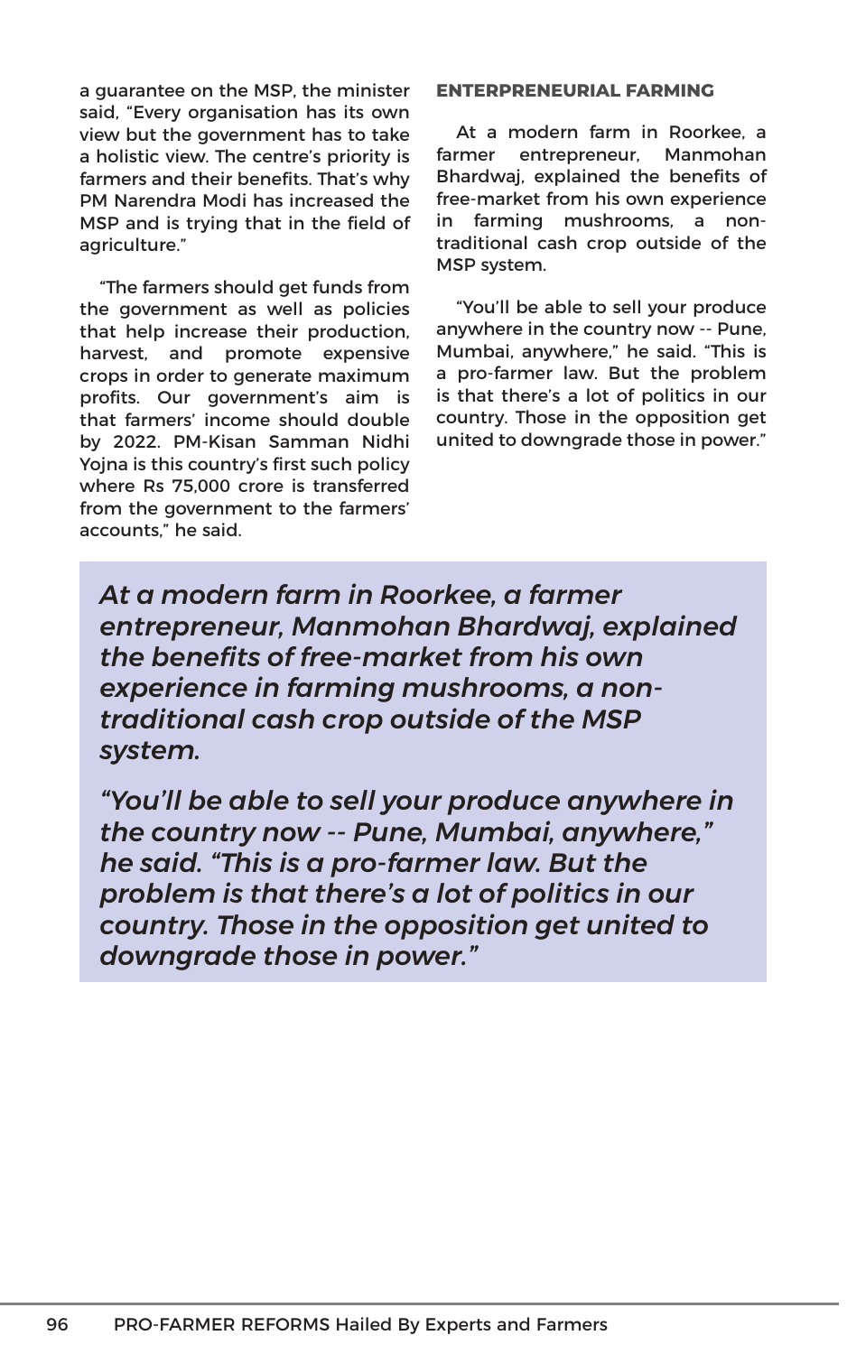a guarantee on the MSP, the minister said, "Every organisation has its own view but the government has to take a holistic view. The centre's priority is farmers and their benefits. That's why PM Narendra Modi has increased the MSP and is trying that in the field of agriculture."

"The farmers should get funds from the government as well as policies that help increase their production, harvest, and promote expensive crops in order to generate maximum profits. Our government's aim is that farmers' income should double by 2022. PM-Kisan Samman Nidhi Yojna is this country's first such policy where Rs 75,000 crore is transferred from the government to the farmers' accounts," he said.

**ENTERPRENEURIAL FARMING**

At a modern farm in Roorkee, a farmer entrepreneur, Manmohan Bhardwaj, explained the benefits of free-market from his own experience in farming mushrooms, a non-traditional cash crop outside of the MSP system.

"You'll be able to sell your produce anywhere in the country now -- Pune, Mumbai, anywhere," he said. "This is a pro-farmer law. But the problem is that there's a lot of politics in our country. Those in the opposition get united to downgrade those in power."

> ***At a modern farm in Roorkee, a farmer entrepreneur, Manmohan Bhardwaj, explained the benefits of free-market from his own experience in farming mushrooms, a non-traditional cash crop outside of the MSP system.***
>
> ***"You'll be able to sell your produce anywhere in the country now -- Pune, Mumbai, anywhere," he said. "This is a pro-farmer law. But the problem is that there's a lot of politics in our country. Those in the opposition get united to downgrade those in power."***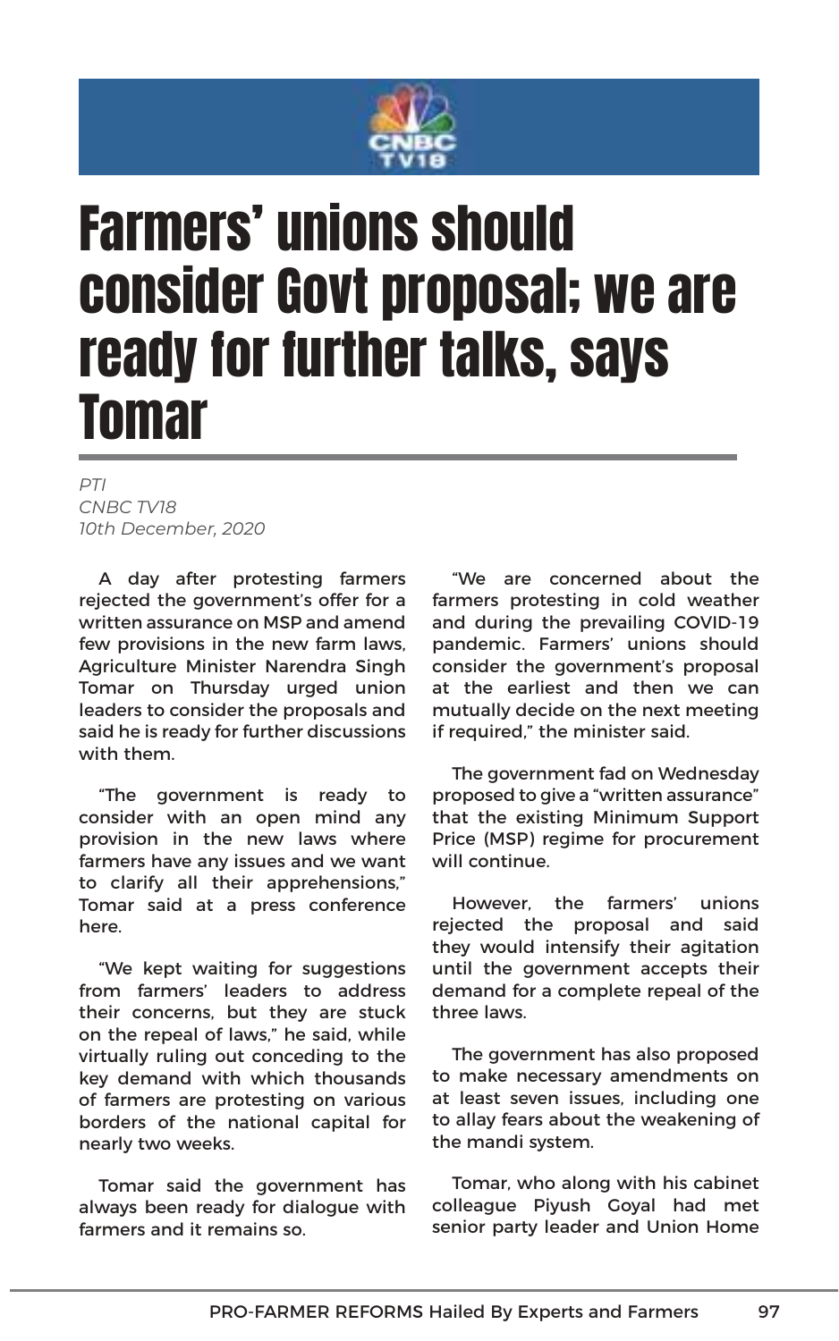# Farmers' unions should consider Govt proposal; we are ready for further talks, says Tomar

*PTI*
*CNBC TV18*
*10th December, 2020*

A day after protesting farmers rejected the government's offer for a written assurance on MSP and amend few provisions in the new farm laws, Agriculture Minister Narendra Singh Tomar on Thursday urged union leaders to consider the proposals and said he is ready for further discussions with them.

"The government is ready to consider with an open mind any provision in the new laws where farmers have any issues and we want to clarify all their apprehensions," Tomar said at a press conference here.

"We kept waiting for suggestions from farmers' leaders to address their concerns, but they are stuck on the repeal of laws," he said, while virtually ruling out conceding to the key demand with which thousands of farmers are protesting on various borders of the national capital for nearly two weeks.

Tomar said the government has always been ready for dialogue with farmers and it remains so.

"We are concerned about the farmers protesting in cold weather and during the prevailing COVID-19 pandemic. Farmers' unions should consider the government's proposal at the earliest and then we can mutually decide on the next meeting if required," the minister said.

The government fad on Wednesday proposed to give a "written assurance" that the existing Minimum Support Price (MSP) regime for procurement will continue.

However, the farmers' unions rejected the proposal and said they would intensify their agitation until the government accepts their demand for a complete repeal of the three laws.

The government has also proposed to make necessary amendments on at least seven issues, including one to allay fears about the weakening of the mandi system.

Tomar, who along with his cabinet colleague Piyush Goyal had met senior party leader and Union Home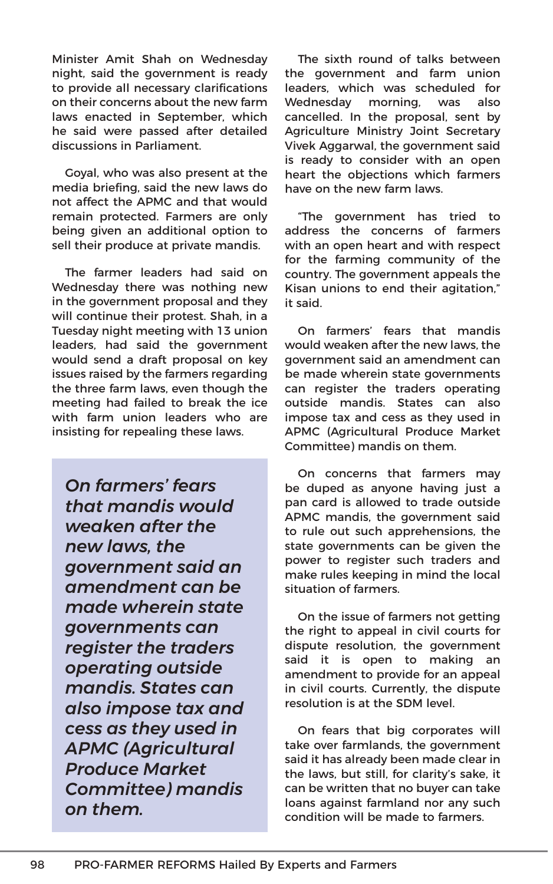Minister Amit Shah on Wednesday night, said the government is ready to provide all necessary clarifications on their concerns about the new farm laws enacted in September, which he said were passed after detailed discussions in Parliament.

Goyal, who was also present at the media briefing, said the new laws do not affect the APMC and that would remain protected. Farmers are only being given an additional option to sell their produce at private mandis.

The farmer leaders had said on Wednesday there was nothing new in the government proposal and they will continue their protest. Shah, in a Tuesday night meeting with 13 union leaders, had said the government would send a draft proposal on key issues raised by the farmers regarding the three farm laws, even though the meeting had failed to break the ice with farm union leaders who are insisting for repealing these laws.

> ***On farmers' fears that mandis would weaken after the new laws, the government said an amendment can be made wherein state governments can register the traders operating outside mandis. States can also impose tax and cess as they used in APMC (Agricultural Produce Market Committee) mandis on them.***

The sixth round of talks between the government and farm union leaders, which was scheduled for Wednesday morning, was also cancelled. In the proposal, sent by Agriculture Ministry Joint Secretary Vivek Aggarwal, the government said is ready to consider with an open heart the objections which farmers have on the new farm laws.

"The government has tried to address the concerns of farmers with an open heart and with respect for the farming community of the country. The government appeals the Kisan unions to end their agitation," it said.

On farmers' fears that mandis would weaken after the new laws, the government said an amendment can be made wherein state governments can register the traders operating outside mandis. States can also impose tax and cess as they used in APMC (Agricultural Produce Market Committee) mandis on them.

On concerns that farmers may be duped as anyone having just a pan card is allowed to trade outside APMC mandis, the government said to rule out such apprehensions, the state governments can be given the power to register such traders and make rules keeping in mind the local situation of farmers.

On the issue of farmers not getting the right to appeal in civil courts for dispute resolution, the government said it is open to making an amendment to provide for an appeal in civil courts. Currently, the dispute resolution is at the SDM level.

On fears that big corporates will take over farmlands, the government said it has already been made clear in the laws, but still, for clarity's sake, it can be written that no buyer can take loans against farmland nor any such condition will be made to farmers.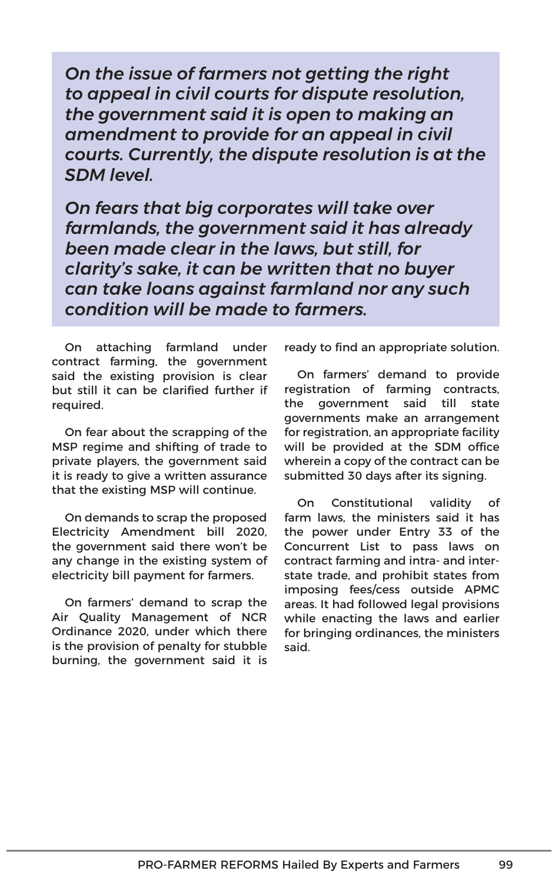*On the issue of farmers not getting the right to appeal in civil courts for dispute resolution, the government said it is open to making an amendment to provide for an appeal in civil courts. Currently, the dispute resolution is at the SDM level.*

*On fears that big corporates will take over farmlands, the government said it has already been made clear in the laws, but still, for clarity's sake, it can be written that no buyer can take loans against farmland nor any such condition will be made to farmers.*

On attaching farmland under contract farming, the government said the existing provision is clear but still it can be clarified further if required.

On fear about the scrapping of the MSP regime and shifting of trade to private players, the government said it is ready to give a written assurance that the existing MSP will continue.

On demands to scrap the proposed Electricity Amendment bill 2020, the government said there won't be any change in the existing system of electricity bill payment for farmers.

On farmers' demand to scrap the Air Quality Management of NCR Ordinance 2020, under which there is the provision of penalty for stubble burning, the government said it is ready to find an appropriate solution.

On farmers' demand to provide registration of farming contracts, the government said till state governments make an arrangement for registration, an appropriate facility will be provided at the SDM office wherein a copy of the contract can be submitted 30 days after its signing.

On Constitutional validity of farm laws, the ministers said it has the power under Entry 33 of the Concurrent List to pass laws on contract farming and intra- and inter-state trade, and prohibit states from imposing fees/cess outside APMC areas. It had followed legal provisions while enacting the laws and earlier for bringing ordinances, the ministers said.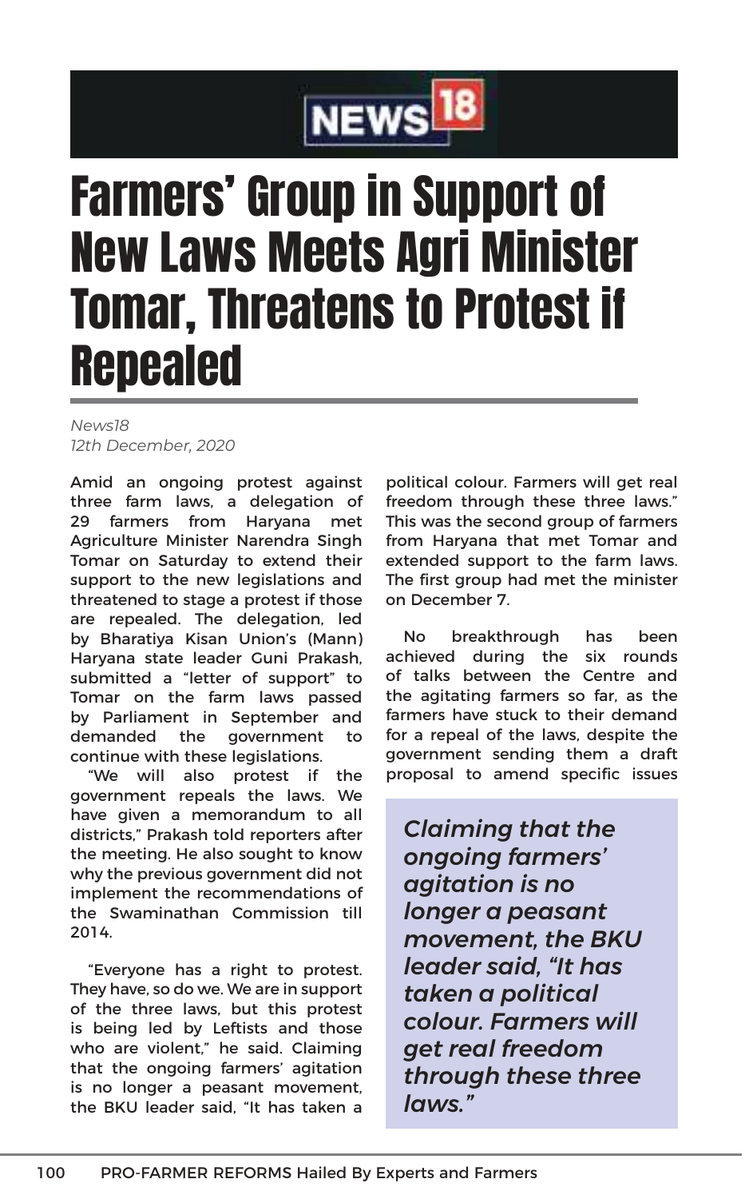NEWS18

# Farmers' Group in Support of New Laws Meets Agri Minister Tomar, Threatens to Protest if Repealed

*News18*
*12th December, 2020*

Amid an ongoing protest against three farm laws, a delegation of 29 farmers from Haryana met Agriculture Minister Narendra Singh Tomar on Saturday to extend their support to the new legislations and threatened to stage a protest if those are repealed. The delegation, led by Bharatiya Kisan Union's (Mann) Haryana state leader Guni Prakash, submitted a "letter of support" to Tomar on the farm laws passed by Parliament in September and demanded the government to continue with these legislations.

"We will also protest if the government repeals the laws. We have given a memorandum to all districts," Prakash told reporters after the meeting. He also sought to know why the previous government did not implement the recommendations of the Swaminathan Commission till 2014.

"Everyone has a right to protest. They have, so do we. We are in support of the three laws, but this protest is being led by Leftists and those who are violent," he said. Claiming that the ongoing farmers' agitation is no longer a peasant movement, the BKU leader said, "It has taken a political colour. Farmers will get real freedom through these three laws." This was the second group of farmers from Haryana that met Tomar and extended support to the farm laws. The first group had met the minister on December 7.

No breakthrough has been achieved during the six rounds of talks between the Centre and the agitating farmers so far, as the farmers have stuck to their demand for a repeal of the laws, despite the government sending them a draft proposal to amend specific issues

> *Claiming that the ongoing farmers' agitation is no longer a peasant movement, the BKU leader said, "It has taken a political colour. Farmers will get real freedom through these three laws."*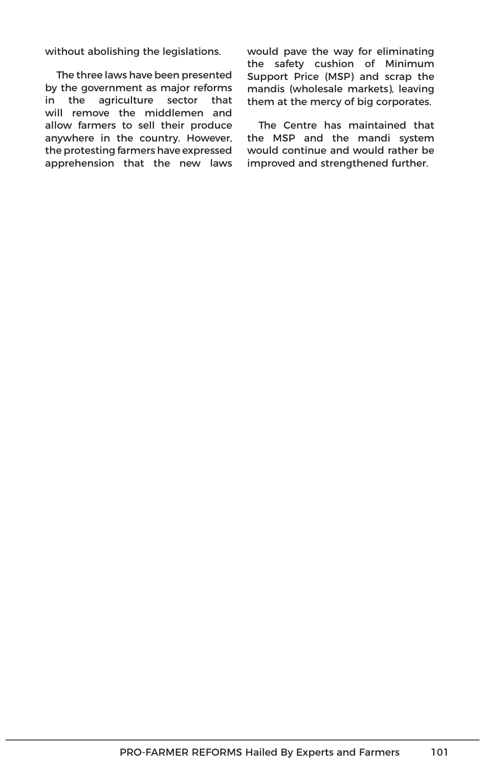without abolishing the legislations.

The three laws have been presented by the government as major reforms in the agriculture sector that will remove the middlemen and allow farmers to sell their produce anywhere in the country. However, the protesting farmers have expressed apprehension that the new laws would pave the way for eliminating the safety cushion of Minimum Support Price (MSP) and scrap the mandis (wholesale markets), leaving them at the mercy of big corporates.

The Centre has maintained that the MSP and the mandi system would continue and would rather be improved and strengthened further.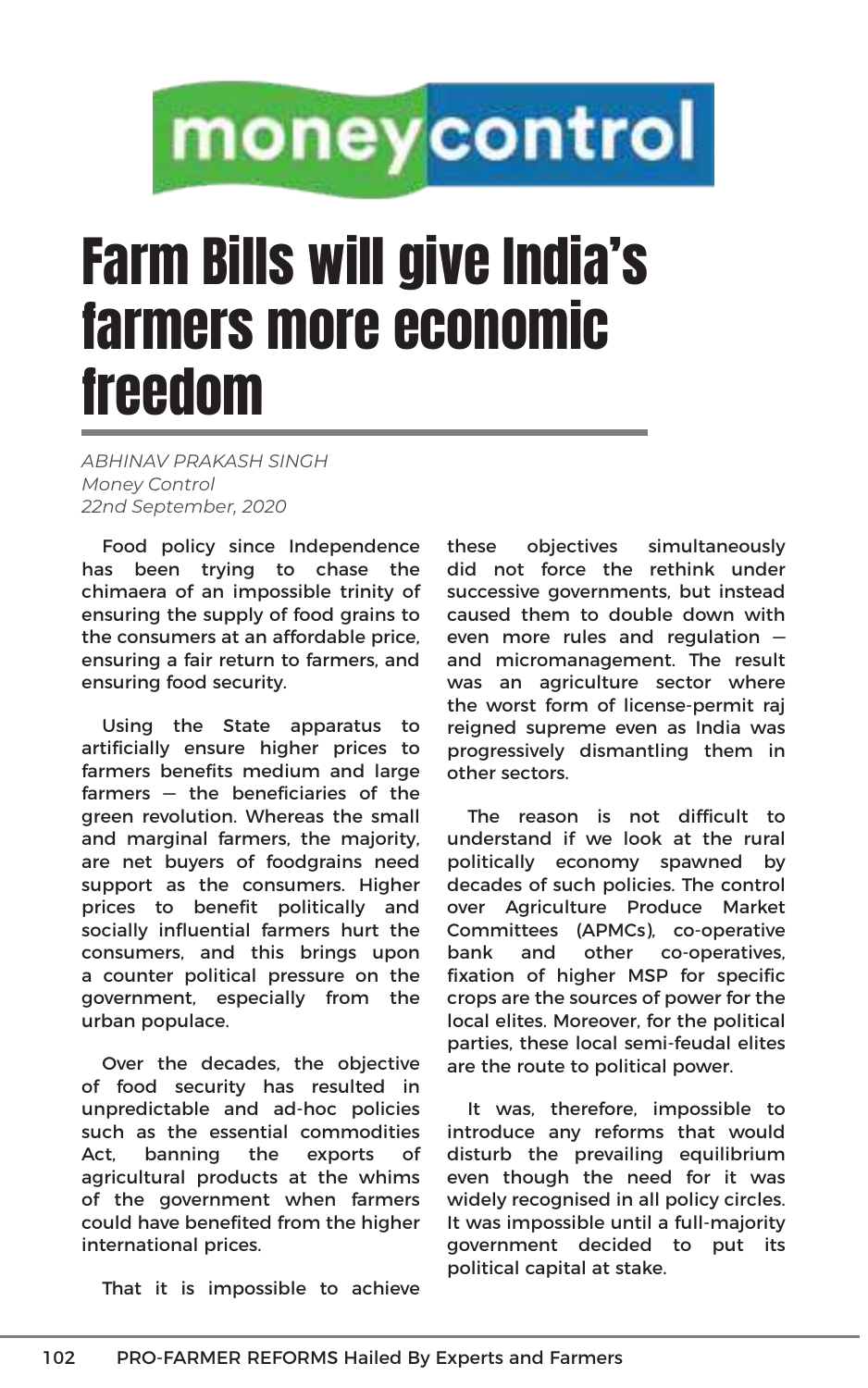moneycontrol

# Farm Bills will give India's farmers more economic freedom

*ABHINAV PRAKASH SINGH*
*Money Control*
*22nd September, 2020*

Food policy since Independence has been trying to chase the chimaera of an impossible trinity of ensuring the supply of food grains to the consumers at an affordable price, ensuring a fair return to farmers, and ensuring food security.

Using the State apparatus to artificially ensure higher prices to farmers benefits medium and large farmers — the beneficiaries of the green revolution. Whereas the small and marginal farmers, the majority, are net buyers of foodgrains need support as the consumers. Higher prices to benefit politically and socially influential farmers hurt the consumers, and this brings upon a counter political pressure on the government, especially from the urban populace.

Over the decades, the objective of food security has resulted in unpredictable and ad-hoc policies such as the essential commodities Act, banning the exports of agricultural products at the whims of the government when farmers could have benefited from the higher international prices.

That it is impossible to achieve these objectives simultaneously did not force the rethink under successive governments, but instead caused them to double down with even more rules and regulation — and micromanagement. The result was an agriculture sector where the worst form of license-permit raj reigned supreme even as India was progressively dismantling them in other sectors.

The reason is not difficult to understand if we look at the rural politically economy spawned by decades of such policies. The control over Agriculture Produce Market Committees (APMCs), co-operative bank and other co-operatives, fixation of higher MSP for specific crops are the sources of power for the local elites. Moreover, for the political parties, these local semi-feudal elites are the route to political power.

It was, therefore, impossible to introduce any reforms that would disturb the prevailing equilibrium even though the need for it was widely recognised in all policy circles. It was impossible until a full-majority government decided to put its political capital at stake.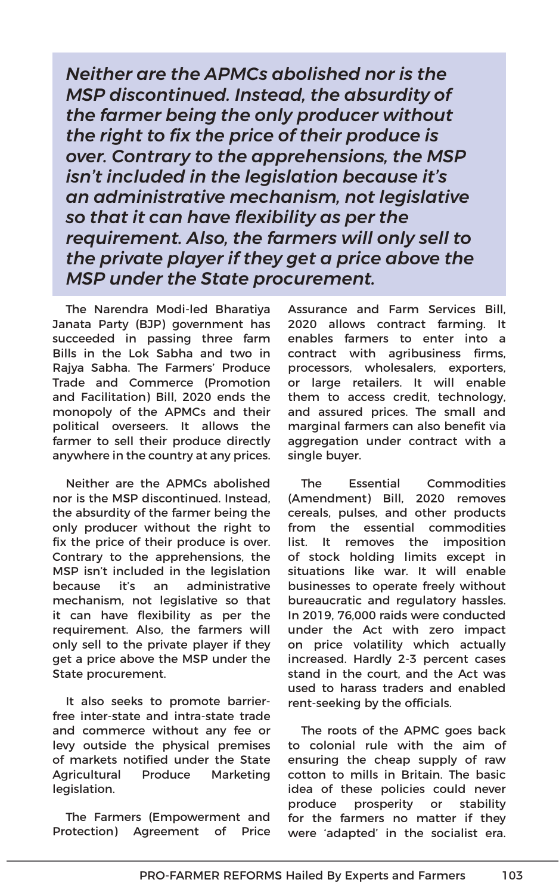> ***Neither are the APMCs abolished nor is the MSP discontinued. Instead, the absurdity of the farmer being the only producer without the right to fix the price of their produce is over. Contrary to the apprehensions, the MSP isn't included in the legislation because it's an administrative mechanism, not legislative so that it can have flexibility as per the requirement. Also, the farmers will only sell to the private player if they get a price above the MSP under the State procurement.***

The Narendra Modi-led Bharatiya Janata Party (BJP) government has succeeded in passing three farm Bills in the Lok Sabha and two in Rajya Sabha. The Farmers' Produce Trade and Commerce (Promotion and Facilitation) Bill, 2020 ends the monopoly of the APMCs and their political overseers. It allows the farmer to sell their produce directly anywhere in the country at any prices.

Neither are the APMCs abolished nor is the MSP discontinued. Instead, the absurdity of the farmer being the only producer without the right to fix the price of their produce is over. Contrary to the apprehensions, the MSP isn't included in the legislation because it's an administrative mechanism, not legislative so that it can have flexibility as per the requirement. Also, the farmers will only sell to the private player if they get a price above the MSP under the State procurement.

It also seeks to promote barrier-free inter-state and intra-state trade and commerce without any fee or levy outside the physical premises of markets notified under the State Agricultural Produce Marketing legislation.

The Farmers (Empowerment and Protection) Agreement of Price Assurance and Farm Services Bill, 2020 allows contract farming. It enables farmers to enter into a contract with agribusiness firms, processors, wholesalers, exporters, or large retailers. It will enable them to access credit, technology, and assured prices. The small and marginal farmers can also benefit via aggregation under contract with a single buyer.

The Essential Commodities (Amendment) Bill, 2020 removes cereals, pulses, and other products from the essential commodities list. It removes the imposition of stock holding limits except in situations like war. It will enable businesses to operate freely without bureaucratic and regulatory hassles. In 2019, 76,000 raids were conducted under the Act with zero impact on price volatility which actually increased. Hardly 2-3 percent cases stand in the court, and the Act was used to harass traders and enabled rent-seeking by the officials.

The roots of the APMC goes back to colonial rule with the aim of ensuring the cheap supply of raw cotton to mills in Britain. The basic idea of these policies could never produce prosperity or stability for the farmers no matter if they were 'adapted' in the socialist era.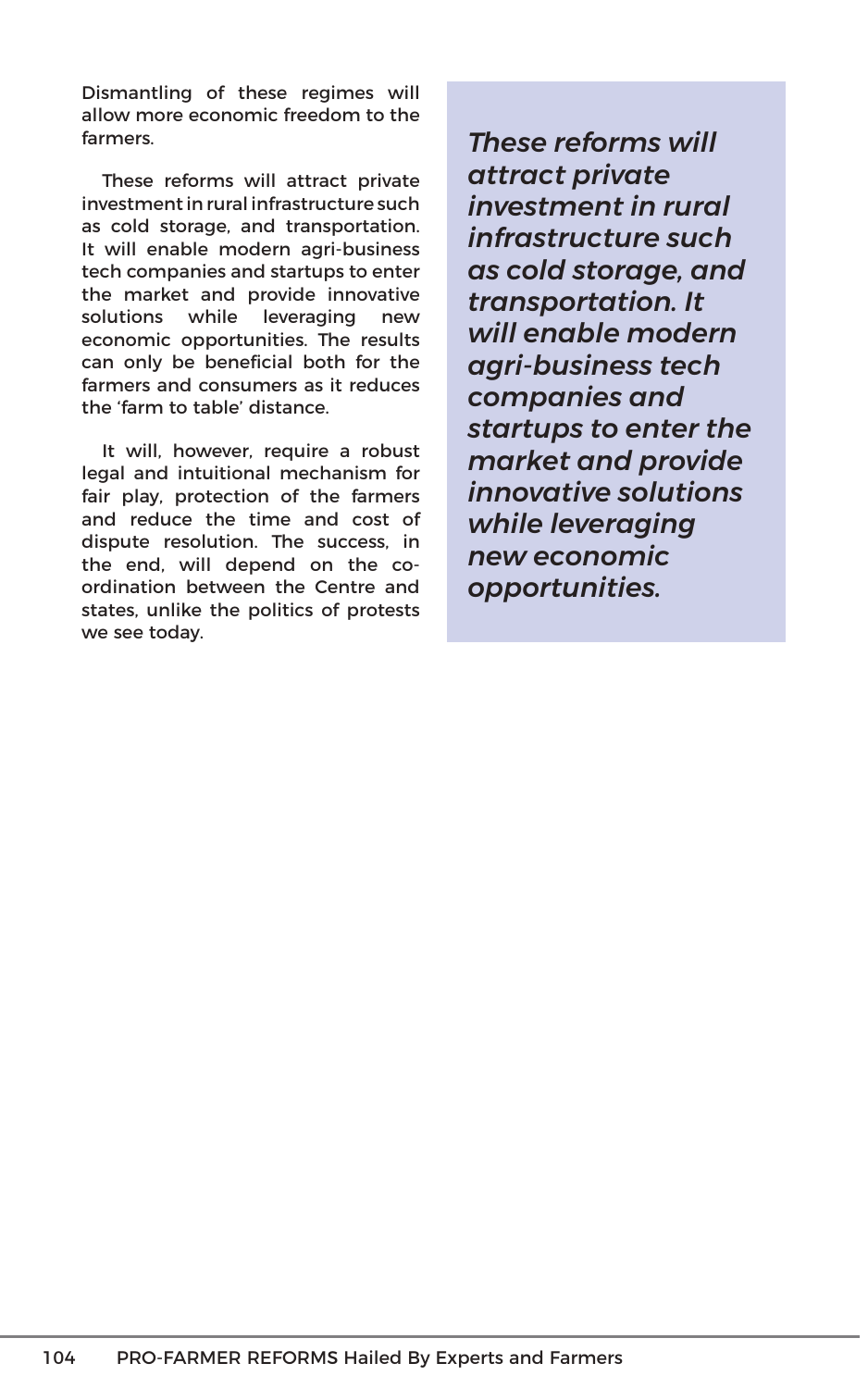Dismantling of these regimes will allow more economic freedom to the farmers.

These reforms will attract private investment in rural infrastructure such as cold storage, and transportation. It will enable modern agri-business tech companies and startups to enter the market and provide innovative solutions while leveraging new economic opportunities. The results can only be beneficial both for the farmers and consumers as it reduces the 'farm to table' distance.

It will, however, require a robust legal and intuitional mechanism for fair play, protection of the farmers and reduce the time and cost of dispute resolution. The success, in the end, will depend on the co-ordination between the Centre and states, unlike the politics of protests we see today.

> ***These reforms will attract private investment in rural infrastructure such as cold storage, and transportation. It will enable modern agri-business tech companies and startups to enter the market and provide innovative solutions while leveraging new economic opportunities.***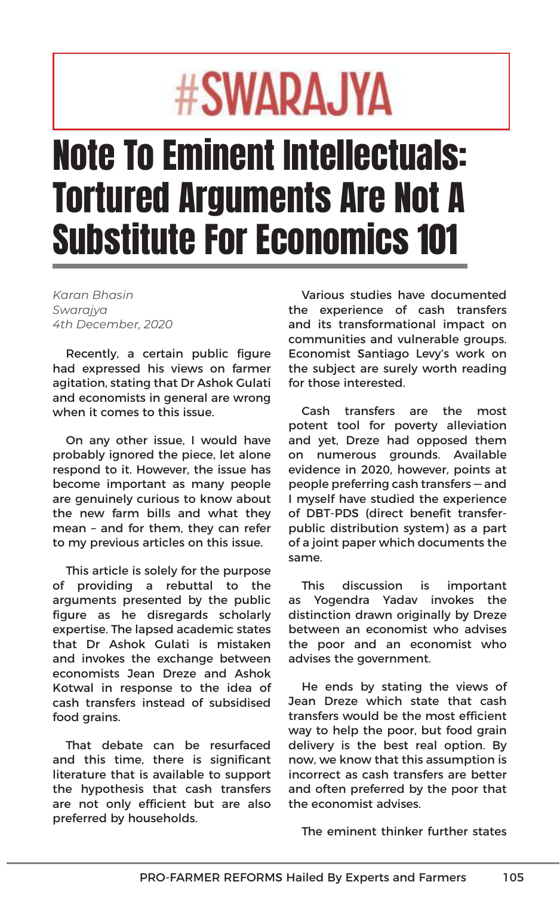# #SWARAJYA

# Note To Eminent Intellectuals: Tortured Arguments Are Not A Substitute For Economics 101

*Karan Bhasin*
*Swarajya*
*4th December, 2020*

Recently, a certain public figure had expressed his views on farmer agitation, stating that Dr Ashok Gulati and economists in general are wrong when it comes to this issue.

On any other issue, I would have probably ignored the piece, let alone respond to it. However, the issue has become important as many people are genuinely curious to know about the new farm bills and what they mean – and for them, they can refer to my previous articles on this issue.

This article is solely for the purpose of providing a rebuttal to the arguments presented by the public figure as he disregards scholarly expertise. The lapsed academic states that Dr Ashok Gulati is mistaken and invokes the exchange between economists Jean Dreze and Ashok Kotwal in response to the idea of cash transfers instead of subsidised food grains.

That debate can be resurfaced and this time, there is significant literature that is available to support the hypothesis that cash transfers are not only efficient but are also preferred by households.

Various studies have documented the experience of cash transfers and its transformational impact on communities and vulnerable groups. Economist Santiago Levy's work on the subject are surely worth reading for those interested.

Cash transfers are the most potent tool for poverty alleviation and yet, Dreze had opposed them on numerous grounds. Available evidence in 2020, however, points at people preferring cash transfers — and I myself have studied the experience of DBT-PDS (direct benefit transfer-public distribution system) as a part of a joint paper which documents the same.

This discussion is important as Yogendra Yadav invokes the distinction drawn originally by Dreze between an economist who advises the poor and an economist who advises the government.

He ends by stating the views of Jean Dreze which state that cash transfers would be the most efficient way to help the poor, but food grain delivery is the best real option. By now, we know that this assumption is incorrect as cash transfers are better and often preferred by the poor that the economist advises.

The eminent thinker further states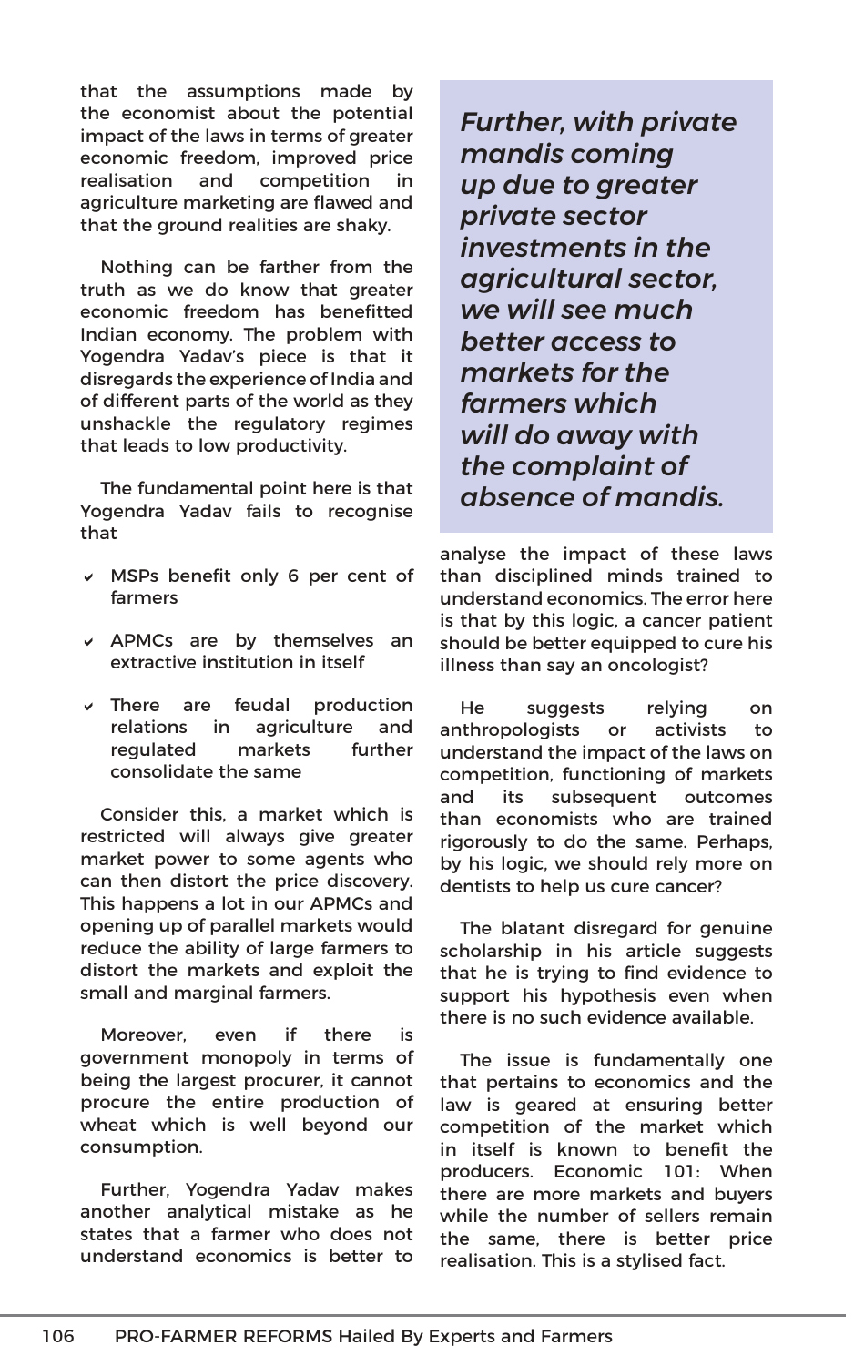that the assumptions made by the economist about the potential impact of the laws in terms of greater economic freedom, improved price realisation and competition in agriculture marketing are flawed and that the ground realities are shaky.

Nothing can be farther from the truth as we do know that greater economic freedom has benefitted Indian economy. The problem with Yogendra Yadav's piece is that it disregards the experience of India and of different parts of the world as they unshackle the regulatory regimes that leads to low productivity.

The fundamental point here is that Yogendra Yadav fails to recognise that

- MSPs benefit only 6 per cent of farmers
- APMCs are by themselves an extractive institution in itself
- There are feudal production relations in agriculture and regulated markets further consolidate the same

Consider this, a market which is restricted will always give greater market power to some agents who can then distort the price discovery. This happens a lot in our APMCs and opening up of parallel markets would reduce the ability of large farmers to distort the markets and exploit the small and marginal farmers.

Moreover, even if there is government monopoly in terms of being the largest procurer, it cannot procure the entire production of wheat which is well beyond our consumption.

Further, Yogendra Yadav makes another analytical mistake as he states that a farmer who does not understand economics is better to analyse the impact of these laws than disciplined minds trained to understand economics. The error here is that by this logic, a cancer patient should be better equipped to cure his illness than say an oncologist?

> *Further, with private mandis coming up due to greater private sector investments in the agricultural sector, we will see much better access to markets for the farmers which will do away with the complaint of absence of mandis.*

He suggests relying on anthropologists or activists to understand the impact of the laws on competition, functioning of markets and its subsequent outcomes than economists who are trained rigorously to do the same. Perhaps, by his logic, we should rely more on dentists to help us cure cancer?

The blatant disregard for genuine scholarship in his article suggests that he is trying to find evidence to support his hypothesis even when there is no such evidence available.

The issue is fundamentally one that pertains to economics and the law is geared at ensuring better competition of the market which in itself is known to benefit the producers. Economic 101: When there are more markets and buyers while the number of sellers remain the same, there is better price realisation. This is a stylised fact.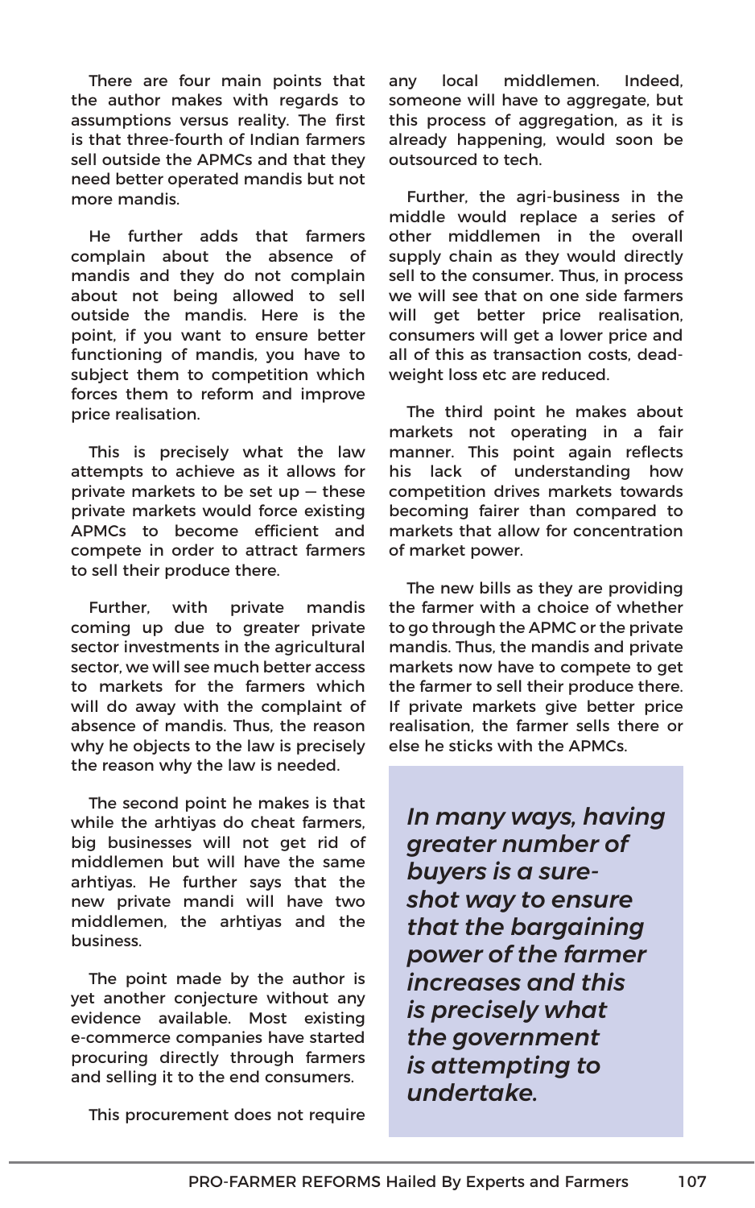There are four main points that the author makes with regards to assumptions versus reality. The first is that three-fourth of Indian farmers sell outside the APMCs and that they need better operated mandis but not more mandis.

He further adds that farmers complain about the absence of mandis and they do not complain about not being allowed to sell outside the mandis. Here is the point, if you want to ensure better functioning of mandis, you have to subject them to competition which forces them to reform and improve price realisation.

This is precisely what the law attempts to achieve as it allows for private markets to be set up — these private markets would force existing APMCs to become efficient and compete in order to attract farmers to sell their produce there.

Further, with private mandis coming up due to greater private sector investments in the agricultural sector, we will see much better access to markets for the farmers which will do away with the complaint of absence of mandis. Thus, the reason why he objects to the law is precisely the reason why the law is needed.

The second point he makes is that while the arhtiyas do cheat farmers, big businesses will not get rid of middlemen but will have the same arhtiyas. He further says that the new private mandi will have two middlemen, the arhtiyas and the business.

The point made by the author is yet another conjecture without any evidence available. Most existing e-commerce companies have started procuring directly through farmers and selling it to the end consumers.

This procurement does not require any local middlemen. Indeed, someone will have to aggregate, but this process of aggregation, as it is already happening, would soon be outsourced to tech.

Further, the agri-business in the middle would replace a series of other middlemen in the overall supply chain as they would directly sell to the consumer. Thus, in process we will see that on one side farmers will get better price realisation, consumers will get a lower price and all of this as transaction costs, dead-weight loss etc are reduced.

The third point he makes about markets not operating in a fair manner. This point again reflects his lack of understanding how competition drives markets towards becoming fairer than compared to markets that allow for concentration of market power.

The new bills as they are providing the farmer with a choice of whether to go through the APMC or the private mandis. Thus, the mandis and private markets now have to compete to get the farmer to sell their produce there. If private markets give better price realisation, the farmer sells there or else he sticks with the APMCs.

> ***In many ways, having greater number of buyers is a sure-shot way to ensure that the bargaining power of the farmer increases and this is precisely what the government is attempting to undertake.***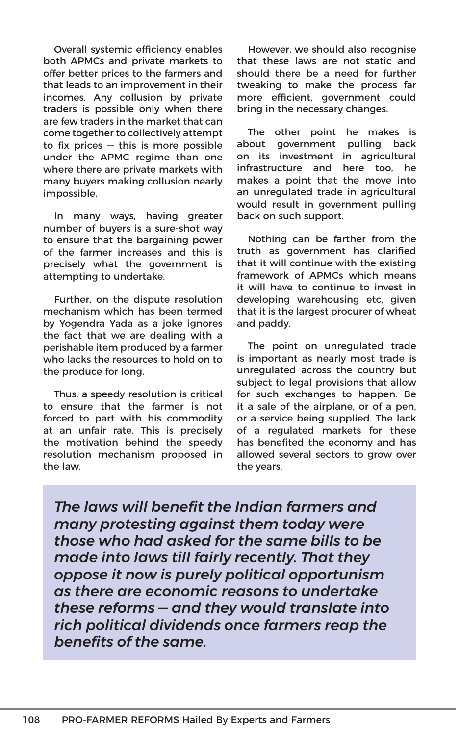Overall systemic efficiency enables both APMCs and private markets to offer better prices to the farmers and that leads to an improvement in their incomes. Any collusion by private traders is possible only when there are few traders in the market that can come together to collectively attempt to fix prices — this is more possible under the APMC regime than one where there are private markets with many buyers making collusion nearly impossible.

In many ways, having greater number of buyers is a sure-shot way to ensure that the bargaining power of the farmer increases and this is precisely what the government is attempting to undertake.

Further, on the dispute resolution mechanism which has been termed by Yogendra Yada as a joke ignores the fact that we are dealing with a perishable item produced by a farmer who lacks the resources to hold on to the produce for long.

Thus, a speedy resolution is critical to ensure that the farmer is not forced to part with his commodity at an unfair rate. This is precisely the motivation behind the speedy resolution mechanism proposed in the law.

However, we should also recognise that these laws are not static and should there be a need for further tweaking to make the process far more efficient, government could bring in the necessary changes.

The other point he makes is about government pulling back on its investment in agricultural infrastructure and here too, he makes a point that the move into an unregulated trade in agricultural would result in government pulling back on such support.

Nothing can be farther from the truth as government has clarified that it will continue with the existing framework of APMCs which means it will have to continue to invest in developing warehousing etc, given that it is the largest procurer of wheat and paddy.

The point on unregulated trade is important as nearly most trade is unregulated across the country but subject to legal provisions that allow for such exchanges to happen. Be it a sale of the airplane, or of a pen, or a service being supplied. The lack of a regulated markets for these has benefited the economy and has allowed several sectors to grow over the years.

***The laws will benefit the Indian farmers and many protesting against them today were those who had asked for the same bills to be made into laws till fairly recently. That they oppose it now is purely political opportunism as there are economic reasons to undertake these reforms — and they would translate into rich political dividends once farmers reap the benefits of the same.***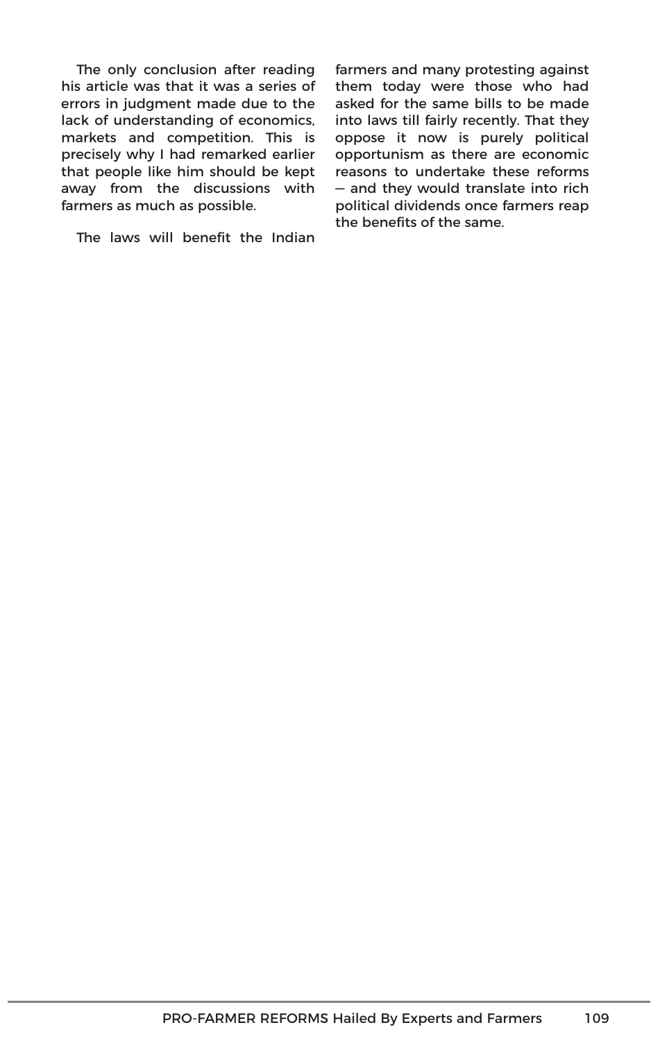The only conclusion after reading his article was that it was a series of errors in judgment made due to the lack of understanding of economics, markets and competition. This is precisely why I had remarked earlier that people like him should be kept away from the discussions with farmers as much as possible.

The laws will benefit the Indian farmers and many protesting against them today were those who had asked for the same bills to be made into laws till fairly recently. That they oppose it now is purely political opportunism as there are economic reasons to undertake these reforms — and they would translate into rich political dividends once farmers reap the benefits of the same.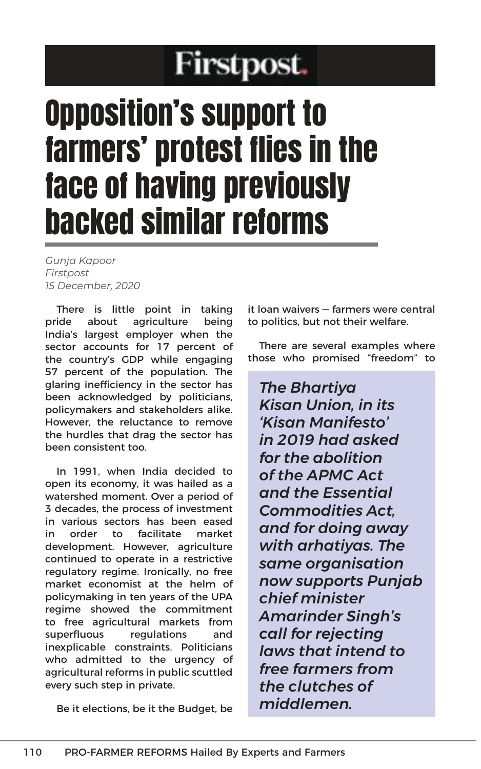# Firstpost.

# Opposition's support to farmers' protest flies in the face of having previously backed similar reforms

*Gunja Kapoor*
*Firstpost*
*15 December, 2020*

There is little point in taking pride about agriculture being India's largest employer when the sector accounts for 17 percent of the country's GDP while engaging 57 percent of the population. The glaring inefficiency in the sector has been acknowledged by politicians, policymakers and stakeholders alike. However, the reluctance to remove the hurdles that drag the sector has been consistent too.

In 1991, when India decided to open its economy, it was hailed as a watershed moment. Over a period of 3 decades, the process of investment in various sectors has been eased in order to facilitate market development. However, agriculture continued to operate in a restrictive regulatory regime. Ironically, no free market economist at the helm of policymaking in ten years of the UPA regime showed the commitment to free agricultural markets from superfluous regulations and inexplicable constraints. Politicians who admitted to the urgency of agricultural reforms in public scuttled every such step in private.

Be it elections, be it the Budget, be it loan waivers — farmers were central to politics, but not their welfare.

There are several examples where those who promised "freedom" to

> ***The Bhartiya Kisan Union, in its 'Kisan Manifesto' in 2019 had asked for the abolition of the APMC Act and the Essential Commodities Act, and for doing away with arhatiyas. The same organisation now supports Punjab chief minister Amarinder Singh's call for rejecting laws that intend to free farmers from the clutches of middlemen.***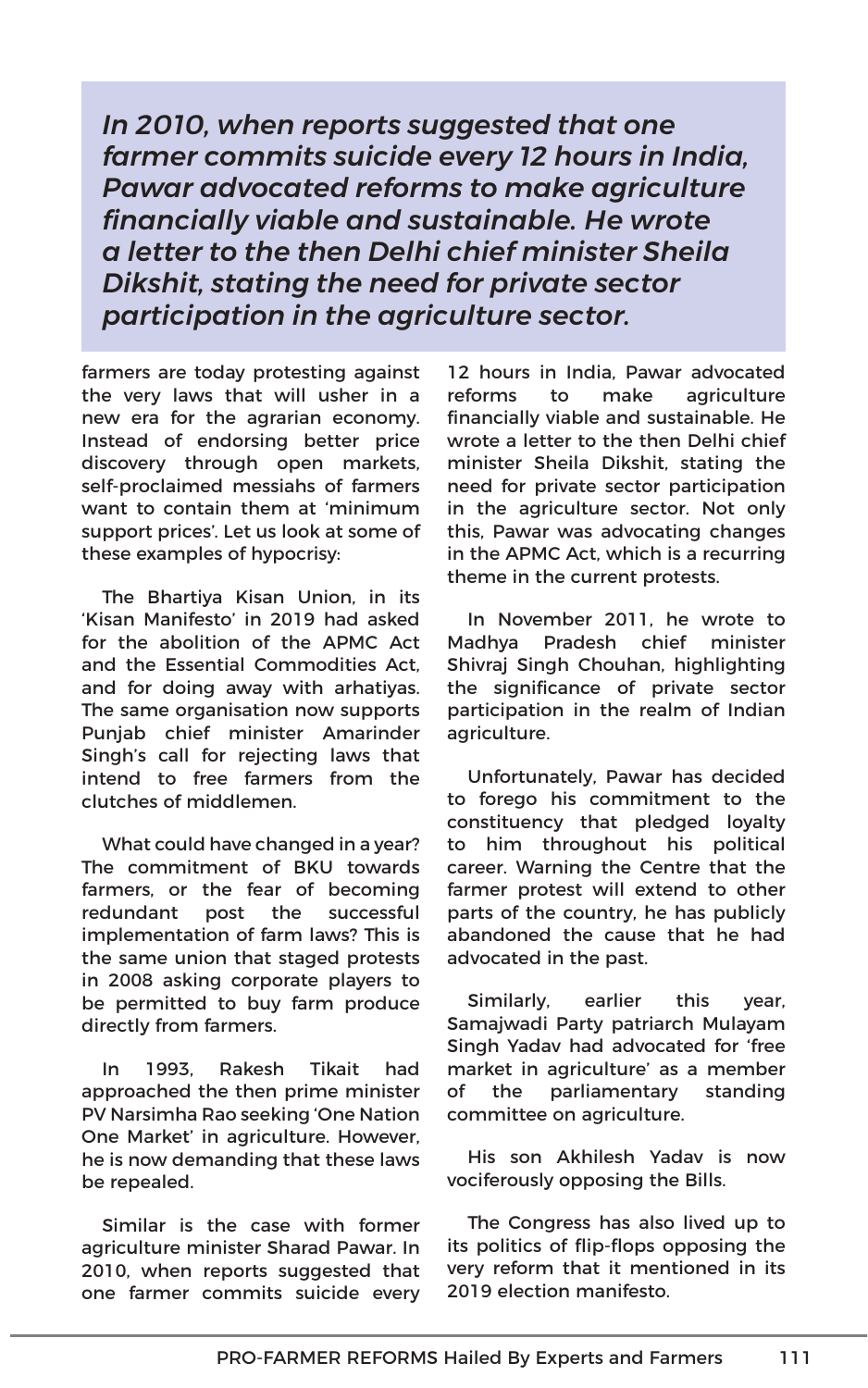> *In 2010, when reports suggested that one farmer commits suicide every 12 hours in India, Pawar advocated reforms to make agriculture financially viable and sustainable. He wrote a letter to the then Delhi chief minister Sheila Dikshit, stating the need for private sector participation in the agriculture sector.*

farmers are today protesting against the very laws that will usher in a new era for the agrarian economy. Instead of endorsing better price discovery through open markets, self-proclaimed messiahs of farmers want to contain them at 'minimum support prices'. Let us look at some of these examples of hypocrisy:

The Bhartiya Kisan Union, in its 'Kisan Manifesto' in 2019 had asked for the abolition of the APMC Act and the Essential Commodities Act, and for doing away with arhatiyas. The same organisation now supports Punjab chief minister Amarinder Singh's call for rejecting laws that intend to free farmers from the clutches of middlemen.

What could have changed in a year? The commitment of BKU towards farmers, or the fear of becoming redundant post the successful implementation of farm laws? This is the same union that staged protests in 2008 asking corporate players to be permitted to buy farm produce directly from farmers.

In 1993, Rakesh Tikait had approached the then prime minister PV Narsimha Rao seeking 'One Nation One Market' in agriculture. However, he is now demanding that these laws be repealed.

Similar is the case with former agriculture minister Sharad Pawar. In 2010, when reports suggested that one farmer commits suicide every 12 hours in India, Pawar advocated reforms to make agriculture financially viable and sustainable. He wrote a letter to the then Delhi chief minister Sheila Dikshit, stating the need for private sector participation in the agriculture sector. Not only this, Pawar was advocating changes in the APMC Act, which is a recurring theme in the current protests.

In November 2011, he wrote to Madhya Pradesh chief minister Shivraj Singh Chouhan, highlighting the significance of private sector participation in the realm of Indian agriculture.

Unfortunately, Pawar has decided to forego his commitment to the constituency that pledged loyalty to him throughout his political career. Warning the Centre that the farmer protest will extend to other parts of the country, he has publicly abandoned the cause that he had advocated in the past.

Similarly, earlier this year, Samajwadi Party patriarch Mulayam Singh Yadav had advocated for 'free market in agriculture' as a member of the parliamentary standing committee on agriculture.

His son Akhilesh Yadav is now vociferously opposing the Bills.

The Congress has also lived up to its politics of flip-flops opposing the very reform that it mentioned in its 2019 election manifesto.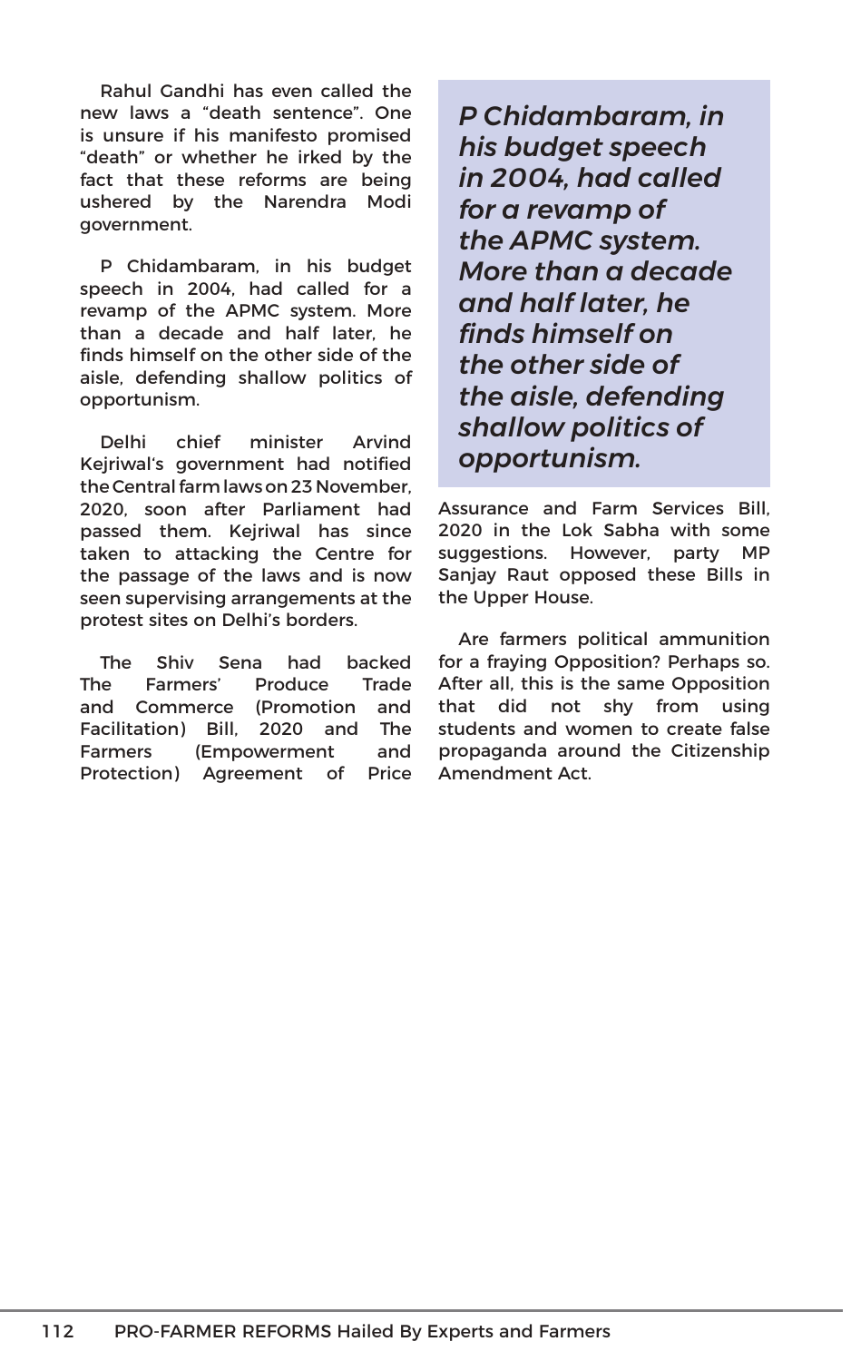Rahul Gandhi has even called the new laws a "death sentence". One is unsure if his manifesto promised "death" or whether he irked by the fact that these reforms are being ushered by the Narendra Modi government.

P Chidambaram, in his budget speech in 2004, had called for a revamp of the APMC system. More than a decade and half later, he finds himself on the other side of the aisle, defending shallow politics of opportunism.

Delhi chief minister Arvind Kejriwal's government had notified the Central farm laws on 23 November, 2020, soon after Parliament had passed them. Kejriwal has since taken to attacking the Centre for the passage of the laws and is now seen supervising arrangements at the protest sites on Delhi's borders.

The Shiv Sena had backed The Farmers' Produce Trade and Commerce (Promotion and Facilitation) Bill, 2020 and The Farmers (Empowerment and Protection) Agreement of Price Assurance and Farm Services Bill, 2020 in the Lok Sabha with some suggestions. However, party MP Sanjay Raut opposed these Bills in the Upper House.

> ***P Chidambaram, in his budget speech in 2004, had called for a revamp of the APMC system. More than a decade and half later, he finds himself on the other side of the aisle, defending shallow politics of opportunism.***

Are farmers political ammunition for a fraying Opposition? Perhaps so. After all, this is the same Opposition that did not shy from using students and women to create false propaganda around the Citizenship Amendment Act.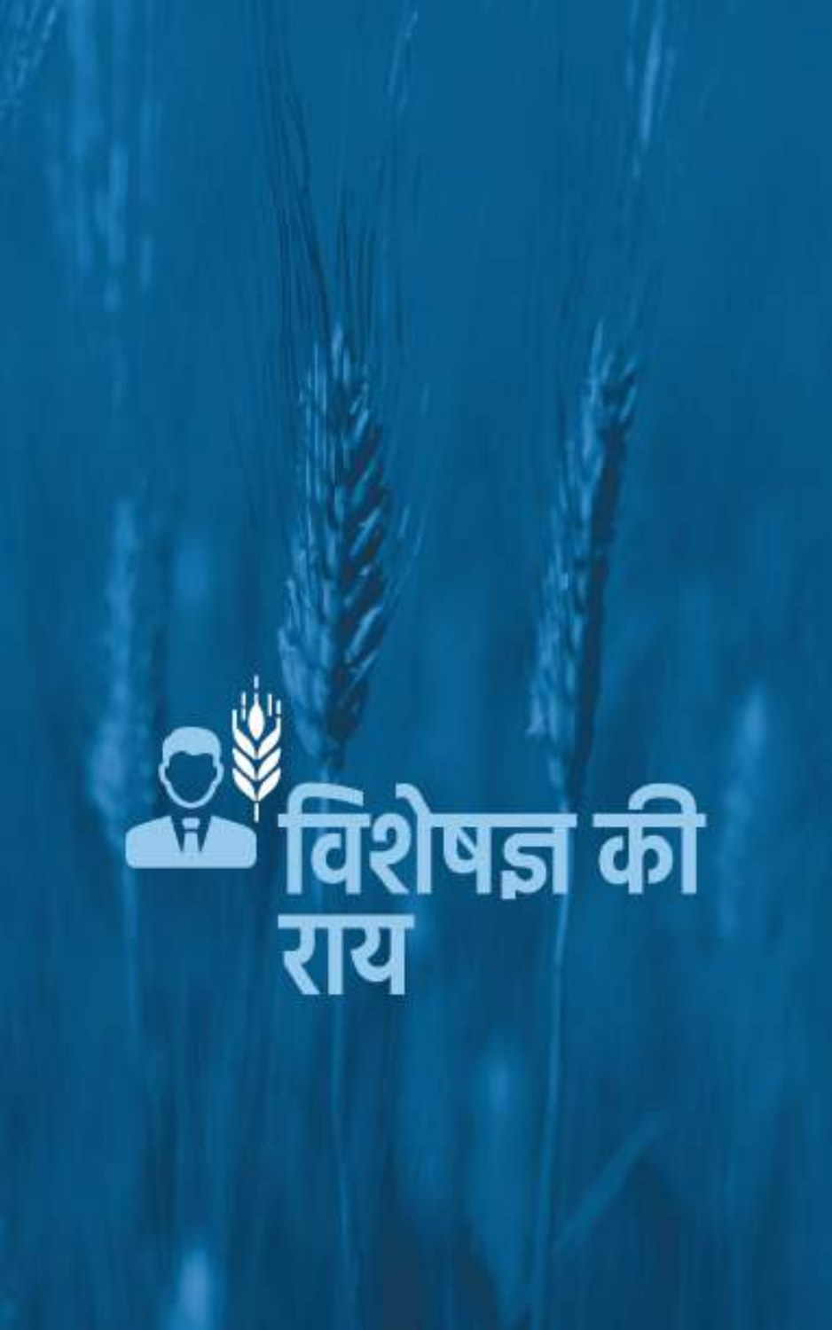# विशेषज्ञ की राय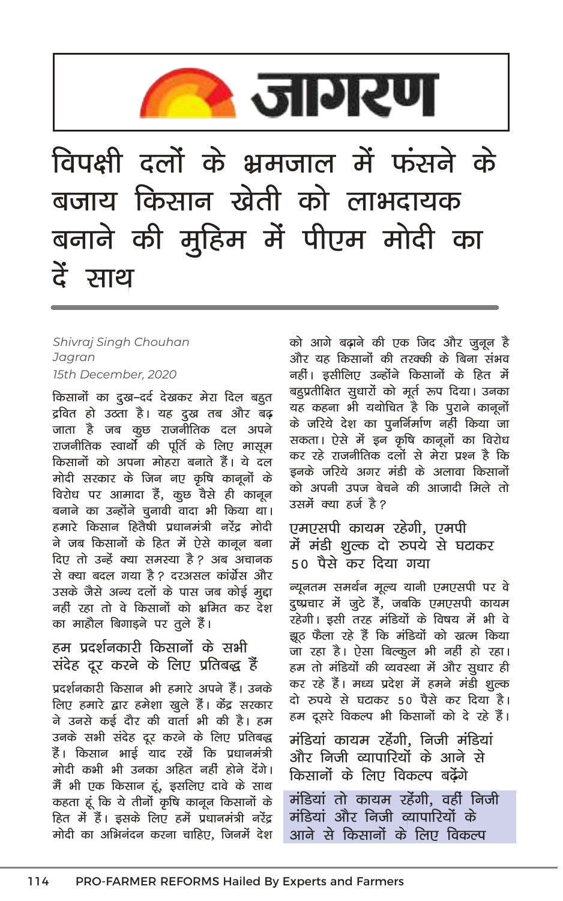# जागरण

# विपक्षी दलों के भ्रमजाल में फंसने के बजाय किसान खेती को लाभदायक बनाने की मुहिम में पीएम मोदी का दें साथ

*Shivraj Singh Chouhan*
*Jagran*
*15th December, 2020*

किसानों का दुख-दर्द देखकर मेरा दिल बहुत द्रवित हो उठता है। यह दुख तब और बढ़ जाता है जब कुछ राजनीतिक दल अपने राजनीतिक स्वार्थों की पूर्ति के लिए मासूम किसानों को अपना मोहरा बनाते हैं। ये दल मोदी सरकार के जिन नए कृषि कानूनों के विरोध पर आमादा हैं, कुछ वैसे ही कानून बनाने का उन्होंने चुनावी वादा भी किया था। हमारे किसान हितैषी प्रधानमंत्री नरेंद्र मोदी ने जब किसानों के हित में ऐसे कानून बना दिए तो उन्हें क्या समस्या है? अब अचानक से क्या बदल गया है? दरअसल कांग्रेस और उसके जैसे अन्य दलों के पास जब कोई मुद्दा नहीं रहा तो वे किसानों को भ्रमित कर देश का माहौल बिगाड़ने पर तुले हैं।

### हम प्रदर्शनकारी किसानों के सभी संदेह दूर करने के लिए प्रतिबद्ध हैं

प्रदर्शनकारी किसान भी हमारे अपने हैं। उनके लिए हमारे द्वार हमेशा खुले हैं। केंद्र सरकार ने उनसे कई दौर की वार्ता भी की है। हम उनके सभी संदेह दूर करने के लिए प्रतिबद्ध हैं। किसान भाई याद रखें कि प्रधानमंत्री मोदी कभी भी उनका अहित नहीं होने देंगे। मैं भी एक किसान हूं, इसलिए दावे के साथ कहता हूं कि ये तीनों कृषि कानून किसानों के हित में हैं। इसके लिए हमें प्रधानमंत्री नरेंद्र मोदी का अभिनंदन करना चाहिए, जिनमें देश को आगे बढ़ाने की एक जिद और जुनून है और यह किसानों की तरक्की के बिना संभव नहीं। इसीलिए उन्होंने किसानों के हित में बहुप्रतीक्षित सुधारों को मूर्त रूप दिया। उनका यह कहना भी यथोचित है कि पुराने कानूनों के जरिये देश का पुनर्निर्माण नहीं किया जा सकता। ऐसे में इन कृषि कानूनों का विरोध कर रहे राजनीतिक दलों से मेरा प्रश्न है कि इनके जरिये अगर मंडी के अलावा किसानों को अपनी उपज बेचने की आजादी मिले तो उसमें क्या हर्ज है?

### एमएसपी कायम रहेगी, एमपी में मंडी शुल्क दो रुपये से घटाकर 50 पैसे कर दिया गया

न्यूनतम समर्थन मूल्य यानी एमएसपी पर वे दुष्प्रचार में जुटे हैं, जबकि एमएसपी कायम रहेगी। इसी तरह मंडियों के विषय में भी वे झूठ फैला रहे हैं कि मंडियों को खत्म किया जा रहा है। ऐसा बिल्कुल भी नहीं हो रहा। हम तो मंडियों की व्यवस्था में और सुधार ही कर रहे हैं। मध्य प्रदेश में हमने मंडी शुल्क दो रुपये से घटाकर 50 पैसे कर दिया है। हम दूसरे विकल्प भी किसानों को दे रहे हैं।

### मंडियां कायम रहेंगी, निजी मंडियां और निजी व्यापारियों के आने से किसानों के लिए विकल्प बढ़ेंगे

मंडियां तो कायम रहेंगी, वहीं निजी मंडियां और निजी व्यापारियों के आने से किसानों के लिए विकल्प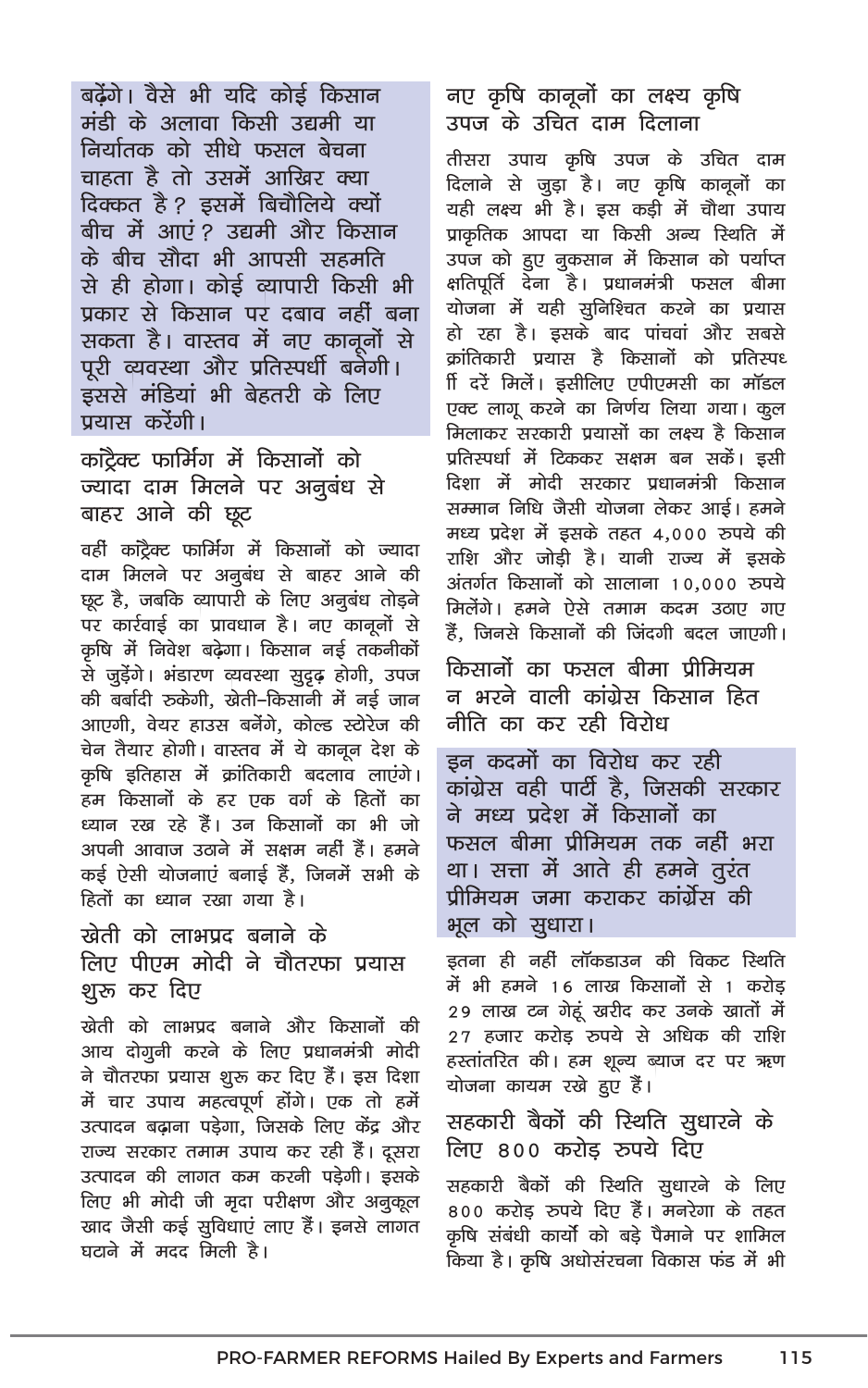बढ़ेंगे। वैसे भी यदि कोई किसान मंडी के अलावा किसी उद्यमी या निर्यातक को सीधे फसल बेचना चाहता है तो उसमें आखिर क्या दिक्कत है? इसमें बिचौलिये क्यों बीच में आएं? उद्यमी और किसान के बीच सौदा भी आपसी सहमति से ही होगा। कोई व्यापारी किसी भी प्रकार से किसान पर दबाव नहीं बना सकता है। वास्तव में नए कानूनों से पूरी व्यवस्था और प्रतिस्पर्धी बनेगी। इससे मंडियां भी बेहतरी के लिए प्रयास करेंगी।

## कॉन्ट्रैक्ट फार्मिंग में किसानों को ज्यादा दाम मिलने पर अनुबंध से बाहर आने की छूट

वहीं कॉन्ट्रैक्ट फार्मिंग में किसानों को ज्यादा दाम मिलने पर अनुबंध से बाहर आने की छूट है, जबकि व्यापारी के लिए अनुबंध तोड़ने पर कार्रवाई का प्रावधान है। नए कानूनों से कृषि में निवेश बढ़ेगा। किसान नई तकनीकों से जुड़ेंगे। भंडारण व्यवस्था सुदृढ़ होगी, उपज की बर्बादी रुकेगी, खेती-किसानी में नई जान आएगी, वेयर हाउस बनेंगे, कोल्ड स्टोरेज की चेन तैयार होगी। वास्तव में ये कानून देश के कृषि इतिहास में क्रांतिकारी बदलाव लाएंगे। हम किसानों के हर एक वर्ग के हितों का ध्यान रख रहे हैं। उन किसानों का भी जो अपनी आवाज उठाने में सक्षम नहीं हैं। हमने कई ऐसी योजनाएं बनाई हैं, जिनमें सभी के हितों का ध्यान रखा गया है।

## खेती को लाभप्रद बनाने के लिए पीएम मोदी ने चौतरफा प्रयास शुरू कर दिए

खेती को लाभप्रद बनाने और किसानों की आय दोगुनी करने के लिए प्रधानमंत्री मोदी ने चौतरफा प्रयास शुरू कर दिए हैं। इस दिशा में चार उपाय महत्वपूर्ण होंगे। एक तो हमें उत्पादन बढ़ाना पड़ेगा, जिसके लिए केंद्र और राज्य सरकार तमाम उपाय कर रही हैं। दूसरा उत्पादन की लागत कम करनी पड़ेगी। इसके लिए भी मोदी जी मृदा परीक्षण और अनुकूल खाद जैसी कई सुविधाएं लाए हैं। इनसे लागत घटाने में मदद मिली है।

## नए कृषि कानूनों का लक्ष्य कृषि उपज के उचित दाम दिलाना

तीसरा उपाय कृषि उपज के उचित दाम दिलाने से जुड़ा है। नए कृषि कानूनों का यही लक्ष्य भी है। इस कड़ी में चौथा उपाय प्राकृतिक आपदा या किसी अन्य स्थिति में उपज को हुए नुकसान में किसान को पर्याप्त क्षतिपूर्ति देना है। प्रधानमंत्री फसल बीमा योजना में यही सुनिश्चित करने का प्रयास हो रहा है। इसके बाद पांचवां और सबसे क्रांतिकारी प्रयास है किसानों को प्रतिस्पर्धी दरें मिलें। इसीलिए एपीएमसी का मॉडल एक्ट लागू करने का निर्णय लिया गया। कुल मिलाकर सरकारी प्रयासों का लक्ष्य है किसान प्रतिस्पर्धा में टिककर सक्षम बन सकें। इसी दिशा में मोदी सरकार प्रधानमंत्री किसान सम्मान निधि जैसी योजना लेकर आई। हमने मध्य प्रदेश में इसके तहत 4,000 रुपये की राशि और जोड़ी है। यानी राज्य में इसके अंतर्गत किसानों को सालाना 10,000 रुपये मिलेंगे। हमने ऐसे तमाम कदम उठाए गए हैं, जिनसे किसानों की जिंदगी बदल जाएगी।

## किसानों का फसल बीमा प्रीमियम न भरने वाली कांग्रेस किसान हित नीति का कर रही विरोध

इन कदमों का विरोध कर रही कांग्रेस वही पार्टी है, जिसकी सरकार ने मध्य प्रदेश में किसानों का फसल बीमा प्रीमियम तक नहीं भरा था। सत्ता में आते ही हमने तुरंत प्रीमियम जमा कराकर कांग्रेस की भूल को सुधारा।

इतना ही नहीं लॉकडाउन की विकट स्थिति में भी हमने 16 लाख किसानों से 1 करोड़ 29 लाख टन गेहूं खरीद कर उनके खातों में 27 हजार करोड़ रुपये से अधिक की राशि हस्तांतरित की। हम शून्य ब्याज दर पर ऋण योजना कायम रखे हुए हैं।

## सहकारी बैंकों की स्थिति सुधारने के लिए 800 करोड़ रुपये दिए

सहकारी बैंकों की स्थिति सुधारने के लिए 800 करोड़ रुपये दिए हैं। मनरेगा के तहत कृषि संबंधी कार्यों को बड़े पैमाने पर शामिल किया है। कृषि अधोसंरचना विकास फंड में भी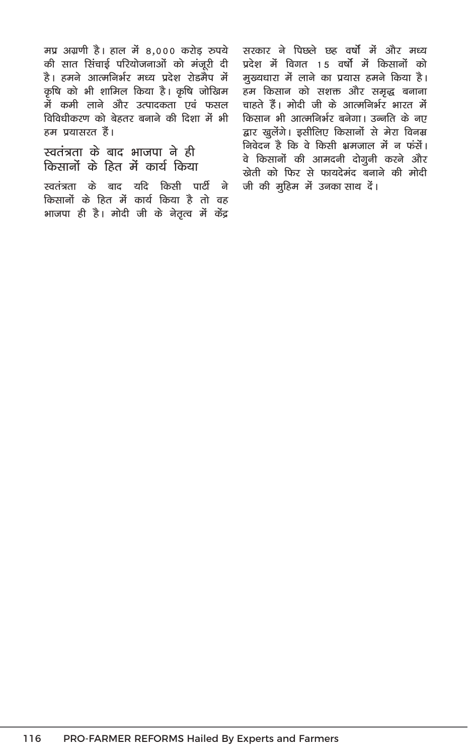मप्र अग्रणी है। हाल में 8,000 करोड़ रुपये की सात सिंचाई परियोजनाओं को मंजूरी दी है। हमने आत्मनिर्भर मध्य प्रदेश रोडमैप में कृषि को भी शामिल किया है। कृषि जोखिम में कमी लाने और उत्पादकता एवं फसल विविधीकरण को बेहतर बनाने की दिशा में भी हम प्रयासरत हैं।

## स्वतंत्रता के बाद भाजपा ने ही किसानों के हित में कार्य किया

स्वतंत्रता के बाद यदि किसी पार्टी ने किसानों के हित में कार्य किया है तो वह भाजपा ही है। मोदी जी के नेतृत्व में केंद्र सरकार ने पिछले छह वर्षों में और मध्य प्रदेश में विगत 15 वर्षों में किसानों को मुख्यधारा में लाने का प्रयास हमने किया है। हम किसान को सशक्त और समृद्ध बनाना चाहते हैं। मोदी जी के आत्मनिर्भर भारत में किसान भी आत्मनिर्भर बनेगा। उन्नति के नए द्वार खुलेंगे। इसीलिए किसानों से मेरा विनम्र निवेदन है कि वे किसी भ्रमजाल में न फंसें। वे किसानों की आमदनी दोगुनी करने और खेती को फिर से फायदेमंद बनाने की मोदी जी की मुहिम में उनका साथ दें।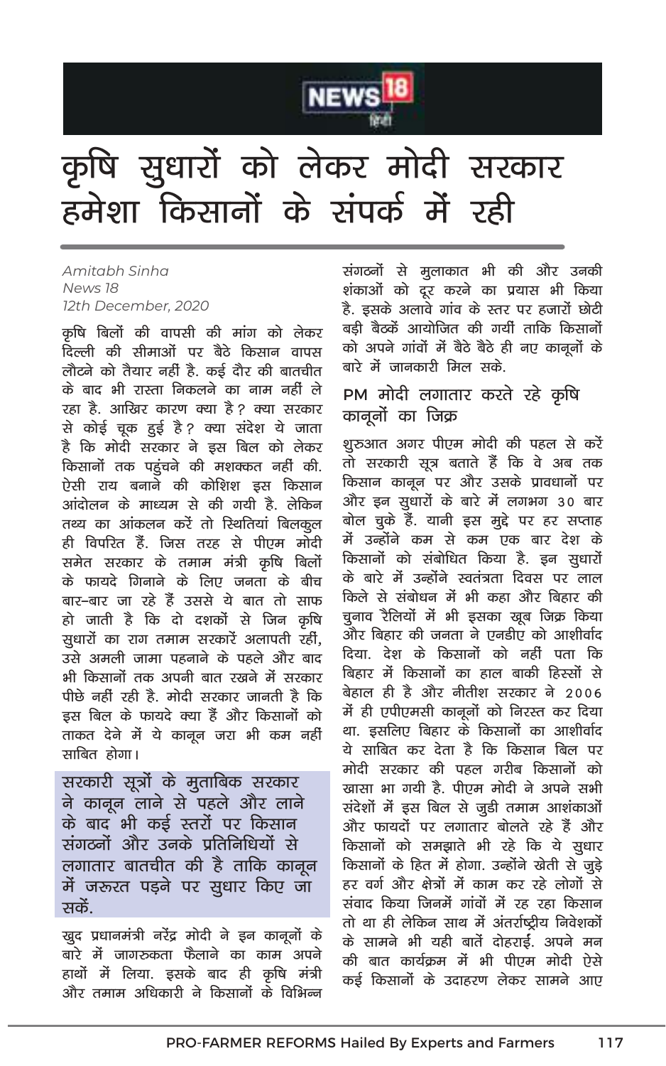NEWS 18 हिंदी

# कृषि सुधारों को लेकर मोदी सरकार हमेशा किसानों के संपर्क में रही

*Amitabh Sinha*
*News 18*
*12th December, 2020*

कृषि बिलों की वापसी की मांग को लेकर दिल्ली की सीमाओं पर बैठे किसान वापस लौटने को तैयार नहीं है. कई दौर की बातचीत के बाद भी रास्ता निकलने का नाम नहीं ले रहा है. आखिर कारण क्या है? क्या सरकार से कोई चूक हुई है? क्या संदेश ये जाता है कि मोदी सरकार ने इस बिल को लेकर किसानों तक पहुंचने की मशक्कत नहीं की. ऐसी राय बनाने की कोशिश इस किसान आंदोलन के माध्यम से की गयी है. लेकिन तथ्य का आंकलन करें तो स्थितियां बिलकुल ही विपरित हैं. जिस तरह से पीएम मोदी समेत सरकार के तमाम मंत्री कृषि बिलों के फायदे गिनाने के लिए जनता के बीच बार–बार जा रहे हैं उससे ये बात तो साफ हो जाती है कि दो दशकों से जिन कृषि सुधारों का राग तमाम सरकारें अलापती रहीं, उसे अमली जामा पहनाने के पहले और बाद भी किसानों तक अपनी बात रखने में सरकार पीछे नहीं रही है. मोदी सरकार जानती है कि इस बिल के फायदे क्या हैं और किसानों को ताकत देने में ये कानून जरा भी कम नहीं साबित होगा।

> सरकारी सूत्रों के मुताबिक सरकार ने कानून लाने से पहले और लाने के बाद भी कई स्तरों पर किसान संगठनों और उनके प्रतिनिधियों से लगातार बातचीत की है ताकि कानून में जरूरत पड़ने पर सुधार किए जा सकें.

खुद प्रधानमंत्री नरेंद्र मोदी ने इन कानूनों के बारे में जागरुकता फैलाने का काम अपने हाथों में लिया. इसके बाद ही कृषि मंत्री और तमाम अधिकारी ने किसानों के विभिन्न संगठनों से मुलाकात भी की और उनकी शंकाओं को दूर करने का प्रयास भी किया है. इसके अलावे गांव के स्तर पर हजारों छोटी बड़ी बैठकें आयोजित की गयीं ताकि किसानों को अपने गांवों में बैठे बैठे ही नए कानूनों के बारे में जानकारी मिल सके.

## PM मोदी लगातार करते रहे कृषि कानूनों का जिक्र

शुरुआत अगर पीएम मोदी की पहल से करें तो सरकारी सूत्र बताते हैं कि वे अब तक किसान कानून पर और उसके प्रावधानों पर और इन सुधारों के बारे में लगभग 30 बार बोल चुके हैं. यानी इस मुद्दे पर हर सप्ताह में उन्होंने कम से कम एक बार देश के किसानों को संबोधित किया है. इन सुधारों के बारे में उन्होंने स्वतंत्रता दिवस पर लाल किले से संबोधन में भी कहा और बिहार की चुनाव रैलियों में भी इसका खूब जिक्र किया और बिहार की जनता ने एनडीए को आशीर्वाद दिया. देश के किसानों को नहीं पता कि बिहार में किसानों का हाल बाकी हिस्सों से बेहाल ही है और नीतीश सरकार ने 2006 में ही एपीएमसी कानूनों को निरस्त कर दिया था. इसलिए बिहार के किसानों का आशीर्वाद ये साबित कर देता है कि किसान बिल पर मोदी सरकार की पहल गरीब किसानों को खासा भा गयी है. पीएम मोदी ने अपने सभी संदेशों में इस बिल से जुडी तमाम आशंकाओं और फायदों पर लगातार बोलते रहे हैं और किसानों को समझाते भी रहे कि ये सुधार किसानों के हित में होगा. उन्होंने खेती से जुड़े हर वर्ग और क्षेत्रों में काम कर रहे लोगों से संवाद किया जिनमें गांवों में रह रहा किसान तो था ही लेकिन साथ में अंतर्राष्ट्रीय निवेशकों के सामने भी यही बातें दोहराईं. अपने मन की बात कार्यक्रम में भी पीएम मोदी ऐसे कई किसानों के उदाहरण लेकर सामने आए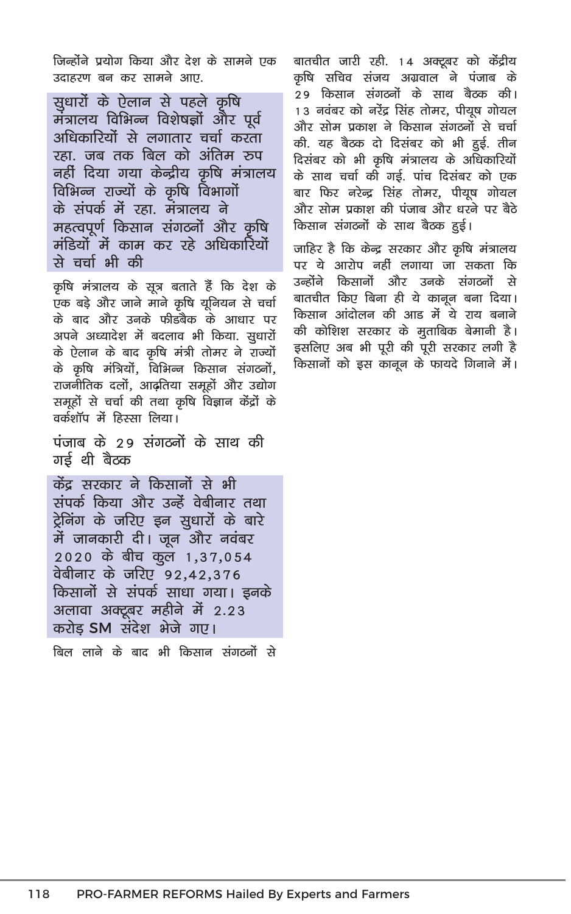जिन्होंने प्रयोग किया और देश के सामने एक उदाहरण बन कर सामने आए.

**सुधारों के ऐलान से पहले कृषि मंत्रालय विभिन्न विशेषज्ञों और पूर्व अधिकारियों से लगातार चर्चा करता रहा. जब तक बिल को अंतिम रुप नहीं दिया गया केन्द्रीय कृषि मंत्रालय विभिन्न राज्यों के कृषि विभागों के संपर्क में रहा. मंत्रालय ने महत्वपूर्ण किसान संगठनों और कृषि मंडियों में काम कर रहे अधिकारियों से चर्चा भी की**

कृषि मंत्रालय के सूत्र बताते हैं कि देश के एक बड़े और जाने माने कृषि यूनियन से चर्चा के बाद और उनके फीडबैक के आधार पर अपने अध्यादेश में बदलाव भी किया. सुधारों के ऐलान के बाद कृषि मंत्री तोमर ने राज्यों के कृषि मंत्रियों, विभिन्न किसान संगठनों, राजनीतिक दलों, आढ़तिया समूहों और उद्योग समूहों से चर्चा की तथा कृषि विज्ञान केंद्रों के वर्कशॉप में हिस्सा लिया।

## पंजाब के 29 संगठनों के साथ की गई थी बैठक

**केंद्र सरकार ने किसानों से भी संपर्क किया और उन्हें वेबीनार तथा ट्रेनिंग के जरिए इन सुधारों के बारे में जानकारी दी। जून और नवंबर 2020 के बीच कुल 1,37,054 वेबीनार के जरिए 92,42,376 किसानों से संपर्क साधा गया। इनके अलावा अक्टूबर महीने में 2.23 करोड़ SM संदेश भेजे गए।**

बिल लाने के बाद भी किसान संगठनों से बातचीत जारी रही. 14 अक्टूबर को केंद्रीय कृषि सचिव संजय अग्रवाल ने पंजाब के 29 किसान संगठनों के साथ बैठक की। 13 नवंबर को नरेंद्र सिंह तोमर, पीयूष गोयल और सोम प्रकाश ने किसान संगठनों से चर्चा की. यह बैठक दो दिसंबर को भी हुई. तीन दिसंबर को भी कृषि मंत्रालय के अधिकारियों के साथ चर्चा की गई. पांच दिसंबर को एक बार फिर नरेन्द्र सिंह तोमर, पीयूष गोयल और सोम प्रकाश की पंजाब और धरने पर बैठे किसान संगठनों के साथ बैठक हुई।

जाहिर है कि केन्द्र सरकार और कृषि मंत्रालय पर ये आरोप नहीं लगाया जा सकता कि उन्होंने किसानों और उनके संगठनों से बातचीत किए बिना ही ये कानून बना दिया। किसान आंदोलन की आड में ये राय बनाने की कोशिश सरकार के मुताबिक बेमानी है। इसलिए अब भी पूरी की पूरी सरकार लगी है किसानों को इस कानून के फायदे गिनाने में।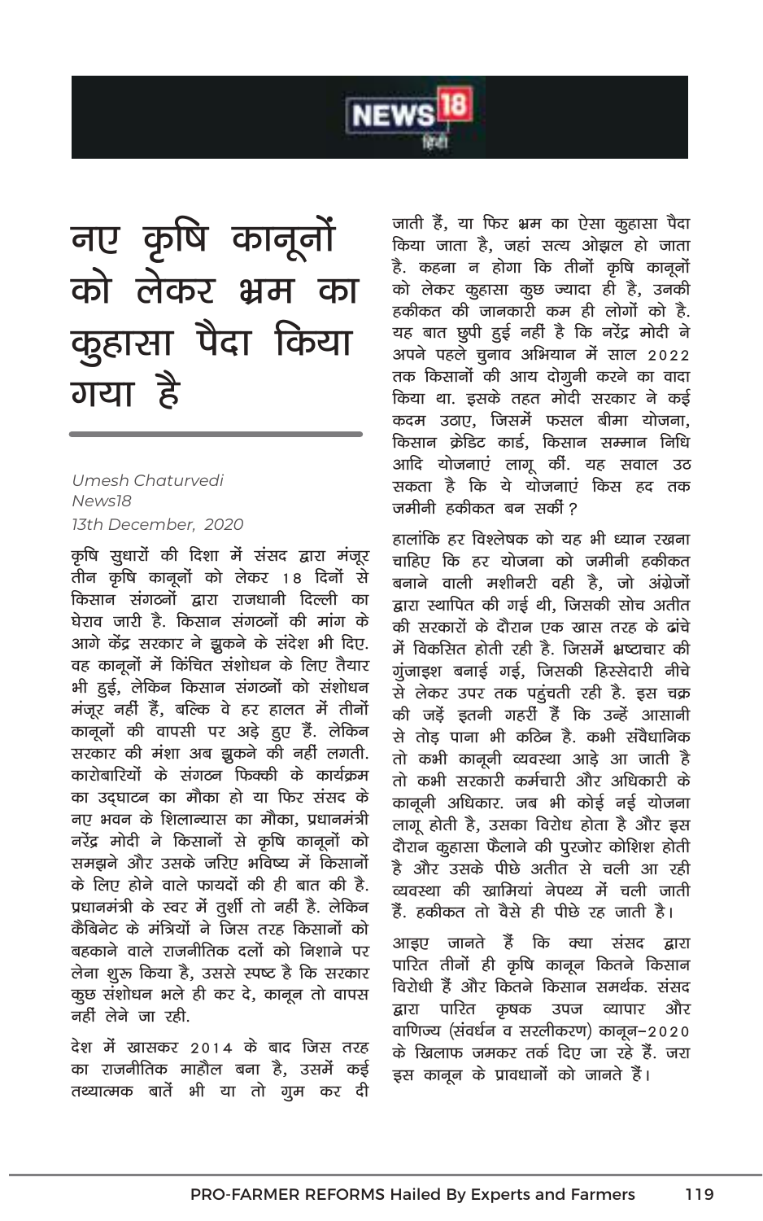# नए कृषि कानूनों को लेकर भ्रम का कुहासा पैदा किया गया है

*Umesh Chaturvedi*
*News18*
*13th December, 2020*

कृषि सुधारों की दिशा में संसद द्वारा मंजूर तीन कृषि कानूनों को लेकर 18 दिनों से किसान संगठनों द्वारा राजधानी दिल्ली का घेराव जारी है. किसान संगठनों की मांग के आगे केंद्र सरकार ने झुकने के संदेश भी दिए. वह कानूनों में किंचित संशोधन के लिए तैयार भी हुई, लेकिन किसान संगठनों को संशोधन मंजूर नहीं हैं, बल्कि वे हर हालत में तीनों कानूनों की वापसी पर अड़े हुए हैं. लेकिन सरकार की मंशा अब झुकने की नहीं लगती. कारोबारियों के संगठन फिक्की के कार्यक्रम का उद्घाटन का मौका हो या फिर संसद के नए भवन के शिलान्यास का मौका, प्रधानमंत्री नरेंद्र मोदी ने किसानों से कृषि कानूनों को समझने और उसके जरिए भविष्य में किसानों के लिए होने वाले फायदों की ही बात की है. प्रधानमंत्री के स्वर में तुर्शी तो नहीं है. लेकिन कैबिनेट के मंत्रियों ने जिस तरह किसानों को बहकाने वाले राजनीतिक दलों को निशाने पर लेना शुरू किया है, उससे स्पष्ट है कि सरकार कुछ संशोधन भले ही कर दे, कानून तो वापस नहीं लेने जा रही.

देश में खासकर 2014 के बाद जिस तरह का राजनीतिक माहौल बना है, उसमें कई तथ्यात्मक बातें भी या तो गुम कर दी जाती हैं, या फिर भ्रम का ऐसा कुहासा पैदा किया जाता है, जहां सत्य ओझल हो जाता है. कहना न होगा कि तीनों कृषि कानूनों को लेकर कुहासा कुछ ज्यादा ही है, उनकी हकीकत की जानकारी कम ही लोगों को है. यह बात छुपी हुई नहीं है कि नरेंद्र मोदी ने अपने पहले चुनाव अभियान में साल 2022 तक किसानों की आय दोगुनी करने का वादा किया था. इसके तहत मोदी सरकार ने कई कदम उठाए, जिसमें फसल बीमा योजना, किसान क्रेडिट कार्ड, किसान सम्मान निधि आदि योजनाएं लागू कीं. यह सवाल उठ सकता है कि ये योजनाएं किस हद तक जमीनी हकीकत बन सकीं?

हालांकि हर विश्लेषक को यह भी ध्यान रखना चाहिए कि हर योजना को जमीनी हकीकत बनाने वाली मशीनरी वही है, जो अंग्रेजों द्वारा स्थापित की गई थी, जिसकी सोच अतीत की सरकारों के दौरान एक खास तरह के ढांचे में विकसित होती रही है. जिसमें भ्रष्टाचार की गुंजाइश बनाई गई, जिसकी हिस्सेदारी नीचे से लेकर उपर तक पहुंचती रही है. इस चक्र की जड़ें इतनी गहरी हैं कि उन्हें आसानी से तोड़ पाना भी कठिन है. कभी संवैधानिक तो कभी कानूनी व्यवस्था आड़े आ जाती है तो कभी सरकारी कर्मचारी और अधिकारी के कानूनी अधिकार. जब भी कोई नई योजना लागू होती है, उसका विरोध होता है और इस दौरान कुहासा फैलाने की पुरजोर कोशिश होती है और उसके पीछे अतीत से चली आ रही व्यवस्था की खामियां नेपथ्य में चली जाती हैं. हकीकत तो वैसे ही पीछे रह जाती है।

आइए जानते हैं कि क्या संसद द्वारा पारित तीनों ही कृषि कानून कितने किसान विरोधी हैं और कितने किसान समर्थक. संसद द्वारा पारित कृषक उपज व्यापार और वाणिज्य (संवर्धन व सरलीकरण) कानून-2020 के खिलाफ जमकर तर्क दिए जा रहे हैं. जरा इस कानून के प्रावधानों को जानते हैं।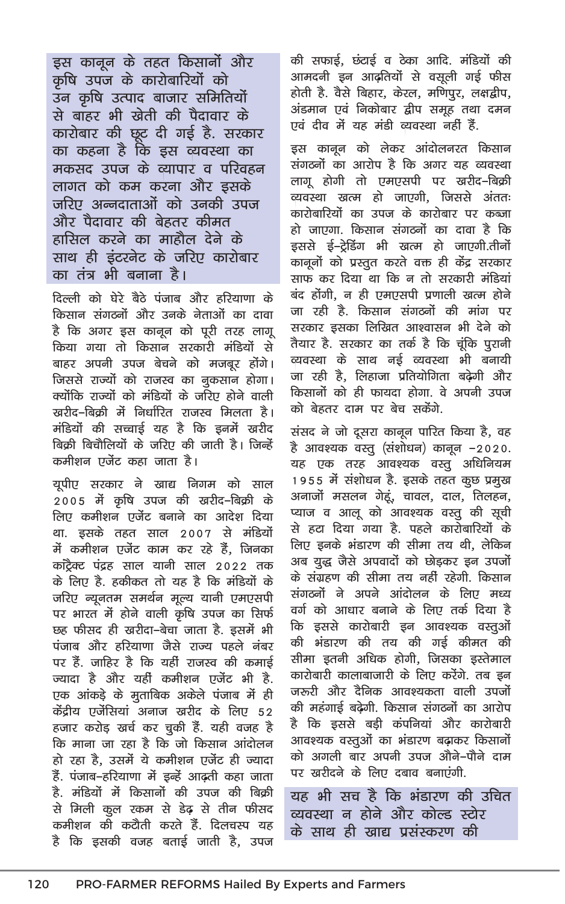इस कानून के तहत किसानों और कृषि उपज के कारोबारियों को उन कृषि उत्पाद बाजार समितियों से बाहर भी खेती की पैदावार के कारोबार की छूट दी गई है. सरकार का कहना है कि इस व्यवस्था का मकसद उपज के व्यापार व परिवहन लागत को कम करना और इसके जरिए अन्नदाताओं को उनकी उपज और पैदावार की बेहतर कीमत हासिल करने का माहौल देने के साथ ही इंटरनेट के जरिए कारोबार का तंत्र भी बनाना है।

दिल्ली को घेरे बैठे पंजाब और हरियाणा के किसान संगठनों और उनके नेताओं का दावा है कि अगर इस कानून को पूरी तरह लागू किया गया तो किसान सरकारी मंडियों से बाहर अपनी उपज बेचने को मजबूर होंगे। जिससे राज्यों को राजस्व का नुकसान होगा। क्योंकि राज्यों को मंडियों के जरिए होने वाली खरीद–बिक्री में निर्धारित राजस्व मिलता है। मंडियों की सच्चाई यह है कि इनमें खरीद बिक्री बिचौलियों के जरिए की जाती है। जिन्हें कमीशन एजेंट कहा जाता है।

यूपीए सरकार ने खाद्य निगम को साल 2005 में कृषि उपज की खरीद–बिक्री के लिए कमीशन एजेंट बनाने का आदेश दिया था. इसके तहत साल 2007 से मंडियों में कमीशन एजेंट काम कर रहे हैं, जिनका कॉन्ट्रैक्ट पंद्रह साल यानी साल 2022 तक के लिए है. हकीकत तो यह है कि मंडियों के जरिए न्यूनतम समर्थन मूल्य यानी एमएसपी पर भारत में होने वाली कृषि उपज का सिर्फ छह फीसद ही खरीदा–बेचा जाता है. इसमें भी पंजाब और हरियाणा जैसे राज्य पहले नंबर पर हैं. जाहिर है कि यहीं राजस्व की कमाई ज्यादा है और यहीं कमीशन एजेंट भी है. एक आंकड़े के मुताबिक अकेले पंजाब में ही केंद्रीय एजेंसियां अनाज खरीद के लिए 52 हजार करोड़ खर्च कर चुकी हैं. यही वजह है कि माना जा रहा है कि जो किसान आंदोलन हो रहा है, उसमें ये कमीशन एजेंट ही ज्यादा हैं. पंजाब–हरियाणा में इन्हें आढ़ती कहा जाता है. मंडियों में किसानों की उपज की बिक्री से मिली कुल रकम से डेढ़ से तीन फीसद कमीशन की कटौती करते हैं. दिलचस्प यह है कि इसकी वजह बताई जाती है, उपज की सफाई, छंटाई व ठेका आदि. मंडियों की आमदनी इन आढ़तियों से वसूली गई फीस होती है. वैसे बिहार, केरल, मणिपुर, लक्षद्वीप, अंडमान एवं निकोबार द्वीप समूह तथा दमन एवं दीव में यह मंडी व्यवस्था नहीं हैं.

इस कानून को लेकर आंदोलनरत किसान संगठनों का आरोप है कि अगर यह व्यवस्था लागू होगी तो एमएसपी पर खरीद–बिक्री व्यवस्था खत्म हो जाएगी, जिससे अंततः कारोबारियों का उपज के कारोबार पर कब्जा हो जाएगा. किसान संगठनों का दावा है कि इससे ई-ट्रेडिंग भी खत्म हो जाएगी.तीनों कानूनों को प्रस्तुत करते वक्त ही केंद्र सरकार साफ कर दिया था कि न तो सरकारी मंडियां बंद होंगी, न ही एमएसपी प्रणाली खत्म होने जा रही है. किसान संगठनों की मांग पर सरकार इसका लिखित आश्वासन भी देने को तैयार है. सरकार का तर्क है कि चूंकि पुरानी व्यवस्था के साथ नई व्यवस्था भी बनायी जा रही है, लिहाजा प्रतियोगिता बढ़ेगी और किसानों को ही फायदा होगा. वे अपनी उपज को बेहतर दाम पर बेच सकेंगे.

संसद ने जो दूसरा कानून पारित किया है, वह है आवश्यक वस्तु (संशोधन) कानून –2020. यह एक तरह आवश्यक वस्तु अधिनियम 1955 में संशोधन है. इसके तहत कुछ प्रमुख अनाजों मसलन गेहूं, चावल, दाल, तिलहन, प्याज व आलू को आवश्यक वस्तु की सूची से हटा दिया गया है. पहले कारोबारियों के लिए इनके भंडारण की सीमा तय थी, लेकिन अब युद्ध जैसे अपवादों को छोड़कर इन उपजों के संग्रहण की सीमा तय नहीं रहेगी. किसान संगठनों ने अपने आंदोलन के लिए मध्य वर्ग को आधार बनाने के लिए तर्क दिया है कि इससे कारोबारी इन आवश्यक वस्तुओं की भंडारण की तय की गई कीमत की सीमा इतनी अधिक होगी, जिसका इस्तेमाल कारोबारी कालाबाजारी के लिए करेंगे. तब इन जरूरी और दैनिक आवश्यकता वाली उपजों की महंगाई बढ़ेगी. किसान संगठनों का आरोप है कि इससे बड़ी कंपनियां और कारोबारी आवश्यक वस्तुओं का भंडारण बढ़ाकर किसानों को अगली बार अपनी उपज औने–पौने दाम पर खरीदने के लिए दबाव बनाएंगी.

यह भी सच है कि भंडारण की उचित व्यवस्था न होने और कोल्ड स्टोर के साथ ही खाद्य प्रसंस्करण की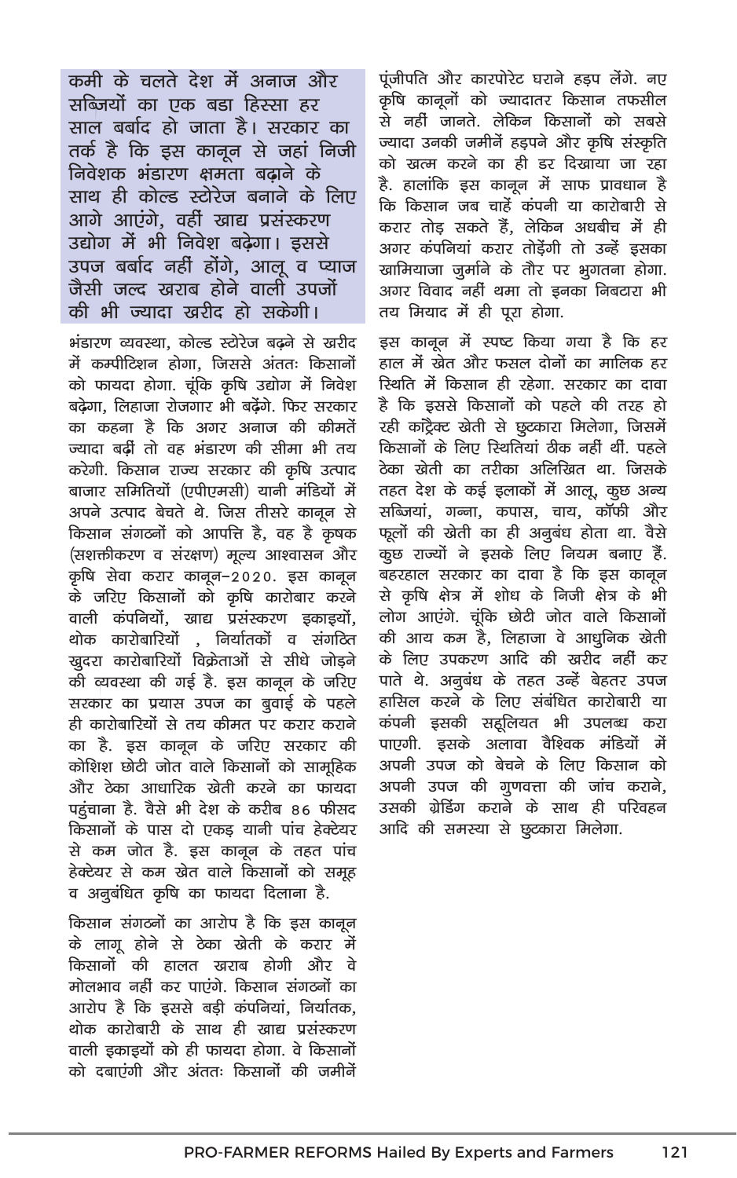कमी के चलते देश में अनाज और सब्जियों का एक बडा हिस्सा हर साल बर्बाद हो जाता है। सरकार का तर्क है कि इस कानून से जहां निजी निवेशक भंडारण क्षमता बढ़ाने के साथ ही कोल्ड स्टोरेज बनाने के लिए आगे आएंगे, वहीं खाद्य प्रसंस्करण उद्योग में भी निवेश बढ़ेगा। इससे उपज बर्बाद नहीं होंगे, आलू व प्याज जैसी जल्द खराब होने वाली उपजों की भी ज्यादा खरीद हो सकेगी।

भंडारण व्यवस्था, कोल्ड स्टोरेज बढ़ने से खरीद में कम्पीटिशन होगा, जिससे अंततः किसानों को फायदा होगा. चूंकि कृषि उद्योग में निवेश बढ़ेगा, लिहाजा रोजगार भी बढ़ेंगे. फिर सरकार का कहना है कि अगर अनाज की कीमतें ज्यादा बढ़ीं तो वह भंडारण की सीमा भी तय करेगी. किसान राज्य सरकार की कृषि उत्पाद बाजार समितियों (एपीएमसी) यानी मंडियों में अपने उत्पाद बेचते थे. जिस तीसरे कानून से किसान संगठनों को आपत्ति है, वह है कृषक (सशक्तीकरण व संरक्षण) मूल्य आश्वासन और कृषि सेवा करार कानून–2020. इस कानून के जरिए किसानों को कृषि कारोबार करने वाली कंपनियों, खाद्य प्रसंस्करण इकाइयों, थोक कारोबारियों , निर्यातकों व संगठित खुदरा कारोबारियों विक्रेताओं से सीधे जोड़ने की व्यवस्था की गई है. इस कानून के जरिए सरकार का प्रयास उपज का बुवाई के पहले ही कारोबारियों से तय कीमत पर करार कराने का है. इस कानून के जरिए सरकार की कोशिश छोटी जोत वाले किसानों को सामूहिक और ठेका आधारिक खेती करने का फायदा पहुंचाना है. वैसे भी देश के करीब 86 फीसद किसानों के पास दो एकड़ यानी पांच हेक्टेयर से कम जोत है. इस कानून के तहत पांच हेक्टेयर से कम खेत वाले किसानों को समूह व अनुबंधित कृषि का फायदा दिलाना है.

किसान संगठनों का आरोप है कि इस कानून के लागू होने से ठेका खेती के करार में किसानों की हालत खराब होगी और वे मोलभाव नहीं कर पाएंगे. किसान संगठनों का आरोप है कि इससे बड़ी कंपनियां, निर्यातक, थोक कारोबारी के साथ ही खाद्य प्रसंस्करण वाली इकाइयों को ही फायदा होगा. वे किसानों को दबाएंगी और अंततः किसानों की जमीनें पूंजीपति और कारपोरेट घराने हड़प लेंगे. नए कृषि कानूनों को ज्यादातर किसान तफसील से नहीं जानते. लेकिन किसानों को सबसे ज्यादा उनकी जमीनें हड़पने और कृषि संस्कृति को खत्म करने का ही डर दिखाया जा रहा है. हालांकि इस कानून में साफ प्रावधान है कि किसान जब चाहें कंपनी या कारोबारी से करार तोड़ सकते हैं, लेकिन अधबीच में ही अगर कंपनियां करार तोड़ेंगी तो उन्हें इसका खामियाजा जुर्माने के तौर पर भुगतना होगा. अगर विवाद नहीं थमा तो इनका निबटारा भी तय मियाद में ही पूरा होगा.

इस कानून में स्पष्ट किया गया है कि हर हाल में खेत और फसल दोनों का मालिक हर स्थिति में किसान ही रहेगा. सरकार का दावा है कि इससे किसानों को पहले की तरह हो रही कॉन्ट्रैक्ट खेती से छुटकारा मिलेगा, जिसमें किसानों के लिए स्थितियां ठीक नहीं थीं. पहले ठेका खेती का तरीका अलिखित था. जिसके तहत देश के कई इलाकों में आलू, कुछ अन्य सब्जियां, गन्ना, कपास, चाय, कॉफी और फूलों की खेती का ही अनुबंध होता था. वैसे कुछ राज्यों ने इसके लिए नियम बनाए हैं. बहरहाल सरकार का दावा है कि इस कानून से कृषि क्षेत्र में शोध के निजी क्षेत्र के भी लोग आएंगे. चूंकि छोटी जोत वाले किसानों की आय कम है, लिहाजा वे आधुनिक खेती के लिए उपकरण आदि की खरीद नहीं कर पाते थे. अनुबंध के तहत उन्हें बेहतर उपज हासिल करने के लिए संबंधित कारोबारी या कंपनी इसकी सहूलियत भी उपलब्ध करा पाएगी. इसके अलावा वैश्विक मंडियों में अपनी उपज को बेचने के लिए किसान को अपनी उपज की गुणवत्ता की जांच कराने, उसकी ग्रेडिंग कराने के साथ ही परिवहन आदि की समस्या से छुटकारा मिलेगा.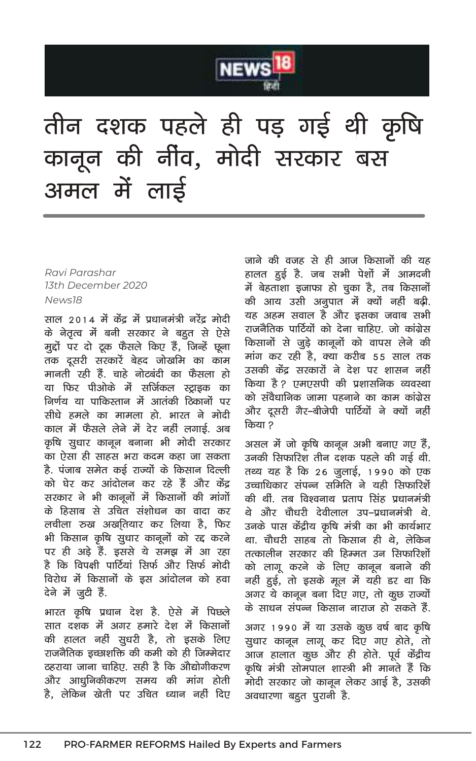NEWS18 हिंदी

# तीन दशक पहले ही पड़ गई थी कृषि कानून की नींव, मोदी सरकार बस अमल में लाई

*Ravi Parashar*
*13th December 2020*
*News18*

साल 2014 में केंद्र में प्रधानमंत्री नरेंद्र मोदी के नेतृत्व में बनी सरकार ने बहुत से ऐसे मुद्दों पर दो टूक फैसले किए हैं, जिन्हें छूना तक दूसरी सरकारें बेहद जोखिम का काम मानती रही हैं. चाहे नोटबंदी का फैसला हो या फिर पीओके में सर्जिकल स्ट्राइक का निर्णय या पाकिस्तान में आतंकी ठिकानों पर सीधे हमले का मामला हो. भारत ने मोदी काल में फैसले लेने में देर नहीं लगाई. अब कृषि सुधार कानून बनाना भी मोदी सरकार का ऐसा ही साहस भरा कदम कहा जा सकता है. पंजाब समेत कई राज्यों के किसान दिल्ली को घेर कर आंदोलन कर रहे हैं और केंद्र सरकार ने भी कानूनों में किसानों की मांगों के हिसाब से उचित संशोधन का वादा कर लचीला रुख अख़्तियार कर लिया है, फिर भी किसान कृषि सुधार कानूनों को रद्द करने पर ही अड़े हैं. इससे ये समझ में आ रहा है कि विपक्षी पार्टियां सिर्फ और सिर्फ मोदी विरोध में किसानों के इस आंदोलन को हवा देने में जुटी हैं.

भारत कृषि प्रधान देश है. ऐसे में पिछले सात दशक में अगर हमारे देश में किसानों की हालत नहीं सुधरी है, तो इसके लिए राजनैतिक इच्छाशक्ति की कमी को ही जिम्मेदार ठहराया जाना चाहिए. सही है कि औद्योगीकरण और आधुनिकीकरण समय की मांग होती है, लेकिन खेती पर उचित ध्यान नहीं दिए जाने की वजह से ही आज किसानों की यह हालत हुई है. जब सभी पेशों में आमदनी में बेहताशा इजाफा हो चुका है, तब किसानों की आय उसी अनुपात में क्यों नहीं बढ़ी. यह अहम सवाल है और इसका जवाब सभी राजनैतिक पार्टियों को देना चाहिए. जो कांग्रेस किसानों से जुड़े कानूनों को वापस लेने की मांग कर रही है, क्या करीब 55 साल तक उसकी केंद्र सरकारों ने देश पर शासन नहीं किया है? एमएसपी की प्रशासनिक व्यवस्था को संवैधानिक जामा पहनाने का काम कांग्रेस और दूसरी गैर-बीजेपी पार्टियों ने क्यों नहीं किया?

असल में जो कृषि कानून अभी बनाए गए हैं, उनकी सिफारिश तीन दशक पहले की गई थी. तथ्य यह है कि 26 जुलाई, 1990 को एक उच्चाधिकार संपन्न समिति ने यही सिफारिशें की थीं. तब विश्वनाथ प्रताप सिंह प्रधानमंत्री थे और चौधरी देवीलाल उप-प्रधानमंत्री थे. उनके पास केंद्रीय कृषि मंत्री का भी कार्यभार था. चौधरी साहब तो किसान ही थे, लेकिन तत्कालीन सरकार की हिम्मत उन सिफारिशों को लागू करने के लिए कानून बनाने की नहीं हुई, तो इसके मूल में यही डर था कि अगर ये कानून बना दिए गए, तो कुछ राज्यों के साधन संपन्न किसान नाराज हो सकते हैं.

अगर 1990 में या इसके कुछ वर्ष बाद कृषि सुधार कानून लागू कर दिए गए होते, तो आज हालात कुछ और ही होते. पूर्व केंद्रीय कृषि मंत्री सोमपाल शास्त्री भी मानते हैं कि मोदी सरकार जो कानून लेकर आई है, उसकी अवधारणा बहुत पुरानी है.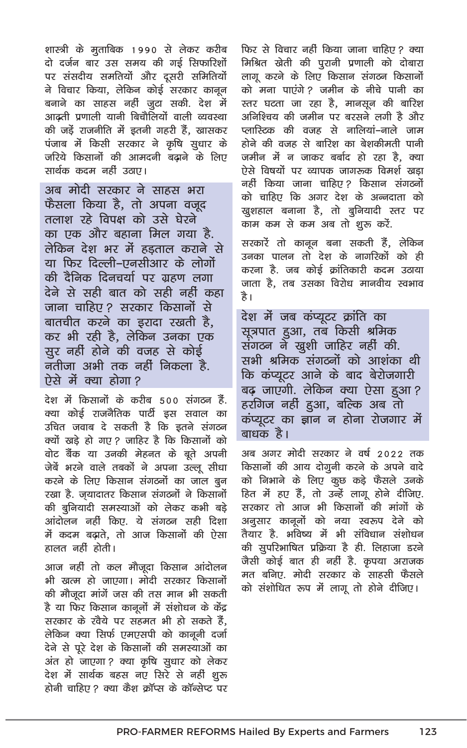शास्त्री के मुताबिक 1990 से लेकर करीब दो दर्जन बार उस समय की गई सिफारिशों पर संसदीय समितियों और दूसरी समितियों ने विचार किया, लेकिन कोई सरकार कानून बनाने का साहस नहीं जुटा सकी. देश में आढ़ती प्रणाली यानी बिचौलियों वाली व्यवस्था की जड़ें राजनीति में इतनी गहरी हैं, खासकर पंजाब में किसी सरकार ने कृषि सुधार के जरिये किसानों की आमदनी बढ़ाने के लिए सार्थक कदम नहीं उठाए।

> अब मोदी सरकार ने साहस भरा फैसला किया है, तो अपना वजूद तलाश रहे विपक्ष को उसे घेरने का एक और बहाना मिल गया है. लेकिन देश भर में हड़ताल कराने से या फिर दिल्ली-एनसीआर के लोगों की दैनिक दिनचर्या पर ग्रहण लगा देने से सही बात को सही नहीं कहा जाना चाहिए? सरकार किसानों से बातचीत करने का इरादा रखती है, कर भी रही है, लेकिन उनका एक सुर नहीं होने की वजह से कोई नतीजा अभी तक नहीं निकला है. ऐसे में क्या होगा?

देश में किसानों के करीब 500 संगठन हैं. क्या कोई राजनैतिक पार्टी इस सवाल का उचित जवाब दे सकती है कि इतने संगठन क्यों खड़े हो गए? जाहिर है कि किसानों को वोट बैंक या उनकी मेहनत के बूते अपनी जेबें भरने वाले तबकों ने अपना उल्लू सीधा करने के लिए किसान संगठनों का जाल बुन रखा है. ज्यादातर किसान संगठनों ने किसानों की बुनियादी समस्याओं को लेकर कभी बड़े आंदोलन नहीं किए. ये संगठन सही दिशा में कदम बढ़ाते, तो आज किसानों की ऐसा हालत नहीं होती।

आज नहीं तो कल मौजूदा किसान आंदोलन भी खत्म हो जाएगा। मोदी सरकार किसानों की मौजूदा मांगें जस की तस मान भी सकती है या फिर किसान कानूनों में संशोधन के केंद्र सरकार के रवैये पर सहमत भी हो सकते हैं, लेकिन क्या सिर्फ एमएसपी को कानूनी दर्जा देने से पूरे देश के किसानों की समस्याओं का अंत हो जाएगा? क्या कृषि सुधार को लेकर देश में सार्थक बहस नए सिरे से नहीं शुरू होनी चाहिए? क्या कैश क्रॉप्स के कॉन्सेप्ट पर फिर से विचार नहीं किया जाना चाहिए? क्या मिश्रित खेती की पुरानी प्रणाली को दोबारा लागू करने के लिए किसान संगठन किसानों को मना पाएंगे? जमीन के नीचे पानी का स्तर घटता जा रहा है, मानसून की बारिश अनिश्चिय की जमीन पर बरसने लगी है और प्लास्टिक की वजह से नालियां-नाले जाम होने की वजह से बारिश का बेशकीमती पानी जमीन में न जाकर बर्बाद हो रहा है, क्या ऐसे विषयों पर व्यापक जागरूक विमर्श खड़ा नहीं किया जाना चाहिए? किसान संगठनों को चाहिए कि अगर देश के अन्नदाता को खुशहाल बनाना है, तो बुनियादी स्तर पर काम कम से कम अब तो शुरू करें.

सरकारें तो कानून बना सकती हैं, लेकिन उनका पालन तो देश के नागरिकों को ही करना है. जब कोई क्रांतिकारी कदम उठाया जाता है, तब उसका विरोध मानवीय स्वभाव है।

> देश में जब कंप्यूटर क्रांति का सूत्रपात हुआ, तब किसी श्रमिक संगठन ने खुशी जाहिर नहीं की. सभी श्रमिक संगठनों को आशंका थी कि कंप्यूटर आने के बाद बेरोजगारी बढ़ जाएगी. लेकिन क्या ऐसा हुआ? हरगिज नहीं हुआ, बल्कि अब तो कंप्यूटर का ज्ञान न होना रोजगार में बाधक है।

अब अगर मोदी सरकार ने वर्ष 2022 तक किसानों की आय दोगुनी करने के अपने वादे को निभाने के लिए कुछ कड़े फैसले उनके हित में हुए हैं, तो उन्हें लागू होने दीजिए. सरकार तो आज भी किसानों की मांगों के अनुसार कानूनों को नया स्वरूप देने को तैयार है. भविष्य में भी संविधान संशोधन की सुपरिभाषित प्रक्रिया है ही. लिहाजा डरने जैसी कोई बात ही नहीं है. कृपया अराजक मत बनिए. मोदी सरकार के साहसी फैसले को संशोधित रूप में लागू तो होने दीजिए।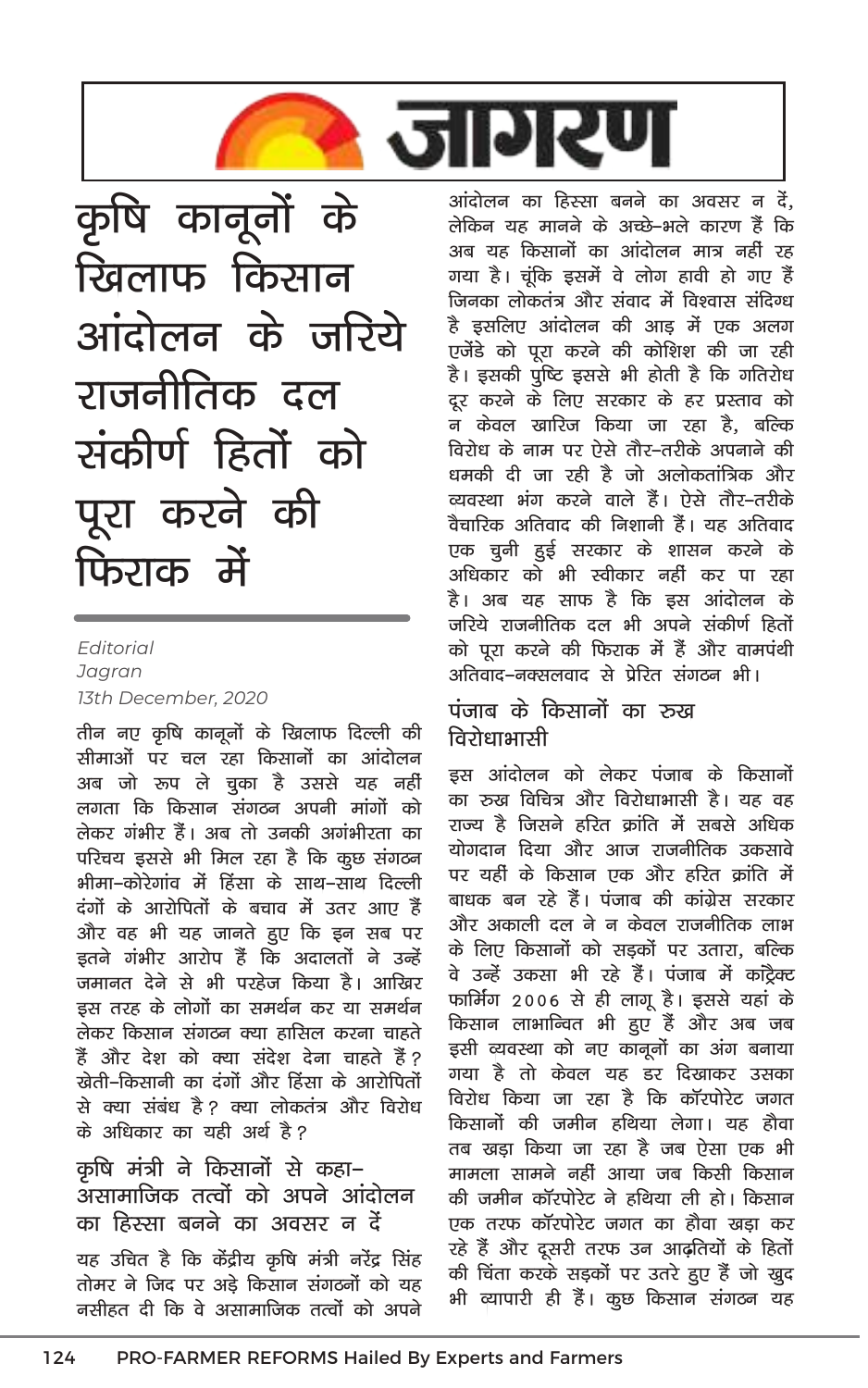# जागरण

# कृषि कानूनों के खिलाफ किसान आंदोलन के जरिये राजनीतिक दल संकीर्ण हितों को पूरा करने की फिराक में

*Editorial*
*Jagran*
*13th December, 2020*

तीन नए कृषि कानूनों के खिलाफ दिल्ली की सीमाओं पर चल रहा किसानों का आंदोलन अब जो रूप ले चुका है उससे यह नहीं लगता कि किसान संगठन अपनी मांगों को लेकर गंभीर हैं। अब तो उनकी अगंभीरता का परिचय इससे भी मिल रहा है कि कुछ संगठन भीमा-कोरेगांव में हिंसा के साथ-साथ दिल्ली दंगों के आरोपितों के बचाव में उतर आए हैं और वह भी यह जानते हुए कि इन सब पर इतने गंभीर आरोप हैं कि अदालतों ने उन्हें जमानत देने से भी परहेज किया है। आखिर इस तरह के लोगों का समर्थन कर या समर्थन लेकर किसान संगठन क्या हासिल करना चाहते हैं और देश को क्या संदेश देना चाहते हैं? खेती-किसानी का दंगों और हिंसा के आरोपितों से क्या संबंध है? क्या लोकतंत्र और विरोध के अधिकार का यही अर्थ है?

## कृषि मंत्री ने किसानों से कहा- असामाजिक तत्वों को अपने आंदोलन का हिस्सा बनने का अवसर न दें

यह उचित है कि केंद्रीय कृषि मंत्री नरेंद्र सिंह तोमर ने जिद पर अड़े किसान संगठनों को यह नसीहत दी कि वे असामाजिक तत्वों को अपने आंदोलन का हिस्सा बनने का अवसर न दें, लेकिन यह मानने के अच्छे-भले कारण हैं कि अब यह किसानों का आंदोलन मात्र नहीं रह गया है। चूंकि इसमें वे लोग हावी हो गए हैं जिनका लोकतंत्र और संवाद में विश्वास संदिग्ध है इसलिए आंदोलन की आड़ में एक अलग एजेंडे को पूरा करने की कोशिश की जा रही है। इसकी पुष्टि इससे भी होती है कि गतिरोध दूर करने के लिए सरकार के हर प्रस्ताव को न केवल खारिज किया जा रहा है, बल्कि विरोध के नाम पर ऐसे तौर-तरीके अपनाने की धमकी दी जा रही है जो अलोकतांत्रिक और व्यवस्था भंग करने वाले हैं। ऐसे तौर-तरीके वैचारिक अतिवाद की निशानी हैं। यह अतिवाद एक चुनी हुई सरकार के शासन करने के अधिकार को भी स्वीकार नहीं कर पा रहा है। अब यह साफ है कि इस आंदोलन के जरिये राजनीतिक दल भी अपने संकीर्ण हितों को पूरा करने की फिराक में हैं और वामपंथी अतिवाद-नक्सलवाद से प्रेरित संगठन भी।

## पंजाब के किसानों का रुख विरोधाभासी

इस आंदोलन को लेकर पंजाब के किसानों का रुख विचित्र और विरोधाभासी है। यह वह राज्य है जिसने हरित क्रांति में सबसे अधिक योगदान दिया और आज राजनीतिक उकसावे पर यहीं के किसान एक और हरित क्रांति में बाधक बन रहे हैं। पंजाब की कांग्रेस सरकार और अकाली दल ने न केवल राजनीतिक लाभ के लिए किसानों को सड़कों पर उतारा, बल्कि वे उन्हें उकसा भी रहे हैं। पंजाब में कॉन्ट्रैक्ट फार्मिंग 2006 से ही लागू है। इससे यहां के किसान लाभान्वित भी हुए हैं और अब जब इसी व्यवस्था को नए कानूनों का अंग बनाया गया है तो केवल यह डर दिखाकर उसका विरोध किया जा रहा है कि कॉरपोरेट जगत किसानों की जमीन हथिया लेगा। यह हौवा तब खड़ा किया जा रहा है जब ऐसा एक भी मामला सामने नहीं आया जब किसी किसान की जमीन कॉरपोरेट ने हथिया ली हो। किसान एक तरफ कॉरपोरेट जगत का हौवा खड़ा कर रहे हैं और दूसरी तरफ उन आढ़तियों के हितों की चिंता करके सड़कों पर उतरे हुए हैं जो खुद भी व्यापारी ही हैं। कुछ किसान संगठन यह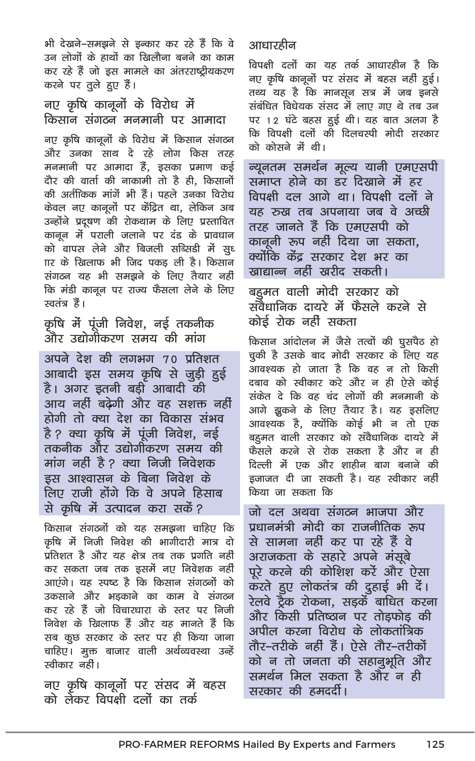भी देखने–समझने से इन्कार कर रहे हैं कि वे उन लोगों के हाथों का खिलौना बनने का काम कर रहे हैं जो इस मामले का अंतरराष्ट्रीयकरण करने पर तुले हुए हैं।

## नए कृषि कानूनों के विरोध में किसान संगठन मनमानी पर आमादा

नए कृषि कानूनों के विरोध में किसान संगठन और उनका साथ दे रहे लोग किस तरह मनमानी पर आमादा हैं, इसका प्रमाण कई दौर की वार्ता की नाकामी तो है ही, किसानों की अतार्किक मांगें भी हैं। पहले उनका विरोध केवल नए कानूनों पर केंद्रित था, लेकिन अब उन्होंने प्रदूषण की रोकथाम के लिए प्रस्तावित कानून में पराली जलाने पर दंड के प्रावधान को वापस लेने और बिजली सब्सिडी में सुधार के खिलाफ भी जिद पकड़ ली है। किसान संगठन यह भी समझने के लिए तैयार नहीं कि मंडी कानून पर राज्य फैसला लेने के लिए स्वतंत्र हैं।

## कृषि में पूंजी निवेश, नई तकनीक और उद्योगीकरण समय की मांग

> अपने देश की लगभग 70 प्रतिशत आबादी इस समय कृषि से जुड़ी हुई है। अगर इतनी बड़ी आबादी की आय नहीं बढ़ेगी और वह सशक्त नहीं होगी तो क्या देश का विकास संभव है? क्या कृषि में पूंजी निवेश, नई तकनीक और उद्योगीकरण समय की मांग नहीं है? क्या निजी निवेशक इस आश्वासन के बिना निवेश के लिए राजी होंगे कि वे अपने हिसाब से कृषि में उत्पादन करा सकें?

किसान संगठनों को यह समझना चाहिए कि कृषि में निजी निवेश की भागीदारी मात्र दो प्रतिशत है और यह क्षेत्र तब तक प्रगति नहीं कर सकता जब तक इसमें नए निवेशक नहीं आएंगे। यह स्पष्ट है कि किसान संगठनों को उकसाने और भड़काने का काम वे संगठन कर रहे हैं जो विचारधारा के स्तर पर निजी निवेश के खिलाफ हैं और यह मानते हैं कि सब कुछ सरकार के स्तर पर ही किया जाना चाहिए। मुक्त बाजार वाली अर्थव्यवस्था उन्हें स्वीकार नहीं।

## नए कृषि कानूनों पर संसद में बहस को लेकर विपक्षी दलों का तर्क आधारहीन

विपक्षी दलों का यह तर्क आधारहीन है कि नए कृषि कानूनों पर संसद में बहस नहीं हुई। तथ्य यह है कि मानसून सत्र में जब इनसे संबंधित विधेयक संसद में लाए गए थे तब उन पर 12 घंटे बहस हुई थी। यह बात अलग है कि विपक्षी दलों की दिलचस्पी मोदी सरकार को कोसने में थी।

> न्यूनतम समर्थन मूल्य यानी एमएसपी समाप्त होने का डर दिखाने में हर विपक्षी दल आगे था। विपक्षी दलों ने यह रुख तब अपनाया जब वे अच्छी तरह जानते हैं कि एमएसपी को कानूनी रूप नहीं दिया जा सकता, क्योंकि केंद्र सरकार देश भर का खाद्यान्न नहीं खरीद सकती।

## बहुमत वाली मोदी सरकार को संवैधानिक दायरे में फैसले करने से कोई रोक नहीं सकता

किसान आंदोलन में जैसे तत्वों की घुसपैठ हो चुकी है उसके बाद मोदी सरकार के लिए यह आवश्यक हो जाता है कि वह न तो किसी दबाव को स्वीकार करे और न ही ऐसे कोई संकेत दे कि वह चंद लोगों की मनमानी के आगे झुकने के लिए तैयार है। यह इसलिए आवश्यक है, क्योंकि कोई भी न तो एक बहुमत वाली सरकार को संवैधानिक दायरे में फैसले करने से रोक सकता है और न ही दिल्ली में एक और शाहीन बाग बनाने की इजाजत दी जा सकती है। यह स्वीकार नहीं किया जा सकता कि

> जो दल अथवा संगठन भाजपा और प्रधानमंत्री मोदी का राजनीतिक रूप से सामना नहीं कर पा रहे हैं वे अराजकता के सहारे अपने मंसूबे पूरे करने की कोशिश करें और ऐसा करते हुए लोकतंत्र की दुहाई भी दें। रेलवे ट्रैक रोकना, सड़कें बाधित करना और किसी प्रतिष्ठान पर तोड़फोड़ की अपील करना विरोध के लोकतांत्रिक तौर–तरीके नहीं हैं। ऐसे तौर–तरीकों को न तो जनता की सहानुभूति और समर्थन मिल सकता है और न ही सरकार की हमदर्दी।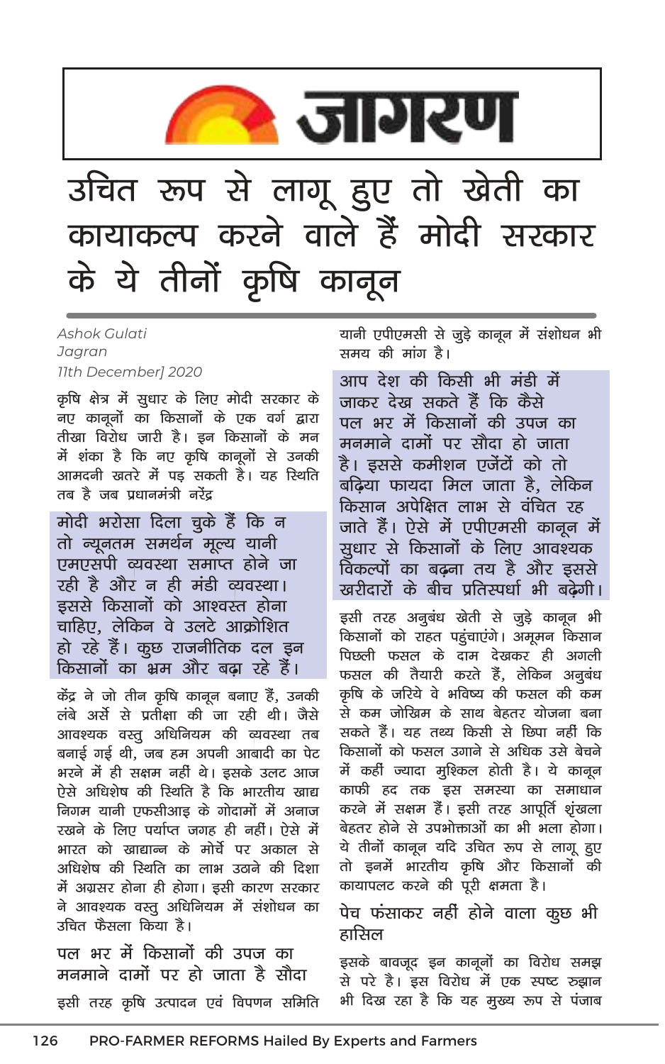# जागरण

# उचित रूप से लागू हुए तो खेती का कायाकल्प करने वाले हैं मोदी सरकार के ये तीनों कृषि कानून

*Ashok Gulati*
*Jagran*
*11th December] 2020*

कृषि क्षेत्र में सुधार के लिए मोदी सरकार के नए कानूनों का किसानों के एक वर्ग द्वारा तीखा विरोध जारी है। इन किसानों के मन में शंका है कि नए कृषि कानूनों से उनकी आमदनी खतरे में पड़ सकती है। यह स्थिति तब है जब प्रधानमंत्री नरेंद्र

**मोदी भरोसा दिला चुके हैं कि न तो न्यूनतम समर्थन मूल्य यानी एमएसपी व्यवस्था समाप्त होने जा रही है और न ही मंडी व्यवस्था। इससे किसानों को आश्वस्त होना चाहिए, लेकिन वे उलटे आक्रोशित हो रहे हैं। कुछ राजनीतिक दल इन किसानों का भ्रम और बढ़ा रहे हैं।**

केंद्र ने जो तीन कृषि कानून बनाए हैं, उनकी लंबे अर्से से प्रतीक्षा की जा रही थी। जैसे आवश्यक वस्तु अधिनियम की व्यवस्था तब बनाई गई थी, जब हम अपनी आबादी का पेट भरने में ही सक्षम नहीं थे। इसके उलट आज ऐसे अधिशेष की स्थिति है कि भारतीय खाद्य निगम यानी एफसीआइ के गोदामों में अनाज रखने के लिए पर्याप्त जगह ही नहीं। ऐसे में भारत को खाद्यान्न के मोर्चे पर अकाल से अधिशेष की स्थिति का लाभ उठाने की दिशा में अग्रसर होना ही होगा। इसी कारण सरकार ने आवश्यक वस्तु अधिनियम में संशोधन का उचित फैसला किया है।

## पल भर में किसानों की उपज का मनमाने दामों पर हो जाता है सौदा

इसी तरह कृषि उत्पादन एवं विपणन समिति यानी एपीएमसी से जुड़े कानून में संशोधन भी समय की मांग है।

**आप देश की किसी भी मंडी में जाकर देख सकते हैं कि कैसे पल भर में किसानों की उपज का मनमाने दामों पर सौदा हो जाता है। इससे कमीशन एजेंटों को तो बढ़िया फायदा मिल जाता है, लेकिन किसान अपेक्षित लाभ से वंचित रह जाते हैं। ऐसे में एपीएमसी कानून में सुधार से किसानों के लिए आवश्यक विकल्पों का बढ़ना तय है और इससे खरीदारों के बीच प्रतिस्पर्धा भी बढ़ेगी।**

इसी तरह अनुबंध खेती से जुड़े कानून भी किसानों को राहत पहुंचाएंगे। अमूमन किसान पिछली फसल के दाम देखकर ही अगली फसल की तैयारी करते हैं, लेकिन अनुबंध कृषि के जरिये वे भविष्य की फसल की कम से कम जोखिम के साथ बेहतर योजना बना सकते हैं। यह तथ्य किसी से छिपा नहीं कि किसानों को फसल उगाने से अधिक उसे बेचने में कहीं ज्यादा मुश्किल होती है। ये कानून काफी हद तक इस समस्या का समाधान करने में सक्षम हैं। इसी तरह आपूर्ति शृंखला बेहतर होने से उपभोक्ताओं का भी भला होगा। ये तीनों कानून यदि उचित रूप से लागू हुए तो इनमें भारतीय कृषि और किसानों की कायापलट करने की पूरी क्षमता है।

## पेच फंसाकर नहीं होने वाला कुछ भी हासिल

इसके बावजूद इन कानूनों का विरोध समझ से परे है। इस विरोध में एक स्पष्ट रुझान भी दिख रहा है कि यह मुख्य रूप से पंजाब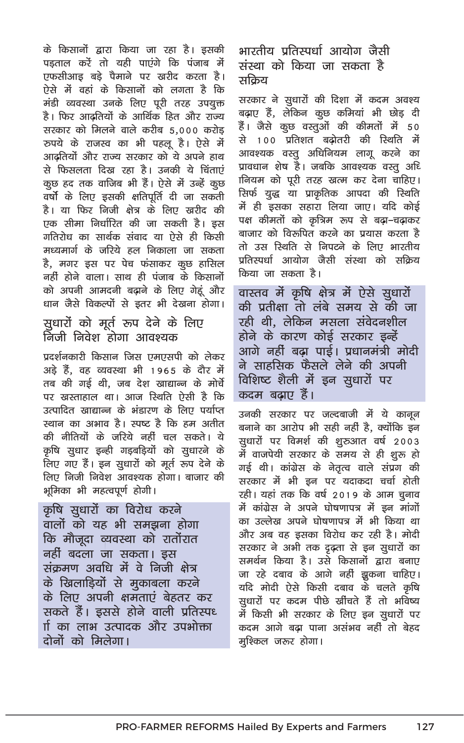के किसानों द्वारा किया जा रहा है। इसकी पड़ताल करें तो यही पाएंगे कि पंजाब में एफसीआइ बड़े पैमाने पर खरीद करता है। ऐसे में वहां के किसानों को लगता है कि मंडी व्यवस्था उनके लिए पूरी तरह उपयुक्त है। फिर आढ़तियों के आर्थिक हित और राज्य सरकार को मिलने वाले करीब 5,000 करोड़ रुपये के राजस्व का भी पहलू है। ऐसे में आढ़तियों और राज्य सरकार को ये अपने हाथ से फिसलता दिख रहा है। उनकी ये चिंताएं कुछ हद तक वाजिब भी हैं। ऐसे में उन्हें कुछ वर्षों के लिए इसकी क्षतिपूर्ति दी जा सकती है। या फिर निजी क्षेत्र के लिए खरीद की एक सीमा निर्धारित की जा सकती है। इस गतिरोध का सार्थक संवाद या ऐसे ही किसी मध्यमार्ग के जरिये हल निकाला जा सकता है, मगर इस पर पेच फंसाकर कुछ हासिल नहीं होने वाला। साथ ही पंजाब के किसानों को अपनी आमदनी बढ़ाने के लिए गेहूं और धान जैसे विकल्पों से इतर भी देखना होगा।

## सुधारों को मूर्त रूप देने के लिए निजी निवेश होगा आवश्यक

प्रदर्शनकारी किसान जिस एमएसपी को लेकर अड़े हैं, वह व्यवस्था भी 1965 के दौर में तब की गई थी, जब देश खाद्यान्न के मोर्चे पर खस्ताहाल था। आज स्थिति ऐसी है कि उत्पादित खाद्यान्न के भंडारण के लिए पर्याप्त स्थान का अभाव है। स्पष्ट है कि हम अतीत की नीतियों के जरिये नहीं चल सकते। ये कृषि सुधार इन्ही गड़बड़ियों को सुधारने के लिए गए हैं। इन सुधारों को मूर्त रूप देने के लिए निजी निवेश आवश्यक होगा। बाजार की भूमिका भी महत्वपूर्ण होगी।

> कृषि सुधारों का विरोध करने वालों को यह भी समझना होगा कि मौजूदा व्यवस्था को रातोंरात नहीं बदला जा सकता। इस संक्रमण अवधि में वे निजी क्षेत्र के खिलाड़ियों से मुकाबला करने के लिए अपनी क्षमताएं बेहतर कर सकते हैं। इससे होने वाली प्रतिस्पर्धा का लाभ उत्पादक और उपभोक्ता दोनों को मिलेगा।

## भारतीय प्रतिस्पर्धा आयोग जैसी संस्था को किया जा सकता है सक्रिय

सरकार ने सुधारों की दिशा में कदम अवश्य बढ़ाए हैं, लेकिन कुछ कमियां भी छोड़ दी हैं। जैसे कुछ वस्तुओं की कीमतों में 50 से 100 प्रतिशत बढ़ोतरी की स्थिति में आवश्यक वस्तु अधिनियम लागू करने का प्रावधान शेष है। जबकि आवश्यक वस्तु अधिनियम को पूरी तरह खत्म कर देना चाहिए। सिर्फ युद्ध या प्राकृतिक आपदा की स्थिति में ही इसका सहारा लिया जाए। यदि कोई पक्ष कीमतों को कृत्रिम रूप से बढ़ा-चढ़ाकर बाजार को विरूपित करने का प्रयास करता है तो उस स्थिति से निपटने के लिए भारतीय प्रतिस्पर्धा आयोग जैसी संस्था को सक्रिय किया जा सकता है।

> वास्तव में कृषि क्षेत्र में ऐसे सुधारों की प्रतीक्षा तो लंबे समय से की जा रही थी, लेकिन मसला संवेदनशील होने के कारण कोई सरकार इन्हें आगे नहीं बढ़ा पाई। प्रधानमंत्री मोदी ने साहसिक फैसले लेने की अपनी विशिष्ट शैली में इन सुधारों पर कदम बढ़ाए हैं।

उनकी सरकार पर जल्दबाजी में ये कानून बनाने का आरोप भी सही नहीं है, क्योंकि इन सुधारों पर विमर्श की शुरुआत वर्ष 2003 में वाजपेयी सरकार के समय से ही शुरू हो गई थी। कांग्रेस के नेतृत्व वाले संप्रग की सरकार में भी इन पर यदाकदा चर्चा होती रही। यहां तक कि वर्ष 2019 के आम चुनाव में कांग्रेस ने अपने घोषणापत्र में इन मांगों का उल्लेख अपने घोषणापत्र में भी किया था और अब वह इसका विरोध कर रही है। मोदी सरकार ने अभी तक दृढ़ता से इन सुधारों का समर्थन किया है। उसे किसानों द्वारा बनाए जा रहे दबाव के आगे नहीं झुकना चाहिए। यदि मोदी ऐसे किसी दबाव के चलते कृषि सुधारों पर कदम पीछे खींचते हैं तो भविष्य में किसी भी सरकार के लिए इन सुधारों पर कदम आगे बढ़ा पाना असंभव नहीं तो बेहद मुश्किल जरूर होगा।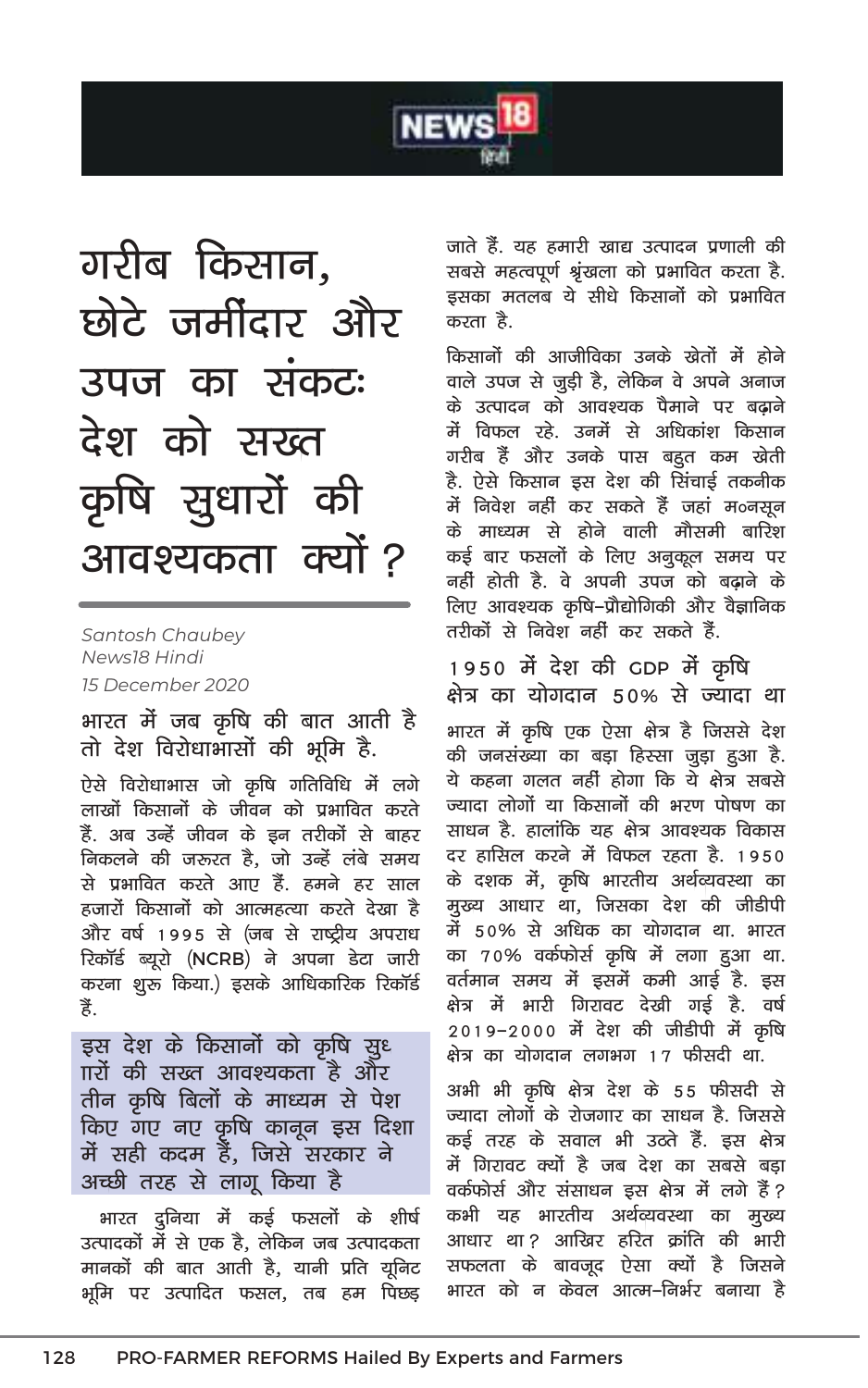# गरीब किसान, छोटे जमींदार और उपज का संकटः देश को सख्त कृषि सुधारों की आवश्यकता क्यों?

*Santosh Chaubey*
*News18 Hindi*
*15 December 2020*

भारत में जब कृषि की बात आती है तो देश विरोधाभासों की भूमि है.

ऐसे विरोधाभास जो कृषि गतिविधि में लगे लाखों किसानों के जीवन को प्रभावित करते हैं. अब उन्हें जीवन के इन तरीकों से बाहर निकलने की जरूरत है, जो उन्हें लंबे समय से प्रभावित करते आए हैं. हमने हर साल हजारों किसानों को आत्महत्या करते देखा है और वर्ष 1995 से (जब से राष्ट्रीय अपराध रिकॉर्ड ब्यूरो (NCRB) ने अपना डेटा जारी करना शुरू किया.) इसके आधिकारिक रिकॉर्ड हैं.

> इस देश के किसानों को कृषि सुधारों की सख्त आवश्यकता है और तीन कृषि बिलों के माध्यम से पेश किए गए नए कृषि कानून इस दिशा में सही कदम हैं, जिसे सरकार ने अच्छी तरह से लागू किया है

भारत दुनिया में कई फसलों के शीर्ष उत्पादकों में से एक है, लेकिन जब उत्पादकता मानकों की बात आती है, यानी प्रति यूनिट भूमि पर उत्पादित फसल, तब हम पिछड़ जाते हैं. यह हमारी खाद्य उत्पादन प्रणाली की सबसे महत्वपूर्ण श्रृंखला को प्रभावित करता है. इसका मतलब ये सीधे किसानों को प्रभावित करता है.

किसानों की आजीविका उनके खेतों में होने वाले उपज से जुड़ी है, लेकिन वे अपने अनाज के उत्पादन को आवश्यक पैमाने पर बढ़ाने में विफल रहे. उनमें से अधिकांश किसान गरीब हैं और उनके पास बहुत कम खेती है. ऐसे किसान इस देश की सिंचाई तकनीक में निवेश नहीं कर सकते हैं जहां मॉनसून के माध्यम से होने वाली मौसमी बारिश कई बार फसलों के लिए अनुकूल समय पर नहीं होती है. वे अपनी उपज को बढ़ाने के लिए आवश्यक कृषि-प्रौद्योगिकी और वैज्ञानिक तरीकों से निवेश नहीं कर सकते हैं.

## 1950 में देश की GDP में कृषि क्षेत्र का योगदान 50% से ज्यादा था

भारत में कृषि एक ऐसा क्षेत्र है जिससे देश की जनसंख्या का बड़ा हिस्सा जुड़ा हुआ है. ये कहना गलत नहीं होगा कि ये क्षेत्र सबसे ज्यादा लोगों या किसानों की भरण पोषण का साधन है. हालांकि यह क्षेत्र आवश्यक विकास दर हासिल करने में विफल रहता है. 1950 के दशक में, कृषि भारतीय अर्थव्यवस्था का मुख्य आधार था, जिसका देश की जीडीपी में 50% से अधिक का योगदान था. भारत का 70% वर्कफोर्स कृषि में लगा हुआ था. वर्तमान समय में इसमें कमी आई है. इस क्षेत्र में भारी गिरावट देखी गई है. वर्ष 2019-2000 में देश की जीडीपी में कृषि क्षेत्र का योगदान लगभग 17 फीसदी था.

अभी भी कृषि क्षेत्र देश के 55 फीसदी से ज्यादा लोगों के रोजगार का साधन है. जिससे कई तरह के सवाल भी उठते हैं. इस क्षेत्र में गिरावट क्यों है जब देश का सबसे बड़ा वर्कफोर्स और संसाधन इस क्षेत्र में लगे हैं? कभी यह भारतीय अर्थव्यवस्था का मुख्य आधार था? आखिर हरित क्रांति की भारी सफलता के बावजूद ऐसा क्यों है जिसने भारत को न केवल आत्म-निर्भर बनाया है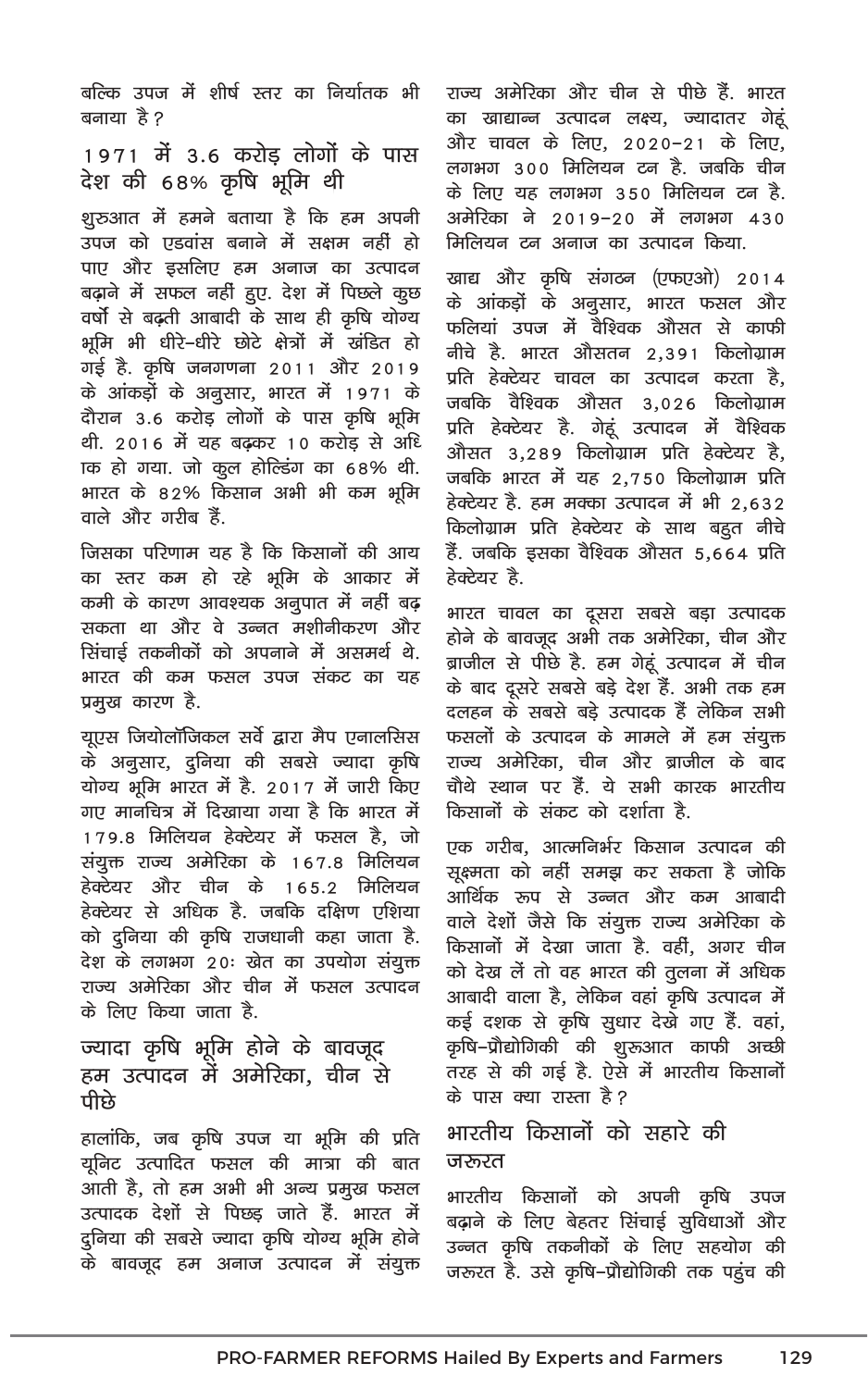बल्कि उपज में शीर्ष स्तर का निर्यातक भी बनाया है?

## 1971 में 3.6 करोड़ लोगों के पास देश की 68% कृषि भूमि थी

शुरुआत में हमने बताया है कि हम अपनी उपज को एडवांस बनाने में सक्षम नहीं हो पाए और इसलिए हम अनाज का उत्पादन बढ़ाने में सफल नहीं हुए. देश में पिछले कुछ वर्षों से बढ़ती आबादी के साथ ही कृषि योग्य भूमि भी धीरे-धीरे छोटे क्षेत्रों में खंडित हो गई है. कृषि जनगणना 2011 और 2019 के आंकड़ों के अनुसार, भारत में 1971 के दौरान 3.6 करोड़ लोगों के पास कृषि भूमि थी. 2016 में यह बढ़कर 10 करोड़ से अधिक हो गया. जो कुल होल्डिंग का 68% थी. भारत के 82% किसान अभी भी कम भूमि वाले और गरीब हैं.

जिसका परिणाम यह है कि किसानों की आय का स्तर कम हो रहे भूमि के आकार में कमी के कारण आवश्यक अनुपात में नहीं बढ़ सकता था और वे उन्नत मशीनीकरण और सिंचाई तकनीकों को अपनाने में असमर्थ थे. भारत की कम फसल उपज संकट का यह प्रमुख कारण है.

यूएस जियोलॉजिकल सर्वे द्वारा मैप एनालसिस के अनुसार, दुनिया की सबसे ज्यादा कृषि योग्य भूमि भारत में है. 2017 में जारी किए गए मानचित्र में दिखाया गया है कि भारत में 179.8 मिलियन हेक्टेयर में फसल है, जो संयुक्त राज्य अमेरिका के 167.8 मिलियन हेक्टेयर और चीन के 165.2 मिलियन हेक्टेयर से अधिक है. जबकि दक्षिण एशिया को दुनिया की कृषि राजधानी कहा जाता है. देश के लगभग 20ः खेत का उपयोग संयुक्त राज्य अमेरिका और चीन में फसल उत्पादन के लिए किया जाता है.

## ज्यादा कृषि भूमि होने के बावजूद हम उत्पादन में अमेरिका, चीन से पीछे

हालांकि, जब कृषि उपज या भूमि की प्रति यूनिट उत्पादित फसल की मात्रा की बात आती है, तो हम अभी भी अन्य प्रमुख फसल उत्पादक देशों से पिछड़ जाते हैं. भारत में दुनिया की सबसे ज्यादा कृषि योग्य भूमि होने के बावजूद हम अनाज उत्पादन में संयुक्त राज्य अमेरिका और चीन से पीछे हैं. भारत का खाद्यान्न उत्पादन लक्ष्य, ज्यादातर गेहूं और चावल के लिए, 2020-21 के लिए, लगभग 300 मिलियन टन है. जबकि चीन के लिए यह लगभग 350 मिलियन टन है. अमेरिका ने 2019-20 में लगभग 430 मिलियन टन अनाज का उत्पादन किया.

खाद्य और कृषि संगठन (एफएओ) 2014 के आंकड़ों के अनुसार, भारत फसल और फलियां उपज में वैश्विक औसत से काफी नीचे है. भारत औसतन 2,391 किलोग्राम प्रति हेक्टेयर चावल का उत्पादन करता है, जबकि वैश्विक औसत 3,026 किलोग्राम प्रति हेक्टेयर है. गेहूं उत्पादन में वैश्विक औसत 3,289 किलोग्राम प्रति हेक्टेयर है, जबकि भारत में यह 2,750 किलोग्राम प्रति हेक्टेयर है. हम मक्का उत्पादन में भी 2,632 किलोग्राम प्रति हेक्टेयर के साथ बहुत नीचे हैं. जबकि इसका वैश्विक औसत 5,664 प्रति हेक्टेयर है.

भारत चावल का दूसरा सबसे बड़ा उत्पादक होने के बावजूद अभी तक अमेरिका, चीन और ब्राजील से पीछे है. हम गेहूं उत्पादन में चीन के बाद दूसरे सबसे बड़े देश हैं. अभी तक हम दलहन के सबसे बड़े उत्पादक हैं लेकिन सभी फसलों के उत्पादन के मामले में हम संयुक्त राज्य अमेरिका, चीन और ब्राजील के बाद चौथे स्थान पर हैं. ये सभी कारक भारतीय किसानों के संकट को दर्शाता है.

एक गरीब, आत्मनिर्भर किसान उत्पादन की सूक्ष्मता को नहीं समझ कर सकता है जोकि आर्थिक रूप से उन्नत और कम आबादी वाले देशों जैसे कि संयुक्त राज्य अमेरिका के किसानों में देखा जाता है. वहीं, अगर चीन को देख लें तो वह भारत की तुलना में अधिक आबादी वाला है, लेकिन वहां कृषि उत्पादन में कई दशक से कृषि सुधार देखे गए हैं. वहां, कृषि-प्रौद्योगिकी की शुरुआत काफी अच्छी तरह से की गई है. ऐसे में भारतीय किसानों के पास क्या रास्ता है?

## भारतीय किसानों को सहारे की जरूरत

भारतीय किसानों को अपनी कृषि उपज बढ़ाने के लिए बेहतर सिंचाई सुविधाओं और उन्नत कृषि तकनीकों के लिए सहयोग की जरूरत है. उसे कृषि-प्रौद्योगिकी तक पहुंच की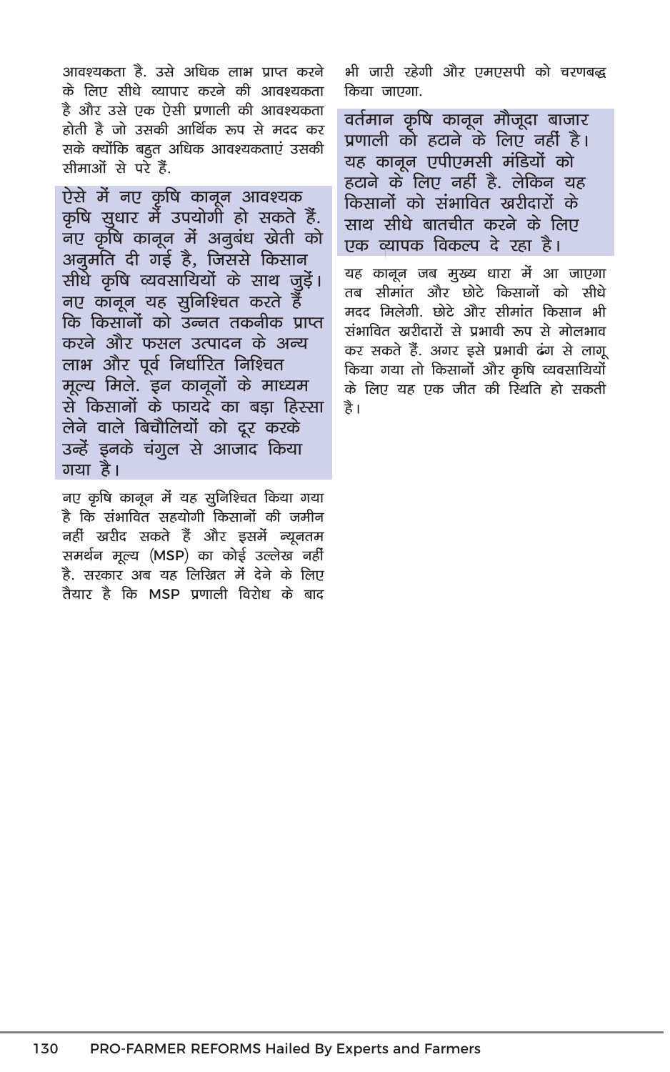आवश्यकता है. उसे अधिक लाभ प्राप्त करने के लिए सीधे व्यापार करने की आवश्यकता है और उसे एक ऐसी प्रणाली की आवश्यकता होती है जो उसकी आर्थिक रूप से मदद कर सके क्योंकि बहुत अधिक आवश्यकताएं उसकी सीमाओं से परे हैं.

ऐसे में नए कृषि कानून आवश्यक कृषि सुधार में उपयोगी हो सकते हैं. नए कृषि कानून में अनुबंध खेती को अनुमति दी गई है, जिससे किसान सीधे कृषि व्यवसायियों के साथ जुड़ें। नए कानून यह सुनिश्चित करते हैं कि किसानों को उन्नत तकनीक प्राप्त करने और फसल उत्पादन के अन्य लाभ और पूर्व निर्धारित निश्चित मूल्य मिले. इन कानूनों के माध्यम से किसानों के फायदे का बड़ा हिस्सा लेने वाले बिचौलियों को दूर करके उन्हें इनके चंगुल से आजाद किया गया है।

नए कृषि कानून में यह सुनिश्चित किया गया है कि संभावित सहयोगी किसानों की जमीन नहीं खरीद सकते हैं और इसमें न्यूनतम समर्थन मूल्य (MSP) का कोई उल्लेख नहीं है. सरकार अब यह लिखित में देने के लिए तैयार है कि MSP प्रणाली विरोध के बाद भी जारी रहेगी और एमएसपी को चरणबद्ध किया जाएगा.

वर्तमान कृषि कानून मौजूदा बाजार प्रणाली को हटाने के लिए नहीं है। यह कानून एपीएमसी मंडियों को हटाने के लिए नहीं है. लेकिन यह किसानों को संभावित खरीदारों के साथ सीधे बातचीत करने के लिए एक व्यापक विकल्प दे रहा है।

यह कानून जब मुख्य धारा में आ जाएगा तब सीमांत और छोटे किसानों को सीधे मदद मिलेगी. छोटे और सीमांत किसान भी संभावित खरीदारों से प्रभावी रूप से मोलभाव कर सकते हैं. अगर इसे प्रभावी ढंग से लागू किया गया तो किसानों और कृषि व्यवसायियों के लिए यह एक जीत की स्थिति हो सकती है।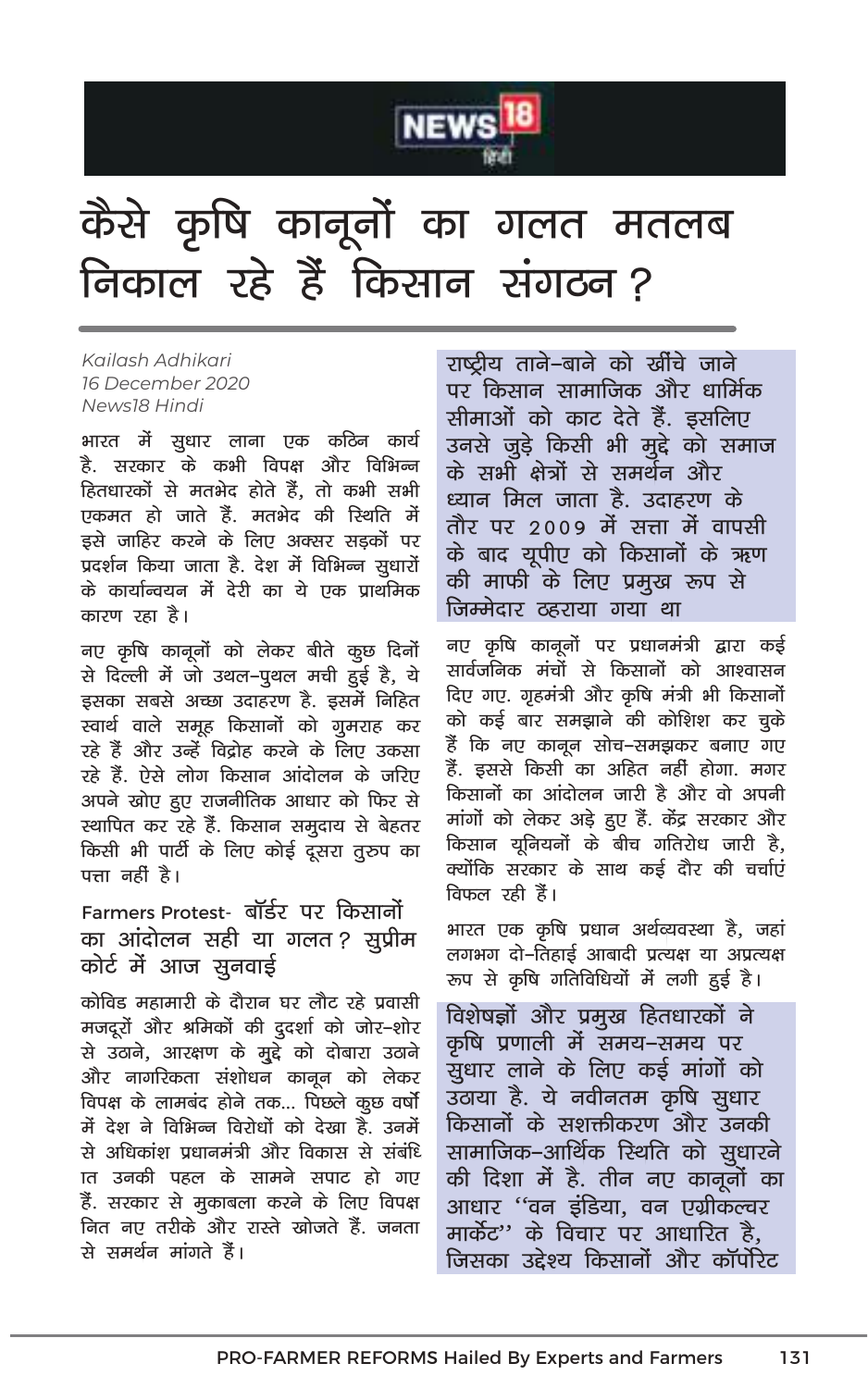NEWS18 हिंदी

# कैसे कृषि कानूनों का गलत मतलब निकाल रहे हैं किसान संगठन?

*Kailash Adhikari*
*16 December 2020*
*News18 Hindi*

भारत में सुधार लाना एक कठिन कार्य है. सरकार के कभी विपक्ष और विभिन्न हितधारकों से मतभेद होते हैं, तो कभी सभी एकमत हो जाते हैं. मतभेद की स्थिति में इसे जाहिर करने के लिए अक्सर सड़कों पर प्रदर्शन किया जाता है. देश में विभिन्न सुधारों के कार्यान्वयन में देरी का ये एक प्राथमिक कारण रहा है।

नए कृषि कानूनों को लेकर बीते कुछ दिनों से दिल्ली में जो उथल-पुथल मची हुई है, ये इसका सबसे अच्छा उदाहरण है. इसमें निहित स्वार्थ वाले समूह किसानों को गुमराह कर रहे हैं और उन्हें विद्रोह करने के लिए उकसा रहे हैं. ऐसे लोग किसान आंदोलन के जरिए अपने खोए हुए राजनीतिक आधार को फिर से स्थापित कर रहे हैं. किसान समुदाय से बेहतर किसी भी पार्टी के लिए कोई दूसरा तुरुप का पत्ता नहीं है।

### Farmers Protest- बॉर्डर पर किसानों का आंदोलन सही या गलत? सुप्रीम कोर्ट में आज सुनवाई

कोविड महामारी के दौरान घर लौट रहे प्रवासी मजदूरों और श्रमिकों की दुर्दशा को जोर-शोर से उठाने, आरक्षण के मुद्दे को दोबारा उठाने और नागरिकता संशोधन कानून को लेकर विपक्ष के लामबंद होने तक... पिछले कुछ वर्षों में देश ने विभिन्न विरोधों को देखा है. उनमें से अधिकांश प्रधानमंत्री और विकास से संबंधित उनकी पहल के सामने सपाट हो गए हैं. सरकार से मुकाबला करने के लिए विपक्ष नित नए तरीके और रास्ते खोजते हैं. जनता से समर्थन मांगते हैं।

**राष्ट्रीय ताने-बाने को खींचे जाने पर किसान सामाजिक और धार्मिक सीमाओं को काट देते हैं. इसलिए उनसे जुड़े किसी भी मुद्दे को समाज के सभी क्षेत्रों से समर्थन और ध्यान मिल जाता है. उदाहरण के तौर पर 2009 में सत्ता में वापसी के बाद यूपीए को किसानों के ऋण की माफी के लिए प्रमुख रूप से जिम्मेदार ठहराया गया था**

नए कृषि कानूनों पर प्रधानमंत्री द्वारा कई सार्वजनिक मंचों से किसानों को आश्वासन दिए गए. गृहमंत्री और कृषि मंत्री भी किसानों को कई बार समझाने की कोशिश कर चुके हैं कि नए कानून सोच-समझकर बनाए गए हैं. इससे किसी का अहित नहीं होगा. मगर किसानों का आंदोलन जारी है और वो अपनी मांगों को लेकर अड़े हुए हैं. केंद्र सरकार और किसान यूनियनों के बीच गतिरोध जारी है, क्योंकि सरकार के साथ कई दौर की चर्चाएं विफल रही हैं।

भारत एक कृषि प्रधान अर्थव्यवस्था है, जहां लगभग दो-तिहाई आबादी प्रत्यक्ष या अप्रत्यक्ष रूप से कृषि गतिविधियों में लगी हुई है।

**विशेषज्ञों और प्रमुख हितधारकों ने कृषि प्रणाली में समय-समय पर सुधार लाने के लिए कई मांगों को उठाया है. ये नवीनतम कृषि सुधार किसानों के सशक्तीकरण और उनकी सामाजिक-आर्थिक स्थिति को सुधारने की दिशा में है. तीन नए कानूनों का आधार ''वन इंडिया, वन एग्रीकल्चर मार्केट'' के विचार पर आधारित है, जिसका उद्देश्य किसानों और कॉर्पोरेट**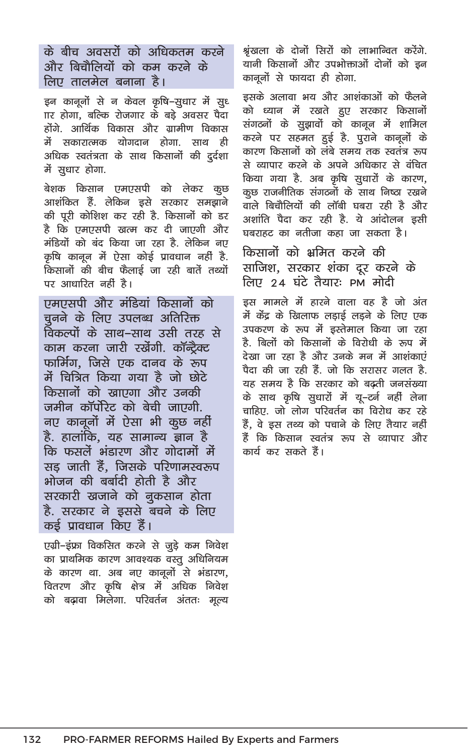के बीच अवसरों को अधिकतम करने और बिचौलियों को कम करने के लिए तालमेल बनाना है।

इन कानूनों से न केवल कृषि-सुधार में सुधार होगा, बल्कि रोजगार के बड़े अवसर पैदा होंगे. आर्थिक विकास और ग्रामीण विकास में सकारात्मक योगदान होगा. साथ ही अधिक स्वतंत्रता के साथ किसानों की दुर्दशा में सुधार होगा.

बेशक किसान एमएसपी को लेकर कुछ आशंकित हैं. लेकिन इसे सरकार समझाने की पूरी कोशिश कर रही है. किसानों को डर है कि एमएसपी खत्म कर दी जाएगी और मंडियों को बंद किया जा रहा है. लेकिन नए कृषि कानून में ऐसा कोई प्रावधान नहीं है. किसानों की बीच फैलाई जा रही बातें तथ्यों पर आधारित नहीं है।

एमएसपी और मंडियां किसानों को चुनने के लिए उपलब्ध अतिरिक्त विकल्पों के साथ-साथ उसी तरह से काम करना जारी रखेंगी. कॉन्ट्रैक्ट फार्मिंग, जिसे एक दानव के रूप में चित्रित किया गया है जो छोटे किसानों को खाएगा और उनकी जमीन कॉर्पोरेट को बेची जाएगी. नए कानूनों में ऐसा भी कुछ नहीं है. हालांकि, यह सामान्य ज्ञान है कि फसलें भंडारण और गोदामों में सड़ जाती हैं, जिसके परिणामस्वरूप भोजन की बर्बादी होती है और सरकारी खजाने को नुकसान होता है. सरकार ने इससे बचने के लिए कई प्रावधान किए हैं।

एग्री-इंफ्रा विकसित करने से जुड़े कम निवेश का प्राथमिक कारण आवश्यक वस्तु अधिनियम के कारण था. अब नए कानूनों से भंडारण, वितरण और कृषि क्षेत्र में अधिक निवेश को बढ़ावा मिलेगा. परिवर्तन अंततः मूल्य श्रृंखला के दोनों सिरों को लाभान्वित करेंगे. यानी किसानों और उपभोक्ताओं दोनों को इन कानूनों से फायदा ही होगा.

इसके अलावा भय और आशंकाओं को फैलने को ध्यान में रखते हुए सरकार किसानों संगठनों के सुझावों को कानून में शामिल करने पर सहमत हुई है. पुराने कानूनों के कारण किसानों को लंबे समय तक स्वतंत्र रूप से व्यापार करने के अपने अधिकार से वंचित किया गया है. अब कृषि सुधारों के कारण, कुछ राजनीतिक संगठनों के साथ निष्ठा रखने वाले बिचौलियों की लॉबी घबरा रही है और अशांति पैदा कर रही है. ये आंदोलन इसी घबराहट का नतीजा कहा जा सकता है।

## किसानों को भ्रमित करने की साजिश, सरकार शंका दूर करने के लिए 24 घंटे तैयारः PM मोदी

इस मामले में हारने वाला वह है जो अंत में केंद्र के खिलाफ लड़ाई लड़ने के लिए एक उपकरण के रूप में इस्तेमाल किया जा रहा है. बिलों को किसानों के विरोधी के रूप में देखा जा रहा है और उनके मन में आशंकाएं पैदा की जा रही हैं. जो कि सरासर गलत है. यह समय है कि सरकार को बढ़ती जनसंख्या के साथ कृषि सुधारों में यू-टर्न नहीं लेना चाहिए. जो लोग परिवर्तन का विरोध कर रहे हैं, वे इस तथ्य को पचाने के लिए तैयार नहीं हैं कि किसान स्वतंत्र रूप से व्यापार और कार्य कर सकते हैं।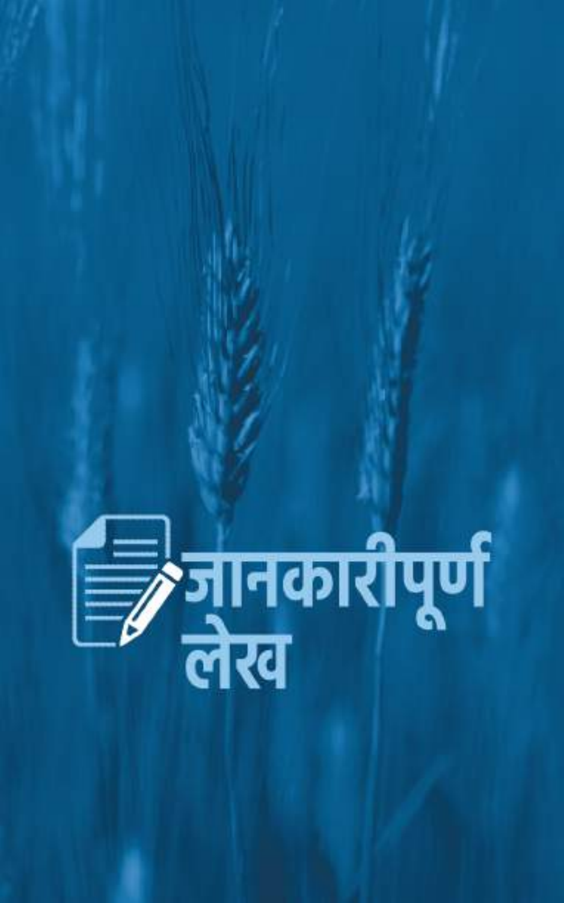# जानकारीपूर्ण लेख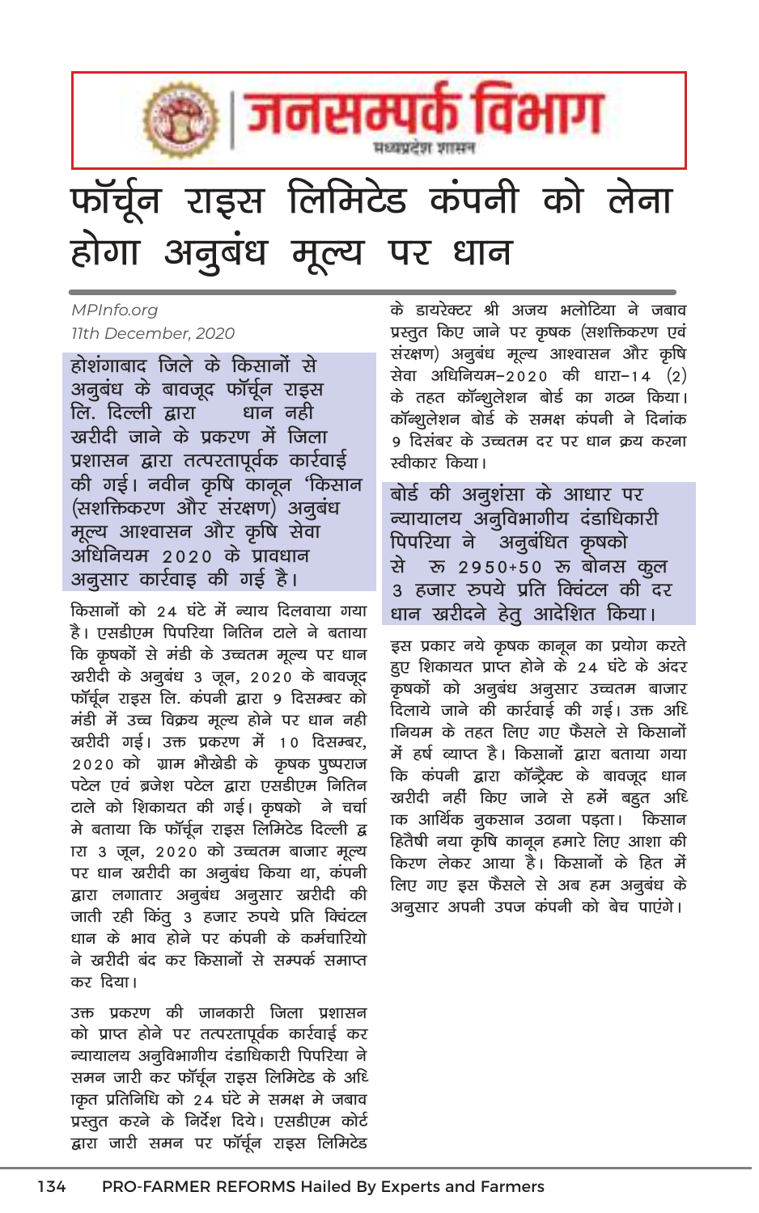जनसम्पर्क विभाग

मध्यप्रदेश शासन

# फॉर्चून राइस लिमिटेड कंपनी को लेना होगा अनुबंध मूल्य पर धान

*MPInfo.org*

*11th December, 2020*

**होशंगाबाद जिले के किसानों से अनुबंध के बावजूद फॉर्चून राइस लि. दिल्ली द्वारा धान नही खरीदी जाने के प्रकरण में जिला प्रशासन द्वारा तत्परतापूर्वक कार्रवाई की गई। नवीन कृषि कानून 'किसान (सशक्तिकरण और संरक्षण) अनुबंध मूल्य आश्वासन और कृषि सेवा अधिनियम 2020 के प्रावधान अनुसार कार्रवाइ की गई है।**

किसानों को 24 घंटे में न्याय दिलवाया गया है। एसडीएम पिपरिया नितिन टाले ने बताया कि कृषकों से मंडी के उच्चतम मूल्य पर धान खरीदी के अनुबंध 3 जून, 2020 के बावजूद फॉर्चून राइस लि. कंपनी द्वारा 9 दिसम्बर को मंडी में उच्च विक्रय मूल्य होने पर धान नही खरीदी गई। उक्त प्रकरण में 10 दिसम्बर, 2020 को ग्राम भौखेडी के कृषक पुष्पराज पटेल एवं ब्रजेश पटेल द्वारा एसडीएम नितिन टाले को शिकायत की गई। कृषको ने चर्चा मे बताया कि फॉर्चून राइस लिमिटेड दिल्ली द्वारा 3 जून, 2020 को उच्चतम बाजार मूल्य पर धान खरीदी का अनुबंध किया था, कंपनी द्वारा लगातार अनुबंध अनुसार खरीदी की जाती रही किंतु 3 हजार रुपये प्रति क्विंटल धान के भाव होने पर कंपनी के कर्मचारियो ने खरीदी बंद कर किसानों से सम्पर्क समाप्त कर दिया।

उक्त प्रकरण की जानकारी जिला प्रशासन को प्राप्त होने पर तत्परतापूर्वक कार्रवाई कर न्यायालय अनुविभागीय दंडाधिकारी पिपरिया ने समन जारी कर फॉर्चून राइस लिमिटेड के अधिकृत प्रतिनिधि को 24 घंटे मे समक्ष मे जबाव प्रस्तुत करने के निर्देश दिये। एसडीएम कोर्ट द्वारा जारी समन पर फॉर्चून राइस लिमिटेड के डायरेक्टर श्री अजय भलोटिया ने जबाव प्रस्तुत किए जाने पर कृषक (सशक्तिकरण एवं संरक्षण) अनुबंध मूल्य आश्वासन और कृषि सेवा अधिनियम-2020 की धारा-14 (2) के तहत कॉन्शुलेशन बोर्ड का गठन किया। कॉन्शुलेशन बोर्ड के समक्ष कंपनी ने दिनांक 9 दिसंबर के उच्चतम दर पर धान क्रय करना स्वीकार किया।

**बोर्ड की अनुशंसा के आधार पर न्यायालय अनुविभागीय दंडाधिकारी पिपरिया ने अनुबंधित कृषको से रु 2950+50 रु बोनस कुल 3 हजार रुपये प्रति क्विंटल की दर धान खरीदने हेतु आदेशित किया।**

इस प्रकार नये कृषक कानून का प्रयोग करते हुए शिकायत प्राप्त होने के 24 घंटे के अंदर कृषकों को अनुबंध अनुसार उच्चतम बाजार दिलाये जाने की कार्रवाई की गई। उक्त अधिनियम के तहत लिए गए फैसले से किसानों में हर्ष व्याप्त है। किसानों द्वारा बताया गया कि कंपनी द्वारा कॉन्ट्रैक्ट के बावजूद धान खरीदी नहीं किए जाने से हमें बहुत अधिक आर्थिक नुकसान उठाना पड़ता। किसान हितैषी नया कृषि कानून हमारे लिए आशा की किरण लेकर आया है। किसानों के हित में लिए गए इस फैसले से अब हम अनुबंध के अनुसार अपनी उपज कंपनी को बेच पाएंगे।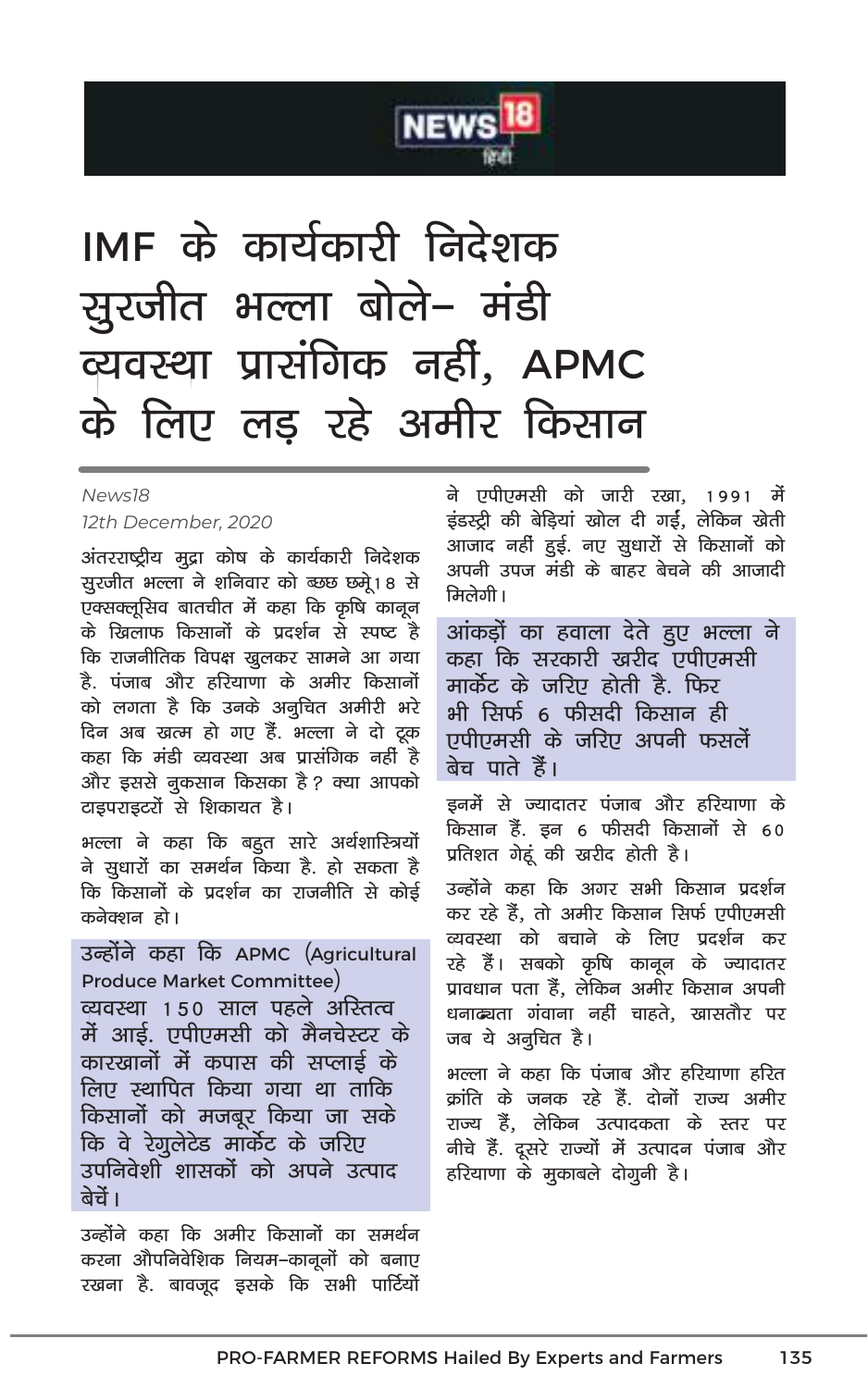NEWS18 हिंदी

# IMF के कार्यकारी निदेशक सुरजीत भल्ला बोले- मंडी व्यवस्था प्रासंगिक नहीं, APMC के लिए लड़ रहे अमीर किसान

*News18*

*12th December, 2020*

अंतरराष्ट्रीय मुद्रा कोष के कार्यकारी निदेशक सुरजीत भल्ला ने शनिवार को ब्छछ छमू18 से एक्सक्लूसिव बातचीत में कहा कि कृषि कानून के खिलाफ किसानों के प्रदर्शन से स्पष्ट है कि राजनीतिक विपक्ष खुलकर सामने आ गया है. पंजाब और हरियाणा के अमीर किसानों को लगता है कि उनके अनुचित अमीरी भरे दिन अब खत्म हो गए हैं. भल्ला ने दो टूक कहा कि मंडी व्यवस्था अब प्रासंगिक नहीं है और इससे नुकसान किसका है? क्या आपको टाइपराइटरों से शिकायत है।

भल्ला ने कहा कि बहुत सारे अर्थशास्त्रियों ने सुधारों का समर्थन किया है. हो सकता है कि किसानों के प्रदर्शन का राजनीति से कोई कनेक्शन हो।

**उन्होंने कहा कि APMC (Agricultural Produce Market Committee) व्यवस्था 150 साल पहले अस्तित्व में आई. एपीएमसी को मैनचेस्टर के कारखानों में कपास की सप्लाई के लिए स्थापित किया गया था ताकि किसानों को मजबूर किया जा सके कि वे रेगुलेटेड मार्केट के जरिए उपनिवेशी शासकों को अपने उत्पाद बेचें।**

उन्होंने कहा कि अमीर किसानों का समर्थन करना औपनिवेशिक नियम-कानूनों को बनाए रखना है. बावजूद इसके कि सभी पार्टियों ने एपीएमसी को जारी रखा, 1991 में इंडस्ट्री की बेड़ियां खोल दी गईं, लेकिन खेती आजाद नहीं हुई. नए सुधारों से किसानों को अपनी उपज मंडी के बाहर बेचने की आजादी मिलेगी।

**आंकड़ों का हवाला देते हुए भल्ला ने कहा कि सरकारी खरीद एपीएमसी मार्केट के जरिए होती है. फिर भी सिर्फ 6 फीसदी किसान ही एपीएमसी के जरिए अपनी फसलें बेच पाते हैं।**

इनमें से ज्यादातर पंजाब और हरियाणा के किसान हैं. इन 6 फीसदी किसानों से 60 प्रतिशत गेहूं की खरीद होती है।

उन्होंने कहा कि अगर सभी किसान प्रदर्शन कर रहे हैं, तो अमीर किसान सिर्फ एपीएमसी व्यवस्था को बचाने के लिए प्रदर्शन कर रहे हैं। सबको कृषि कानून के ज्यादातर प्रावधान पता हैं, लेकिन अमीर किसान अपनी धनाढ्यता गंवाना नहीं चाहते, खासतौर पर जब ये अनुचित है।

भल्ला ने कहा कि पंजाब और हरियाणा हरित क्रांति के जनक रहे हैं. दोनों राज्य अमीर राज्य हैं, लेकिन उत्पादकता के स्तर पर नीचे हैं. दूसरे राज्यों में उत्पादन पंजाब और हरियाणा के मुकाबले दोगुनी है।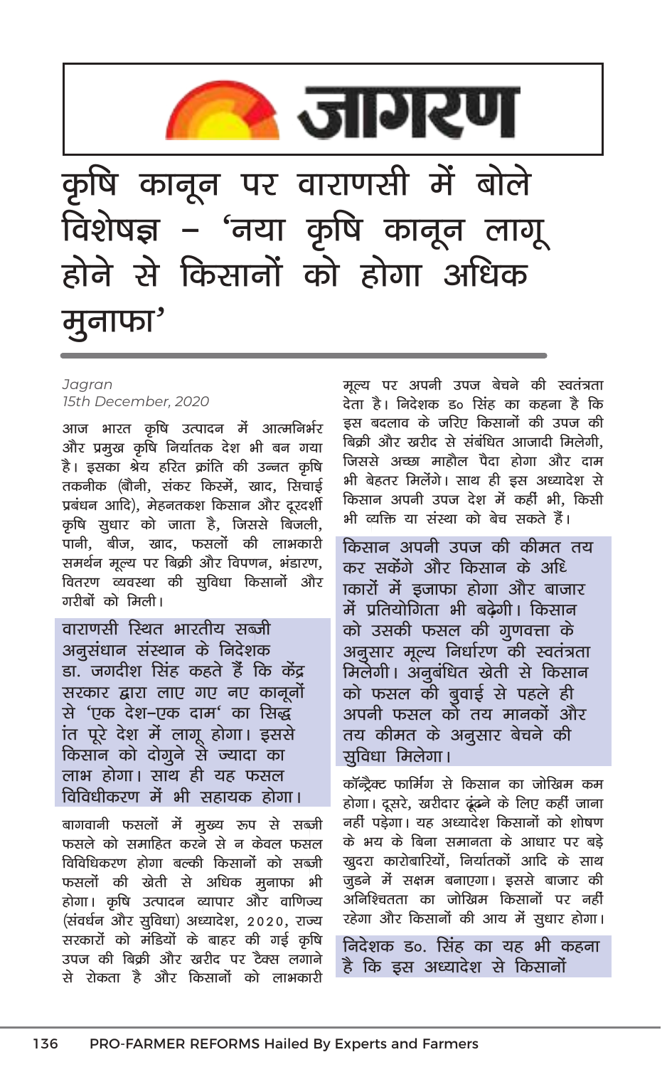जागरण

# कृषि कानून पर वाराणसी में बोले विशेषज्ञ – 'नया कृषि कानून लागू होने से किसानों को होगा अधिक मुनाफा'

*Jagran*
*15th December, 2020*

आज भारत कृषि उत्पादन में आत्मनिर्भर और प्रमुख कृषि निर्यातक देश भी बन गया है। इसका श्रेय हरित क्रांति की उन्नत कृषि तकनीक (बौनी, संकर किस्में, खाद, सिचाई प्रबंधन आदि), मेहनतकश किसान और दूरदर्शी कृषि सुधार को जाता है, जिससे बिजली, पानी, बीज, खाद, फसलों की लाभकारी समर्थन मूल्य पर बिक्री और विपणन, भंडारण, वितरण व्यवस्था की सुविधा किसानों और गरीबों को मिली।

**वाराणसी स्थित भारतीय सब्जी अनुसंधान संस्थान के निदेशक डा. जगदीश सिंह कहते हैं कि केंद्र सरकार द्वारा लाए गए नए कानूनों से 'एक देश-एक दाम' का सिद्धांत पूरे देश में लागू होगा। इससे किसान को दोगुने से ज्यादा का लाभ होगा। साथ ही यह फसल विविधीकरण में भी सहायक होगा।**

बागवानी फसलों में मुख्य रूप से सब्जी फसले को समाहित करने से न केवल फसल विविधिकरण होगा बल्की किसानों को सब्जी फसलों की खेती से अधिक मुनाफा भी होगा। कृषि उत्पादन व्यापार और वाणिज्य (संवर्धन और सुविधा) अध्यादेश, 2020, राज्य सरकारों को मंडियों के बाहर की गई कृषि उपज की बिक्री और खरीद पर टैक्स लगाने से रोकता है और किसानों को लाभकारी मूल्य पर अपनी उपज बेचने की स्वतंत्रता देता है। निदेशक डॉ सिंह का कहना है कि इस बदलाव के जरिए किसानों की उपज की बिक्री और खरीद से संबंधित आजादी मिलेगी, जिससे अच्छा माहौल पैदा होगा और दाम भी बेहतर मिलेंगे। साथ ही इस अध्यादेश से किसान अपनी उपज देश में कहीं भी, किसी भी व्यक्ति या संस्था को बेच सकते हैं।

**किसान अपनी उपज की कीमत तय कर सकेंगे और किसान के अधिकारों में इजाफा होगा और बाजार में प्रतियोगिता भी बढ़ेगी। किसान को उसकी फसल की गुणवत्ता के अनुसार मूल्य निर्धारण की स्वतंत्रता मिलेगी। अनुबंधित खेती से किसान को फसल की बुवाई से पहले ही अपनी फसल को तय मानकों और तय कीमत के अनुसार बेचने की सुविधा मिलेगा।**

कॉन्ट्रैक्ट फार्मिंग से किसान का जोखिम कम होगा। दूसरे, खरीदार ढूंढने के लिए कहीं जाना नहीं पड़ेगा। यह अध्यादेश किसानों को शोषण के भय के बिना समानता के आधार पर बड़े खुदरा कारोबारियों, निर्यातकों आदि के साथ जुड़ने में सक्षम बनाएगा। इससे बाजार की अनिश्चितता का जोखिम किसानों पर नहीं रहेगा और किसानों की आय में सुधार होगा।

**निदेशक डॉ. सिंह का यह भी कहना है कि इस अध्यादेश से किसानों**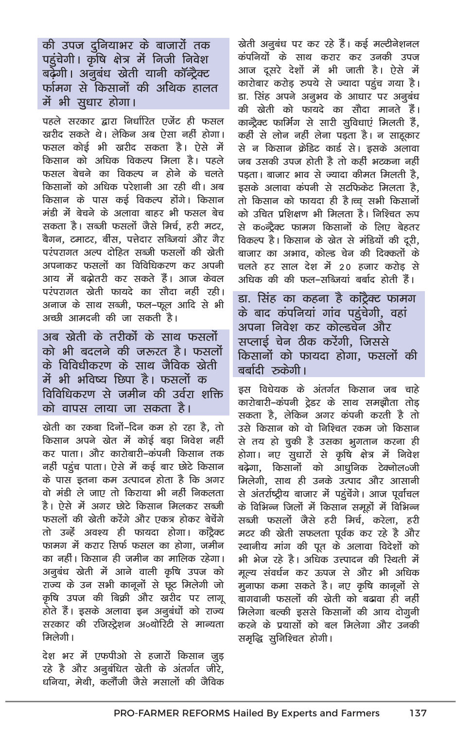की उपज दुनियाभर के बाजारों तक पहुंचेगी। कृषि क्षेत्र में निजी निवेश बढ़ेगी। अनुबंध खेती यानी कॉन्ट्रैक्ट फामग से किसानों की अथिक हालत में भी सुधार होगा।

पहले सरकार द्वारा निर्धारित एजेंट ही फसल खरीद सकते थे। लेकिन अब ऐसा नहीं होगा। फसल कोई भी खरीद सकता है। ऐसे में किसान को अधिक विकल्प मिला है। पहले फसल बेचने का विकल्प न होने के चलते किसानों को अधिक परेशानी आ रही थी। अब किसान के पास कई विकल्प होंगे। किसान मंडी में बेचने के अलावा बाहर भी फसल बेच सकता है। सब्जी फसलों जैसे मिर्च, हरी मटर, बैगन, टमाटर, बींस, पत्तेदार सब्जियां और गैर परंपरागत अल्प दोहित सब्जी फसलों की खेती अपनाकर फसलों का विविधिकरण कर अपनी आय में बढ़ोतरी कर सकते हैं। आज केवल परंपरागत खेती फायदे का सौदा नहीं रही। अनाज के साथ सब्जी, फल-फूल आदि से भी अच्छी आमदनी की जा सकती है।

अब खेती के तरीकों के साथ फसलों को भी बदलने की जरूरत है। फसलों के विविधीकरण के साथ जैविक खेती में भी भविष्य छिपा है। फसलों क विविधिकरण से जमीन की उर्वरा शक्ति को वापस लाया जा सकता है।

खेती का रकबा दिनों-दिन कम हो रहा है, तो किसान अपने खेत में कोई बड़ा निवेश नहीं कर पाता। और कारोबारी-कंपनी किसान तक नहीं पहुंच पाता। ऐसे में कई बार छोटे किसान के पास इतना कम उत्पादन होता है कि अगर वो मंडी ले जाए तो किराया भी नहीं निकलता है। ऐसे में अगर छोटे किसान मिलकर सब्जी फसलों की खेती करेंगे और एकत्र होकर बेचेंगे तो उन्हें अवश्य ही फायदा होगा। कांट्रैक्ट फामग में करार सिर्फ फसल का होगा, जमीन का नहीं। किसान ही जमीन का मालिक रहेगा। अनुबंध खेती में आने वाली कृषि उपज को राज्य के उन सभी कानूनों से छूट मिलेगी जो कृषि उपज की बिक्री और खरीद पर लागू होते हैं। इसके अलावा इन अनुबंधों को राज्य सरकार की रजिस्ट्रेशन अ०थोरिटी से मान्यता मिलेगी।

देश भर में एफपीओ से हजारों किसान जुड़ रहे है और अनुबंधित खेती के अंतर्गत जीरे, धनिया, मेथी, कलौंजी जैसे मसालों की जैविक खेती अनुबंध पर कर रहे हैं। कई मल्टीनेशनल कंपनियों के साथ करार कर उनकी उपज आज दूसरे देशों में भी जाती है। ऐसे में कारोबार करोड़ रुपये से ज्यादा पहुंच गया है। डा. सिंह अपने अनुभव के आधार पर अनुबंध की खेती को फायदे का सौदा मानते हैं। कान्ट्रैक्ट फार्मिंग से सारी सुविधाएं मिलती हैं, कहीं से लोन नहीं लेना पड़ता है। न साहूकार से न किसान क्रेडिट कार्ड से। इसके अलावा जब उसकी उपज होती है तो कहीं भटकना नहीं पड़ता। बाजार भाव से ज्यादा कीमत मिलती है, इसके अलावा कंपनी से सटफिकेट मिलता है, तो किसान को फायदा ही है।व्व् सभी किसानों को उचित प्रशिक्षण भी मिलता है। निश्चित रूप से क०न्ट्रैक्ट फामग किसानों के लिए बेहतर विकल्प है। किसान के खेत से मंडियों की दूरी, बाजार का अभाव, कोल्ड चेन की दिक्कतों के चलते हर साल देश में 20 हजार करोड़ से अधिक की की फल-सब्जियां बर्बाद होती हैं।

डा. सिंह का कहना है कांट्रैक्ट फामग के बाद कंपनियां गांव पहुंचेगी, वहां अपना निवेश कर कोल्डचेन और सप्लाई चेन ठीक करेंगी, जिससे किसानों को फायदा होगा, फसलों की बर्बादी रुकेगी।

इस विधेयक के अंतर्गत किसान जब चाहे कारोबारी-कंपनी ट्रेडर के साथ समझौता तोड़ सकता है, लेकिन अगर कंपनी करती है तो उसे किसान को वो निश्चित रकम जो किसान से तय हो चुकी है उसका भुगतान करना ही होगा। नए सुधारों से कृषि क्षेत्र में निवेश बढ़ेगा, किसानों को आधुनिक टेक्नोल०जी मिलेगी, साथ ही उनके उत्पाद और आसानी से अंतर्राष्ट्रीय बाजार में पहुंचेंगे। आज पूर्वांचल के विभिन्न जिलों में किसान समूहों में विभिन्न सब्जी फसलों जैसे हरी मिर्च, करेला, हरी मटर की खेती सफलता पूर्वक कर रहे है और स्थानीय मांग की पूत के अलावा विदेशों को भी भेज रहे है। अधिक उत्पादन की स्थिती में मूल्य संवर्धन कर ऊपज से और भी अधिक मुनाफा कमा सकते है। नए कृषि कानूनों से बागवानी फसलों की खेती को बढावा ही नहीं मिलेगा बल्की इससे किसानों की आय दोगुनी करने के प्रयासों को बल मिलेगा और उनकी समृद्धि सुनिश्चित होगी।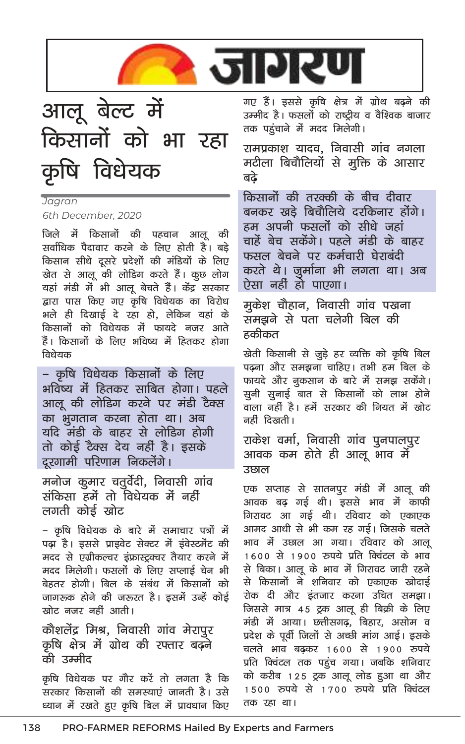# जागरण

# आलू बेल्ट में किसानों को भा रहा कृषि विधेयक

*Jagran*

*6th December, 2020*

जिले में किसानों की पहचान आलू की सर्वाधिक पैदावार करने के लिए होती है। बड़े किसान सीधे दूसरे प्रदेशों की मंडियों के लिए खेत से आलू की लोडिंग करते हैं। कुछ लोग यहां मंडी में भी आलू बेचते हैं। केंद्र सरकार द्वारा पास किए गए कृषि विधेयक का विरोध भले ही दिखाई दे रहा हो, लेकिन यहां के किसानों को विधेयक में फायदे नजर आते हैं। किसानों के लिए भविष्य में हितकर होगा विधेयक

– कृषि विधेयक किसानों के लिए भविष्य में हितकर साबित होगा। पहले आलू की लोडिग करने पर मंडी टैक्स का भुगतान करना होता था। अब यदि मंडी के बाहर से लोडिंग होगी तो कोई टैक्स देय नहीं है। इसके दूरगामी परिणाम निकलेंगे।

## मनोज कुमार चतुर्वेदी, निवासी गांव संकिसा हमें तो विधेयक में नहीं लगती कोई खोट

– कृषि विधेयक के बारे में समाचार पत्रों में पढ़ा है। इससे प्राइवेट सेक्टर में इंवेस्टमेंट की मदद से एग्रीकल्चर इंफ्रास्ट्रक्चर तैयार करने में मदद मिलेगी। फसलों के लिए सप्लाई चेन भी बेहतर होगी। बिल के संबंध में किसानों को जागरूक होने की जरूरत है। इसमें उन्हें कोई खोट नजर नहीं आती।

## कौशलेंद्र मिश्र, निवासी गांव मेरापुर कृषि क्षेत्र में ग्रोथ की रफ्तार बढ़ने की उम्मीद

कृषि विधेयक पर गौर करें तो लगता है कि सरकार किसानों की समस्याएं जानती है। उसे ध्यान में रखते हुए कृषि बिल में प्रावधान किए गए हैं। इससे कृषि क्षेत्र में ग्रोथ बढ़ने की उम्मीद है। फसलों को राष्ट्रीय व वैश्विक बाजार तक पहुंचाने में मदद मिलेगी।

## रामप्रकाश यादव, निवासी गांव नगला मटीला बिचौलियों से मुक्ति के आसार बढ़े

किसानों की तरक्की के बीच दीवार बनकर खड़े बिचौलिये दरकिनार होंगे। हम अपनी फसलों को सीधे जहां चाहें बेच सकेंगे। पहले मंडी के बाहर फसल बेचने पर कर्मचारी घेराबंदी करते थे। जुर्माना भी लगता था। अब ऐसा नहीं हो पाएगा।

## मुकेश चौहान, निवासी गांव पखना समझने से पता चलेगी बिल की हकीकत

खेती किसानी से जुड़े हर व्यक्ति को कृषि बिल पढ़ना और समझना चाहिए। तभी हम बिल के फायदे और नुकसान के बारे में समझ सकेंगे। सुनी सुनाई बात से किसानों को लाभ होने वाला नहीं है। हमें सरकार की नियत में खोट नहीं दिखती।

## राकेश वर्मा, निवासी गांव पुनपालपुर आवक कम होते ही आलू भाव में उछाल

एक सप्ताह से सातनपुर मंडी में आलू की आवक बढ़ गई थी। इससे भाव में काफी गिरावट आ गई थी। रविवार को एकाएक आमद आधी से भी कम रह गई। जिसके चलते भाव में उछाल आ गया। रविवार को आलू 1600 से 1900 रुपये प्रति क्विंटल के भाव से बिका। आलू के भाव में गिरावट जारी रहने से किसानों ने शनिवार को एकाएक खोदाई रोक दी और इंतजार करना उचित समझा। जिससे मात्र 45 ट्रक आलू ही बिक्री के लिए मंडी में आया। छत्तीसगढ़, बिहार, असोम व प्रदेश के पूर्वी जिलों से अच्छी मांग आई। इसके चलते भाव बढ़कर 1600 से 1900 रुपये प्रति क्विंटल तक पहुंच गया। जबकि शनिवार को करीब 125 ट्रक आलू लोड हुआ था और 1500 रुपये से 1700 रुपये प्रति क्विंटल तक रहा था।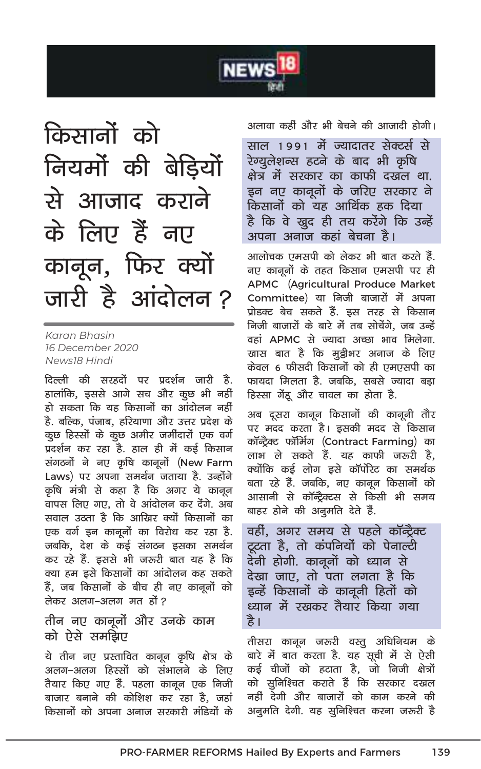# किसानों को नियमों की बेड़ियों से आजाद कराने के लिए हैं नए कानून, फिर क्यों जारी है आंदोलन?

*Karan Bhasin*
*16 December 2020*
*News18 Hindi*

दिल्ली की सरहदों पर प्रदर्शन जारी है. हालांकि, इससे आगे सच और कुछ भी नहीं हो सकता कि यह किसानों का आंदोलन नहीं है. बल्कि, पंजाब, हरियाणा और उत्तर प्रदेश के कुछ हिस्सों के कुछ अमीर जमींदारों एक वर्ग प्रदर्शन कर रहा है. हाल ही में कई किसान संगठनों ने नए कृषि कानूनों (New Farm Laws) पर अपना समर्थन जताया है. उन्होंने कृषि मंत्री से कहा है कि अगर ये कानून वापस लिए गए, तो वे आंदोलन कर देंगे. अब सवाल उठता है कि आखिर क्यों किसानों का एक वर्ग इन कानूनों का विरोध कर रहा है. जबकि, देश के कई संगठन इसका समर्थन कर रहे हैं. इससे भी जरूरी बात यह है कि क्या हम इसे किसानों का आंदोलन कह सकते हैं, जब किसानों के बीच ही नए कानूनों को लेकर अलग-अलग मत हों?

## तीन नए कानूनों और उनके काम को ऐसे समझिए

ये तीन नए प्रस्तावित कानून कृषि क्षेत्र के अलग-अलग हिस्सों को संभालने के लिए तैयार किए गए हैं. पहला कानून एक निजी बाजार बनाने की कोशिश कर रहा है, जहां किसानों को अपना अनाज सरकारी मंडियों के अलावा कहीं और भी बेचने की आजादी होगी।

> साल 1991 में ज्यादातर सेक्टर्स से रेग्युलेशन्स हटने के बाद भी कृषि क्षेत्र में सरकार का काफी दखल था. इन नए कानूनों के जरिए सरकार ने किसानों को यह आर्थिक हक दिया है कि वे खुद ही तय करेंगे कि उन्हें अपना अनाज कहां बेचना है।

आलोचक एमसपी को लेकर भी बात करते हैं. नए कानूनों के तहत किसान एमसपी पर ही APMC (Agricultural Produce Market Committee) या निजी बाजारों में अपना प्रोडक्ट बेच सकते हैं. इस तरह से किसान निजी बाजारों के बारे में तब सोचेंगे, जब उन्हें वहां APMC से ज्यादा अच्छा भाव मिलेगा. खास बात है कि मुट्ठीभर अनाज के लिए केवल 6 फीसदी किसानों को ही एमएसपी का फायदा मिलता है. जबकि, सबसे ज्यादा बड़ा हिस्सा गेंहू और चावल का होता है.

अब दूसरा कानून किसानों की कानूनी तौर पर मदद करता है। इसकी मदद से किसान कॉन्ट्रैक्ट फॉर्मिंग (Contract Farming) का लाभ ले सकते हैं. यह काफी जरूरी है, क्योंकि कई लोग इसे कॉर्पोरेट का समर्थक बता रहे हैं. जबकि, नए कानून किसानों को आसानी से कॉन्ट्रैक्ट्स से किसी भी समय बाहर होने की अनुमति देते हैं.

> वहीं, अगर समय से पहले कॉन्ट्रैक्ट टूटता है, तो कंपनियों को पेनाल्टी देनी होगी. कानूनों को ध्यान से देखा जाए, तो पता लगता है कि इन्हें किसानों के कानूनी हितों को ध्यान में रखकर तैयार किया गया है।

तीसरा कानून जरूरी वस्तु अधिनियम के बारे में बात करता है. यह सूची में से ऐसी कई चीजों को हटाता है, जो निजी क्षेत्रों को सुनिश्चित कराते हैं कि सरकार दखल नहीं देगी और बाजारों को काम करने की अनुमति देगी. यह सुनिश्चित करना जरूरी है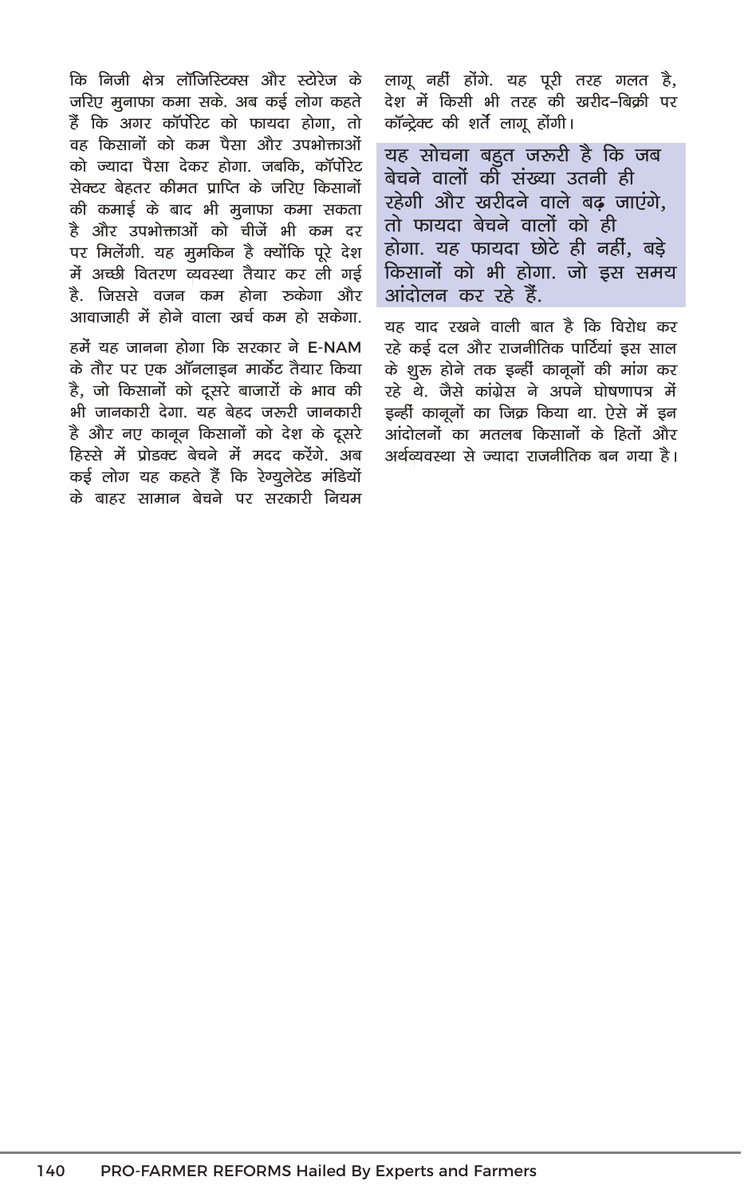कि निजी क्षेत्र लॉजिस्टिक्स और स्टोरेज के जरिए मुनाफा कमा सके. अब कई लोग कहते हैं कि अगर कॉर्पोरेट को फायदा होगा, तो वह किसानों को कम पैसा और उपभोक्ताओं को ज्यादा पैसा देकर होगा. जबकि, कॉर्पोरेट सेक्टर बेहतर कीमत प्राप्ति के जरिए किसानों की कमाई के बाद भी मुनाफा कमा सकता है और उपभोक्ताओं को चीजें भी कम दर पर मिलेंगी. यह मुमकिन है क्योंकि पूरे देश में अच्छी वितरण व्यवस्था तैयार कर ली गई है. जिससे वजन कम होना रुकेगा और आवाजाही में होने वाला खर्च कम हो सकेगा.

हमें यह जानना होगा कि सरकार ने E-NAM के तौर पर एक ऑनलाइन मार्केट तैयार किया है, जो किसानों को दूसरे बाजारों के भाव की भी जानकारी देगा. यह बेहद जरूरी जानकारी है और नए कानून किसानों को देश के दूसरे हिस्से में प्रोडक्ट बेचने में मदद करेंगे. अब कई लोग यह कहते हैं कि रेग्युलेटेड मंडियों के बाहर सामान बेचने पर सरकारी नियम लागू नहीं होंगे. यह पूरी तरह गलत है, देश में किसी भी तरह की खरीद-बिक्री पर कॉन्ट्रेक्ट की शर्तें लागू होंगी।

**यह सोचना बहुत जरूरी है कि जब बेचने वालों की संख्या उतनी ही रहेगी और खरीदने वाले बढ़ जाएंगे, तो फायदा बेचने वालों को ही होगा. यह फायदा छोटे ही नहीं, बड़े किसानों को भी होगा. जो इस समय आंदोलन कर रहे हैं.**

यह याद रखने वाली बात है कि विरोध कर रहे कई दल और राजनीतिक पार्टियां इस साल के शुरु होने तक इन्हीं कानूनों की मांग कर रहे थे. जैसे कांग्रेस ने अपने घोषणापत्र में इन्हीं कानूनों का जिक्र किया था. ऐसे में इन आंदोलनों का मतलब किसानों के हितों और अर्थव्यवस्था से ज्यादा राजनीतिक बन गया है।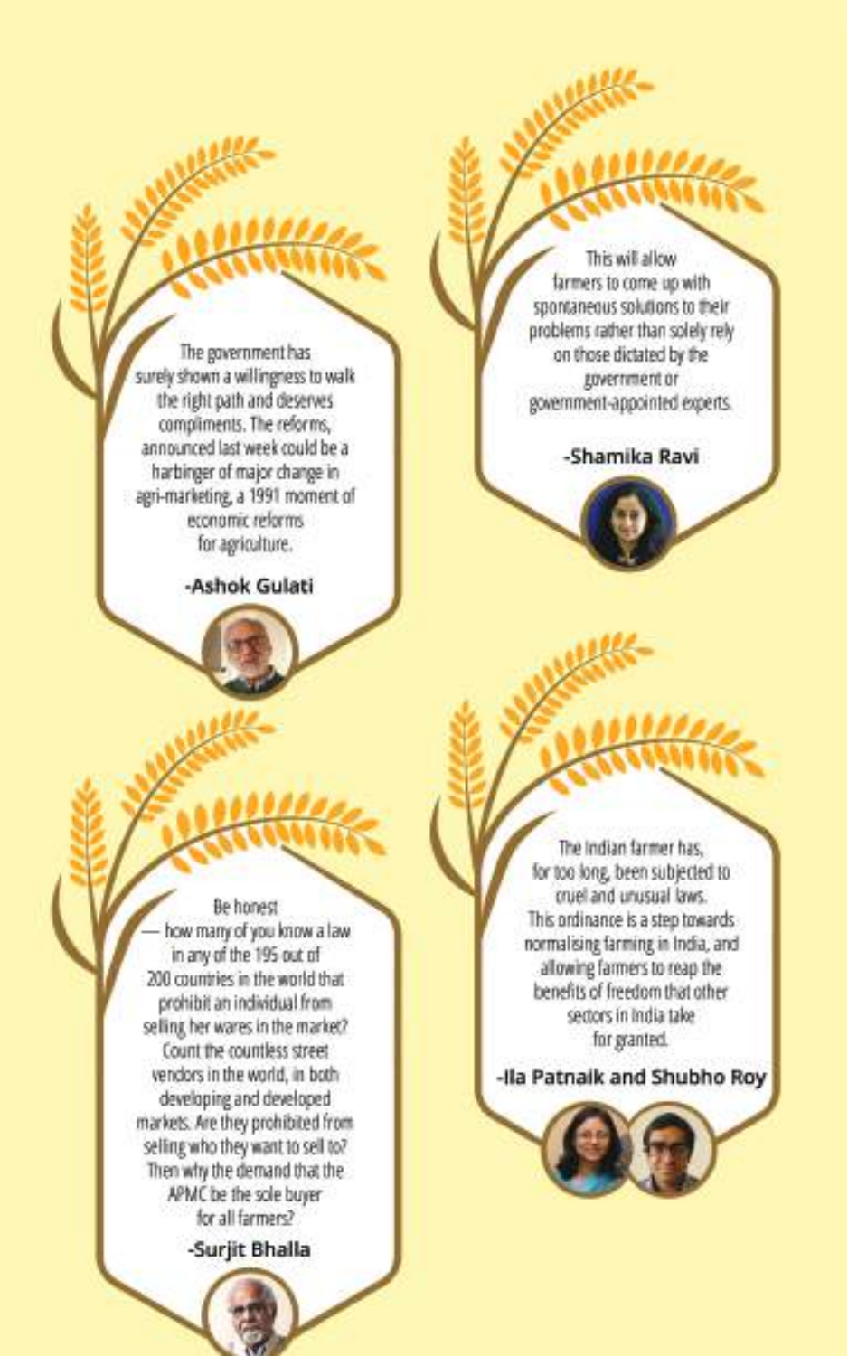The government has surely shown a willingness to walk the right path and deserves compliments. The reforms, announced last week could be a harbinger of major change in agri-marketing, a 1991 moment of economic reforms for agriculture.

**-Ashok Gulati**

This will allow farmers to come up with spontaneous solutions to their problems rather than solely rely on those dictated by the government or government-appointed experts.

**-Shamika Ravi**

Be honest — how many of you know a law in any of the 195 out of 200 countries in the world that prohibit an individual from selling her wares in the market? Count the countless street vendors in the world, in both developing and developed markets. Are they prohibited from selling who they want to sell to? Then why the demand that the APMC be the sole buyer for all farmers?

**-Surjit Bhalla**

The Indian farmer has, for too long, been subjected to cruel and unusual laws. This ordinance is a step towards normalising farming in India, and allowing farmers to reap the benefits of freedom that other sectors in India take for granted.

**-Ila Patnaik and Shubho Roy**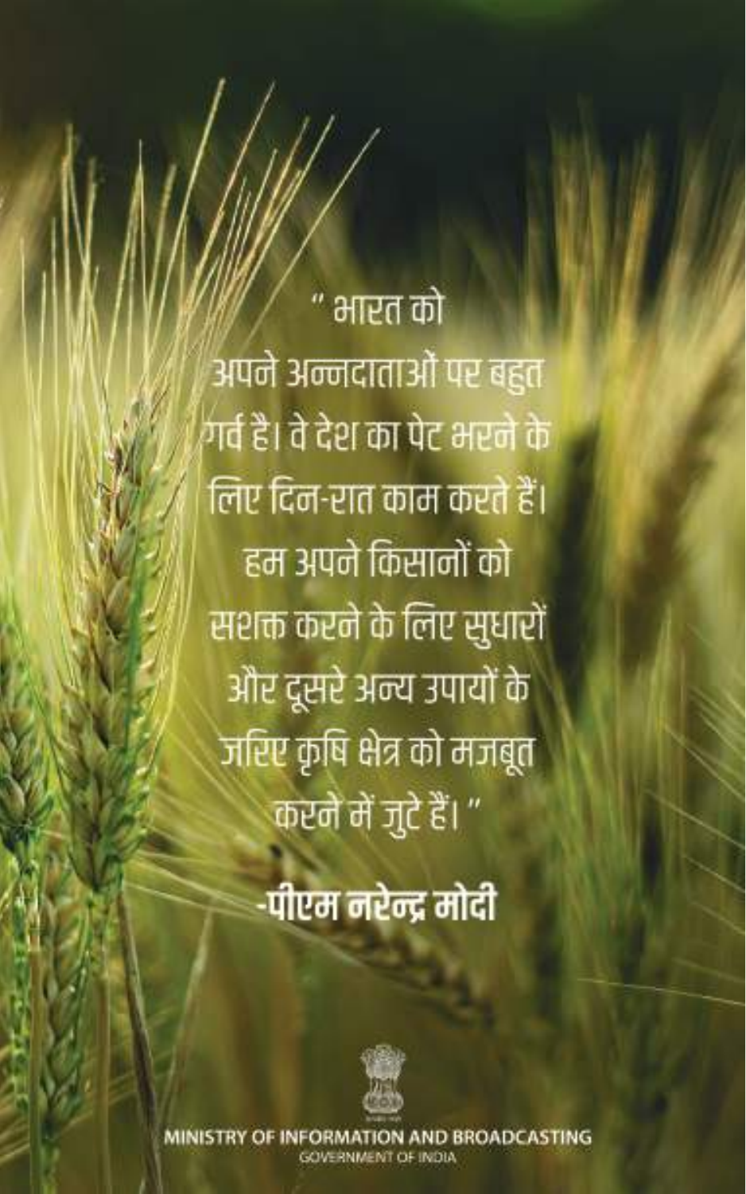" भारत को
अपने अन्नदाताओं पर बहुत
गर्व है। वे देश का पेट भरने के
लिए दिन-रात काम करते हैं।
हम अपने किसानों को
सशक्त करने के लिए सुधारों
और दूसरे अन्य उपायों के
जरिए कृषि क्षेत्र को मजबूत
करने में जुटे हैं। "

**-पीएम नरेन्द्र मोदी**

MINISTRY OF INFORMATION AND BROADCASTING
GOVERNMENT OF INDIA